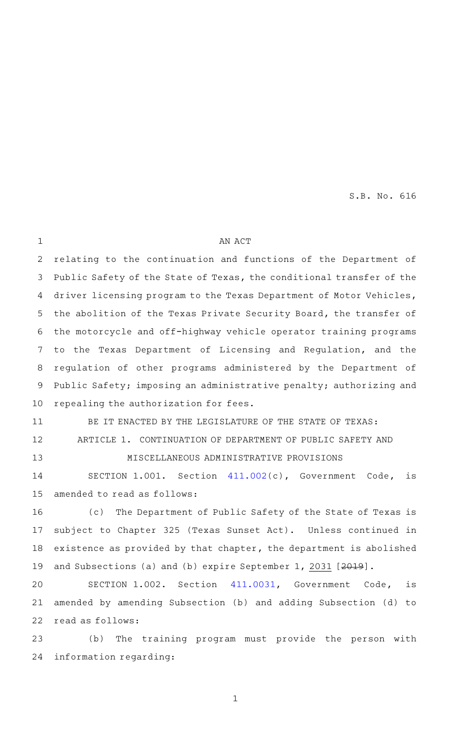S.B. No. 616

AN ACT

relating to the continuation and functions of the Department of Public Safety of the State of Texas, the conditional transfer of the driver licensing program to the Texas Department of Motor Vehicles, the abolition of the Texas Private Security Board, the transfer of the motorcycle and off-highway vehicle operator training programs to the Texas Department of Licensing and Regulation, and the regulation of other programs administered by the Department of Public Safety; imposing an administrative penalty; authorizing and repealing the authorization for fees.

BE IT ENACTED BY THE LEGISLATURE OF THE STATE OF TEXAS:

ARTICLE 1. CONTINUATION OF DEPARTMENT OF PUBLIC SAFETY AND MISCELLANEOUS ADMINISTRATIVE PROVISIONS

SECTION 1.001. Section 411.002(c), Government Code, is amended to read as follows:

(c) The Department of Public Safety of the State of Texas is subject to Chapter 325 (Texas Sunset Act). Unless continued in existence as provided by that chapter, the department is abolished and Subsections (a) and (b) expire September 1, 2031 [~~2019~~].

SECTION 1.002. Section 411.0031, Government Code, is amended by amending Subsection (b) and adding Subsection (d) to read as follows:

(b) The training program must provide the person with information regarding: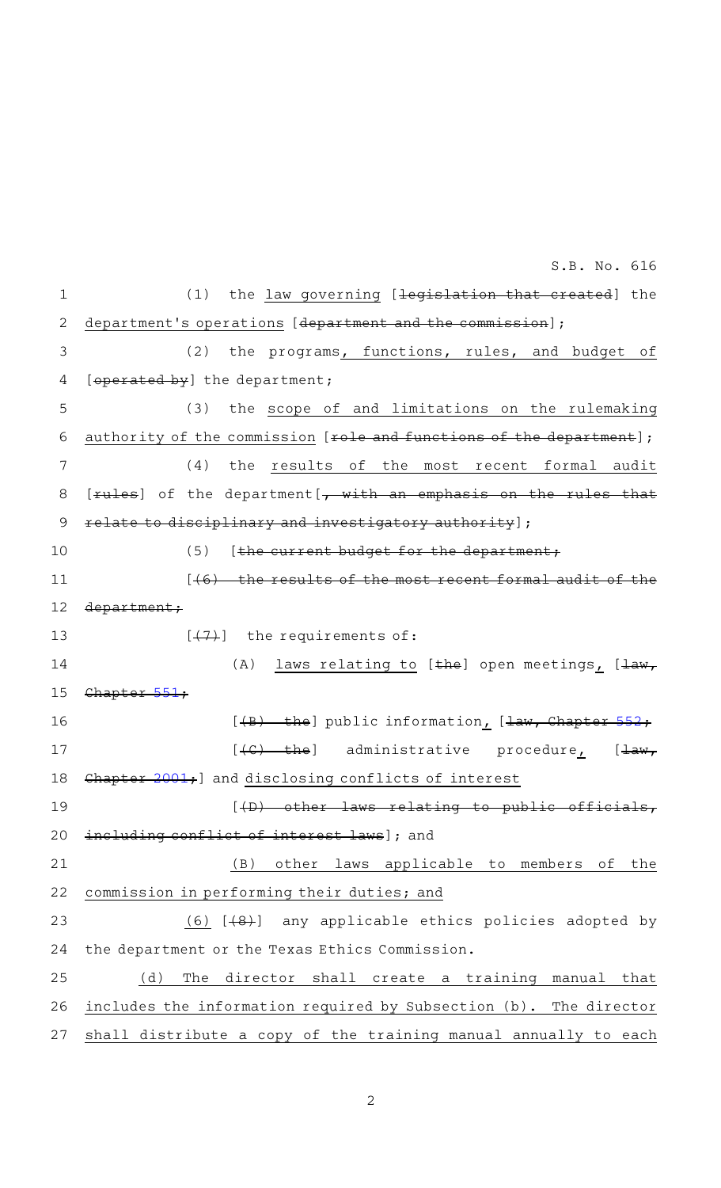(1) the law governing [~~legislation that created~~] the department's operations [~~department and the commission~~];

(2) the programs, functions, rules, and budget of [~~operated by~~] the department;

(3) the scope of and limitations on the rulemaking authority of the commission [~~role and functions of the department~~];

(4) the results of the most recent formal audit [~~rules~~] of the department[~~, with an emphasis on the rules that relate to disciplinary and investigatory authority~~];

(5) [~~the current budget for the department;~~

[~~(6) the results of the most recent formal audit of the department;~~

[~~(7)~~] the requirements of:

(A) laws relating to [~~the~~] open meetings, [~~law, Chapter 551;~~

[~~(B) the~~] public information, [~~law, Chapter 552;~~

[~~(C) the~~] administrative procedure, [~~law, Chapter 2001;~~] and disclosing conflicts of interest

[~~(D) other laws relating to public officials, including conflict of interest laws~~]; and

(B) other laws applicable to members of the commission in performing their duties; and

(6) [~~(8)~~] any applicable ethics policies adopted by the department or the Texas Ethics Commission.

(d) The director shall create a training manual that includes the information required by Subsection (b). The director shall distribute a copy of the training manual annually to each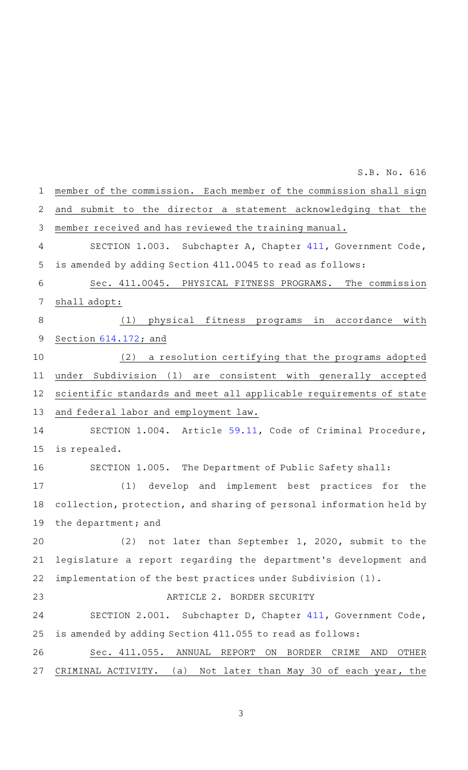member of the commission. Each member of the commission shall sign and submit to the director a statement acknowledging that the member received and has reviewed the training manual.

SECTION 1.003. Subchapter A, Chapter 411, Government Code, is amended by adding Section 411.0045 to read as follows:

Sec. 411.0045. PHYSICAL FITNESS PROGRAMS. The commission shall adopt:

(1) physical fitness programs in accordance with Section 614.172; and

(2) a resolution certifying that the programs adopted under Subdivision (1) are consistent with generally accepted scientific standards and meet all applicable requirements of state and federal labor and employment law.

SECTION 1.004. Article 59.11, Code of Criminal Procedure, is repealed.

SECTION 1.005. The Department of Public Safety shall:

(1) develop and implement best practices for the collection, protection, and sharing of personal information held by the department; and

(2) not later than September 1, 2020, submit to the legislature a report regarding the department's development and implementation of the best practices under Subdivision (1).

ARTICLE 2. BORDER SECURITY

SECTION 2.001. Subchapter D, Chapter 411, Government Code, is amended by adding Section 411.055 to read as follows:

Sec. 411.055. ANNUAL REPORT ON BORDER CRIME AND OTHER CRIMINAL ACTIVITY. (a) Not later than May 30 of each year, the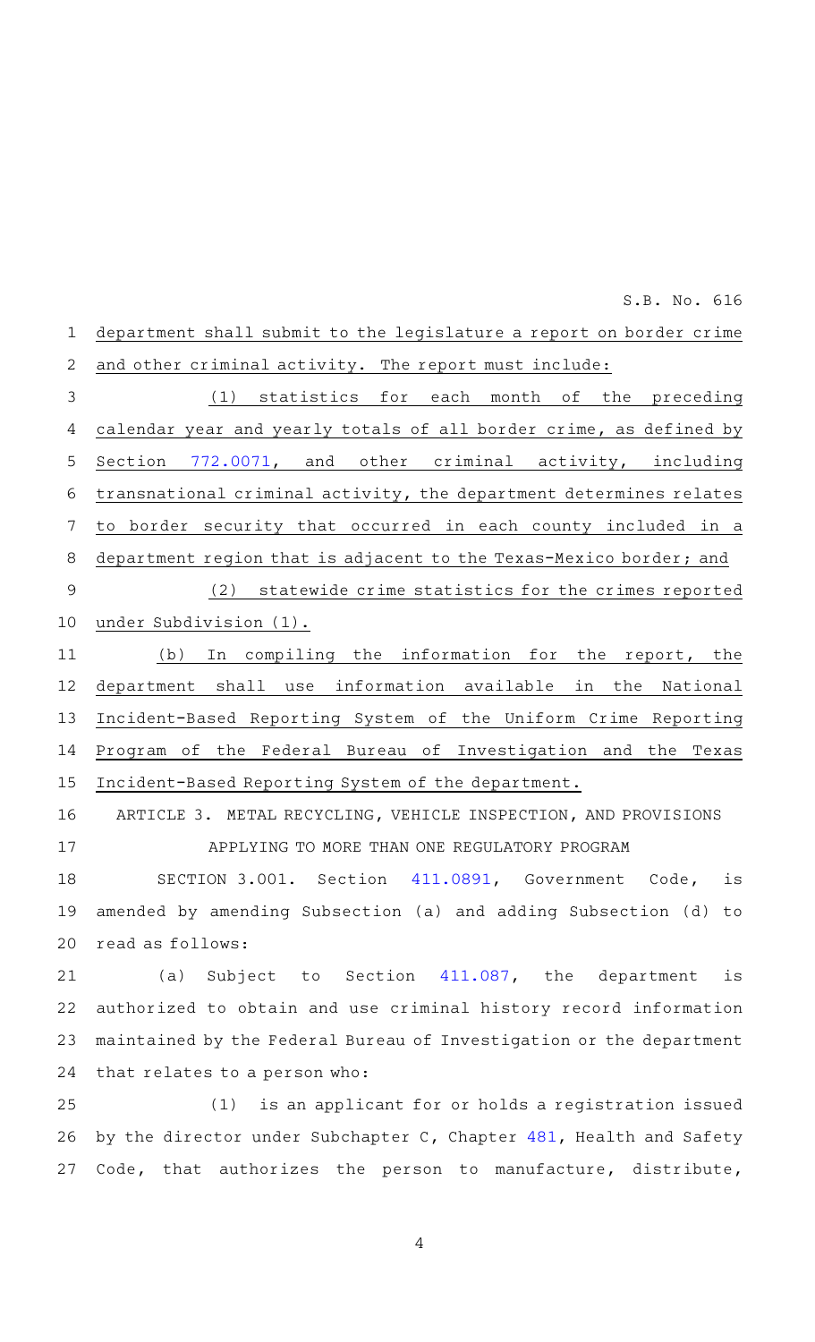department shall submit to the legislature a report on border crime and other criminal activity. The report must include:

(1) statistics for each month of the preceding calendar year and yearly totals of all border crime, as defined by Section 772.0071, and other criminal activity, including transnational criminal activity, the department determines relates to border security that occurred in each county included in a department region that is adjacent to the Texas-Mexico border; and

(2) statewide crime statistics for the crimes reported under Subdivision (1).

(b) In compiling the information for the report, the department shall use information available in the National Incident-Based Reporting System of the Uniform Crime Reporting Program of the Federal Bureau of Investigation and the Texas Incident-Based Reporting System of the department.

ARTICLE 3. METAL RECYCLING, VEHICLE INSPECTION, AND PROVISIONS APPLYING TO MORE THAN ONE REGULATORY PROGRAM

SECTION 3.001. Section 411.0891, Government Code, is amended by amending Subsection (a) and adding Subsection (d) to read as follows:

(a) Subject to Section 411.087, the department is authorized to obtain and use criminal history record information maintained by the Federal Bureau of Investigation or the department that relates to a person who:

(1) is an applicant for or holds a registration issued by the director under Subchapter C, Chapter 481, Health and Safety Code, that authorizes the person to manufacture, distribute,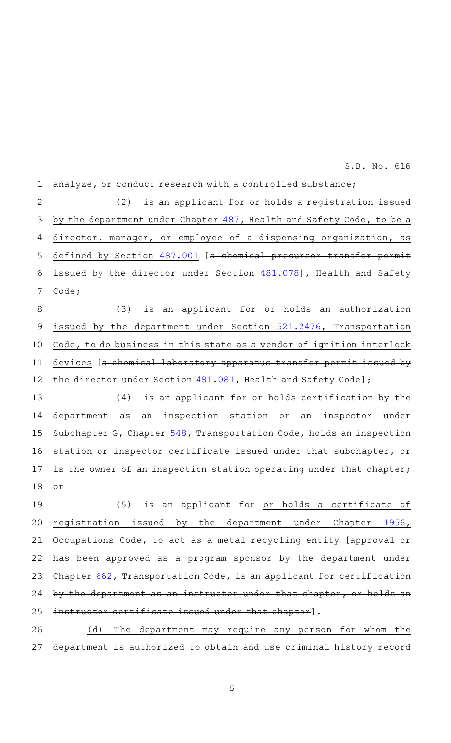analyze, or conduct research with a controlled substance;

(2) is an applicant for or holds a registration issued by the department under Chapter 487, Health and Safety Code, to be a director, manager, or employee of a dispensing organization, as defined by Section 487.001 [~~a chemical precursor transfer permit issued by the director under Section 481.078~~], Health and Safety Code;

(3) is an applicant for or holds an authorization issued by the department under Section 521.2476, Transportation Code, to do business in this state as a vendor of ignition interlock devices [~~a chemical laboratory apparatus transfer permit issued by the director under Section 481.081, Health and Safety Code~~];

(4) is an applicant for or holds certification by the department as an inspection station or an inspector under Subchapter G, Chapter 548, Transportation Code, holds an inspection station or inspector certificate issued under that subchapter, or is the owner of an inspection station operating under that chapter; or

(5) is an applicant for or holds a certificate of registration issued by the department under Chapter 1956, Occupations Code, to act as a metal recycling entity [~~approval or has been approved as a program sponsor by the department under Chapter 662, Transportation Code, is an applicant for certification by the department as an instructor under that chapter, or holds an instructor certificate issued under that chapter~~].

(d) The department may require any person for whom the department is authorized to obtain and use criminal history record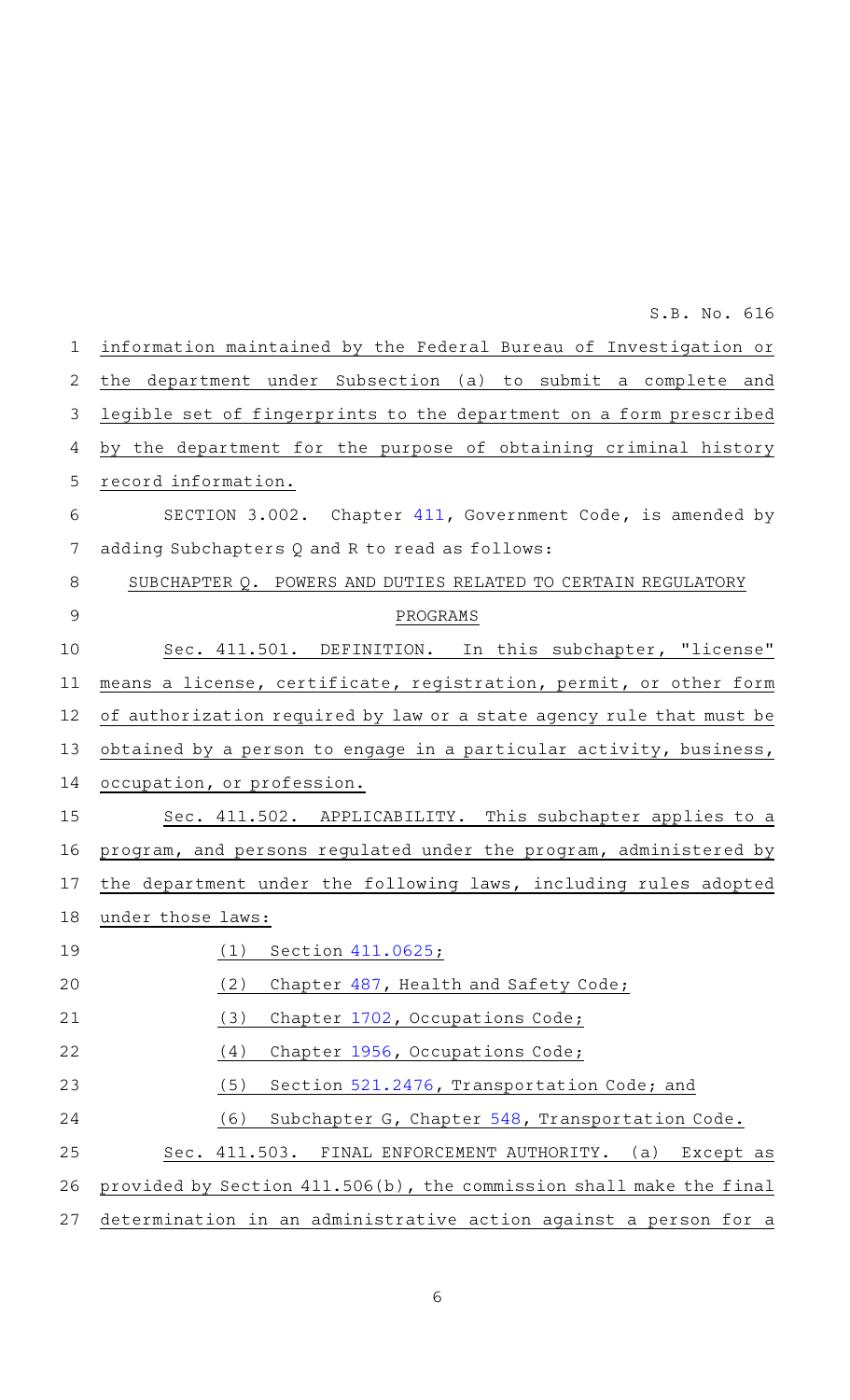information maintained by the Federal Bureau of Investigation or the department under Subsection (a) to submit a complete and legible set of fingerprints to the department on a form prescribed by the department for the purpose of obtaining criminal history record information.

SECTION 3.002. Chapter 411, Government Code, is amended by adding Subchapters Q and R to read as follows:

SUBCHAPTER Q. POWERS AND DUTIES RELATED TO CERTAIN REGULATORY PROGRAMS

Sec. 411.501. DEFINITION. In this subchapter, "license" means a license, certificate, registration, permit, or other form of authorization required by law or a state agency rule that must be obtained by a person to engage in a particular activity, business, occupation, or profession.

Sec. 411.502. APPLICABILITY. This subchapter applies to a program, and persons regulated under the program, administered by the department under the following laws, including rules adopted under those laws:

(1) Section 411.0625;

(2) Chapter 487, Health and Safety Code;

(3) Chapter 1702, Occupations Code;

(4) Chapter 1956, Occupations Code;

(5) Section 521.2476, Transportation Code; and

(6) Subchapter G, Chapter 548, Transportation Code.

Sec. 411.503. FINAL ENFORCEMENT AUTHORITY. (a) Except as provided by Section 411.506(b), the commission shall make the final determination in an administrative action against a person for a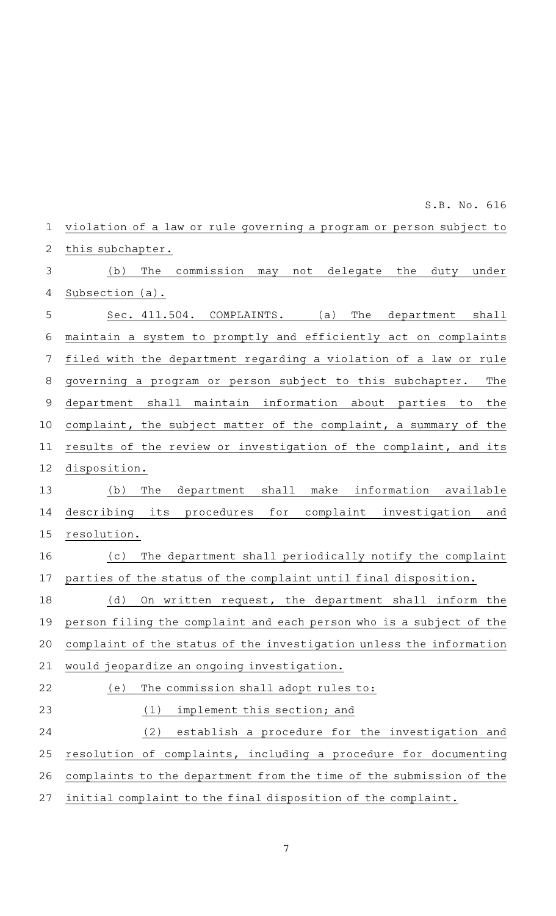violation of a law or rule governing a program or person subject to this subchapter.

(b) The commission may not delegate the duty under Subsection (a).

Sec. 411.504. COMPLAINTS. (a) The department shall maintain a system to promptly and efficiently act on complaints filed with the department regarding a violation of a law or rule governing a program or person subject to this subchapter. The department shall maintain information about parties to the complaint, the subject matter of the complaint, a summary of the results of the review or investigation of the complaint, and its disposition.

(b) The department shall make information available describing its procedures for complaint investigation and resolution.

(c) The department shall periodically notify the complaint parties of the status of the complaint until final disposition.

(d) On written request, the department shall inform the person filing the complaint and each person who is a subject of the complaint of the status of the investigation unless the information would jeopardize an ongoing investigation.

(e) The commission shall adopt rules to:

(1) implement this section; and

(2) establish a procedure for the investigation and resolution of complaints, including a procedure for documenting complaints to the department from the time of the submission of the initial complaint to the final disposition of the complaint.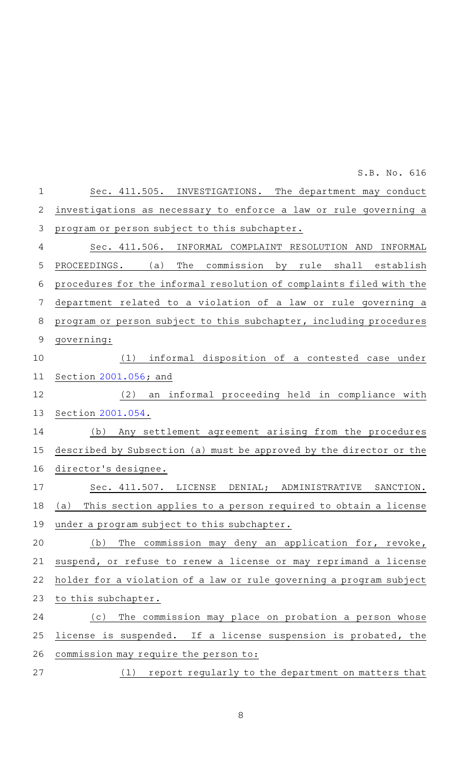Sec. 411.505. INVESTIGATIONS. The department may conduct investigations as necessary to enforce a law or rule governing a program or person subject to this subchapter.

Sec. 411.506. INFORMAL COMPLAINT RESOLUTION AND INFORMAL PROCEEDINGS. (a) The commission by rule shall establish procedures for the informal resolution of complaints filed with the department related to a violation of a law or rule governing a program or person subject to this subchapter, including procedures governing:

(1) informal disposition of a contested case under Section 2001.056; and

(2) an informal proceeding held in compliance with Section 2001.054.

(b) Any settlement agreement arising from the procedures described by Subsection (a) must be approved by the director or the director's designee.

Sec. 411.507. LICENSE DENIAL; ADMINISTRATIVE SANCTION. (a) This section applies to a person required to obtain a license under a program subject to this subchapter.

(b) The commission may deny an application for, revoke, suspend, or refuse to renew a license or may reprimand a license holder for a violation of a law or rule governing a program subject to this subchapter.

(c) The commission may place on probation a person whose license is suspended. If a license suspension is probated, the commission may require the person to:

(1) report regularly to the department on matters that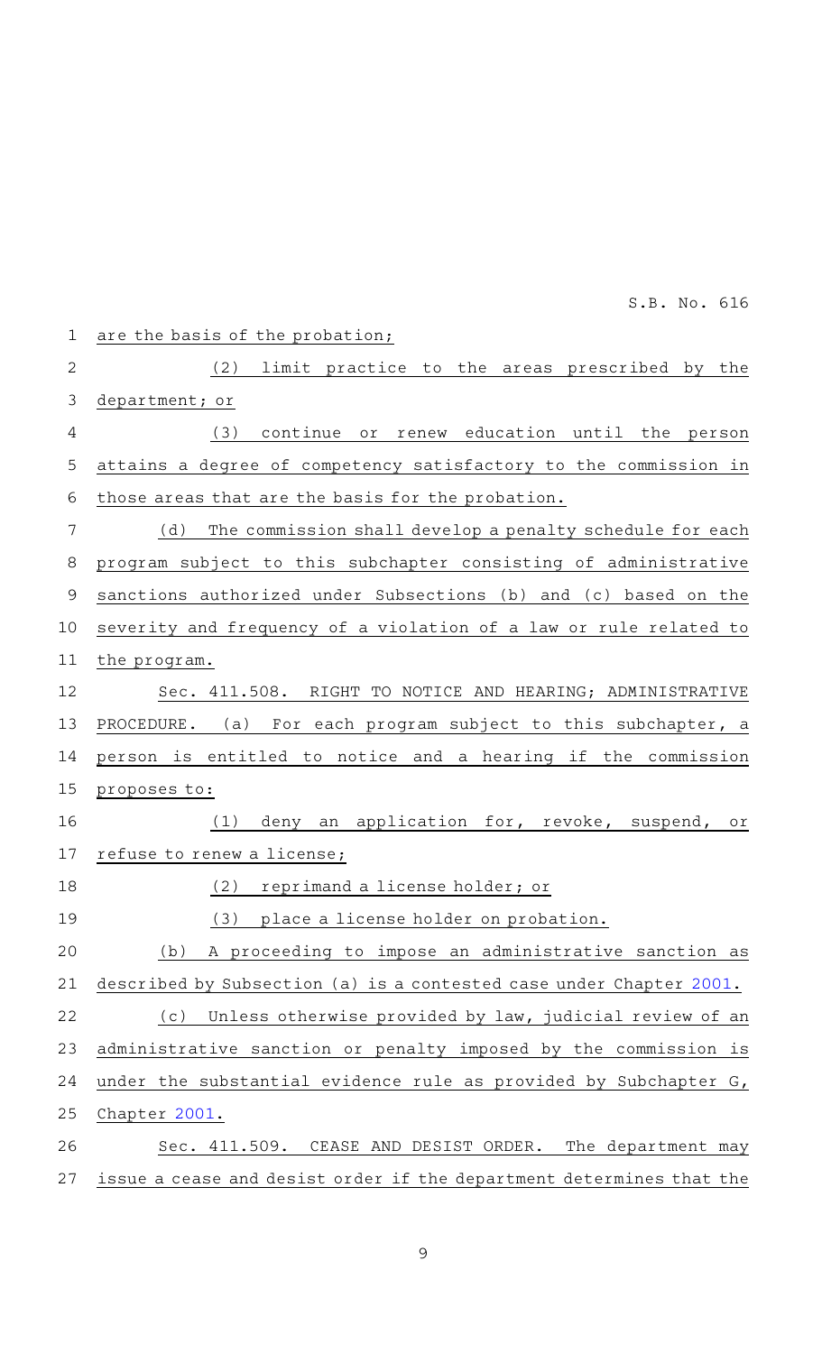are the basis of the probation;

(2) limit practice to the areas prescribed by the department; or

(3) continue or renew education until the person attains a degree of competency satisfactory to the commission in those areas that are the basis for the probation.

(d) The commission shall develop a penalty schedule for each program subject to this subchapter consisting of administrative sanctions authorized under Subsections (b) and (c) based on the severity and frequency of a violation of a law or rule related to the program.

Sec. 411.508. RIGHT TO NOTICE AND HEARING; ADMINISTRATIVE PROCEDURE. (a) For each program subject to this subchapter, a person is entitled to notice and a hearing if the commission proposes to:

(1) deny an application for, revoke, suspend, or refuse to renew a license;

(2) reprimand a license holder; or

(3) place a license holder on probation.

(b) A proceeding to impose an administrative sanction as described by Subsection (a) is a contested case under Chapter 2001.

(c) Unless otherwise provided by law, judicial review of an administrative sanction or penalty imposed by the commission is under the substantial evidence rule as provided by Subchapter G, Chapter 2001.

Sec. 411.509. CEASE AND DESIST ORDER. The department may issue a cease and desist order if the department determines that the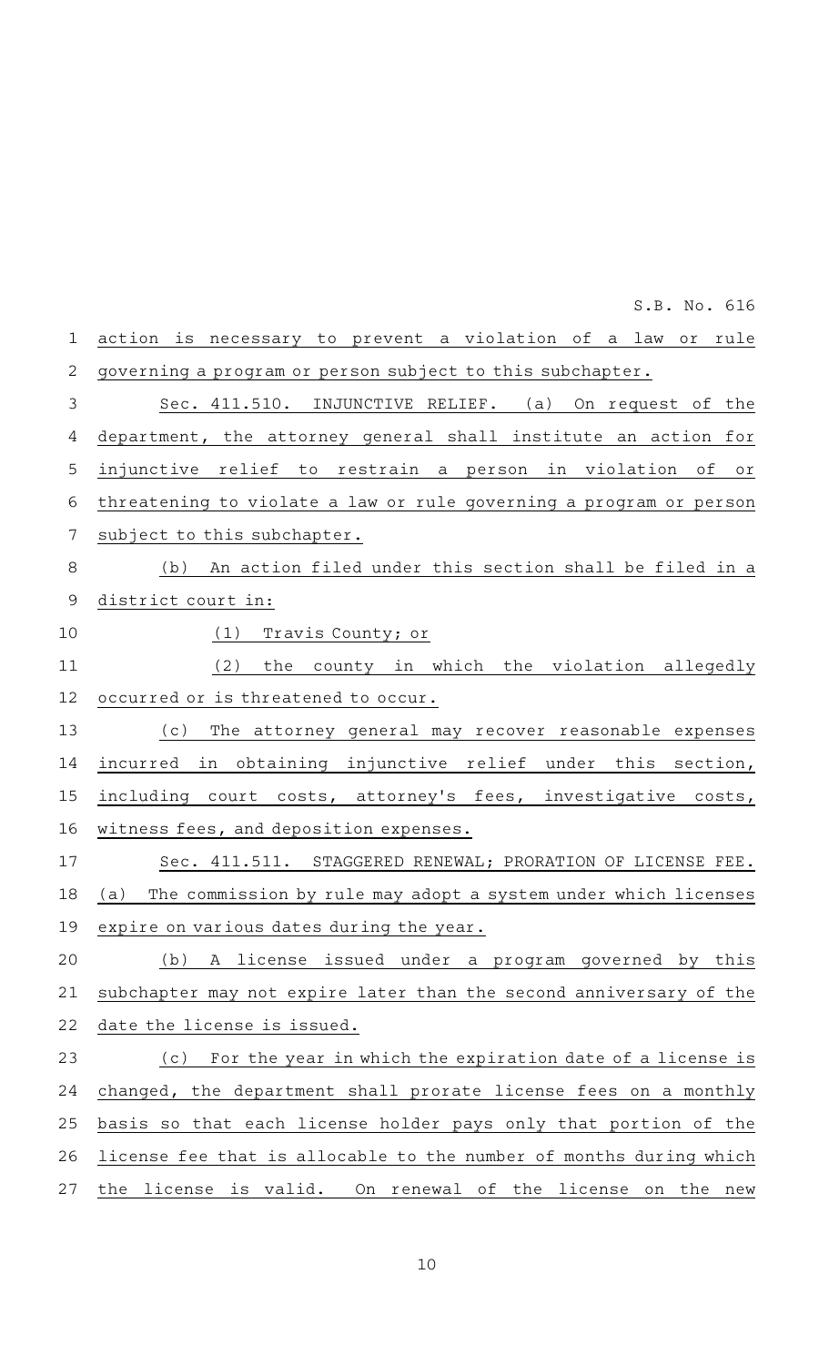action is necessary to prevent a violation of a law or rule governing a program or person subject to this subchapter.

Sec. 411.510. INJUNCTIVE RELIEF. (a) On request of the department, the attorney general shall institute an action for injunctive relief to restrain a person in violation of or threatening to violate a law or rule governing a program or person subject to this subchapter.

(b) An action filed under this section shall be filed in a district court in:

(1) Travis County; or

(2) the county in which the violation allegedly occurred or is threatened to occur.

(c) The attorney general may recover reasonable expenses incurred in obtaining injunctive relief under this section, including court costs, attorney's fees, investigative costs, witness fees, and deposition expenses.

Sec. 411.511. STAGGERED RENEWAL; PRORATION OF LICENSE FEE. (a) The commission by rule may adopt a system under which licenses expire on various dates during the year.

(b) A license issued under a program governed by this subchapter may not expire later than the second anniversary of the date the license is issued.

(c) For the year in which the expiration date of a license is changed, the department shall prorate license fees on a monthly basis so that each license holder pays only that portion of the license fee that is allocable to the number of months during which the license is valid. On renewal of the license on the new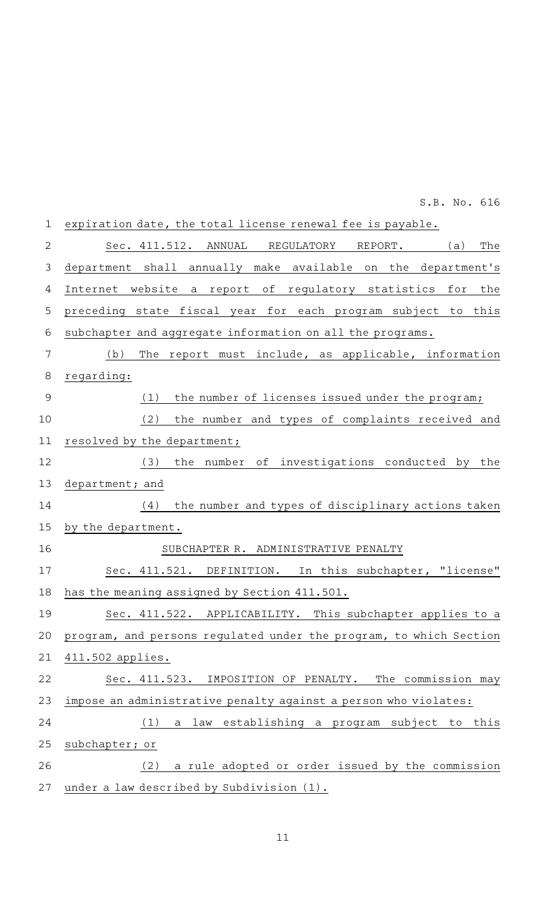expiration date, the total license renewal fee is payable.

Sec. 411.512. ANNUAL REGULATORY REPORT. (a) The department shall annually make available on the department's Internet website a report of regulatory statistics for the preceding state fiscal year for each program subject to this subchapter and aggregate information on all the programs.

(b) The report must include, as applicable, information regarding:

(1) the number of licenses issued under the program;

(2) the number and types of complaints received and resolved by the department;

(3) the number of investigations conducted by the department; and

(4) the number and types of disciplinary actions taken by the department.

SUBCHAPTER R. ADMINISTRATIVE PENALTY

Sec. 411.521. DEFINITION. In this subchapter, "license" has the meaning assigned by Section 411.501.

Sec. 411.522. APPLICABILITY. This subchapter applies to a program, and persons regulated under the program, to which Section 411.502 applies.

Sec. 411.523. IMPOSITION OF PENALTY. The commission may impose an administrative penalty against a person who violates:

(1) a law establishing a program subject to this subchapter; or

(2) a rule adopted or order issued by the commission under a law described by Subdivision (1).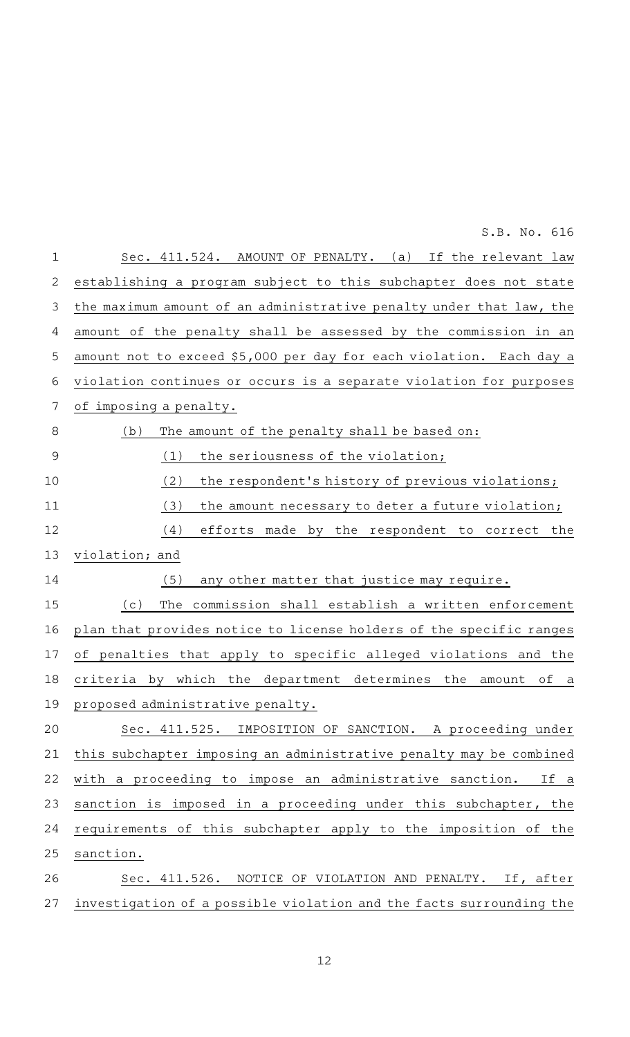Sec. 411.524. AMOUNT OF PENALTY. (a) If the relevant law establishing a program subject to this subchapter does not state the maximum amount of an administrative penalty under that law, the amount of the penalty shall be assessed by the commission in an amount not to exceed $5,000 per day for each violation. Each day a violation continues or occurs is a separate violation for purposes of imposing a penalty.

(b) The amount of the penalty shall be based on:

(1) the seriousness of the violation;

(2) the respondent's history of previous violations;

(3) the amount necessary to deter a future violation;

(4) efforts made by the respondent to correct the violation; and

(5) any other matter that justice may require.

(c) The commission shall establish a written enforcement plan that provides notice to license holders of the specific ranges of penalties that apply to specific alleged violations and the criteria by which the department determines the amount of a proposed administrative penalty.

Sec. 411.525. IMPOSITION OF SANCTION. A proceeding under this subchapter imposing an administrative penalty may be combined with a proceeding to impose an administrative sanction. If a sanction is imposed in a proceeding under this subchapter, the requirements of this subchapter apply to the imposition of the sanction.

Sec. 411.526. NOTICE OF VIOLATION AND PENALTY. If, after investigation of a possible violation and the facts surrounding the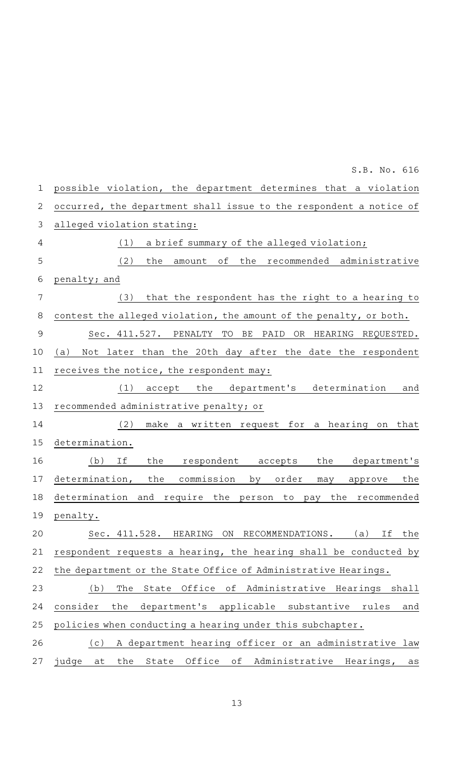possible violation, the department determines that a violation occurred, the department shall issue to the respondent a notice of alleged violation stating:

(1) a brief summary of the alleged violation;

(2) the amount of the recommended administrative penalty; and

(3) that the respondent has the right to a hearing to contest the alleged violation, the amount of the penalty, or both.

Sec. 411.527. PENALTY TO BE PAID OR HEARING REQUESTED. (a) Not later than the 20th day after the date the respondent receives the notice, the respondent may:

(1) accept the department's determination and recommended administrative penalty; or

(2) make a written request for a hearing on that determination.

(b) If the respondent accepts the department's determination, the commission by order may approve the determination and require the person to pay the recommended penalty.

Sec. 411.528. HEARING ON RECOMMENDATIONS. (a) If the respondent requests a hearing, the hearing shall be conducted by the department or the State Office of Administrative Hearings.

(b) The State Office of Administrative Hearings shall consider the department's applicable substantive rules and policies when conducting a hearing under this subchapter.

(c) A department hearing officer or an administrative law judge at the State Office of Administrative Hearings, as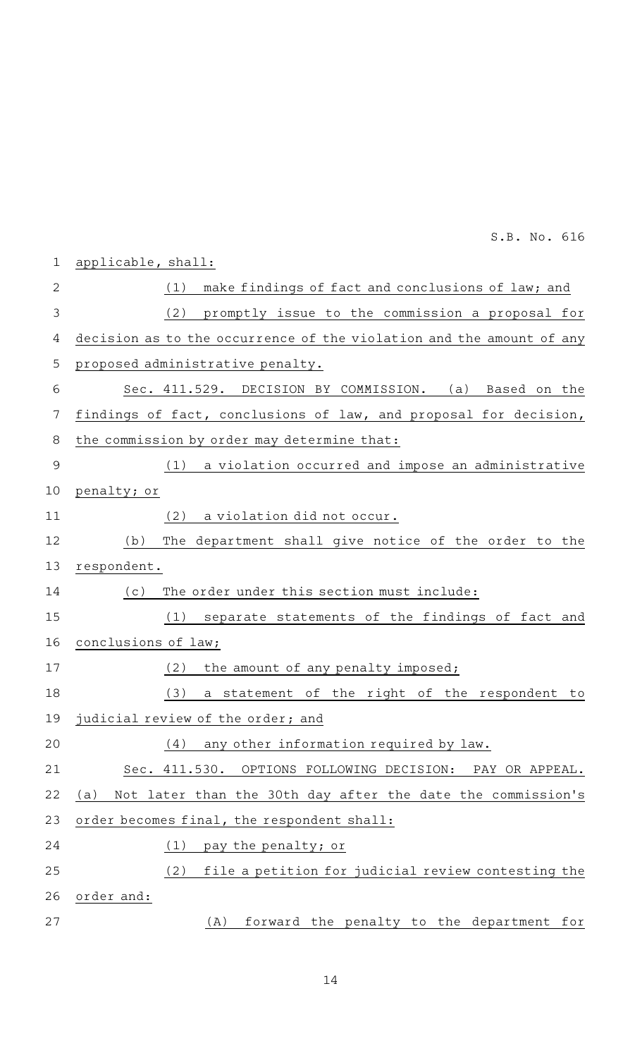applicable, shall:

(1) make findings of fact and conclusions of law; and

(2) promptly issue to the commission a proposal for decision as to the occurrence of the violation and the amount of any proposed administrative penalty.

Sec. 411.529. DECISION BY COMMISSION. (a) Based on the findings of fact, conclusions of law, and proposal for decision, the commission by order may determine that:

(1) a violation occurred and impose an administrative penalty; or

(2) a violation did not occur.

(b) The department shall give notice of the order to the respondent.

(c) The order under this section must include:

(1) separate statements of the findings of fact and conclusions of law;

(2) the amount of any penalty imposed;

(3) a statement of the right of the respondent to judicial review of the order; and

(4) any other information required by law.

Sec. 411.530. OPTIONS FOLLOWING DECISION: PAY OR APPEAL. (a) Not later than the 30th day after the date the commission's order becomes final, the respondent shall:

(1) pay the penalty; or

(2) file a petition for judicial review contesting the order and:

(A) forward the penalty to the department for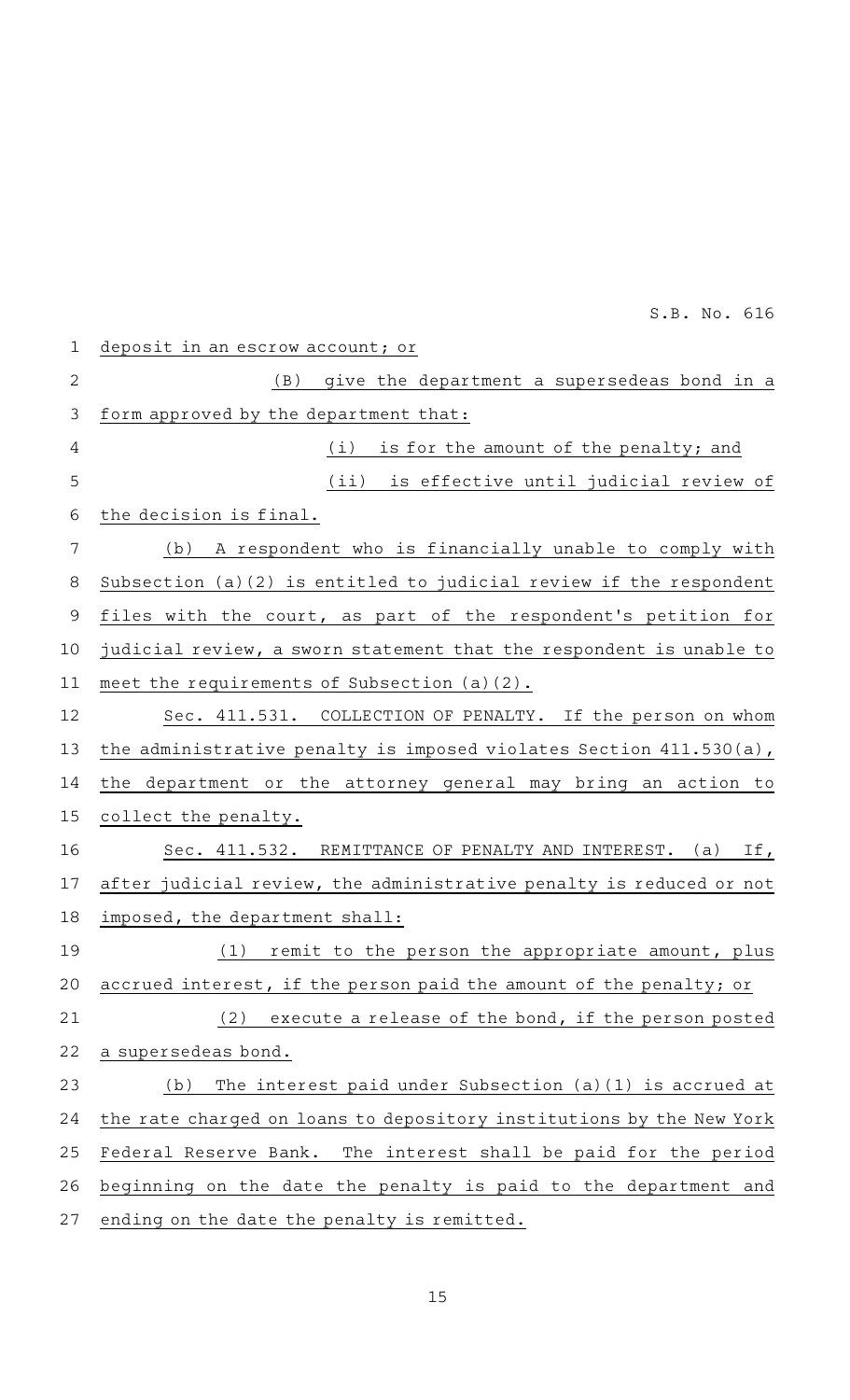deposit in an escrow account; or

(B) give the department a supersedeas bond in a form approved by the department that:

(i) is for the amount of the penalty; and

(ii) is effective until judicial review of the decision is final.

(b) A respondent who is financially unable to comply with Subsection (a)(2) is entitled to judicial review if the respondent files with the court, as part of the respondent's petition for judicial review, a sworn statement that the respondent is unable to meet the requirements of Subsection (a)(2).

Sec. 411.531. COLLECTION OF PENALTY. If the person on whom the administrative penalty is imposed violates Section 411.530(a), the department or the attorney general may bring an action to collect the penalty.

Sec. 411.532. REMITTANCE OF PENALTY AND INTEREST. (a) If, after judicial review, the administrative penalty is reduced or not imposed, the department shall:

(1) remit to the person the appropriate amount, plus accrued interest, if the person paid the amount of the penalty; or

(2) execute a release of the bond, if the person posted a supersedeas bond.

(b) The interest paid under Subsection (a)(1) is accrued at the rate charged on loans to depository institutions by the New York Federal Reserve Bank. The interest shall be paid for the period beginning on the date the penalty is paid to the department and ending on the date the penalty is remitted.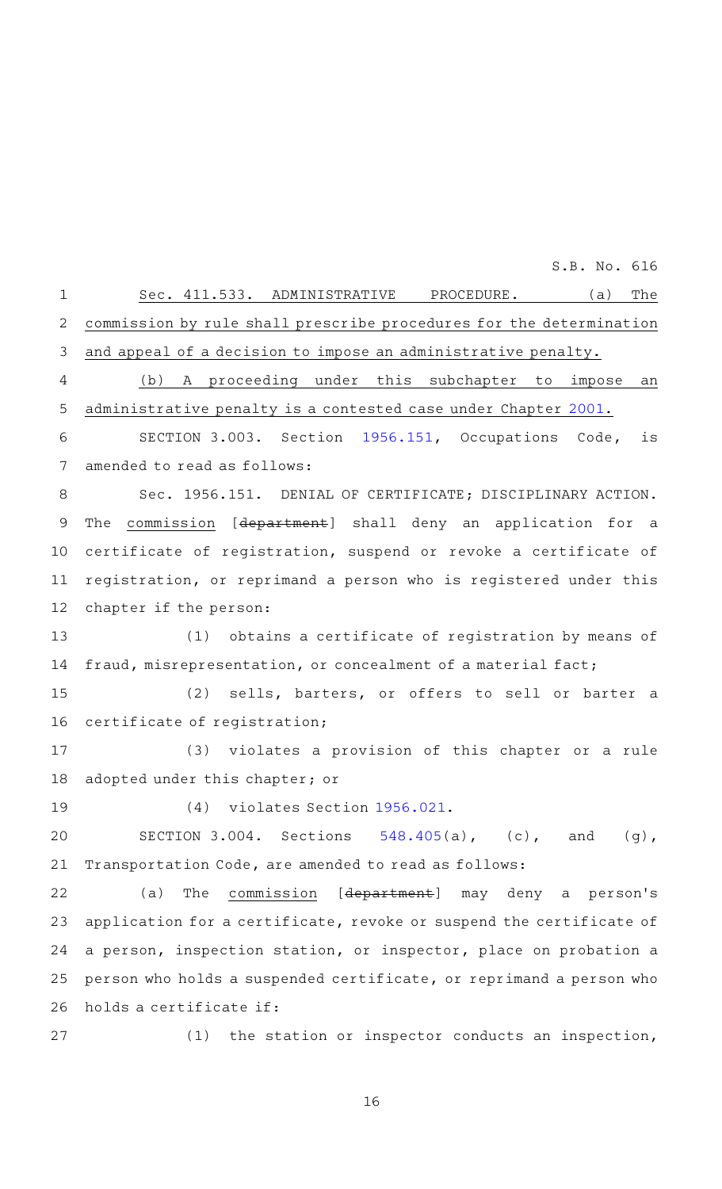Sec. 411.533. ADMINISTRATIVE PROCEDURE. (a) The commission by rule shall prescribe procedures for the determination and appeal of a decision to impose an administrative penalty.

(b) A proceeding under this subchapter to impose an administrative penalty is a contested case under Chapter 2001.

SECTION 3.003. Section 1956.151, Occupations Code, is amended to read as follows:

Sec. 1956.151. DENIAL OF CERTIFICATE; DISCIPLINARY ACTION. The commission [~~department~~] shall deny an application for a certificate of registration, suspend or revoke a certificate of registration, or reprimand a person who is registered under this chapter if the person:

(1) obtains a certificate of registration by means of fraud, misrepresentation, or concealment of a material fact;

(2) sells, barters, or offers to sell or barter a certificate of registration;

(3) violates a provision of this chapter or a rule adopted under this chapter; or

(4) violates Section 1956.021.

SECTION 3.004. Sections 548.405(a), (c), and (g), Transportation Code, are amended to read as follows:

(a) The commission [~~department~~] may deny a person's application for a certificate, revoke or suspend the certificate of a person, inspection station, or inspector, place on probation a person who holds a suspended certificate, or reprimand a person who holds a certificate if:

(1) the station or inspector conducts an inspection,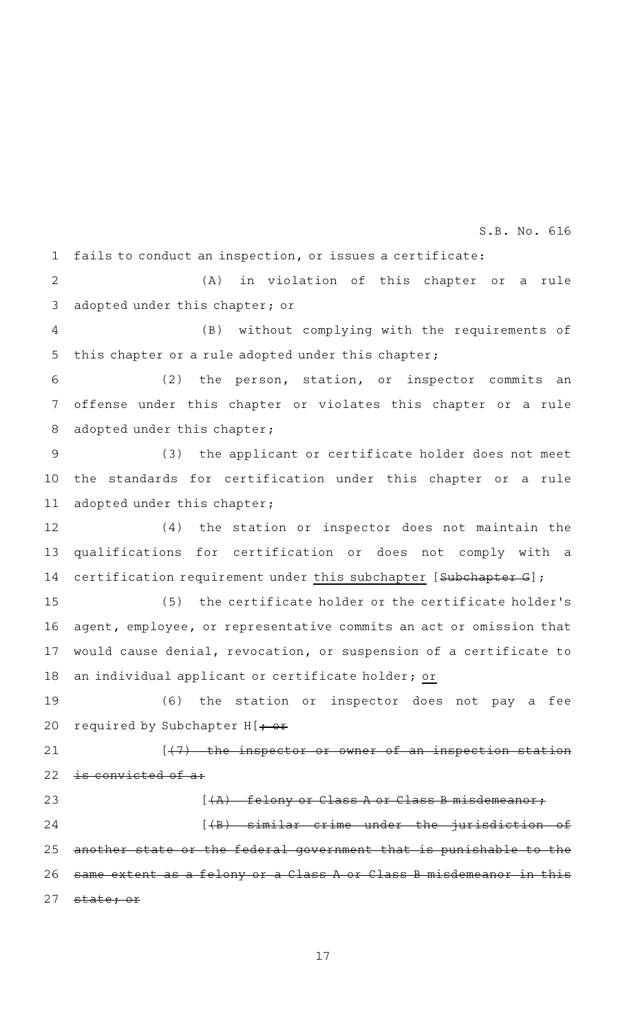fails to conduct an inspection, or issues a certificate:

(A) in violation of this chapter or a rule adopted under this chapter; or

(B) without complying with the requirements of this chapter or a rule adopted under this chapter;

(2) the person, station, or inspector commits an offense under this chapter or violates this chapter or a rule adopted under this chapter;

(3) the applicant or certificate holder does not meet the standards for certification under this chapter or a rule adopted under this chapter;

(4) the station or inspector does not maintain the qualifications for certification or does not comply with a certification requirement under this subchapter [~~Subchapter G~~];

(5) the certificate holder or the certificate holder's agent, employee, or representative commits an act or omission that would cause denial, revocation, or suspension of a certificate to an individual applicant or certificate holder; or

(6) the station or inspector does not pay a fee required by Subchapter H[~~; or~~

[~~(7) the inspector or owner of an inspection station is convicted of a:~~

[~~(A) felony or Class A or Class B misdemeanor;~~

[~~(B) similar crime under the jurisdiction of another state or the federal government that is punishable to the same extent as a felony or a Class A or Class B misdemeanor in this state; or~~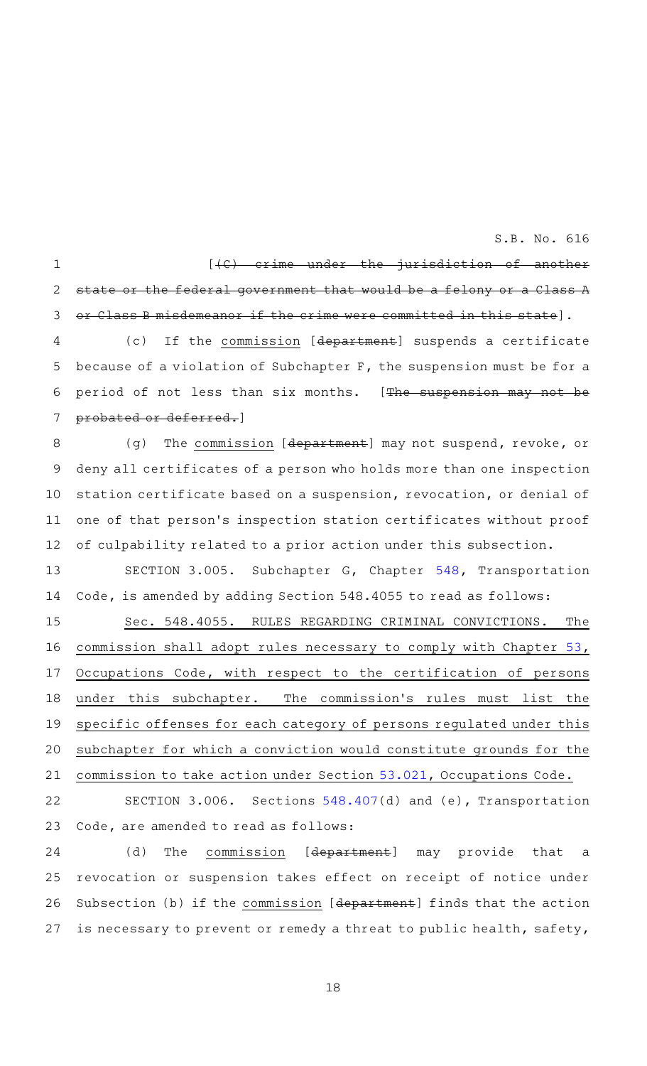[(C) crime under the jurisdiction of another state or the federal government that would be a felony or a Class A or Class B misdemeanor if the crime were committed in this state].

(c) If the commission [department] suspends a certificate because of a violation of Subchapter F, the suspension must be for a period of not less than six months. [The suspension may not be probated or deferred.]

(g) The commission [department] may not suspend, revoke, or deny all certificates of a person who holds more than one inspection station certificate based on a suspension, revocation, or denial of one of that person's inspection station certificates without proof of culpability related to a prior action under this subsection.

SECTION 3.005. Subchapter G, Chapter 548, Transportation Code, is amended by adding Section 548.4055 to read as follows:

Sec. 548.4055. RULES REGARDING CRIMINAL CONVICTIONS. The commission shall adopt rules necessary to comply with Chapter 53, Occupations Code, with respect to the certification of persons under this subchapter. The commission's rules must list the specific offenses for each category of persons regulated under this subchapter for which a conviction would constitute grounds for the commission to take action under Section 53.021, Occupations Code.

SECTION 3.006. Sections 548.407(d) and (e), Transportation Code, are amended to read as follows:

(d) The commission [department] may provide that a revocation or suspension takes effect on receipt of notice under Subsection (b) if the commission [department] finds that the action is necessary to prevent or remedy a threat to public health, safety,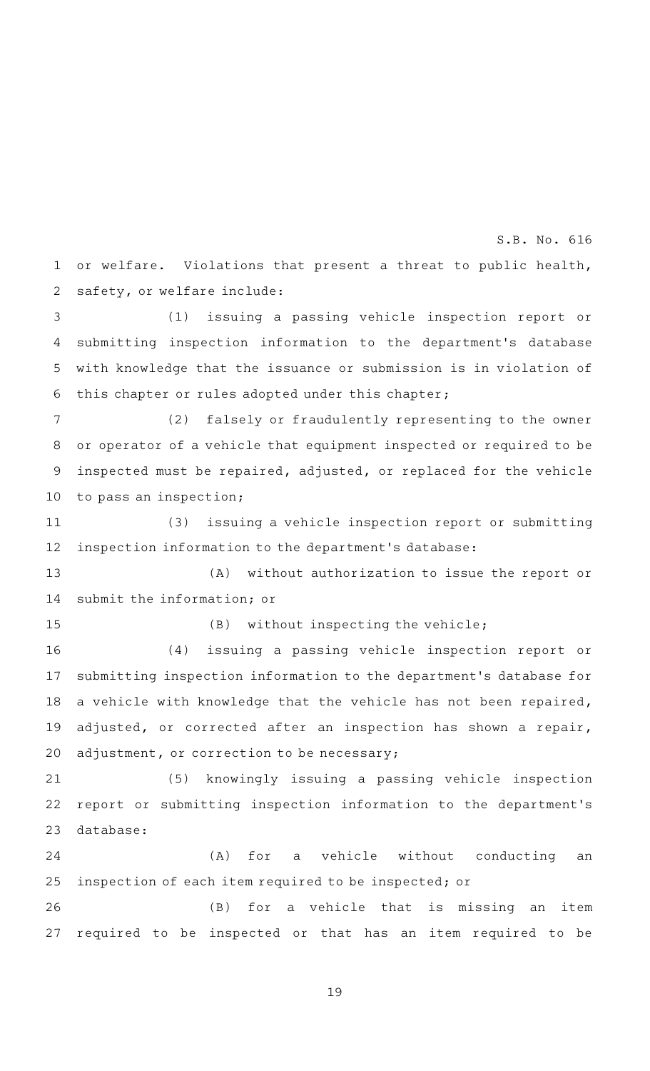or welfare. Violations that present a threat to public health, safety, or welfare include:

(1) issuing a passing vehicle inspection report or submitting inspection information to the department's database with knowledge that the issuance or submission is in violation of this chapter or rules adopted under this chapter;

(2) falsely or fraudulently representing to the owner or operator of a vehicle that equipment inspected or required to be inspected must be repaired, adjusted, or replaced for the vehicle to pass an inspection;

(3) issuing a vehicle inspection report or submitting inspection information to the department's database:

(A) without authorization to issue the report or submit the information; or

(B) without inspecting the vehicle;

(4) issuing a passing vehicle inspection report or submitting inspection information to the department's database for a vehicle with knowledge that the vehicle has not been repaired, adjusted, or corrected after an inspection has shown a repair, adjustment, or correction to be necessary;

(5) knowingly issuing a passing vehicle inspection report or submitting inspection information to the department's database:

(A) for a vehicle without conducting an inspection of each item required to be inspected; or

(B) for a vehicle that is missing an item required to be inspected or that has an item required to be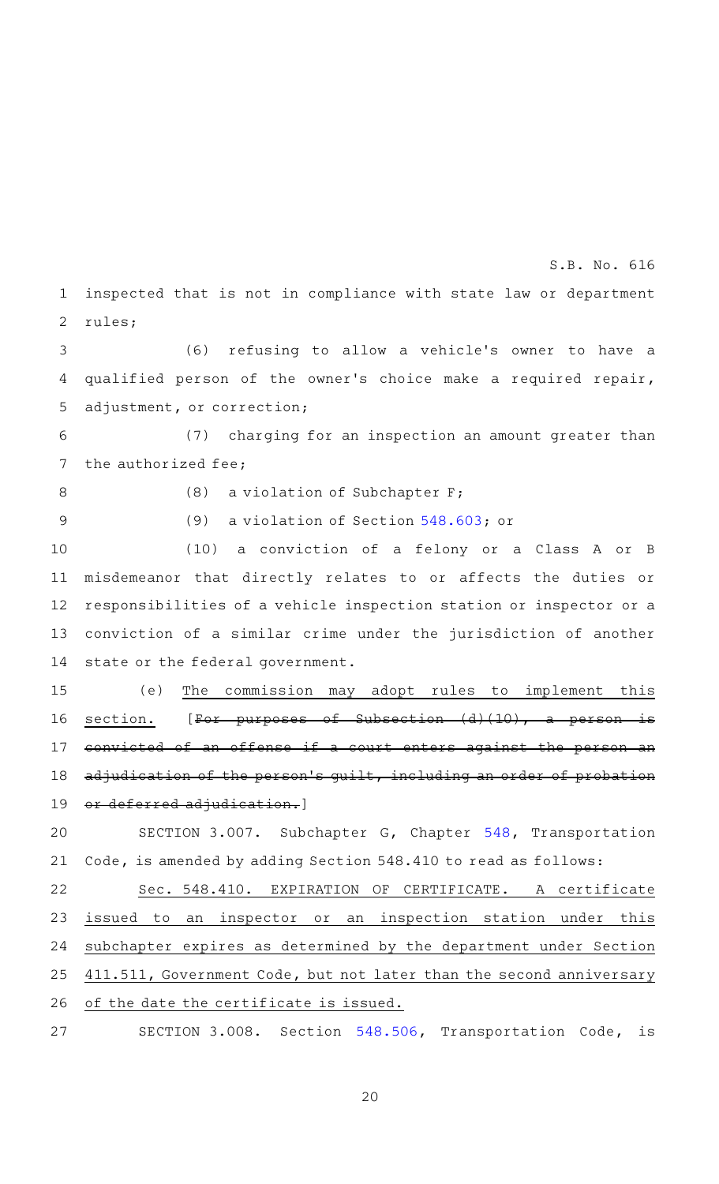inspected that is not in compliance with state law or department rules;

(6) refusing to allow a vehicle's owner to have a qualified person of the owner's choice make a required repair, adjustment, or correction;

(7) charging for an inspection an amount greater than the authorized fee;

(8) a violation of Subchapter F;

(9) a violation of Section 548.603; or

(10) a conviction of a felony or a Class A or B misdemeanor that directly relates to or affects the duties or responsibilities of a vehicle inspection station or inspector or a conviction of a similar crime under the jurisdiction of another state or the federal government.

(e) <u>The commission may adopt rules to implement this section.</u> [~~For purposes of Subsection (d)(10), a person is convicted of an offense if a court enters against the person an adjudication of the person's guilt, including an order of probation or deferred adjudication.~~]

SECTION 3.007. Subchapter G, Chapter 548, Transportation Code, is amended by adding Section 548.410 to read as follows:

<u>Sec. 548.410. EXPIRATION OF CERTIFICATE. A certificate issued to an inspector or an inspection station under this subchapter expires as determined by the department under Section 411.511, Government Code, but not later than the second anniversary of the date the certificate is issued.</u>

SECTION 3.008. Section 548.506, Transportation Code, is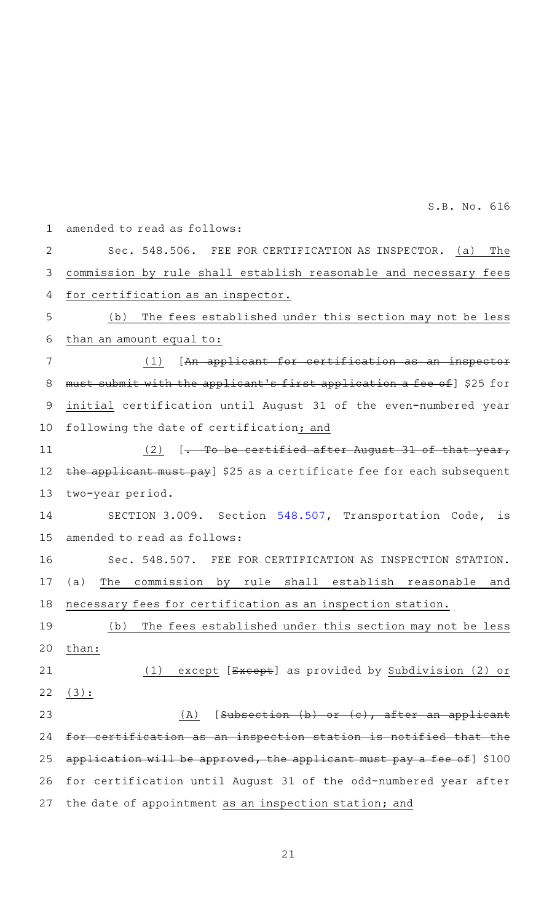amended to read as follows:

Sec. 548.506. FEE FOR CERTIFICATION AS INSPECTOR. <u>(a) The commission by rule shall establish reasonable and necessary fees for certification as an inspector.</u>

<u>(b) The fees established under this section may not be less than an amount equal to:</u>

<u>(1)</u> [~~An applicant for certification as an inspector must submit with the applicant's first application a fee of~~] $25 for <u>initial</u> certification until August 31 of the even-numbered year following the date of certification<u>; and</u>

<u>(2)</u> [~~. To be certified after August 31 of that year, the applicant must pay~~] $25 as a certificate fee for each subsequent two-year period.

SECTION 3.009. Section 548.507, Transportation Code, is amended to read as follows:

Sec. 548.507. FEE FOR CERTIFICATION AS INSPECTION STATION. <u>(a) The commission by rule shall establish reasonable and necessary fees for certification as an inspection station.</u>

<u>(b) The fees established under this section may not be less than:</u>

<u>(1) except</u> [~~Except~~] as provided by <u>Subdivision (2) or (3):</u>

<u>(A)</u> [~~Subsection (b) or (c), after an applicant for certification as an inspection station is notified that the application will be approved, the applicant must pay a fee of~~] $100 for certification until August 31 of the odd-numbered year after the date of appointment <u>as an inspection station; and</u>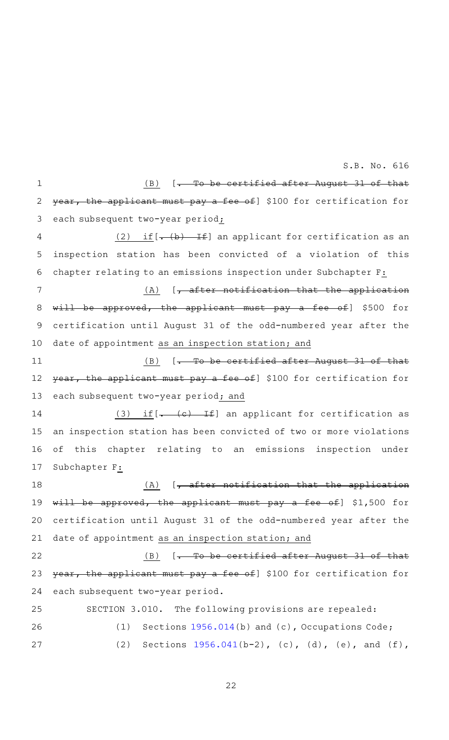(B) [~~. To be certified after August 31 of that year, the applicant must pay a fee of~~] $100 for certification for each subsequent two-year period;

(2) if[~~. (b) If~~] an applicant for certification as an inspection station has been convicted of a violation of this chapter relating to an emissions inspection under Subchapter F:

(A) [~~, after notification that the application will be approved, the applicant must pay a fee of~~] $500 for certification until August 31 of the odd-numbered year after the date of appointment as an inspection station; and

(B) [~~. To be certified after August 31 of that year, the applicant must pay a fee of~~] $100 for certification for each subsequent two-year period; and

(3) if[~~. (c) If~~] an applicant for certification as an inspection station has been convicted of two or more violations of this chapter relating to an emissions inspection under Subchapter F:

(A) [~~, after notification that the application will be approved, the applicant must pay a fee of~~] $1,500 for certification until August 31 of the odd-numbered year after the date of appointment as an inspection station; and

(B) [~~. To be certified after August 31 of that year, the applicant must pay a fee of~~] $100 for certification for each subsequent two-year period.

SECTION 3.010. The following provisions are repealed:

(1) Sections 1956.014(b) and (c), Occupations Code;

(2) Sections 1956.041(b-2), (c), (d), (e), and (f),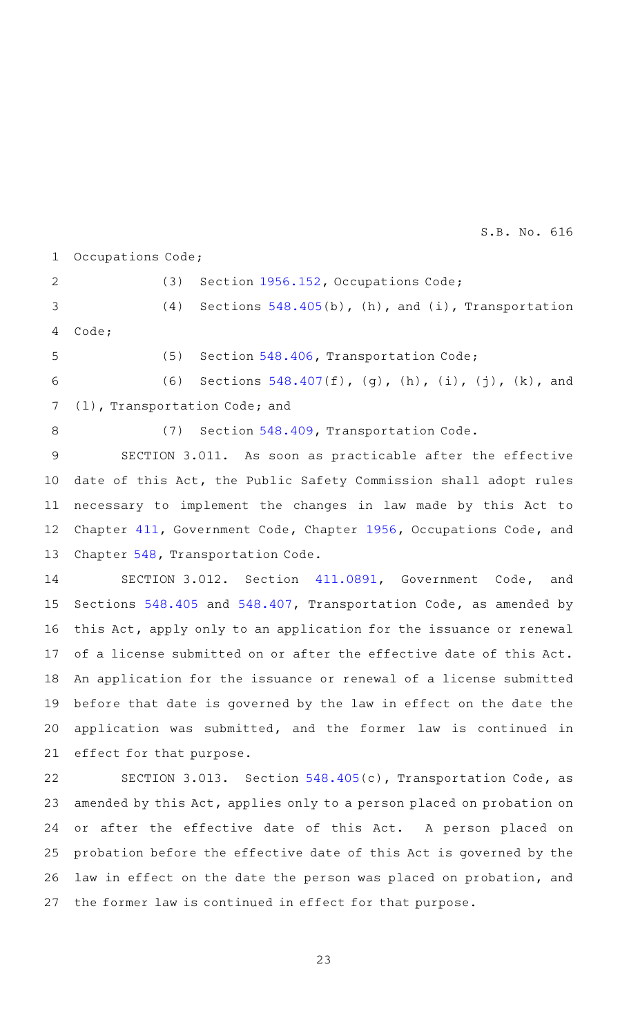Occupations Code;

(3) Section 1956.152, Occupations Code;

(4) Sections 548.405(b), (h), and (i), Transportation Code;

(5) Section 548.406, Transportation Code;

(6) Sections 548.407(f), (g), (h), (i), (j), (k), and (l), Transportation Code; and

(7) Section 548.409, Transportation Code.

SECTION 3.011. As soon as practicable after the effective date of this Act, the Public Safety Commission shall adopt rules necessary to implement the changes in law made by this Act to Chapter 411, Government Code, Chapter 1956, Occupations Code, and Chapter 548, Transportation Code.

SECTION 3.012. Section 411.0891, Government Code, and Sections 548.405 and 548.407, Transportation Code, as amended by this Act, apply only to an application for the issuance or renewal of a license submitted on or after the effective date of this Act. An application for the issuance or renewal of a license submitted before that date is governed by the law in effect on the date the application was submitted, and the former law is continued in effect for that purpose.

SECTION 3.013. Section 548.405(c), Transportation Code, as amended by this Act, applies only to a person placed on probation on or after the effective date of this Act. A person placed on probation before the effective date of this Act is governed by the law in effect on the date the person was placed on probation, and the former law is continued in effect for that purpose.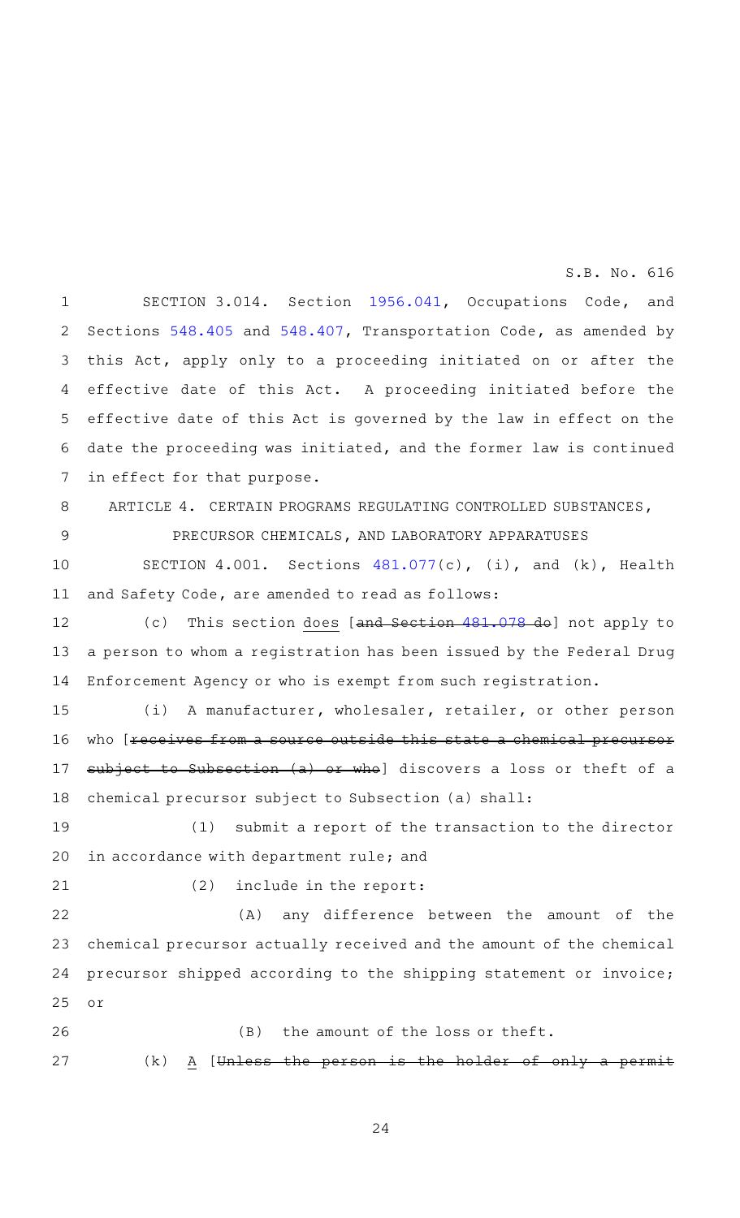SECTION 3.014. Section 1956.041, Occupations Code, and Sections 548.405 and 548.407, Transportation Code, as amended by this Act, apply only to a proceeding initiated on or after the effective date of this Act. A proceeding initiated before the effective date of this Act is governed by the law in effect on the date the proceeding was initiated, and the former law is continued in effect for that purpose.

ARTICLE 4. CERTAIN PROGRAMS REGULATING CONTROLLED SUBSTANCES, PRECURSOR CHEMICALS, AND LABORATORY APPARATUSES

SECTION 4.001. Sections 481.077(c), (i), and (k), Health and Safety Code, are amended to read as follows:

(c) This section does [~~and Section 481.078 do~~] not apply to a person to whom a registration has been issued by the Federal Drug Enforcement Agency or who is exempt from such registration.

(i) A manufacturer, wholesaler, retailer, or other person who [~~receives from a source outside this state a chemical precursor subject to Subsection (a) or who~~] discovers a loss or theft of a chemical precursor subject to Subsection (a) shall:

(1) submit a report of the transaction to the director in accordance with department rule; and

(2) include in the report:

(A) any difference between the amount of the chemical precursor actually received and the amount of the chemical precursor shipped according to the shipping statement or invoice; or

(B) the amount of the loss or theft.

(k) A [~~Unless the person is the holder of only a permit~~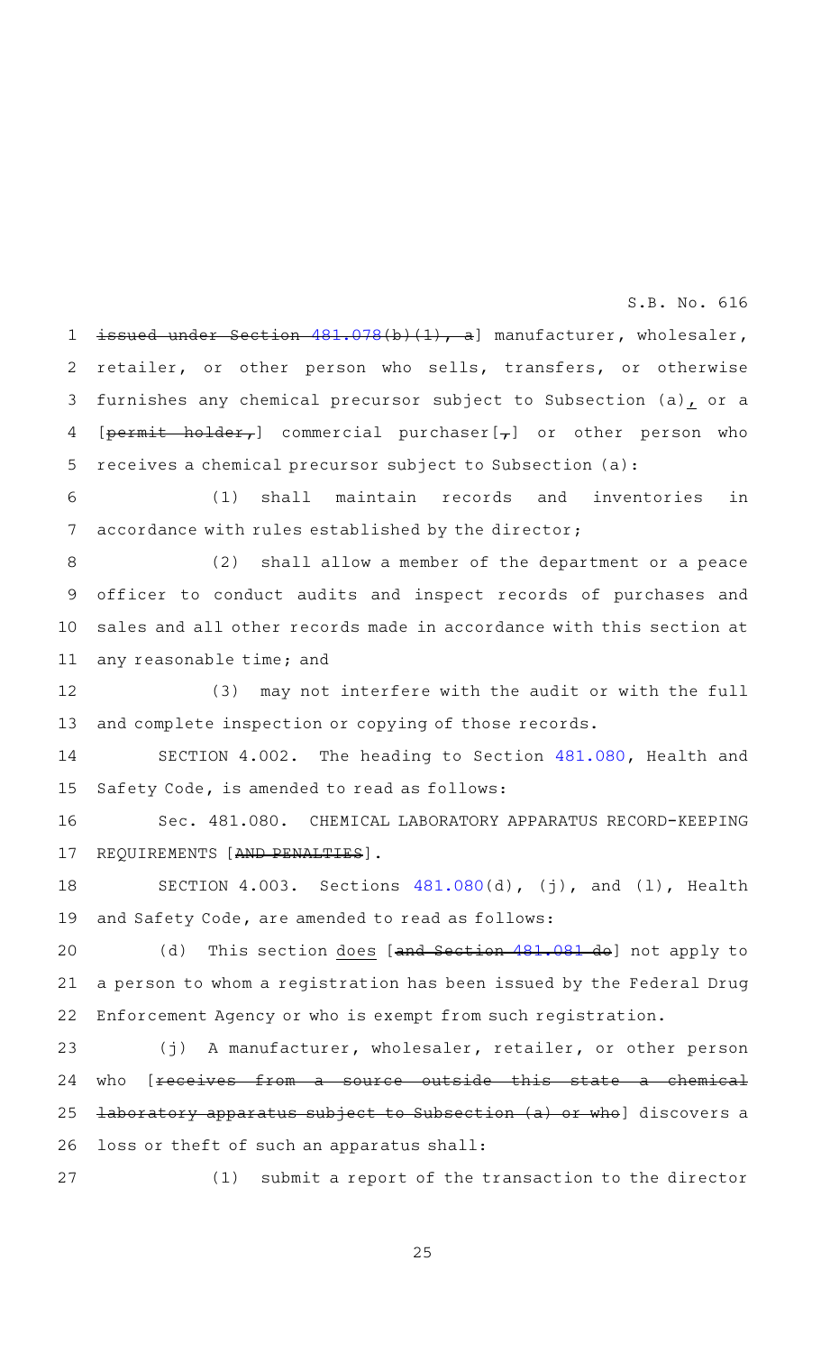issued under Section 481.078(b)(1), a] manufacturer, wholesaler, retailer, or other person who sells, transfers, or otherwise furnishes any chemical precursor subject to Subsection (a), or a [permit holder,] commercial purchaser[,] or other person who receives a chemical precursor subject to Subsection (a):

(1) shall maintain records and inventories in accordance with rules established by the director;

(2) shall allow a member of the department or a peace officer to conduct audits and inspect records of purchases and sales and all other records made in accordance with this section at any reasonable time; and

(3) may not interfere with the audit or with the full and complete inspection or copying of those records.

SECTION 4.002. The heading to Section 481.080, Health and Safety Code, is amended to read as follows:

Sec. 481.080. CHEMICAL LABORATORY APPARATUS RECORD-KEEPING REQUIREMENTS [AND PENALTIES].

SECTION 4.003. Sections 481.080(d), (j), and (l), Health and Safety Code, are amended to read as follows:

(d) This section does [and Section 481.081 do] not apply to a person to whom a registration has been issued by the Federal Drug Enforcement Agency or who is exempt from such registration.

(j) A manufacturer, wholesaler, retailer, or other person who [receives from a source outside this state a chemical laboratory apparatus subject to Subsection (a) or who] discovers a loss or theft of such an apparatus shall:

(1) submit a report of the transaction to the director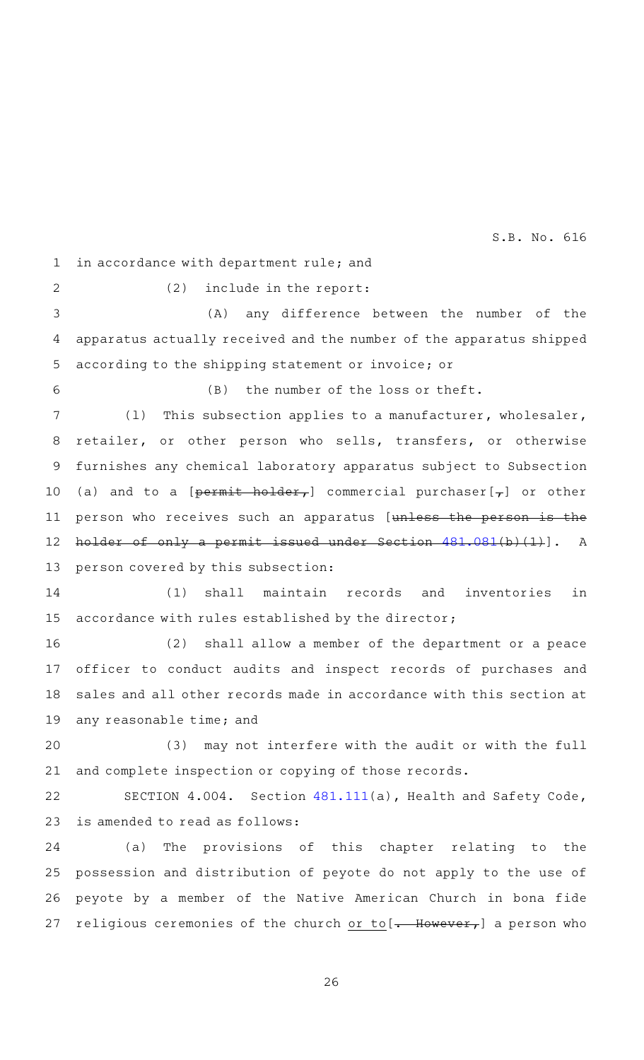in accordance with department rule; and

(2) include in the report:

(A) any difference between the number of the apparatus actually received and the number of the apparatus shipped according to the shipping statement or invoice; or

(B) the number of the loss or theft.

(l) This subsection applies to a manufacturer, wholesaler, retailer, or other person who sells, transfers, or otherwise furnishes any chemical laboratory apparatus subject to Subsection (a) and to a [~~permit holder,~~] commercial purchaser[~~,~~] or other person who receives such an apparatus [~~unless the person is the holder of only a permit issued under Section 481.081(b)(1)~~]. A person covered by this subsection:

(1) shall maintain records and inventories in accordance with rules established by the director;

(2) shall allow a member of the department or a peace officer to conduct audits and inspect records of purchases and sales and all other records made in accordance with this section at any reasonable time; and

(3) may not interfere with the audit or with the full and complete inspection or copying of those records.

SECTION 4.004. Section 481.111(a), Health and Safety Code, is amended to read as follows:

(a) The provisions of this chapter relating to the possession and distribution of peyote do not apply to the use of peyote by a member of the Native American Church in bona fide religious ceremonies of the church <u>or to</u>[~~. However,~~] a person who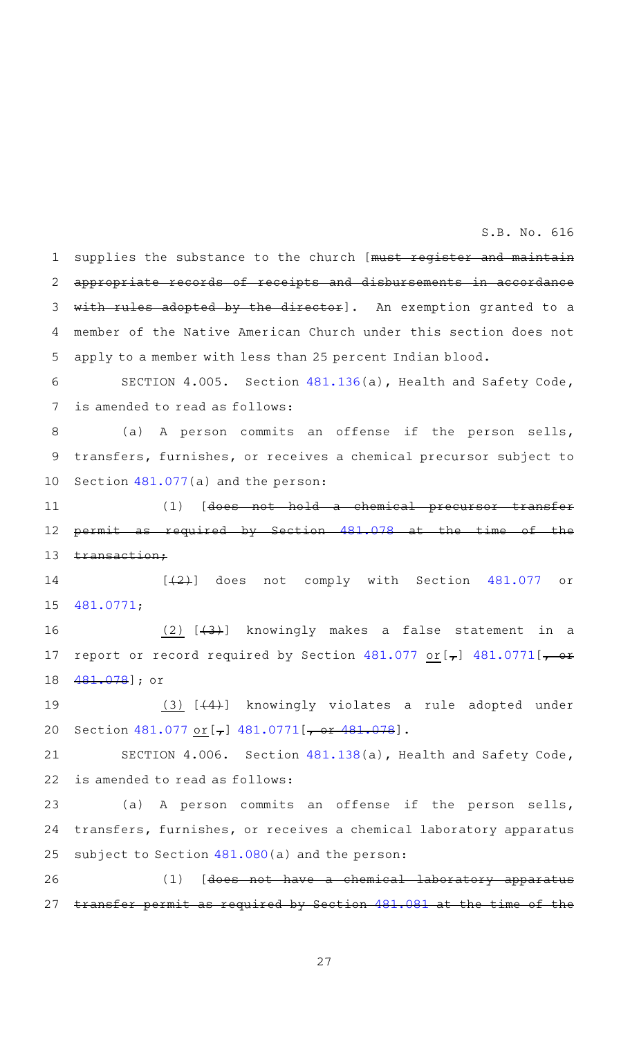supplies the substance to the church [must register and maintain appropriate records of receipts and disbursements in accordance with rules adopted by the director]. An exemption granted to a member of the Native American Church under this section does not apply to a member with less than 25 percent Indian blood.

SECTION 4.005. Section 481.136(a), Health and Safety Code, is amended to read as follows:

(a) A person commits an offense if the person sells, transfers, furnishes, or receives a chemical precursor subject to Section 481.077(a) and the person:

(1) [does not hold a chemical precursor transfer permit as required by Section 481.078 at the time of the transaction;

[(2)] does not comply with Section 481.077 or 481.0771;

(2) [(3)] knowingly makes a false statement in a report or record required by Section 481.077 or [,] 481.0771 [, or 481.078]; or

(3) [(4)] knowingly violates a rule adopted under Section 481.077 or [,] 481.0771 [, or 481.078].

SECTION 4.006. Section 481.138(a), Health and Safety Code, is amended to read as follows:

(a) A person commits an offense if the person sells, transfers, furnishes, or receives a chemical laboratory apparatus subject to Section 481.080(a) and the person:

(1) [does not have a chemical laboratory apparatus transfer permit as required by Section 481.081 at the time of the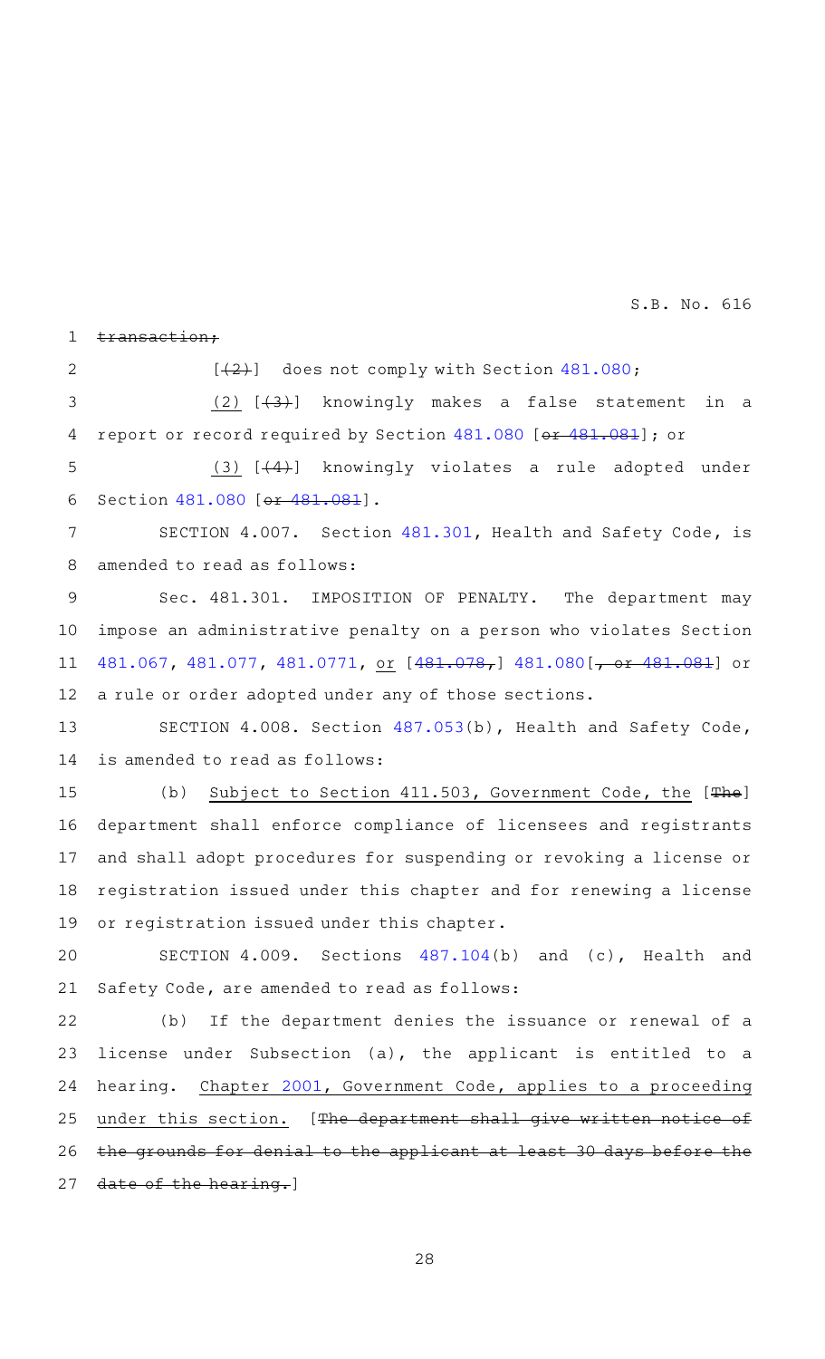~~transaction;~~

[~~(2)~~] does not comply with Section 481.080;

(2) [~~(3)~~] knowingly makes a false statement in a report or record required by Section 481.080 [~~or 481.081~~]; or

(3) [~~(4)~~] knowingly violates a rule adopted under Section 481.080 [~~or 481.081~~].

SECTION 4.007. Section 481.301, Health and Safety Code, is amended to read as follows:

Sec. 481.301. IMPOSITION OF PENALTY. The department may impose an administrative penalty on a person who violates Section 481.067, 481.077, 481.0771, or [~~481.078,~~] 481.080[~~, or 481.081~~] or a rule or order adopted under any of those sections.

SECTION 4.008. Section 487.053(b), Health and Safety Code, is amended to read as follows:

(b) Subject to Section 411.503, Government Code, the [~~The~~] department shall enforce compliance of licensees and registrants and shall adopt procedures for suspending or revoking a license or registration issued under this chapter and for renewing a license or registration issued under this chapter.

SECTION 4.009. Sections 487.104(b) and (c), Health and Safety Code, are amended to read as follows:

(b) If the department denies the issuance or renewal of a license under Subsection (a), the applicant is entitled to a hearing. Chapter 2001, Government Code, applies to a proceeding under this section. [~~The department shall give written notice of the grounds for denial to the applicant at least 30 days before the date of the hearing.~~]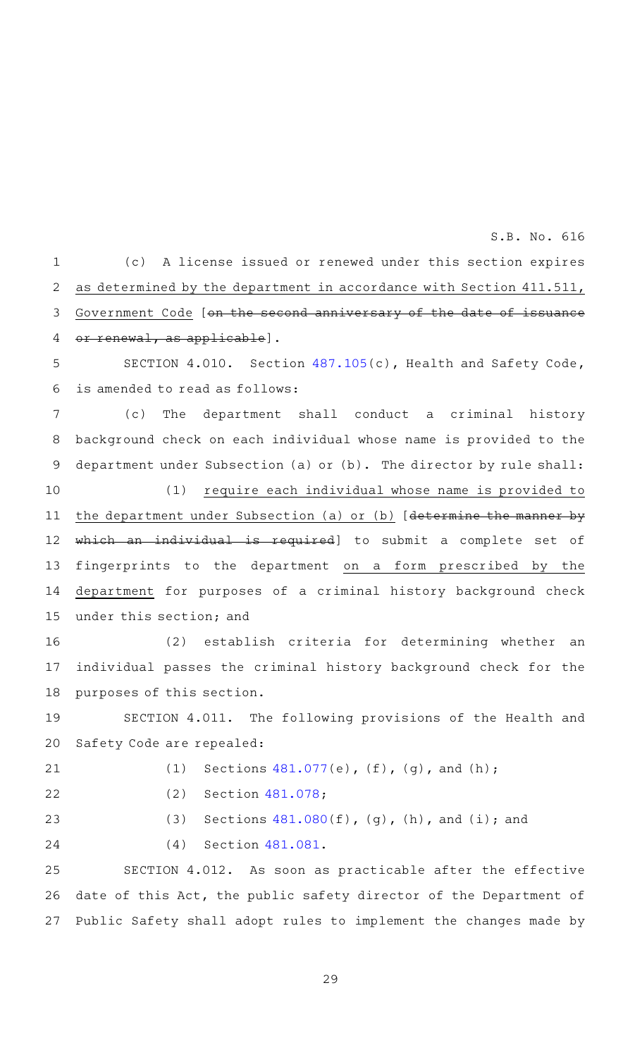(c) A license issued or renewed under this section expires as determined by the department in accordance with Section 411.511, Government Code [~~on the second anniversary of the date of issuance or renewal, as applicable~~].

SECTION 4.010. Section 487.105(c), Health and Safety Code, is amended to read as follows:

(c) The department shall conduct a criminal history background check on each individual whose name is provided to the department under Subsection (a) or (b). The director by rule shall:

(1) require each individual whose name is provided to the department under Subsection (a) or (b) [~~determine the manner by which an individual is required~~] to submit a complete set of fingerprints to the department on a form prescribed by the department for purposes of a criminal history background check under this section; and

(2) establish criteria for determining whether an individual passes the criminal history background check for the purposes of this section.

SECTION 4.011. The following provisions of the Health and Safety Code are repealed:

(1) Sections 481.077(e), (f), (g), and (h);

(2) Section 481.078;

(3) Sections 481.080(f), (g), (h), and (i); and

(4) Section 481.081.

SECTION 4.012. As soon as practicable after the effective date of this Act, the public safety director of the Department of Public Safety shall adopt rules to implement the changes made by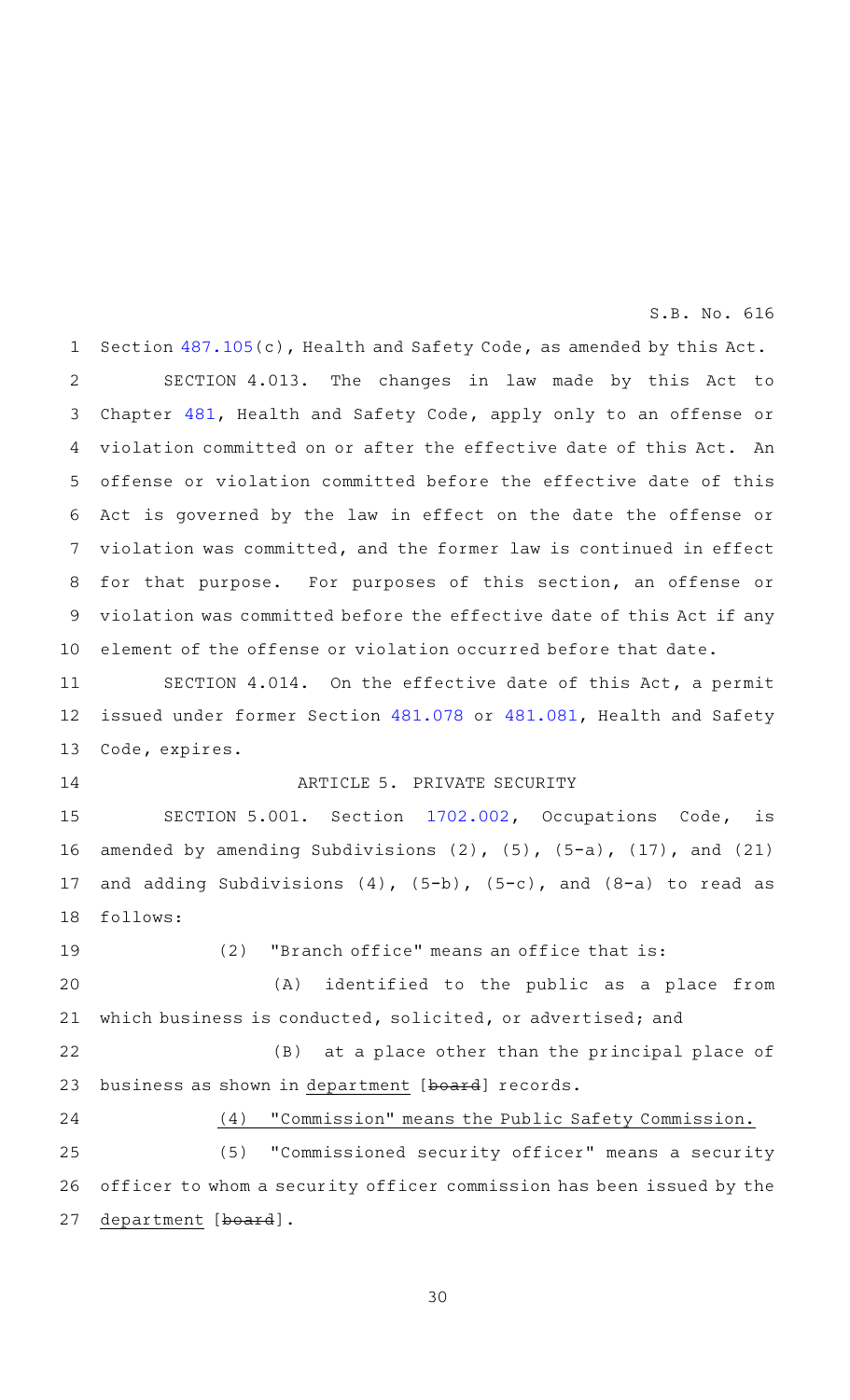Section 487.105(c), Health and Safety Code, as amended by this Act.

SECTION 4.013. The changes in law made by this Act to Chapter 481, Health and Safety Code, apply only to an offense or violation committed on or after the effective date of this Act. An offense or violation committed before the effective date of this Act is governed by the law in effect on the date the offense or violation was committed, and the former law is continued in effect for that purpose. For purposes of this section, an offense or violation was committed before the effective date of this Act if any element of the offense or violation occurred before that date.

SECTION 4.014. On the effective date of this Act, a permit issued under former Section 481.078 or 481.081, Health and Safety Code, expires.

ARTICLE 5. PRIVATE SECURITY

SECTION 5.001. Section 1702.002, Occupations Code, is amended by amending Subdivisions (2), (5), (5-a), (17), and (21) and adding Subdivisions (4), (5-b), (5-c), and (8-a) to read as follows:

(2) "Branch office" means an office that is:

(A) identified to the public as a place from which business is conducted, solicited, or advertised; and

(B) at a place other than the principal place of business as shown in department [~~board~~] records.

(4) "Commission" means the Public Safety Commission.

(5) "Commissioned security officer" means a security officer to whom a security officer commission has been issued by the department [~~board~~].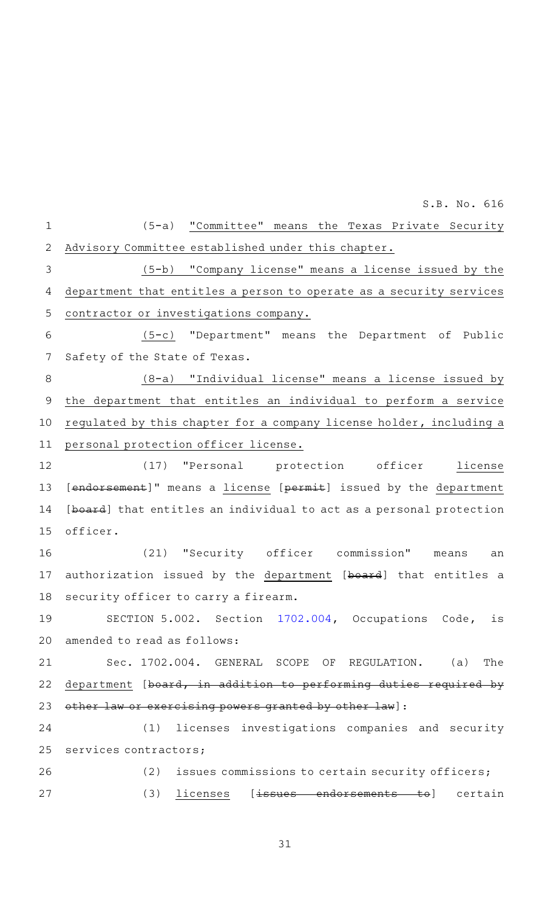(5-a) "Committee" means the Texas Private Security Advisory Committee established under this chapter.

(5-b) "Company license" means a license issued by the department that entitles a person to operate as a security services contractor or investigations company.

(5-c) "Department" means the Department of Public Safety of the State of Texas.

(8-a) "Individual license" means a license issued by the department that entitles an individual to perform a service regulated by this chapter for a company license holder, including a personal protection officer license.

(17) "Personal protection officer license [~~endorsement~~]" means a license [~~permit~~] issued by the department [~~board~~] that entitles an individual to act as a personal protection officer.

(21) "Security officer commission" means an authorization issued by the department [~~board~~] that entitles a security officer to carry a firearm.

SECTION 5.002. Section 1702.004, Occupations Code, is amended to read as follows:

Sec. 1702.004. GENERAL SCOPE OF REGULATION. (a) The department [~~board, in addition to performing duties required by other law or exercising powers granted by other law~~]:

(1) licenses investigations companies and security services contractors;

(2) issues commissions to certain security officers;

(3) licenses [~~issues endorsements to~~] certain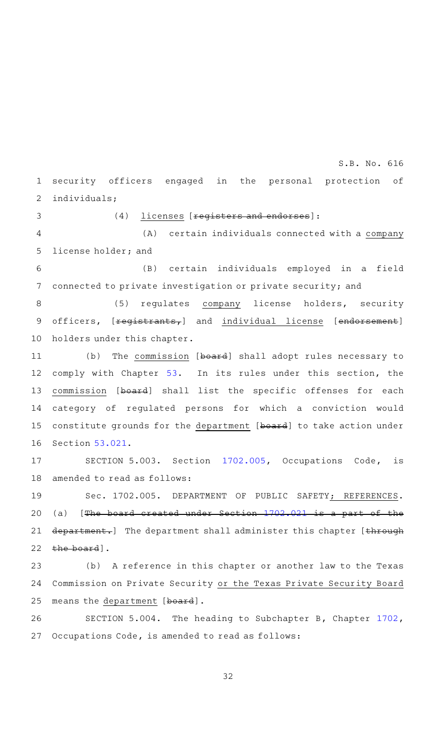security officers engaged in the personal protection of individuals;

(4) licenses [registers and endorses]:

(A) certain individuals connected with a company license holder; and

(B) certain individuals employed in a field connected to private investigation or private security; and

(5) regulates company license holders, security officers, [registrants,] and individual license [endorsement] holders under this chapter.

(b) The commission [board] shall adopt rules necessary to comply with Chapter 53. In its rules under this section, the commission [board] shall list the specific offenses for each category of regulated persons for which a conviction would constitute grounds for the department [board] to take action under Section 53.021.

SECTION 5.003. Section 1702.005, Occupations Code, is amended to read as follows:

Sec. 1702.005. DEPARTMENT OF PUBLIC SAFETY; REFERENCES. (a) [The board created under Section 1702.021 is a part of the department.] The department shall administer this chapter [through the board].

(b) A reference in this chapter or another law to the Texas Commission on Private Security or the Texas Private Security Board means the department [board].

SECTION 5.004. The heading to Subchapter B, Chapter 1702, Occupations Code, is amended to read as follows: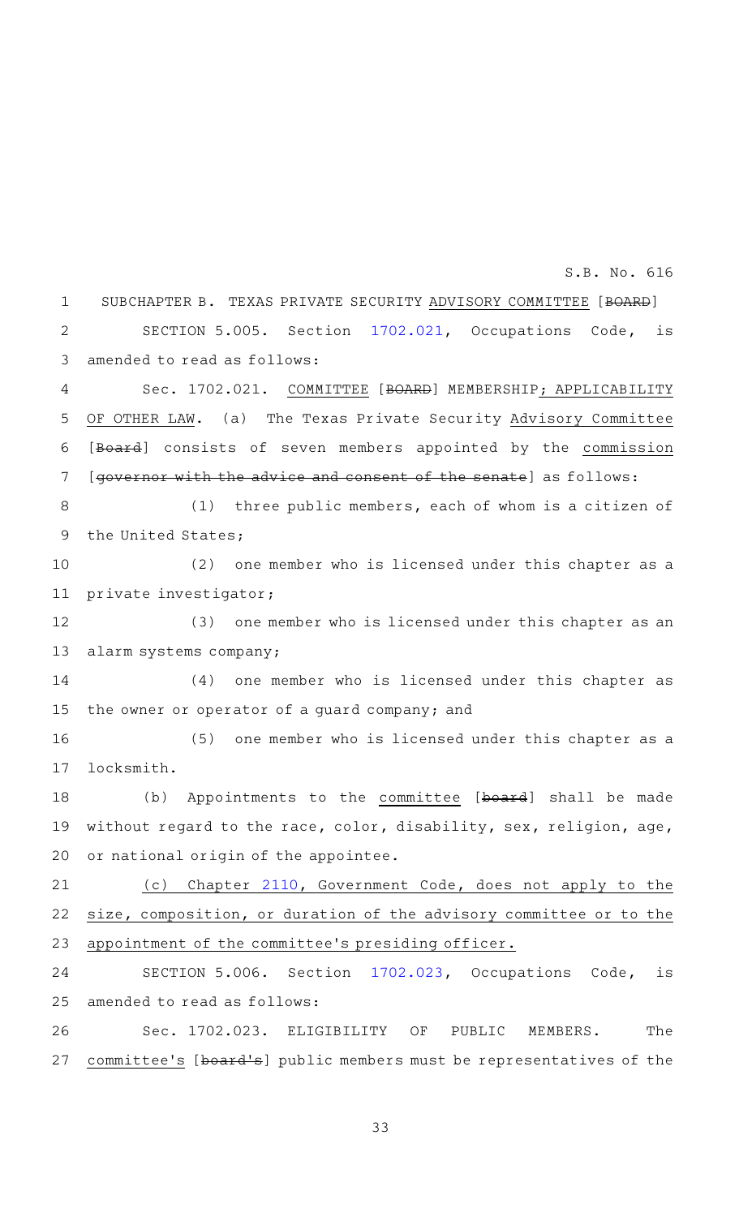SUBCHAPTER B. TEXAS PRIVATE SECURITY ADVISORY COMMITTEE [BOARD]

SECTION 5.005. Section 1702.021, Occupations Code, is amended to read as follows:

Sec. 1702.021. COMMITTEE [BOARD] MEMBERSHIP; APPLICABILITY OF OTHER LAW. (a) The Texas Private Security Advisory Committee [Board] consists of seven members appointed by the commission [governor with the advice and consent of the senate] as follows:

(1) three public members, each of whom is a citizen of the United States;

(2) one member who is licensed under this chapter as a private investigator;

(3) one member who is licensed under this chapter as an alarm systems company;

(4) one member who is licensed under this chapter as the owner or operator of a guard company; and

(5) one member who is licensed under this chapter as a locksmith.

(b) Appointments to the committee [board] shall be made without regard to the race, color, disability, sex, religion, age, or national origin of the appointee.

(c) Chapter 2110, Government Code, does not apply to the size, composition, or duration of the advisory committee or to the appointment of the committee's presiding officer.

SECTION 5.006. Section 1702.023, Occupations Code, is amended to read as follows:

Sec. 1702.023. ELIGIBILITY OF PUBLIC MEMBERS. The committee's [board's] public members must be representatives of the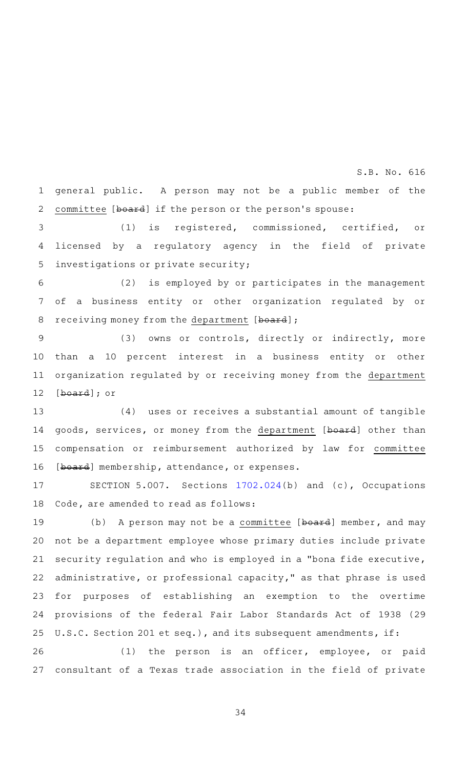general public. A person may not be a public member of the committee [~~board~~] if the person or the person's spouse:

(1) is registered, commissioned, certified, or licensed by a regulatory agency in the field of private investigations or private security;

(2) is employed by or participates in the management of a business entity or other organization regulated by or receiving money from the department [~~board~~];

(3) owns or controls, directly or indirectly, more than a 10 percent interest in a business entity or other organization regulated by or receiving money from the department [~~board~~]; or

(4) uses or receives a substantial amount of tangible goods, services, or money from the department [~~board~~] other than compensation or reimbursement authorized by law for committee [~~board~~] membership, attendance, or expenses.

SECTION 5.007. Sections 1702.024(b) and (c), Occupations Code, are amended to read as follows:

(b) A person may not be a committee [~~board~~] member, and may not be a department employee whose primary duties include private security regulation and who is employed in a "bona fide executive, administrative, or professional capacity," as that phrase is used for purposes of establishing an exemption to the overtime provisions of the federal Fair Labor Standards Act of 1938 (29 U.S.C. Section 201 et seq.), and its subsequent amendments, if:

(1) the person is an officer, employee, or paid consultant of a Texas trade association in the field of private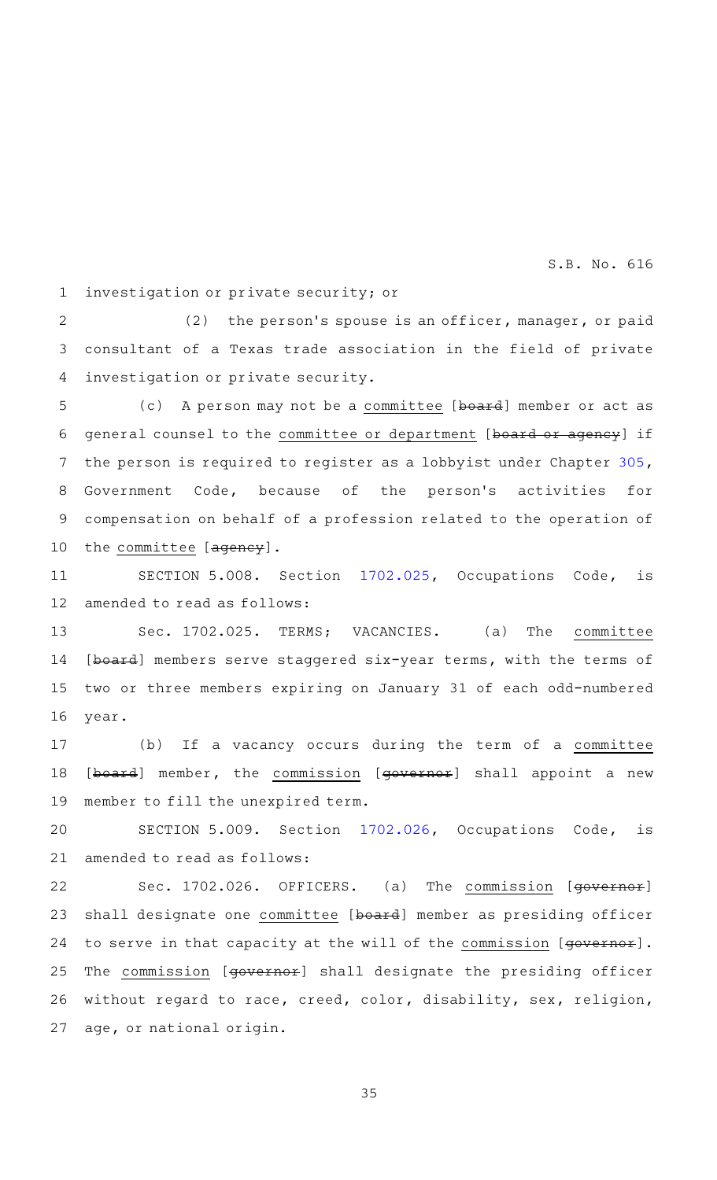investigation or private security; or

(2) the person's spouse is an officer, manager, or paid consultant of a Texas trade association in the field of private investigation or private security.

(c) A person may not be a committee [~~board~~] member or act as general counsel to the committee or department [~~board or agency~~] if the person is required to register as a lobbyist under Chapter 305, Government Code, because of the person's activities for compensation on behalf of a profession related to the operation of the committee [~~agency~~].

SECTION 5.008. Section 1702.025, Occupations Code, is amended to read as follows:

Sec. 1702.025. TERMS; VACANCIES. (a) The committee [~~board~~] members serve staggered six-year terms, with the terms of two or three members expiring on January 31 of each odd-numbered year.

(b) If a vacancy occurs during the term of a committee [~~board~~] member, the commission [~~governor~~] shall appoint a new member to fill the unexpired term.

SECTION 5.009. Section 1702.026, Occupations Code, is amended to read as follows:

Sec. 1702.026. OFFICERS. (a) The commission [~~governor~~] shall designate one committee [~~board~~] member as presiding officer to serve in that capacity at the will of the commission [~~governor~~]. The commission [~~governor~~] shall designate the presiding officer without regard to race, creed, color, disability, sex, religion, age, or national origin.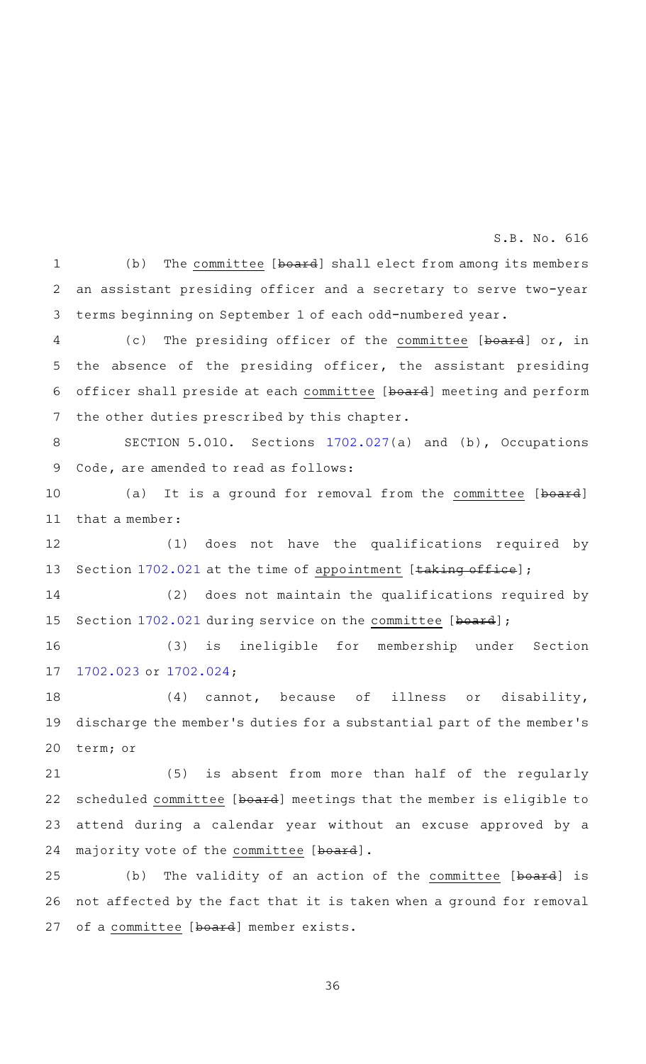(b) The committee [board] shall elect from among its members an assistant presiding officer and a secretary to serve two-year terms beginning on September 1 of each odd-numbered year.

(c) The presiding officer of the committee [board] or, in the absence of the presiding officer, the assistant presiding officer shall preside at each committee [board] meeting and perform the other duties prescribed by this chapter.

SECTION 5.010. Sections 1702.027(a) and (b), Occupations Code, are amended to read as follows:

(a) It is a ground for removal from the committee [board] that a member:

(1) does not have the qualifications required by Section 1702.021 at the time of appointment [taking office];

(2) does not maintain the qualifications required by Section 1702.021 during service on the committee [board];

(3) is ineligible for membership under Section 1702.023 or 1702.024;

(4) cannot, because of illness or disability, discharge the member's duties for a substantial part of the member's term; or

(5) is absent from more than half of the regularly scheduled committee [board] meetings that the member is eligible to attend during a calendar year without an excuse approved by a majority vote of the committee [board].

(b) The validity of an action of the committee [board] is not affected by the fact that it is taken when a ground for removal of a committee [board] member exists.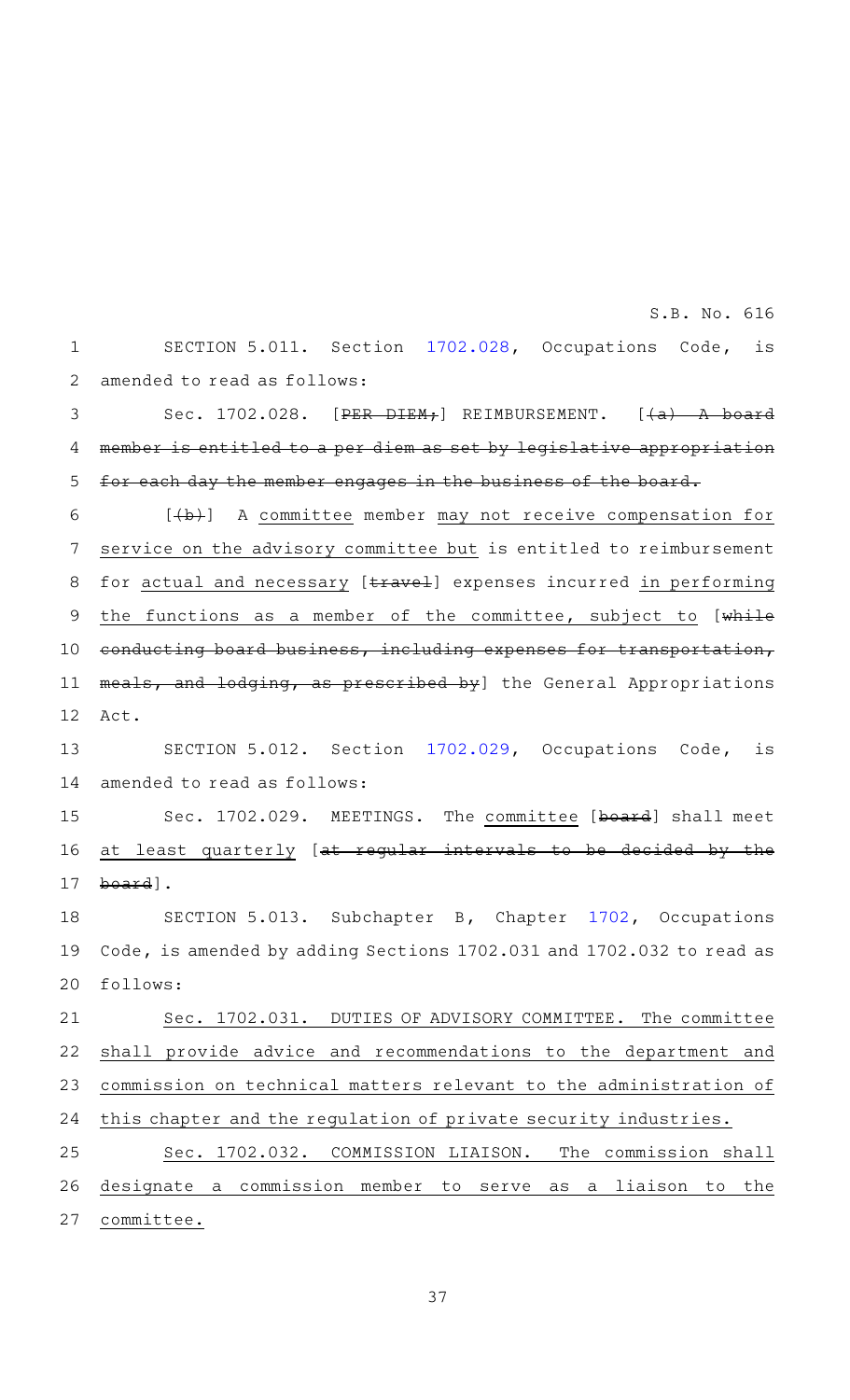SECTION 5.011. Section 1702.028, Occupations Code, is amended to read as follows:

Sec. 1702.028. [~~PER DIEM;~~] REIMBURSEMENT. [~~(a) A board member is entitled to a per diem as set by legislative appropriation for each day the member engages in the business of the board.~~

[~~(b)~~] A committee member may not receive compensation for service on the advisory committee but is entitled to reimbursement for actual and necessary [~~travel~~] expenses incurred in performing the functions as a member of the committee, subject to [~~while conducting board business, including expenses for transportation, meals, and lodging, as prescribed by~~] the General Appropriations Act.

SECTION 5.012. Section 1702.029, Occupations Code, is amended to read as follows:

Sec. 1702.029. MEETINGS. The committee [~~board~~] shall meet at least quarterly [~~at regular intervals to be decided by the board~~].

SECTION 5.013. Subchapter B, Chapter 1702, Occupations Code, is amended by adding Sections 1702.031 and 1702.032 to read as follows:

Sec. 1702.031. DUTIES OF ADVISORY COMMITTEE. The committee shall provide advice and recommendations to the department and commission on technical matters relevant to the administration of this chapter and the regulation of private security industries.

Sec. 1702.032. COMMISSION LIAISON. The commission shall designate a commission member to serve as a liaison to the committee.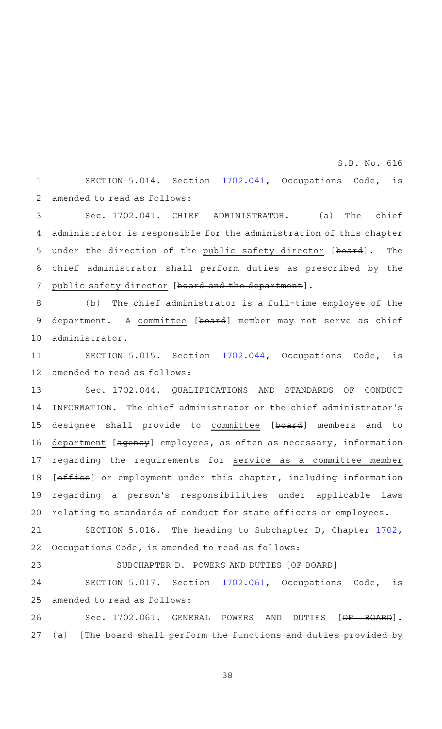SECTION 5.014. Section 1702.041, Occupations Code, is amended to read as follows:

Sec. 1702.041. CHIEF ADMINISTRATOR. (a) The chief administrator is responsible for the administration of this chapter under the direction of the public safety director [board]. The chief administrator shall perform duties as prescribed by the public safety director [board and the department].

(b) The chief administrator is a full-time employee of the department. A committee [board] member may not serve as chief administrator.

SECTION 5.015. Section 1702.044, Occupations Code, is amended to read as follows:

Sec. 1702.044. QUALIFICATIONS AND STANDARDS OF CONDUCT INFORMATION. The chief administrator or the chief administrator's designee shall provide to committee [board] members and to department [agency] employees, as often as necessary, information regarding the requirements for service as a committee member [office] or employment under this chapter, including information regarding a person's responsibilities under applicable laws relating to standards of conduct for state officers or employees.

SECTION 5.016. The heading to Subchapter D, Chapter 1702, Occupations Code, is amended to read as follows:

SUBCHAPTER D. POWERS AND DUTIES [OF BOARD]

SECTION 5.017. Section 1702.061, Occupations Code, is amended to read as follows:

Sec. 1702.061. GENERAL POWERS AND DUTIES [OF BOARD]. (a) [The board shall perform the functions and duties provided by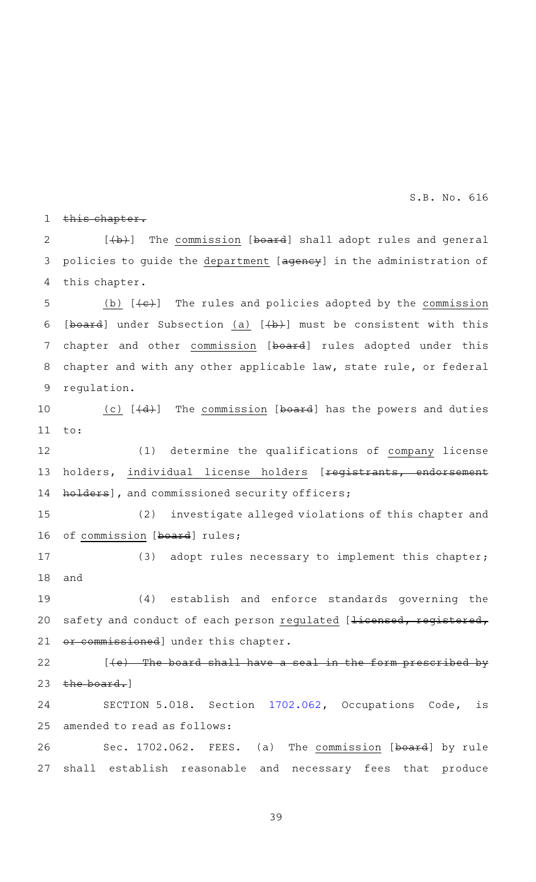~~this chapter.~~

[~~(b)~~] The commission [~~board~~] shall adopt rules and general policies to guide the department [~~agency~~] in the administration of this chapter.

(b) [~~(c)~~] The rules and policies adopted by the commission [~~board~~] under Subsection (a) [~~(b)~~] must be consistent with this chapter and other commission [~~board~~] rules adopted under this chapter and with any other applicable law, state rule, or federal regulation.

(c) [~~(d)~~] The commission [~~board~~] has the powers and duties to:

(1) determine the qualifications of company license holders, individual license holders [~~registrants, endorsement holders~~], and commissioned security officers;

(2) investigate alleged violations of this chapter and of commission [~~board~~] rules;

(3) adopt rules necessary to implement this chapter; and

(4) establish and enforce standards governing the safety and conduct of each person regulated [~~licensed, registered, or commissioned~~] under this chapter.

[~~(e) The board shall have a seal in the form prescribed by the board.~~]

SECTION 5.018. Section 1702.062, Occupations Code, is amended to read as follows:

Sec. 1702.062. FEES. (a) The commission [~~board~~] by rule shall establish reasonable and necessary fees that produce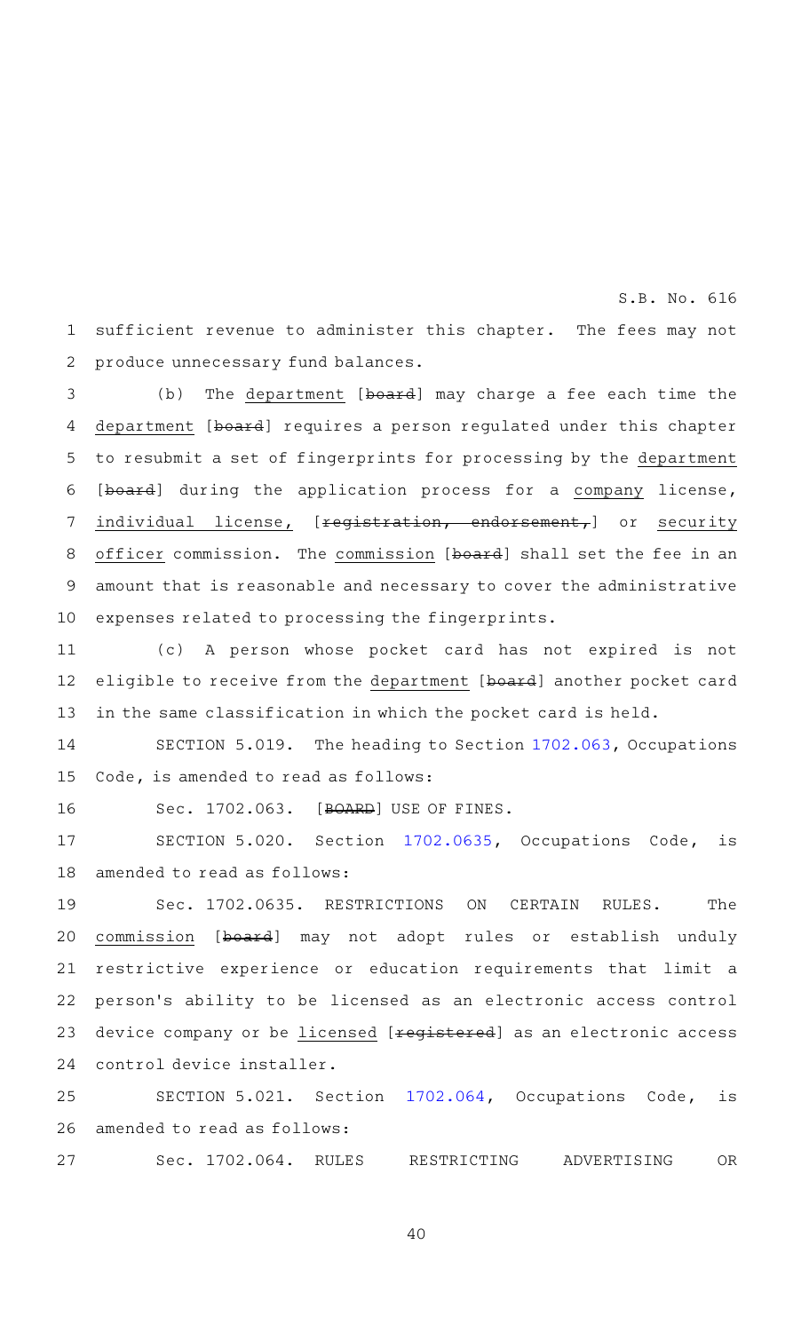sufficient revenue to administer this chapter. The fees may not produce unnecessary fund balances.

(b) The department [~~board~~] may charge a fee each time the department [~~board~~] requires a person regulated under this chapter to resubmit a set of fingerprints for processing by the department [~~board~~] during the application process for a company license, individual license, [~~registration, endorsement,~~] or security officer commission. The commission [~~board~~] shall set the fee in an amount that is reasonable and necessary to cover the administrative expenses related to processing the fingerprints.

(c) A person whose pocket card has not expired is not eligible to receive from the department [~~board~~] another pocket card in the same classification in which the pocket card is held.

SECTION 5.019. The heading to Section 1702.063, Occupations Code, is amended to read as follows:

Sec. 1702.063. [~~BOARD~~] USE OF FINES.

SECTION 5.020. Section 1702.0635, Occupations Code, is amended to read as follows:

Sec. 1702.0635. RESTRICTIONS ON CERTAIN RULES. The commission [~~board~~] may not adopt rules or establish unduly restrictive experience or education requirements that limit a person's ability to be licensed as an electronic access control device company or be licensed [~~registered~~] as an electronic access control device installer.

SECTION 5.021. Section 1702.064, Occupations Code, is amended to read as follows:

Sec. 1702.064. RULES RESTRICTING ADVERTISING OR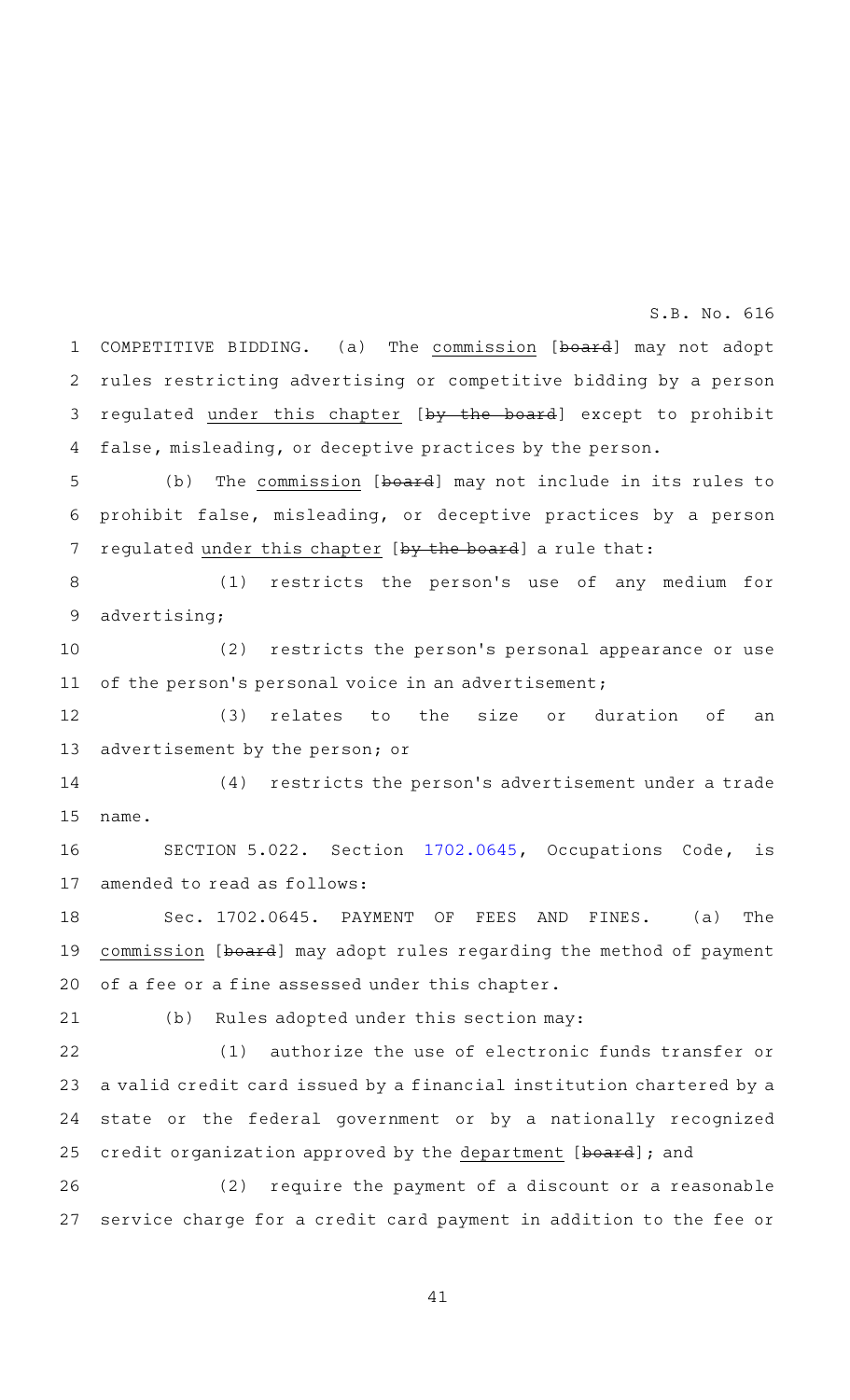COMPETITIVE BIDDING. (a) The commission [~~board~~] may not adopt rules restricting advertising or competitive bidding by a person regulated under this chapter [~~by the board~~] except to prohibit false, misleading, or deceptive practices by the person.

(b) The commission [~~board~~] may not include in its rules to prohibit false, misleading, or deceptive practices by a person regulated under this chapter [~~by the board~~] a rule that:

(1) restricts the person's use of any medium for advertising;

(2) restricts the person's personal appearance or use of the person's personal voice in an advertisement;

(3) relates to the size or duration of an advertisement by the person; or

(4) restricts the person's advertisement under a trade name.

SECTION 5.022. Section 1702.0645, Occupations Code, is amended to read as follows:

Sec. 1702.0645. PAYMENT OF FEES AND FINES. (a) The commission [~~board~~] may adopt rules regarding the method of payment of a fee or a fine assessed under this chapter.

(b) Rules adopted under this section may:

(1) authorize the use of electronic funds transfer or a valid credit card issued by a financial institution chartered by a state or the federal government or by a nationally recognized credit organization approved by the department [~~board~~]; and

(2) require the payment of a discount or a reasonable service charge for a credit card payment in addition to the fee or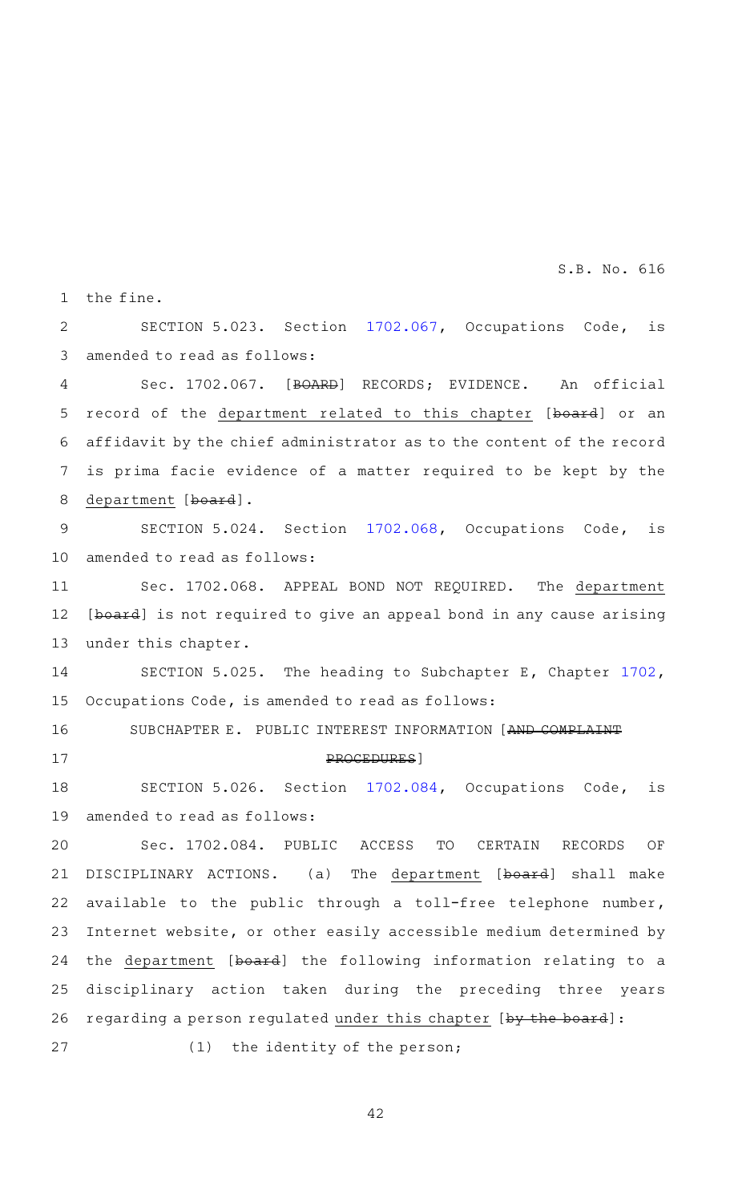the fine.

SECTION 5.023. Section 1702.067, Occupations Code, is amended to read as follows:

Sec. 1702.067. [~~BOARD~~] RECORDS; EVIDENCE. An official record of the department related to this chapter [~~board~~] or an affidavit by the chief administrator as to the content of the record is prima facie evidence of a matter required to be kept by the department [~~board~~].

SECTION 5.024. Section 1702.068, Occupations Code, is amended to read as follows:

Sec. 1702.068. APPEAL BOND NOT REQUIRED. The department [~~board~~] is not required to give an appeal bond in any cause arising under this chapter.

SECTION 5.025. The heading to Subchapter E, Chapter 1702, Occupations Code, is amended to read as follows:

SUBCHAPTER E. PUBLIC INTEREST INFORMATION [~~AND COMPLAINT PROCEDURES~~]

SECTION 5.026. Section 1702.084, Occupations Code, is amended to read as follows:

Sec. 1702.084. PUBLIC ACCESS TO CERTAIN RECORDS OF DISCIPLINARY ACTIONS. (a) The department [~~board~~] shall make available to the public through a toll-free telephone number, Internet website, or other easily accessible medium determined by the department [~~board~~] the following information relating to a disciplinary action taken during the preceding three years regarding a person regulated under this chapter [~~by the board~~]:

(1) the identity of the person;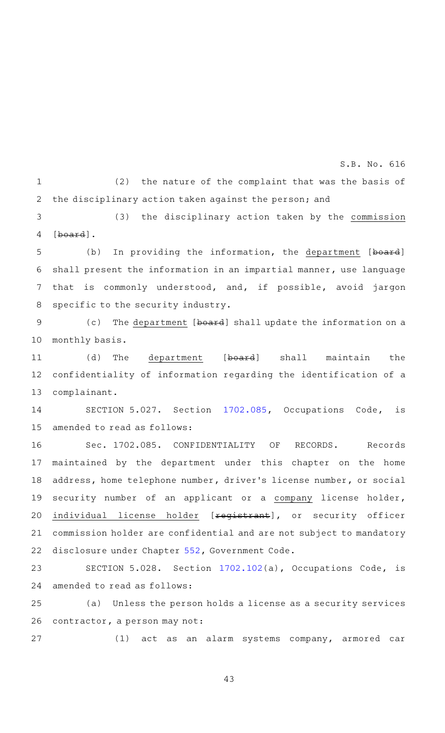(2) the nature of the complaint that was the basis of the disciplinary action taken against the person; and

(3) the disciplinary action taken by the commission [board].

(b) In providing the information, the department [board] shall present the information in an impartial manner, use language that is commonly understood, and, if possible, avoid jargon specific to the security industry.

(c) The department [board] shall update the information on a monthly basis.

(d) The department [board] shall maintain the confidentiality of information regarding the identification of a complainant.

SECTION 5.027. Section 1702.085, Occupations Code, is amended to read as follows:

Sec. 1702.085. CONFIDENTIALITY OF RECORDS. Records maintained by the department under this chapter on the home address, home telephone number, driver's license number, or social security number of an applicant or a company license holder, individual license holder [registrant], or security officer commission holder are confidential and are not subject to mandatory disclosure under Chapter 552, Government Code.

SECTION 5.028. Section 1702.102(a), Occupations Code, is amended to read as follows:

(a) Unless the person holds a license as a security services contractor, a person may not:

(1) act as an alarm systems company, armored car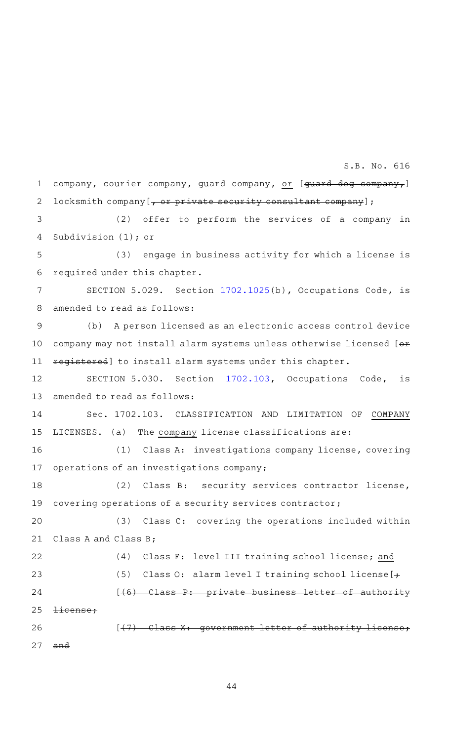company, courier company, guard company, or [guard dog company,] locksmith company[, or private security consultant company];

(2) offer to perform the services of a company in Subdivision (1); or

(3) engage in business activity for which a license is required under this chapter.

SECTION 5.029. Section 1702.1025(b), Occupations Code, is amended to read as follows:

(b) A person licensed as an electronic access control device company may not install alarm systems unless otherwise licensed [or registered] to install alarm systems under this chapter.

SECTION 5.030. Section 1702.103, Occupations Code, is amended to read as follows:

Sec. 1702.103. CLASSIFICATION AND LIMITATION OF COMPANY LICENSES. (a) The company license classifications are:

(1) Class A: investigations company license, covering operations of an investigations company;

(2) Class B: security services contractor license, covering operations of a security services contractor;

(3) Class C: covering the operations included within Class A and Class B;

(4) Class F: level III training school license; and

(5) Class O: alarm level I training school license[;

[(6) Class P: private business letter of authority license;

[(7) Class X: government letter of authority license; and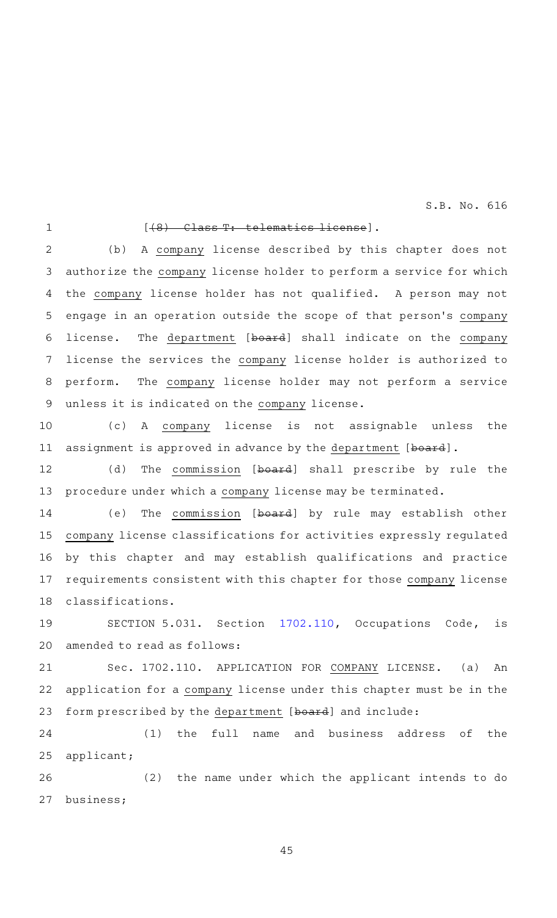[~~(8) Class T: telematics license~~].

(b) A company license described by this chapter does not authorize the company license holder to perform a service for which the company license holder has not qualified. A person may not engage in an operation outside the scope of that person's company license. The department [~~board~~] shall indicate on the company license the services the company license holder is authorized to perform. The company license holder may not perform a service unless it is indicated on the company license.

(c) A company license is not assignable unless the assignment is approved in advance by the department [~~board~~].

(d) The commission [~~board~~] shall prescribe by rule the procedure under which a company license may be terminated.

(e) The commission [~~board~~] by rule may establish other company license classifications for activities expressly regulated by this chapter and may establish qualifications and practice requirements consistent with this chapter for those company license classifications.

SECTION 5.031. Section 1702.110, Occupations Code, is amended to read as follows:

Sec. 1702.110. APPLICATION FOR COMPANY LICENSE. (a) An application for a company license under this chapter must be in the form prescribed by the department [~~board~~] and include:

(1) the full name and business address of the applicant;

(2) the name under which the applicant intends to do business;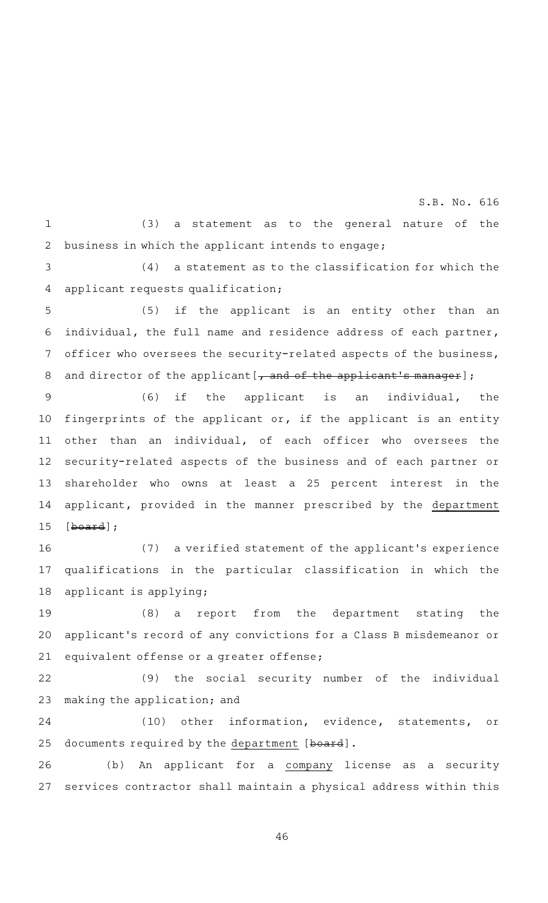(3) a statement as to the general nature of the business in which the applicant intends to engage;

(4) a statement as to the classification for which the applicant requests qualification;

(5) if the applicant is an entity other than an individual, the full name and residence address of each partner, officer who oversees the security-related aspects of the business, and director of the applicant [~~, and of the applicant's manager~~];

(6) if the applicant is an individual, the fingerprints of the applicant or, if the applicant is an entity other than an individual, of each officer who oversees the security-related aspects of the business and of each partner or shareholder who owns at least a 25 percent interest in the applicant, provided in the manner prescribed by the department [~~board~~];

(7) a verified statement of the applicant's experience qualifications in the particular classification in which the applicant is applying;

(8) a report from the department stating the applicant's record of any convictions for a Class B misdemeanor or equivalent offense or a greater offense;

(9) the social security number of the individual making the application; and

(10) other information, evidence, statements, or documents required by the department [~~board~~].

(b) An applicant for a company license as a security services contractor shall maintain a physical address within this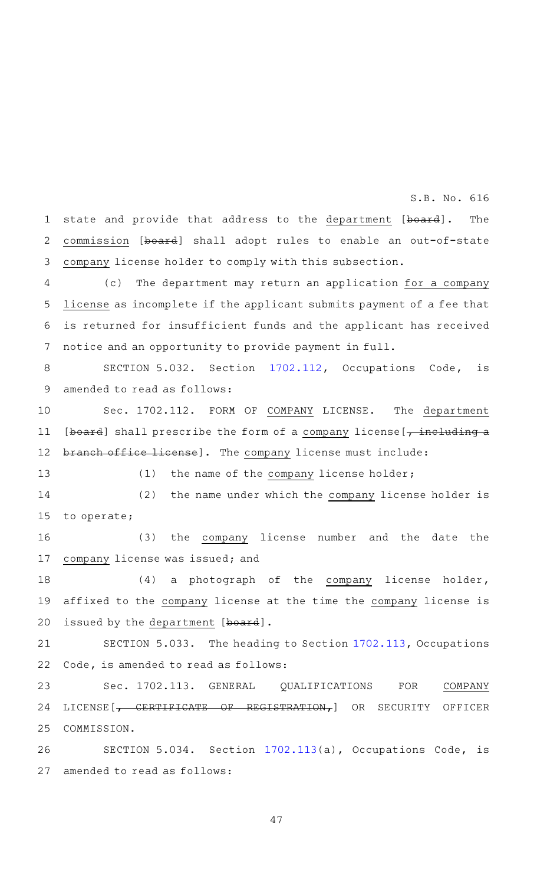state and provide that address to the department [board]. The commission [board] shall adopt rules to enable an out-of-state company license holder to comply with this subsection.

(c) The department may return an application for a company license as incomplete if the applicant submits payment of a fee that is returned for insufficient funds and the applicant has received notice and an opportunity to provide payment in full.

SECTION 5.032. Section 1702.112, Occupations Code, is amended to read as follows:

Sec. 1702.112. FORM OF COMPANY LICENSE. The department [board] shall prescribe the form of a company license[, including a branch office license]. The company license must include:

(1) the name of the company license holder;

(2) the name under which the company license holder is to operate;

(3) the company license number and the date the company license was issued; and

(4) a photograph of the company license holder, affixed to the company license at the time the company license is issued by the department [board].

SECTION 5.033. The heading to Section 1702.113, Occupations Code, is amended to read as follows:

Sec. 1702.113. GENERAL QUALIFICATIONS FOR COMPANY LICENSE[, CERTIFICATE OF REGISTRATION,] OR SECURITY OFFICER COMMISSION.

SECTION 5.034. Section 1702.113(a), Occupations Code, is amended to read as follows: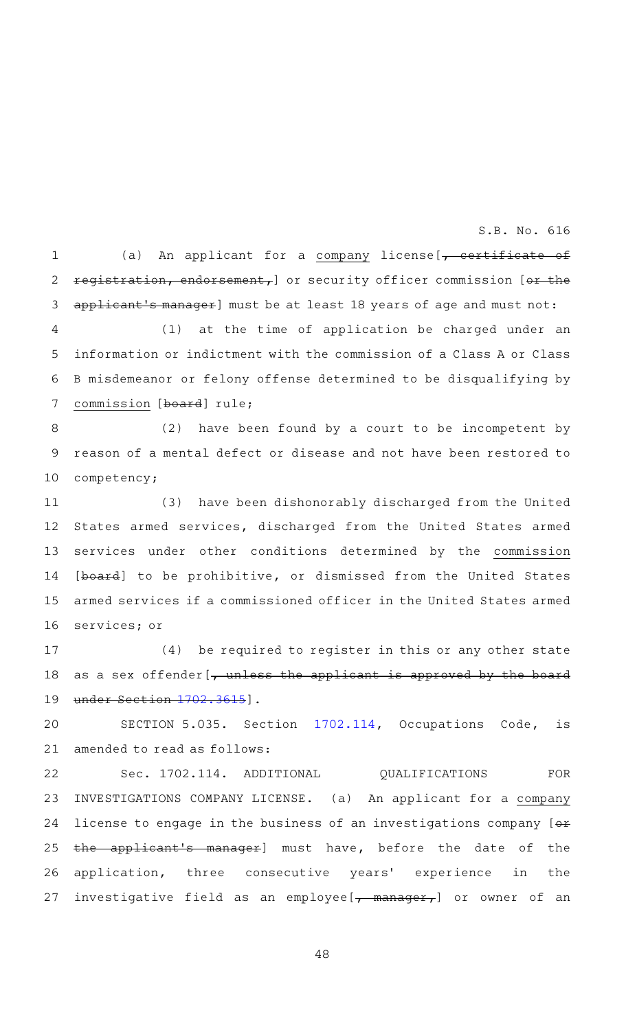(a) An applicant for a company license[, certificate of registration, endorsement,] or security officer commission [or the applicant's manager] must be at least 18 years of age and must not:

(1) at the time of application be charged under an information or indictment with the commission of a Class A or Class B misdemeanor or felony offense determined to be disqualifying by commission [board] rule;

(2) have been found by a court to be incompetent by reason of a mental defect or disease and not have been restored to competency;

(3) have been dishonorably discharged from the United States armed services, discharged from the United States armed services under other conditions determined by the commission [board] to be prohibitive, or dismissed from the United States armed services if a commissioned officer in the United States armed services; or

(4) be required to register in this or any other state as a sex offender[, unless the applicant is approved by the board under Section 1702.3615].

SECTION 5.035. Section 1702.114, Occupations Code, is amended to read as follows:

Sec. 1702.114. ADDITIONAL QUALIFICATIONS FOR INVESTIGATIONS COMPANY LICENSE. (a) An applicant for a company license to engage in the business of an investigations company [or the applicant's manager] must have, before the date of the application, three consecutive years' experience in the investigative field as an employee[, manager,] or owner of an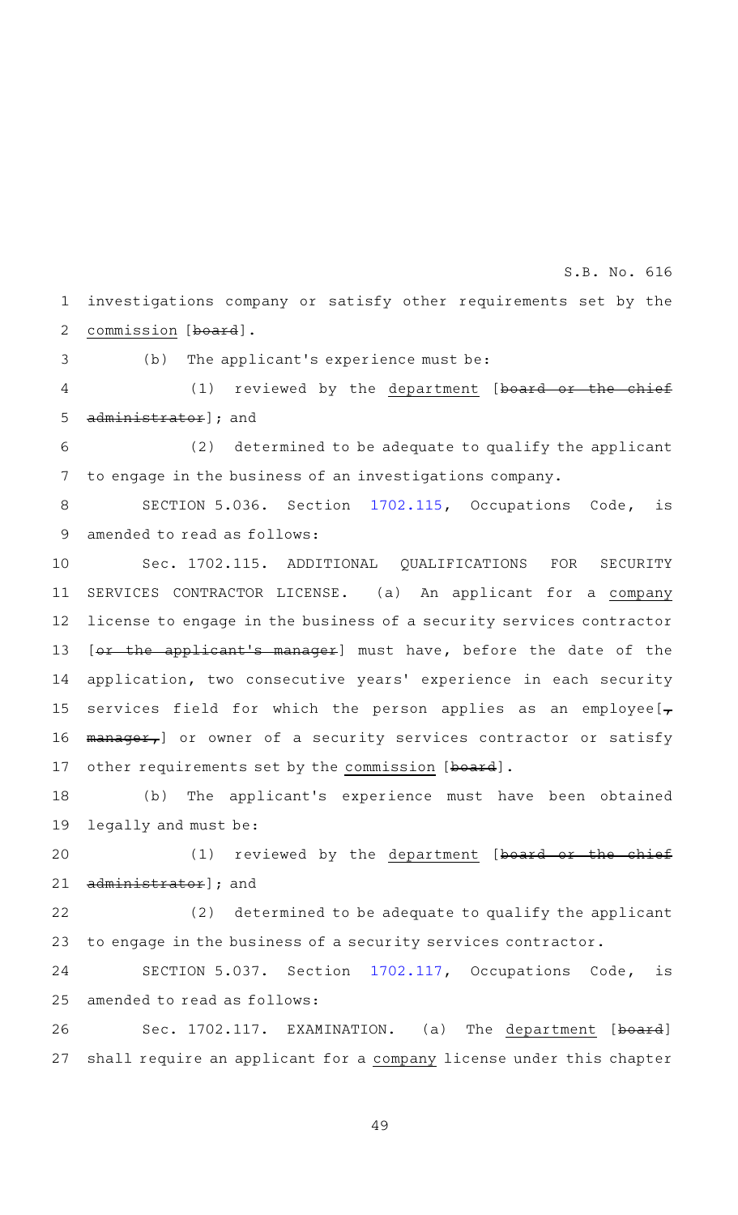investigations company or satisfy other requirements set by the commission [board].

(b) The applicant's experience must be:

(1) reviewed by the department [board or the chief administrator]; and

(2) determined to be adequate to qualify the applicant to engage in the business of an investigations company.

SECTION 5.036. Section 1702.115, Occupations Code, is amended to read as follows:

Sec. 1702.115. ADDITIONAL QUALIFICATIONS FOR SECURITY SERVICES CONTRACTOR LICENSE. (a) An applicant for a company license to engage in the business of a security services contractor [or the applicant's manager] must have, before the date of the application, two consecutive years' experience in each security services field for which the person applies as an employee[, manager,] or owner of a security services contractor or satisfy other requirements set by the commission [board].

(b) The applicant's experience must have been obtained legally and must be:

(1) reviewed by the department [board or the chief administrator]; and

(2) determined to be adequate to qualify the applicant to engage in the business of a security services contractor.

SECTION 5.037. Section 1702.117, Occupations Code, is amended to read as follows:

Sec. 1702.117. EXAMINATION. (a) The department [board] shall require an applicant for a company license under this chapter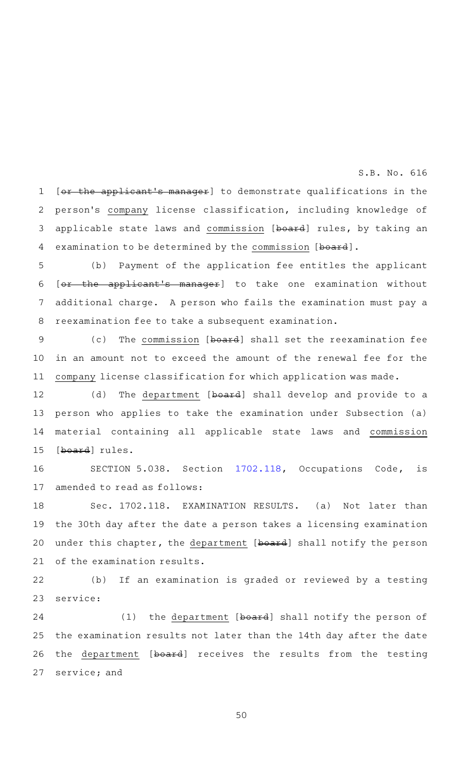[~~or the applicant's manager~~] to demonstrate qualifications in the person's company license classification, including knowledge of applicable state laws and commission [~~board~~] rules, by taking an examination to be determined by the commission [~~board~~].

(b) Payment of the application fee entitles the applicant [~~or the applicant's manager~~] to take one examination without additional charge. A person who fails the examination must pay a reexamination fee to take a subsequent examination.

(c) The commission [~~board~~] shall set the reexamination fee in an amount not to exceed the amount of the renewal fee for the company license classification for which application was made.

(d) The department [~~board~~] shall develop and provide to a person who applies to take the examination under Subsection (a) material containing all applicable state laws and commission [~~board~~] rules.

SECTION 5.038. Section 1702.118, Occupations Code, is amended to read as follows:

Sec. 1702.118. EXAMINATION RESULTS. (a) Not later than the 30th day after the date a person takes a licensing examination under this chapter, the department [~~board~~] shall notify the person of the examination results.

(b) If an examination is graded or reviewed by a testing service:

(1) the department [~~board~~] shall notify the person of the examination results not later than the 14th day after the date the department [~~board~~] receives the results from the testing service; and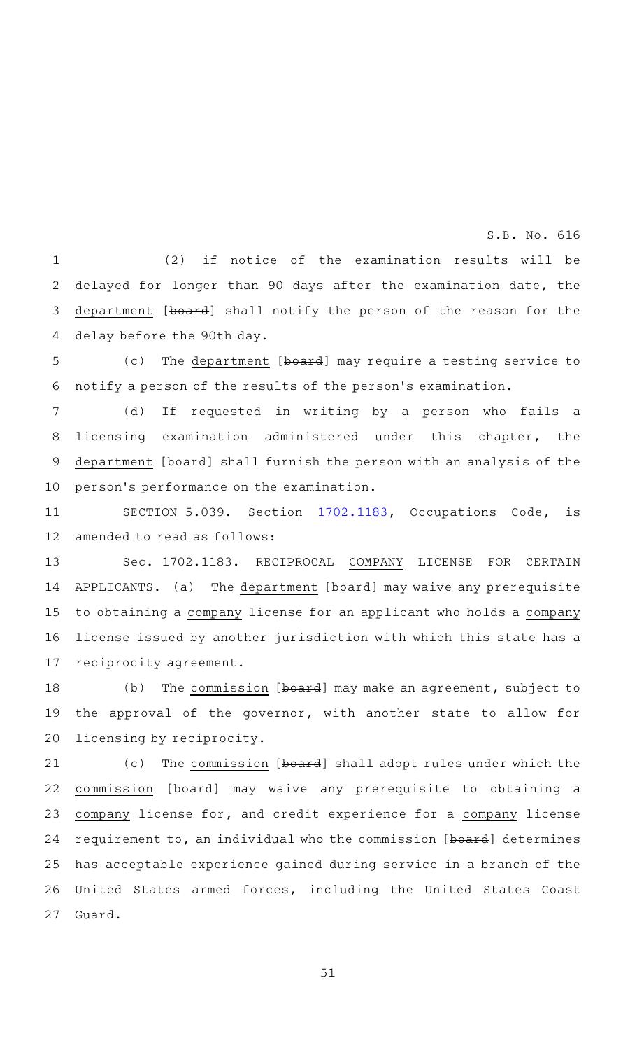(2) if notice of the examination results will be delayed for longer than 90 days after the examination date, the department [~~board~~] shall notify the person of the reason for the delay before the 90th day.

(c) The department [~~board~~] may require a testing service to notify a person of the results of the person's examination.

(d) If requested in writing by a person who fails a licensing examination administered under this chapter, the department [~~board~~] shall furnish the person with an analysis of the person's performance on the examination.

SECTION 5.039. Section 1702.1183, Occupations Code, is amended to read as follows:

Sec. 1702.1183. RECIPROCAL COMPANY LICENSE FOR CERTAIN APPLICANTS. (a) The department [~~board~~] may waive any prerequisite to obtaining a company license for an applicant who holds a company license issued by another jurisdiction with which this state has a reciprocity agreement.

(b) The commission [~~board~~] may make an agreement, subject to the approval of the governor, with another state to allow for licensing by reciprocity.

(c) The commission [~~board~~] shall adopt rules under which the commission [~~board~~] may waive any prerequisite to obtaining a company license for, and credit experience for a company license requirement to, an individual who the commission [~~board~~] determines has acceptable experience gained during service in a branch of the United States armed forces, including the United States Coast Guard.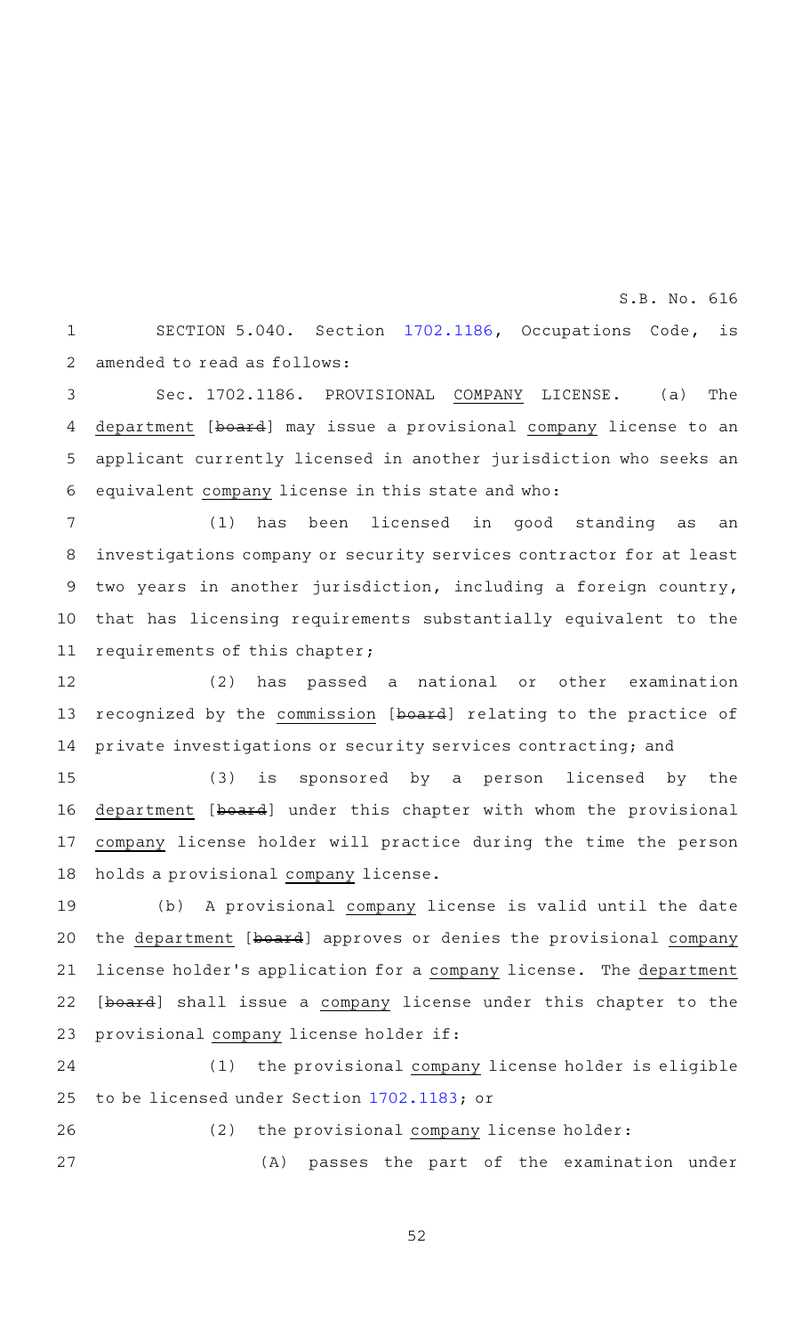SECTION 5.040. Section 1702.1186, Occupations Code, is amended to read as follows:

Sec. 1702.1186. PROVISIONAL COMPANY LICENSE. (a) The department [~~board~~] may issue a provisional company license to an applicant currently licensed in another jurisdiction who seeks an equivalent company license in this state and who:

(1) has been licensed in good standing as an investigations company or security services contractor for at least two years in another jurisdiction, including a foreign country, that has licensing requirements substantially equivalent to the requirements of this chapter;

(2) has passed a national or other examination recognized by the commission [~~board~~] relating to the practice of private investigations or security services contracting; and

(3) is sponsored by a person licensed by the department [~~board~~] under this chapter with whom the provisional company license holder will practice during the time the person holds a provisional company license.

(b) A provisional company license is valid until the date the department [~~board~~] approves or denies the provisional company license holder's application for a company license. The department [~~board~~] shall issue a company license under this chapter to the provisional company license holder if:

(1) the provisional company license holder is eligible to be licensed under Section 1702.1183; or

(2) the provisional company license holder:

(A) passes the part of the examination under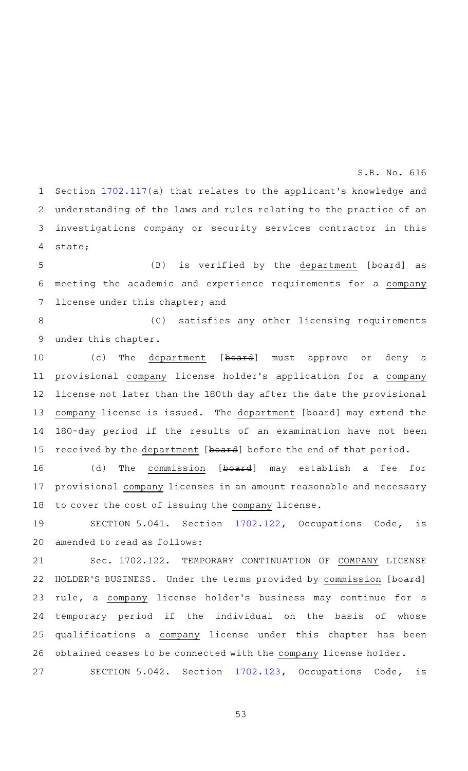Section 1702.117(a) that relates to the applicant's knowledge and understanding of the laws and rules relating to the practice of an investigations company or security services contractor in this state;

(B) is verified by the department [~~board~~] as meeting the academic and experience requirements for a company license under this chapter; and

(C) satisfies any other licensing requirements under this chapter.

(c) The department [~~board~~] must approve or deny a provisional company license holder's application for a company license not later than the 180th day after the date the provisional company license is issued. The department [~~board~~] may extend the 180-day period if the results of an examination have not been received by the department [~~board~~] before the end of that period.

(d) The commission [~~board~~] may establish a fee for provisional company licenses in an amount reasonable and necessary to cover the cost of issuing the company license.

SECTION 5.041. Section 1702.122, Occupations Code, is amended to read as follows:

Sec. 1702.122. TEMPORARY CONTINUATION OF COMPANY LICENSE HOLDER'S BUSINESS. Under the terms provided by commission [~~board~~] rule, a company license holder's business may continue for a temporary period if the individual on the basis of whose qualifications a company license under this chapter has been obtained ceases to be connected with the company license holder.

SECTION 5.042. Section 1702.123, Occupations Code, is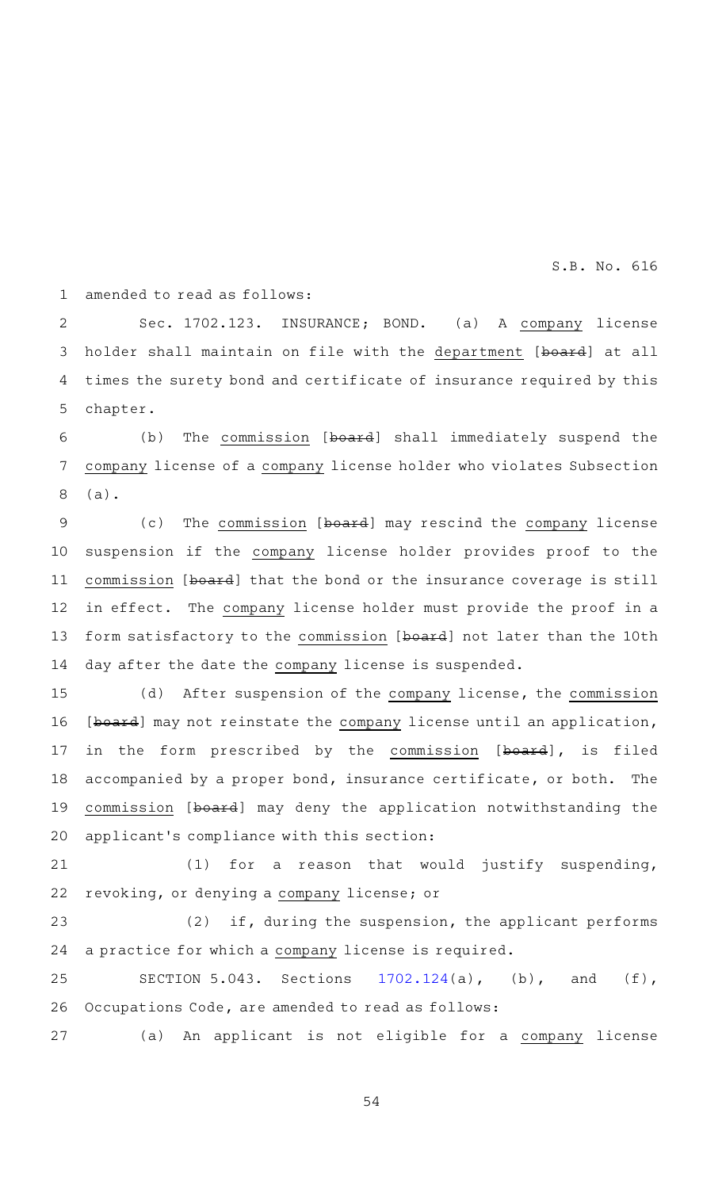amended to read as follows:

Sec. 1702.123. INSURANCE; BOND. (a) A company license holder shall maintain on file with the department [~~board~~] at all times the surety bond and certificate of insurance required by this chapter.

(b) The commission [~~board~~] shall immediately suspend the company license of a company license holder who violates Subsection (a).

(c) The commission [~~board~~] may rescind the company license suspension if the company license holder provides proof to the commission [~~board~~] that the bond or the insurance coverage is still in effect. The company license holder must provide the proof in a form satisfactory to the commission [~~board~~] not later than the 10th day after the date the company license is suspended.

(d) After suspension of the company license, the commission [~~board~~] may not reinstate the company license until an application, in the form prescribed by the commission [~~board~~], is filed accompanied by a proper bond, insurance certificate, or both. The commission [~~board~~] may deny the application notwithstanding the applicant's compliance with this section:

(1) for a reason that would justify suspending, revoking, or denying a company license; or

(2) if, during the suspension, the applicant performs a practice for which a company license is required.

SECTION 5.043. Sections 1702.124(a), (b), and (f), Occupations Code, are amended to read as follows:

(a) An applicant is not eligible for a company license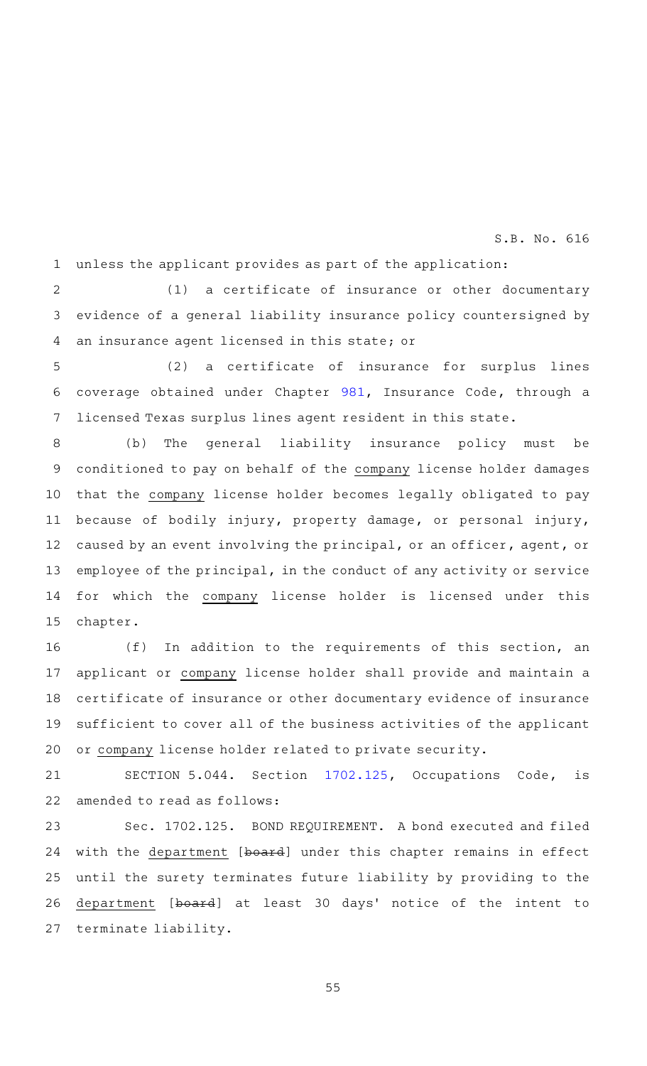unless the applicant provides as part of the application:

(1) a certificate of insurance or other documentary evidence of a general liability insurance policy countersigned by an insurance agent licensed in this state; or

(2) a certificate of insurance for surplus lines coverage obtained under Chapter 981, Insurance Code, through a licensed Texas surplus lines agent resident in this state.

(b) The general liability insurance policy must be conditioned to pay on behalf of the company license holder damages that the company license holder becomes legally obligated to pay because of bodily injury, property damage, or personal injury, caused by an event involving the principal, or an officer, agent, or employee of the principal, in the conduct of any activity or service for which the company license holder is licensed under this chapter.

(f) In addition to the requirements of this section, an applicant or company license holder shall provide and maintain a certificate of insurance or other documentary evidence of insurance sufficient to cover all of the business activities of the applicant or company license holder related to private security.

SECTION 5.044. Section 1702.125, Occupations Code, is amended to read as follows:

Sec. 1702.125. BOND REQUIREMENT. A bond executed and filed with the department [~~board~~] under this chapter remains in effect until the surety terminates future liability by providing to the department [~~board~~] at least 30 days' notice of the intent to terminate liability.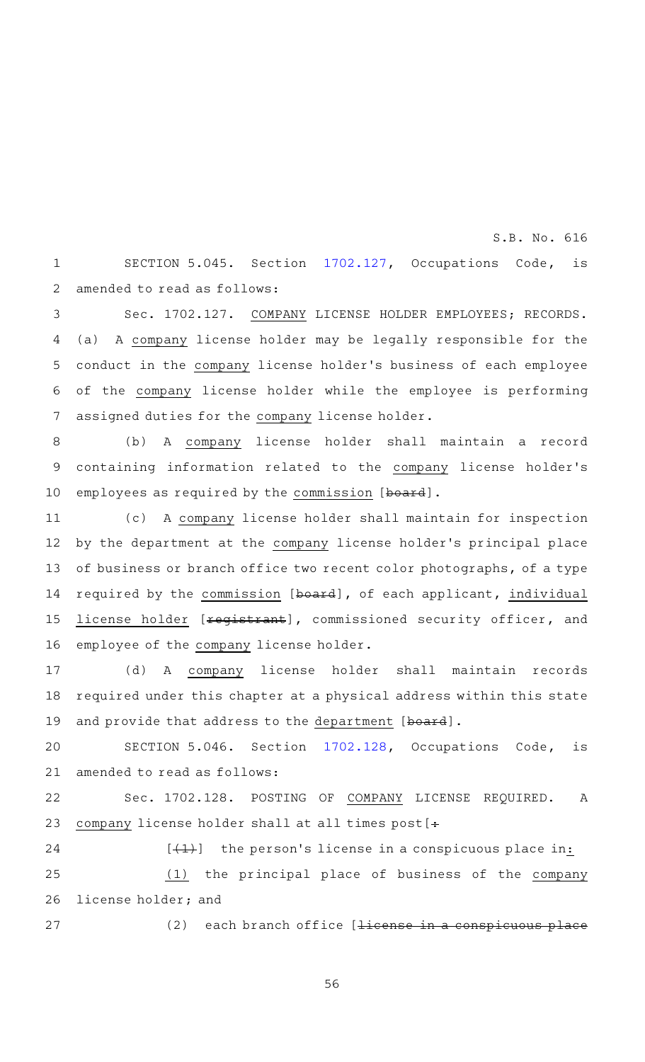SECTION 5.045. Section 1702.127, Occupations Code, is amended to read as follows:

Sec. 1702.127. COMPANY LICENSE HOLDER EMPLOYEES; RECORDS. (a) A company license holder may be legally responsible for the conduct in the company license holder's business of each employee of the company license holder while the employee is performing assigned duties for the company license holder.

(b) A company license holder shall maintain a record containing information related to the company license holder's employees as required by the commission [board].

(c) A company license holder shall maintain for inspection by the department at the company license holder's principal place of business or branch office two recent color photographs, of a type required by the commission [board], of each applicant, individual license holder [registrant], commissioned security officer, and employee of the company license holder.

(d) A company license holder shall maintain records required under this chapter at a physical address within this state and provide that address to the department [board].

SECTION 5.046. Section 1702.128, Occupations Code, is amended to read as follows:

Sec. 1702.128. POSTING OF COMPANY LICENSE REQUIRED. A company license holder shall at all times post[:

[(1)] the person's license in a conspicuous place in:

(1) the principal place of business of the company license holder; and

(2) each branch office [license in a conspicuous place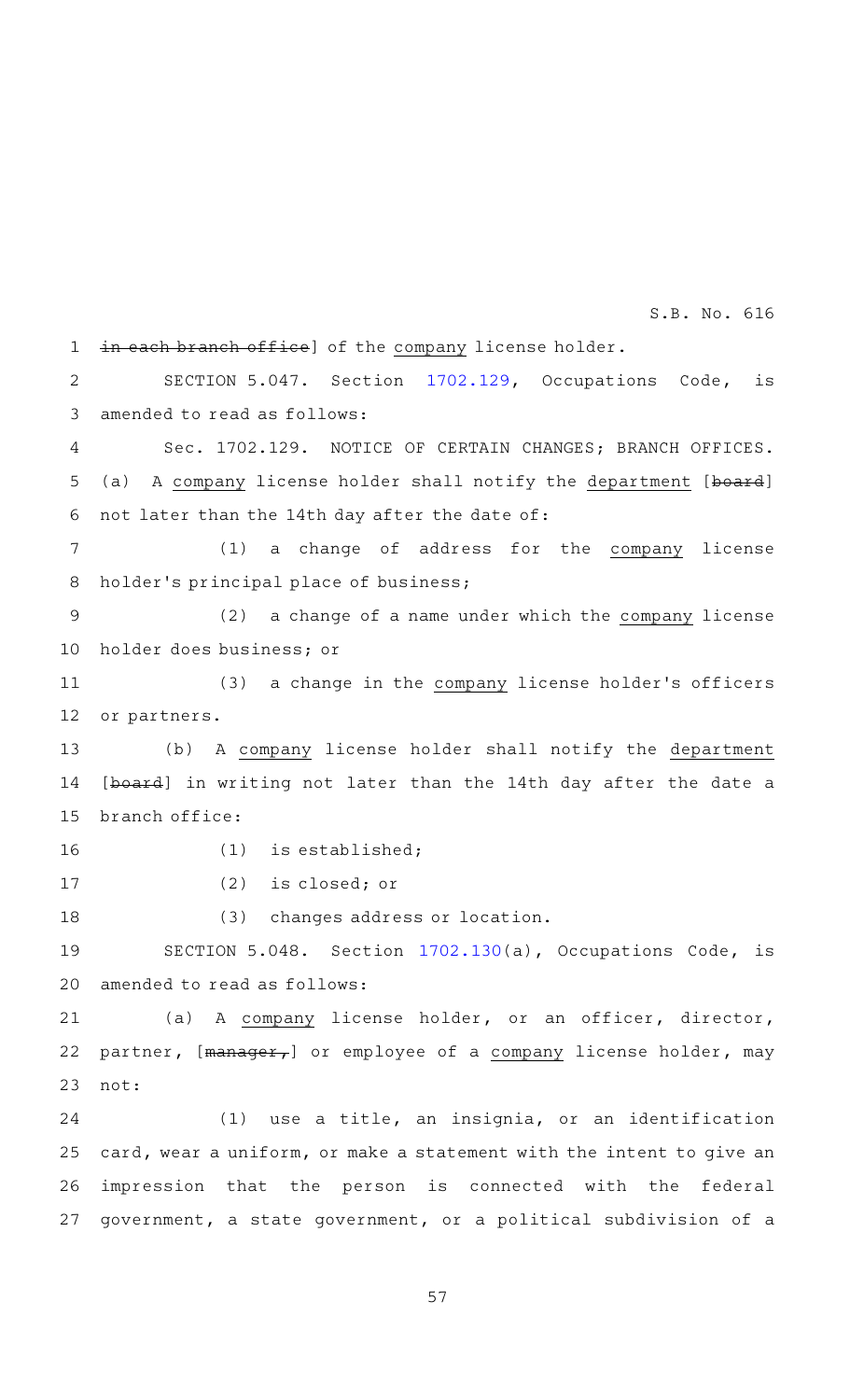in each branch office] of the company license holder.

SECTION 5.047. Section 1702.129, Occupations Code, is amended to read as follows:

Sec. 1702.129. NOTICE OF CERTAIN CHANGES; BRANCH OFFICES. (a) A company license holder shall notify the department [board] not later than the 14th day after the date of:

(1) a change of address for the company license holder's principal place of business;

(2) a change of a name under which the company license holder does business; or

(3) a change in the company license holder's officers or partners.

(b) A company license holder shall notify the department [board] in writing not later than the 14th day after the date a branch office:

(1) is established;

(2) is closed; or

(3) changes address or location.

SECTION 5.048. Section 1702.130(a), Occupations Code, is amended to read as follows:

(a) A company license holder, or an officer, director, partner, [manager,] or employee of a company license holder, may not:

(1) use a title, an insignia, or an identification card, wear a uniform, or make a statement with the intent to give an impression that the person is connected with the federal government, a state government, or a political subdivision of a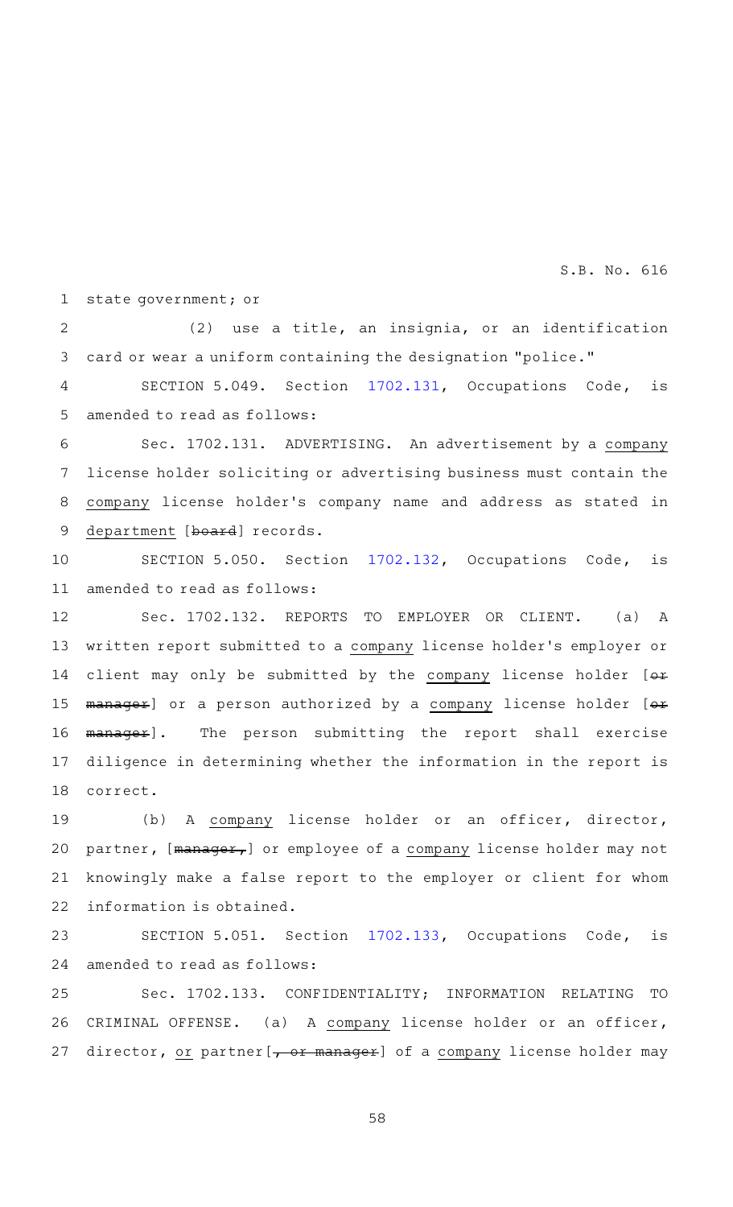state government; or

(2) use a title, an insignia, or an identification card or wear a uniform containing the designation "police."

SECTION 5.049. Section 1702.131, Occupations Code, is amended to read as follows:

Sec. 1702.131. ADVERTISING. An advertisement by a company license holder soliciting or advertising business must contain the company license holder's company name and address as stated in department [~~board~~] records.

SECTION 5.050. Section 1702.132, Occupations Code, is amended to read as follows:

Sec. 1702.132. REPORTS TO EMPLOYER OR CLIENT. (a) A written report submitted to a company license holder's employer or client may only be submitted by the company license holder [~~or manager~~] or a person authorized by a company license holder [~~or manager~~]. The person submitting the report shall exercise diligence in determining whether the information in the report is correct.

(b) A company license holder or an officer, director, partner, [~~manager,~~] or employee of a company license holder may not knowingly make a false report to the employer or client for whom information is obtained.

SECTION 5.051. Section 1702.133, Occupations Code, is amended to read as follows:

Sec. 1702.133. CONFIDENTIALITY; INFORMATION RELATING TO CRIMINAL OFFENSE. (a) A company license holder or an officer, director, or partner[~~, or manager~~] of a company license holder may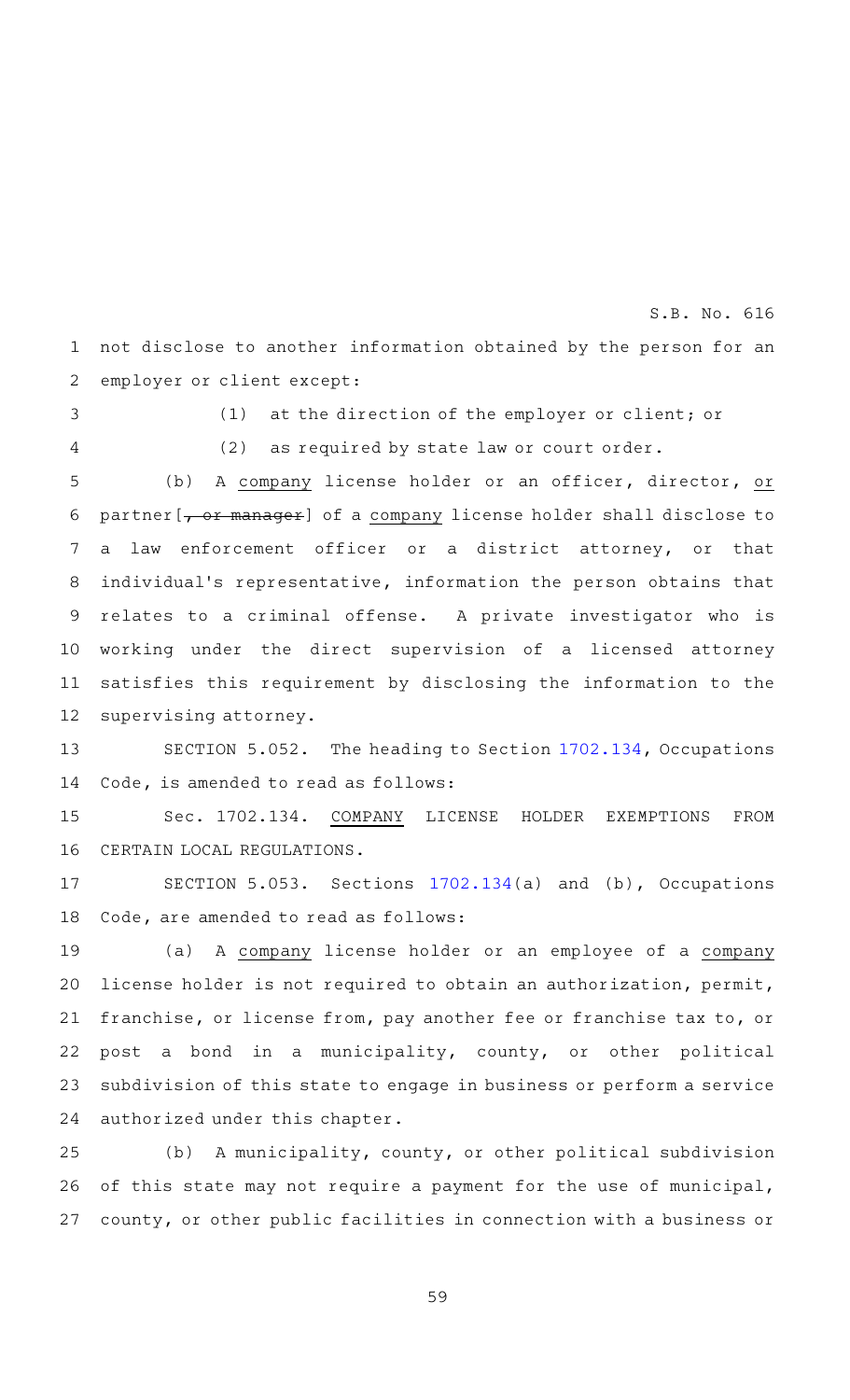not disclose to another information obtained by the person for an employer or client except:

(1) at the direction of the employer or client; or

(2) as required by state law or court order.

(b) A company license holder or an officer, director, or partner[~~, or manager~~] of a company license holder shall disclose to a law enforcement officer or a district attorney, or that individual's representative, information the person obtains that relates to a criminal offense. A private investigator who is working under the direct supervision of a licensed attorney satisfies this requirement by disclosing the information to the supervising attorney.

SECTION 5.052. The heading to Section 1702.134, Occupations Code, is amended to read as follows:

Sec. 1702.134. COMPANY LICENSE HOLDER EXEMPTIONS FROM CERTAIN LOCAL REGULATIONS.

SECTION 5.053. Sections 1702.134(a) and (b), Occupations Code, are amended to read as follows:

(a) A company license holder or an employee of a company license holder is not required to obtain an authorization, permit, franchise, or license from, pay another fee or franchise tax to, or post a bond in a municipality, county, or other political subdivision of this state to engage in business or perform a service authorized under this chapter.

(b) A municipality, county, or other political subdivision of this state may not require a payment for the use of municipal, county, or other public facilities in connection with a business or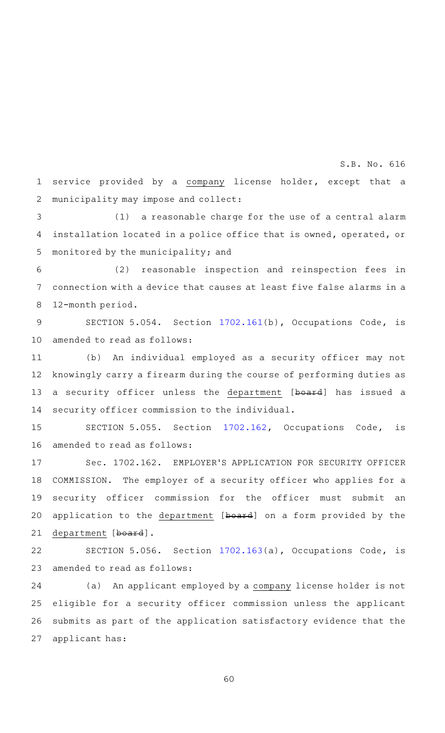service provided by a company license holder, except that a municipality may impose and collect:

(1) a reasonable charge for the use of a central alarm installation located in a police office that is owned, operated, or monitored by the municipality; and

(2) reasonable inspection and reinspection fees in connection with a device that causes at least five false alarms in a 12-month period.

SECTION 5.054. Section 1702.161(b), Occupations Code, is amended to read as follows:

(b) An individual employed as a security officer may not knowingly carry a firearm during the course of performing duties as a security officer unless the department [board] has issued a security officer commission to the individual.

SECTION 5.055. Section 1702.162, Occupations Code, is amended to read as follows:

Sec. 1702.162. EMPLOYER'S APPLICATION FOR SECURITY OFFICER COMMISSION. The employer of a security officer who applies for a security officer commission for the officer must submit an application to the department [board] on a form provided by the department [board].

SECTION 5.056. Section 1702.163(a), Occupations Code, is amended to read as follows:

(a) An applicant employed by a company license holder is not eligible for a security officer commission unless the applicant submits as part of the application satisfactory evidence that the applicant has: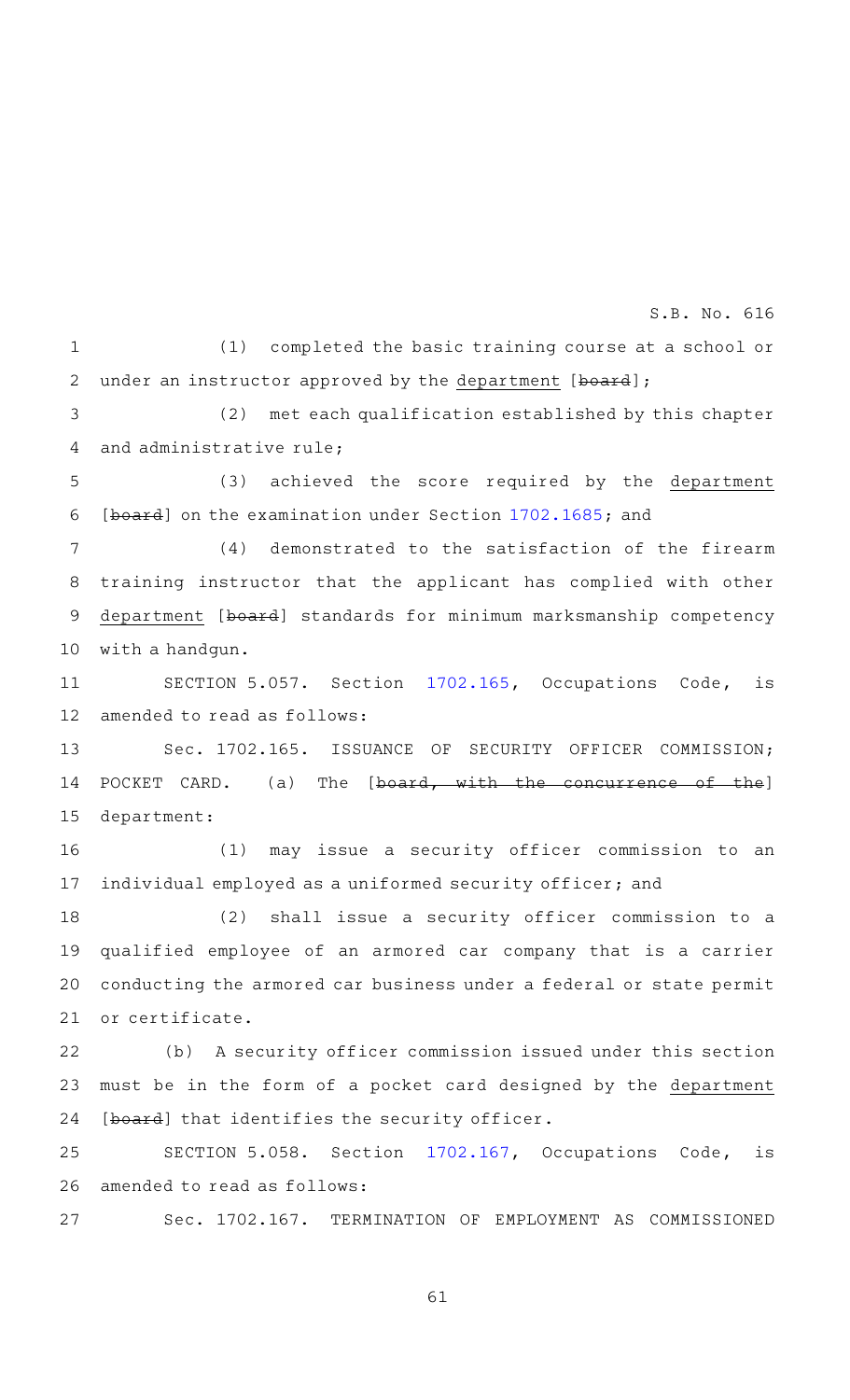(1) completed the basic training course at a school or under an instructor approved by the department [board];

(2) met each qualification established by this chapter and administrative rule;

(3) achieved the score required by the department [board] on the examination under Section 1702.1685; and

(4) demonstrated to the satisfaction of the firearm training instructor that the applicant has complied with other department [board] standards for minimum marksmanship competency with a handgun.

SECTION 5.057. Section 1702.165, Occupations Code, is amended to read as follows:

Sec. 1702.165. ISSUANCE OF SECURITY OFFICER COMMISSION; POCKET CARD. (a) The [board, with the concurrence of the] department:

(1) may issue a security officer commission to an individual employed as a uniformed security officer; and

(2) shall issue a security officer commission to a qualified employee of an armored car company that is a carrier conducting the armored car business under a federal or state permit or certificate.

(b) A security officer commission issued under this section must be in the form of a pocket card designed by the department [board] that identifies the security officer.

SECTION 5.058. Section 1702.167, Occupations Code, is amended to read as follows:

Sec. 1702.167. TERMINATION OF EMPLOYMENT AS COMMISSIONED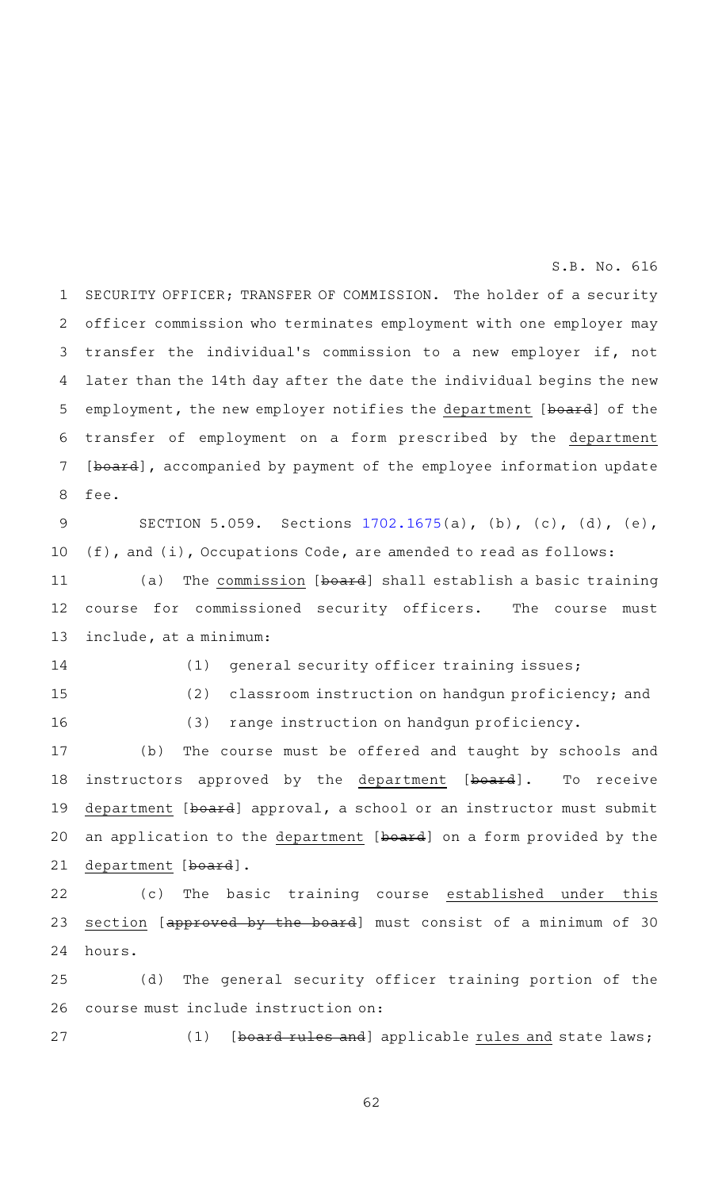SECURITY OFFICER; TRANSFER OF COMMISSION. The holder of a security officer commission who terminates employment with one employer may transfer the individual's commission to a new employer if, not later than the 14th day after the date the individual begins the new employment, the new employer notifies the department [~~board~~] of the transfer of employment on a form prescribed by the department [~~board~~], accompanied by payment of the employee information update fee.

SECTION 5.059. Sections 1702.1675(a), (b), (c), (d), (e), (f), and (i), Occupations Code, are amended to read as follows:

(a) The commission [~~board~~] shall establish a basic training course for commissioned security officers. The course must include, at a minimum:

(1) general security officer training issues;

(2) classroom instruction on handgun proficiency; and

(3) range instruction on handgun proficiency.

(b) The course must be offered and taught by schools and instructors approved by the department [~~board~~]. To receive department [~~board~~] approval, a school or an instructor must submit an application to the department [~~board~~] on a form provided by the department [~~board~~].

(c) The basic training course established under this section [~~approved by the board~~] must consist of a minimum of 30 hours.

(d) The general security officer training portion of the course must include instruction on:

(1) [~~board rules and~~] applicable rules and state laws;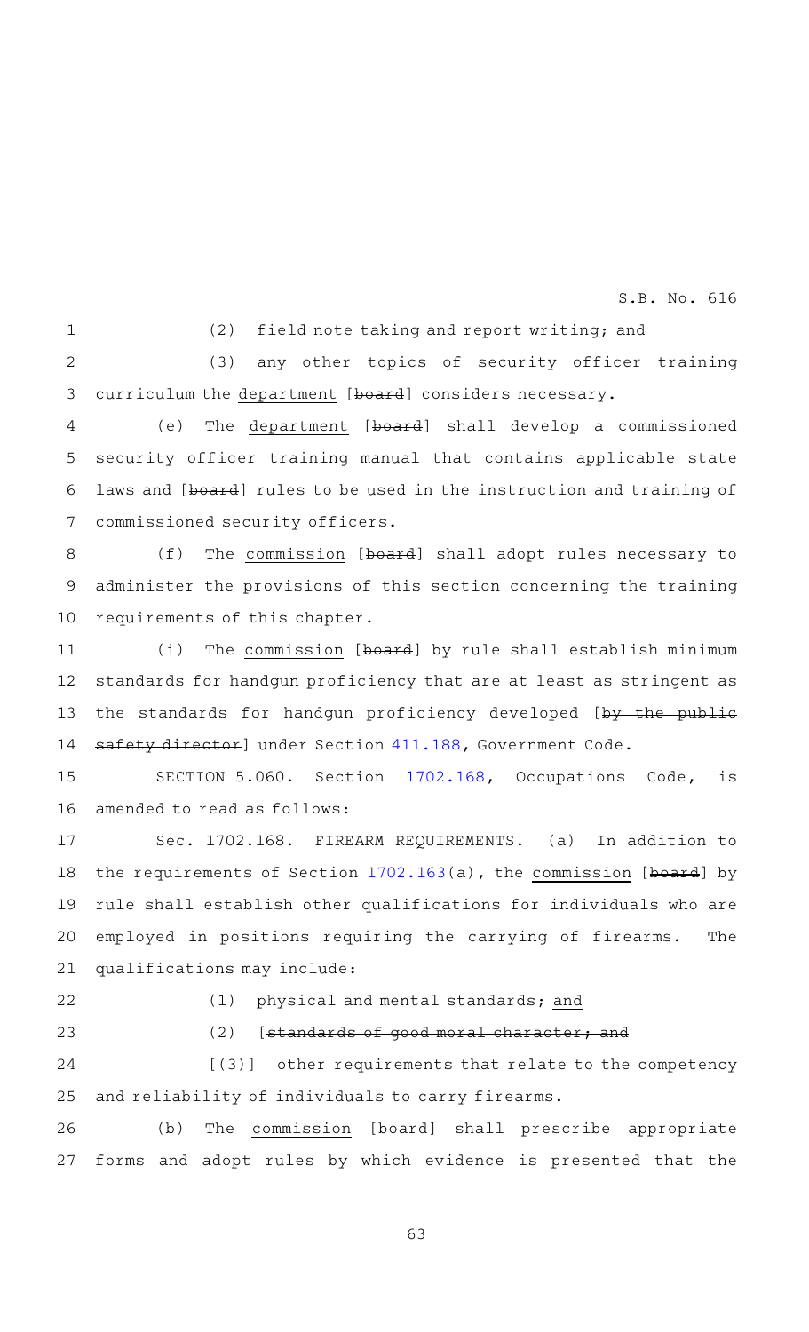(2) field note taking and report writing; and

(3) any other topics of security officer training curriculum the department [~~board~~] considers necessary.

(e) The department [~~board~~] shall develop a commissioned security officer training manual that contains applicable state laws and [~~board~~] rules to be used in the instruction and training of commissioned security officers.

(f) The commission [~~board~~] shall adopt rules necessary to administer the provisions of this section concerning the training requirements of this chapter.

(i) The commission [~~board~~] by rule shall establish minimum standards for handgun proficiency that are at least as stringent as the standards for handgun proficiency developed [~~by the public safety director~~] under Section 411.188, Government Code.

SECTION 5.060. Section 1702.168, Occupations Code, is amended to read as follows:

Sec. 1702.168. FIREARM REQUIREMENTS. (a) In addition to the requirements of Section 1702.163(a), the commission [~~board~~] by rule shall establish other qualifications for individuals who are employed in positions requiring the carrying of firearms. The qualifications may include:

(1) physical and mental standards; and

(2) [~~standards of good moral character; and~~

[~~(3)~~] other requirements that relate to the competency and reliability of individuals to carry firearms.

(b) The commission [~~board~~] shall prescribe appropriate forms and adopt rules by which evidence is presented that the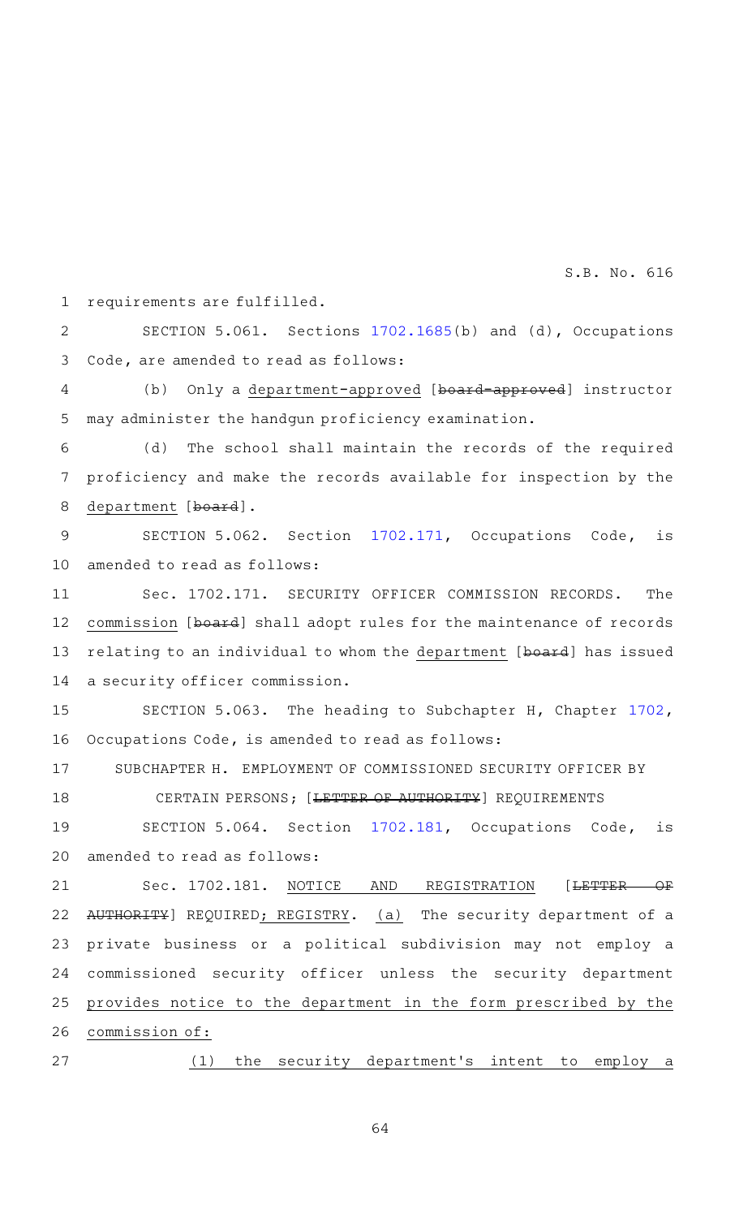requirements are fulfilled.

SECTION 5.061. Sections 1702.1685(b) and (d), Occupations Code, are amended to read as follows:

(b) Only a department-approved [~~board-approved~~] instructor may administer the handgun proficiency examination.

(d) The school shall maintain the records of the required proficiency and make the records available for inspection by the department [~~board~~].

SECTION 5.062. Section 1702.171, Occupations Code, is amended to read as follows:

Sec. 1702.171. SECURITY OFFICER COMMISSION RECORDS. The commission [~~board~~] shall adopt rules for the maintenance of records relating to an individual to whom the department [~~board~~] has issued a security officer commission.

SECTION 5.063. The heading to Subchapter H, Chapter 1702, Occupations Code, is amended to read as follows:

SUBCHAPTER H. EMPLOYMENT OF COMMISSIONED SECURITY OFFICER BY CERTAIN PERSONS; [~~LETTER OF AUTHORITY~~] REQUIREMENTS

SECTION 5.064. Section 1702.181, Occupations Code, is amended to read as follows:

Sec. 1702.181. NOTICE AND REGISTRATION [~~LETTER OF AUTHORITY~~] REQUIRED; REGISTRY. (a) The security department of a private business or a political subdivision may not employ a commissioned security officer unless the security department provides notice to the department in the form prescribed by the commission of:

(1) the security department's intent to employ a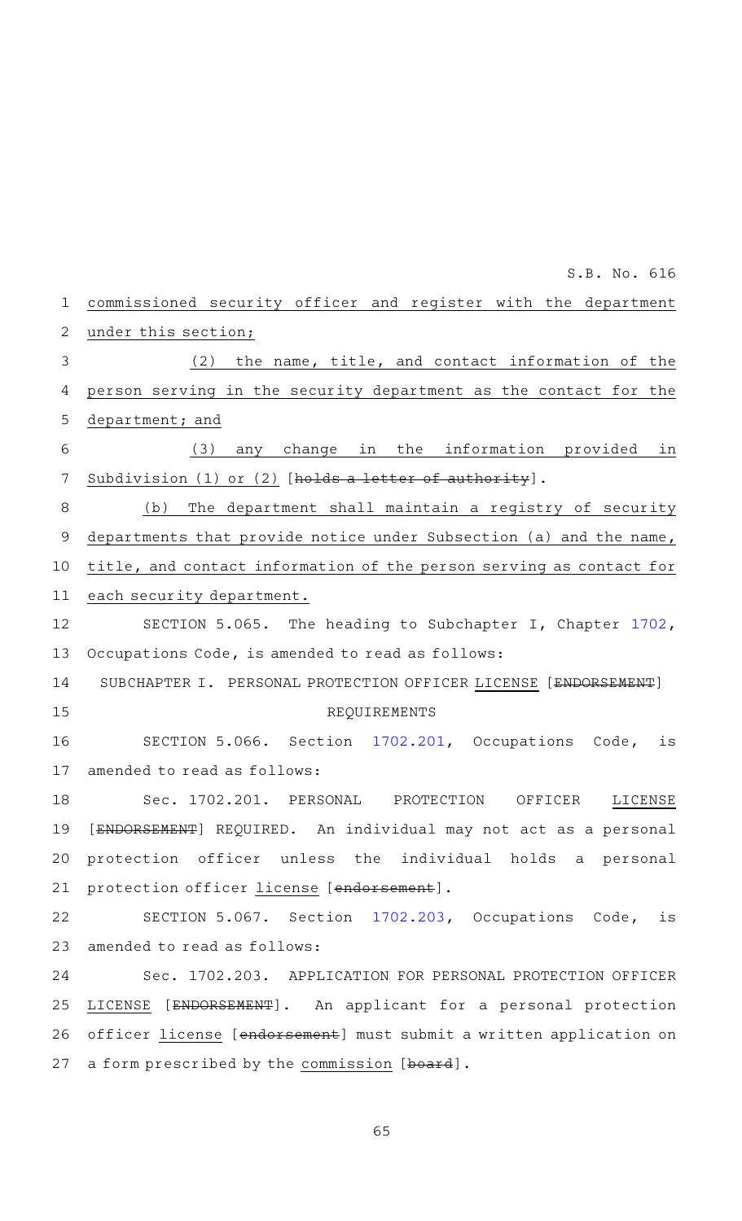commissioned security officer and register with the department under this section;

(2) the name, title, and contact information of the person serving in the security department as the contact for the department; and

(3) any change in the information provided in Subdivision (1) or (2) [holds a letter of authority].

(b) The department shall maintain a registry of security departments that provide notice under Subsection (a) and the name, title, and contact information of the person serving as contact for each security department.

SECTION 5.065. The heading to Subchapter I, Chapter 1702, Occupations Code, is amended to read as follows:

SUBCHAPTER I. PERSONAL PROTECTION OFFICER LICENSE [ENDORSEMENT] REQUIREMENTS

SECTION 5.066. Section 1702.201, Occupations Code, is amended to read as follows:

Sec. 1702.201. PERSONAL PROTECTION OFFICER LICENSE [ENDORSEMENT] REQUIRED. An individual may not act as a personal protection officer unless the individual holds a personal protection officer license [endorsement].

SECTION 5.067. Section 1702.203, Occupations Code, is amended to read as follows:

Sec. 1702.203. APPLICATION FOR PERSONAL PROTECTION OFFICER LICENSE [ENDORSEMENT]. An applicant for a personal protection officer license [endorsement] must submit a written application on a form prescribed by the commission [board].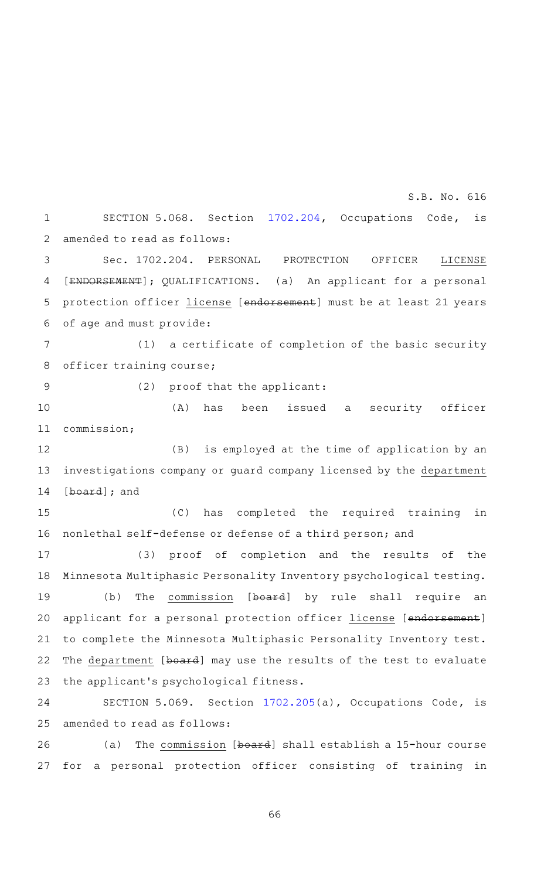SECTION 5.068. Section 1702.204, Occupations Code, is amended to read as follows:

Sec. 1702.204. PERSONAL PROTECTION OFFICER LICENSE [ENDORSEMENT]; QUALIFICATIONS. (a) An applicant for a personal protection officer license [endorsement] must be at least 21 years of age and must provide:

(1) a certificate of completion of the basic security officer training course;

(2) proof that the applicant:

(A) has been issued a security officer commission;

(B) is employed at the time of application by an investigations company or guard company licensed by the department [board]; and

(C) has completed the required training in nonlethal self-defense or defense of a third person; and

(3) proof of completion and the results of the Minnesota Multiphasic Personality Inventory psychological testing.

(b) The commission [board] by rule shall require an applicant for a personal protection officer license [endorsement] to complete the Minnesota Multiphasic Personality Inventory test. The department [board] may use the results of the test to evaluate the applicant's psychological fitness.

SECTION 5.069. Section 1702.205(a), Occupations Code, is amended to read as follows:

(a) The commission [board] shall establish a 15-hour course for a personal protection officer consisting of training in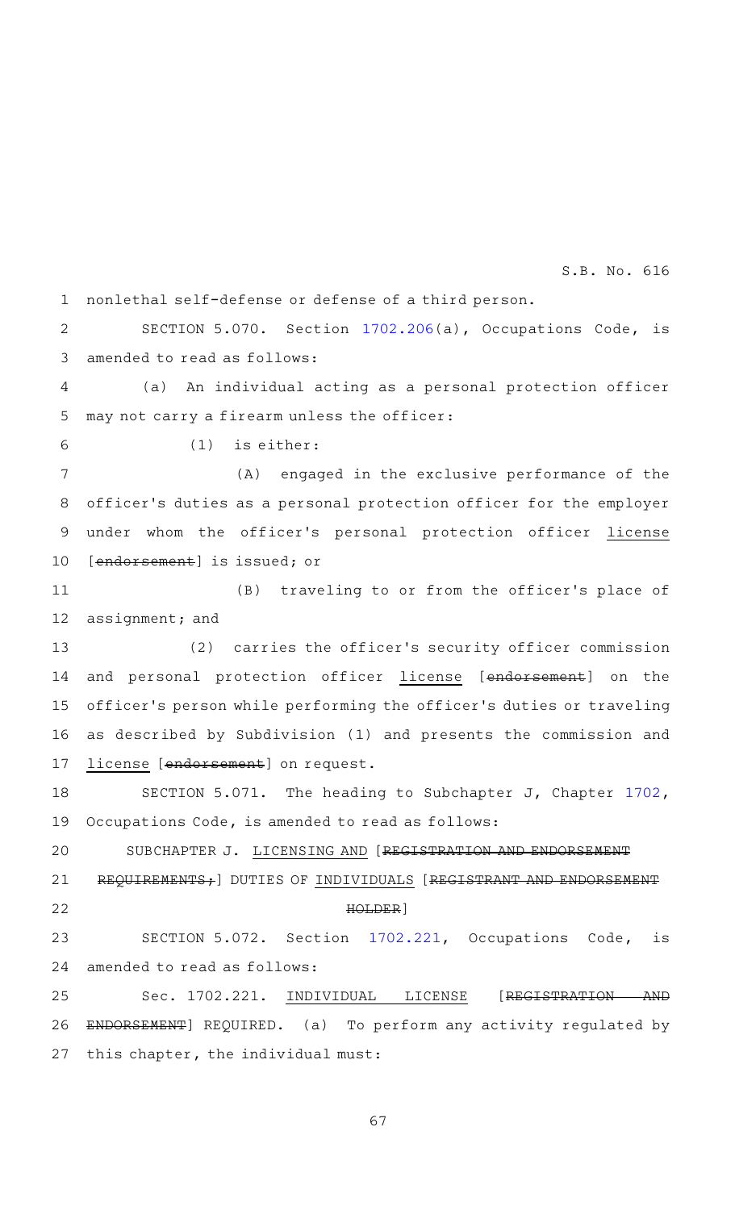nonlethal self-defense or defense of a third person.

SECTION 5.070. Section 1702.206(a), Occupations Code, is amended to read as follows:

(a) An individual acting as a personal protection officer may not carry a firearm unless the officer:

(1) is either:

(A) engaged in the exclusive performance of the officer's duties as a personal protection officer for the employer under whom the officer's personal protection officer license [~~endorsement~~] is issued; or

(B) traveling to or from the officer's place of assignment; and

(2) carries the officer's security officer commission and personal protection officer license [~~endorsement~~] on the officer's person while performing the officer's duties or traveling as described by Subdivision (1) and presents the commission and license [~~endorsement~~] on request.

SECTION 5.071. The heading to Subchapter J, Chapter 1702, Occupations Code, is amended to read as follows:

SUBCHAPTER J. LICENSING AND [~~REGISTRATION AND ENDORSEMENT REQUIREMENTS;~~] DUTIES OF INDIVIDUALS [~~REGISTRANT AND ENDORSEMENT HOLDER~~]

SECTION 5.072. Section 1702.221, Occupations Code, is amended to read as follows:

Sec. 1702.221. INDIVIDUAL LICENSE [~~REGISTRATION AND ENDORSEMENT~~] REQUIRED. (a) To perform any activity regulated by this chapter, the individual must: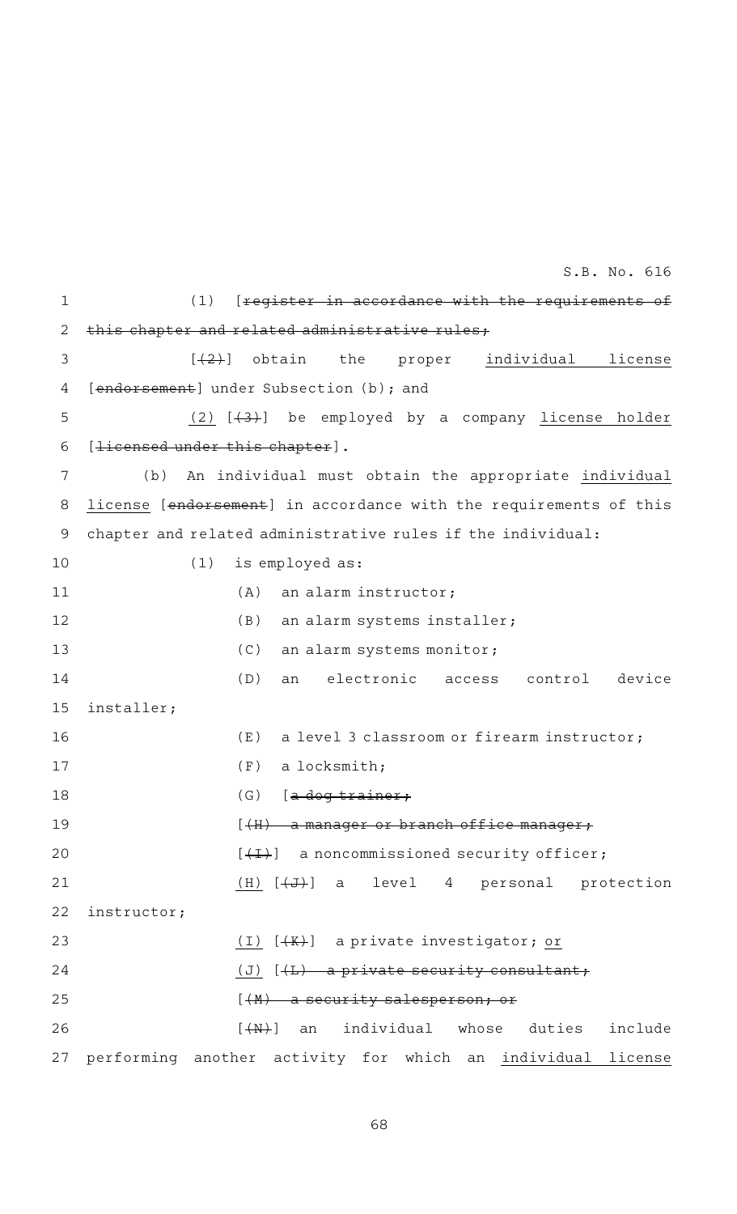(1) [~~register in accordance with the requirements of this chapter and related administrative rules;~~

[~~(2)~~] obtain the proper <u>individual license</u> [~~endorsement~~] under Subsection (b); and

<u>(2)</u> [~~(3)~~] be employed by a company <u>license holder</u> [~~licensed under this chapter~~].

(b) An individual must obtain the appropriate <u>individual license</u> [~~endorsement~~] in accordance with the requirements of this chapter and related administrative rules if the individual:

(1) is employed as:

(A) an alarm instructor;

(B) an alarm systems installer;

(C) an alarm systems monitor;

(D) an electronic access control device installer;

(E) a level 3 classroom or firearm instructor;

(F) a locksmith;

(G) [~~a dog trainer;~~

[~~(H) a manager or branch office manager;~~

[~~(I)~~] a noncommissioned security officer;

<u>(H)</u> [~~(J)~~] a level 4 personal protection instructor;

<u>(I)</u> [~~(K)~~] a private investigator; <u>or</u>

<u>(J)</u> [~~(L) a private security consultant;~~

[~~(M) a security salesperson; or~~

[~~(N)~~] an individual whose duties include performing another activity for which an <u>individual license</u>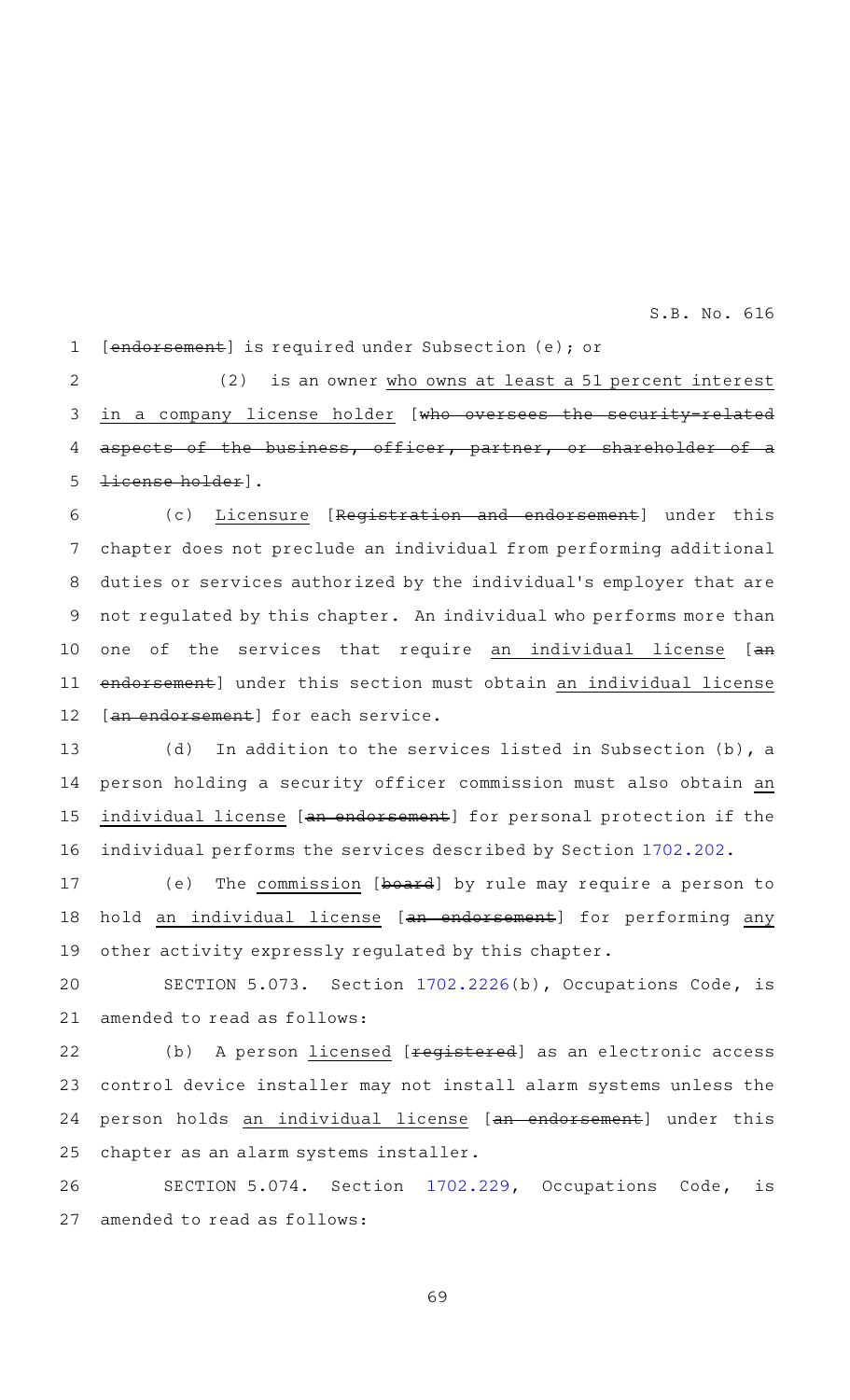[~~endorsement~~] is required under Subsection (e); or

(2) is an owner <u>who owns at least a 51 percent interest in a company license holder</u> [~~who oversees the security-related aspects of the business, officer, partner, or shareholder of a license holder~~].

(c) <u>Licensure</u> [~~Registration and endorsement~~] under this chapter does not preclude an individual from performing additional duties or services authorized by the individual's employer that are not regulated by this chapter. An individual who performs more than one of the services that require <u>an individual license</u> [~~an endorsement~~] under this section must obtain <u>an individual license</u> [~~an endorsement~~] for each service.

(d) In addition to the services listed in Subsection (b), a person holding a security officer commission must also obtain <u>an individual license</u> [~~an endorsement~~] for personal protection if the individual performs the services described by Section 1702.202.

(e) The <u>commission</u> [~~board~~] by rule may require a person to hold <u>an individual license</u> [~~an endorsement~~] for performing <u>any</u> other activity expressly regulated by this chapter.

SECTION 5.073. Section 1702.2226(b), Occupations Code, is amended to read as follows:

(b) A person <u>licensed</u> [~~registered~~] as an electronic access control device installer may not install alarm systems unless the person holds <u>an individual license</u> [~~an endorsement~~] under this chapter as an alarm systems installer.

SECTION 5.074. Section 1702.229, Occupations Code, is amended to read as follows: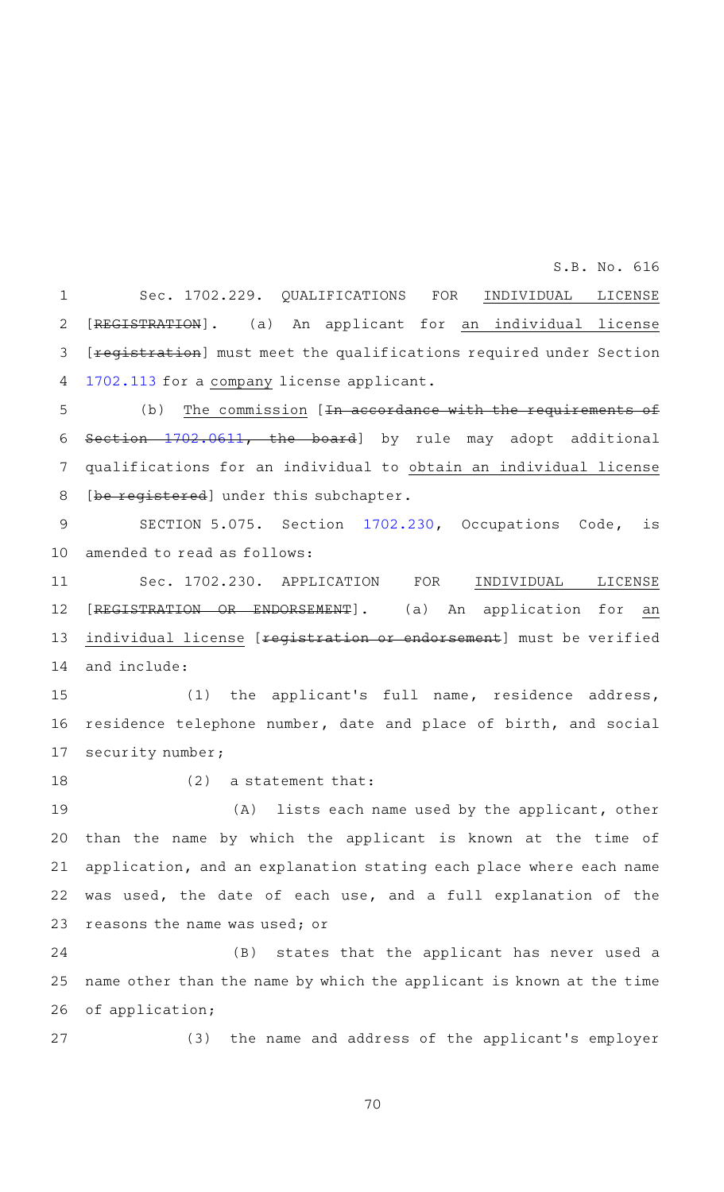Sec. 1702.229. QUALIFICATIONS FOR INDIVIDUAL LICENSE [~~REGISTRATION~~]. (a) An applicant for an individual license [~~registration~~] must meet the qualifications required under Section 1702.113 for a company license applicant.

(b) The commission [~~In accordance with the requirements of Section 1702.0611, the board~~] by rule may adopt additional qualifications for an individual to obtain an individual license [~~be registered~~] under this subchapter.

SECTION 5.075. Section 1702.230, Occupations Code, is amended to read as follows:

Sec. 1702.230. APPLICATION FOR INDIVIDUAL LICENSE [~~REGISTRATION OR ENDORSEMENT~~]. (a) An application for an individual license [~~registration or endorsement~~] must be verified and include:

(1) the applicant's full name, residence address, residence telephone number, date and place of birth, and social security number;

(2) a statement that:

(A) lists each name used by the applicant, other than the name by which the applicant is known at the time of application, and an explanation stating each place where each name was used, the date of each use, and a full explanation of the reasons the name was used; or

(B) states that the applicant has never used a name other than the name by which the applicant is known at the time of application;

(3) the name and address of the applicant's employer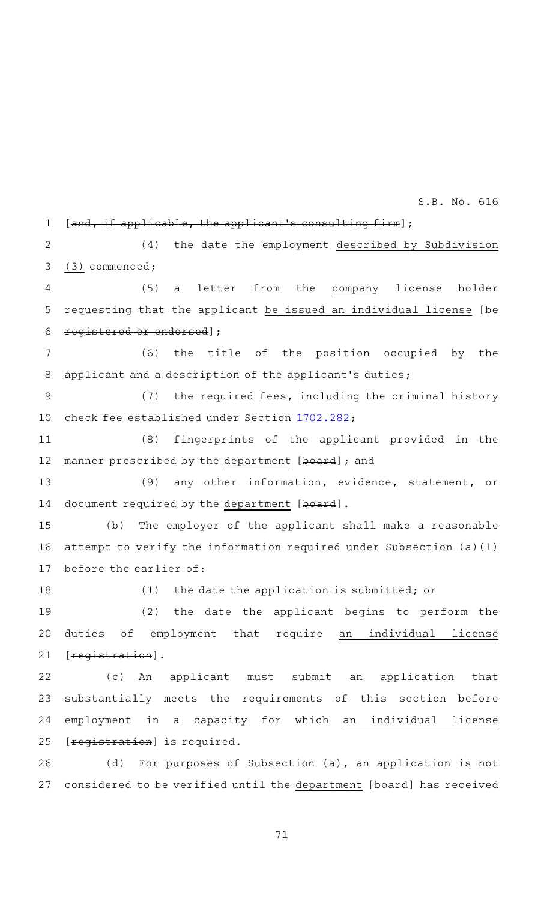[and, if applicable, the applicant's consulting firm];

(4) the date the employment described by Subdivision (3) commenced;

(5) a letter from the company license holder requesting that the applicant be issued an individual license [be registered or endorsed];

(6) the title of the position occupied by the applicant and a description of the applicant's duties;

(7) the required fees, including the criminal history check fee established under Section 1702.282;

(8) fingerprints of the applicant provided in the manner prescribed by the department [board]; and

(9) any other information, evidence, statement, or document required by the department [board].

(b) The employer of the applicant shall make a reasonable attempt to verify the information required under Subsection (a)(1) before the earlier of:

(1) the date the application is submitted; or

(2) the date the applicant begins to perform the duties of employment that require an individual license [registration].

(c) An applicant must submit an application that substantially meets the requirements of this section before employment in a capacity for which an individual license [registration] is required.

(d) For purposes of Subsection (a), an application is not considered to be verified until the department [board] has received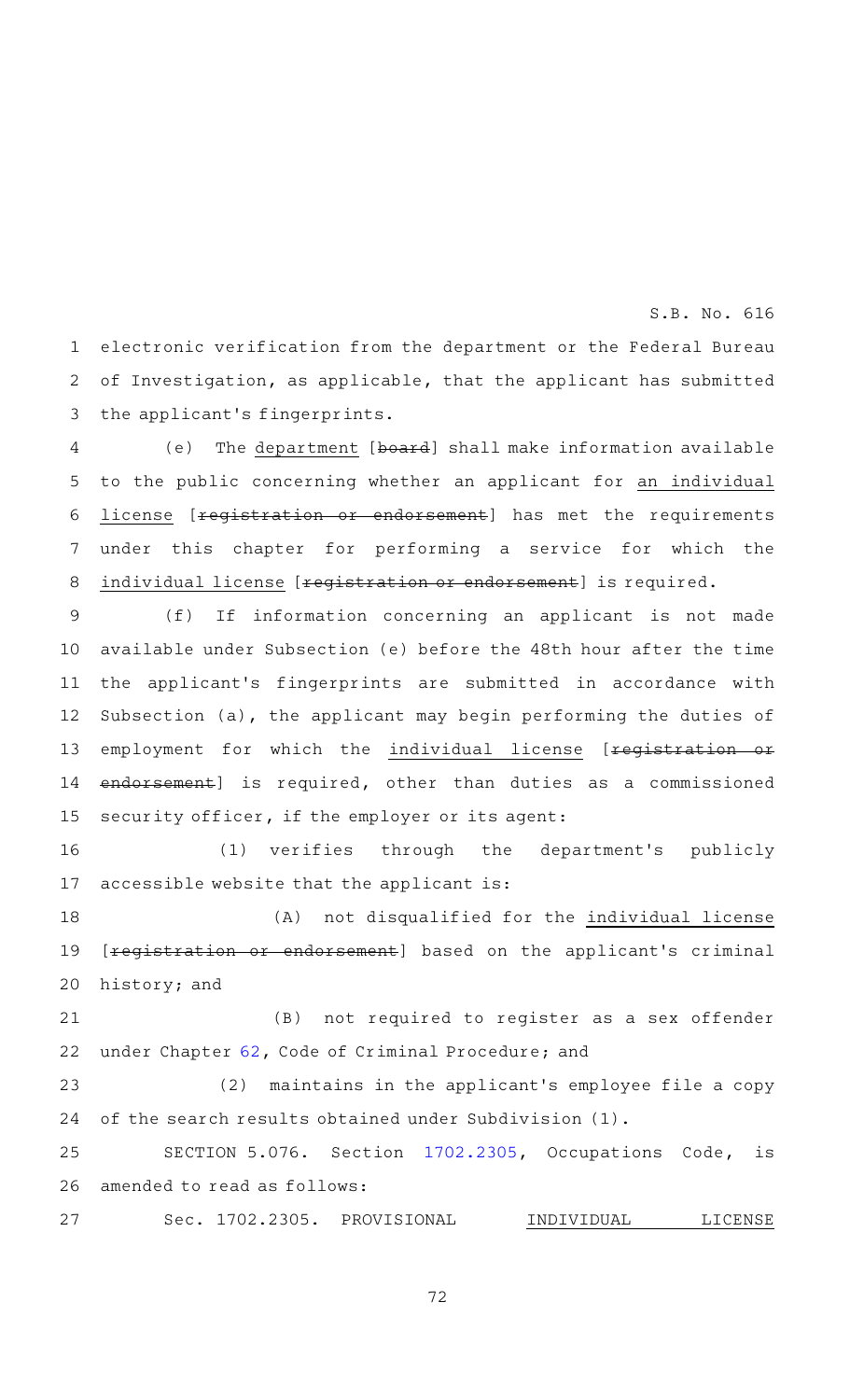electronic verification from the department or the Federal Bureau of Investigation, as applicable, that the applicant has submitted the applicant's fingerprints.

(e) The department [~~board~~] shall make information available to the public concerning whether an applicant for an individual license [~~registration or endorsement~~] has met the requirements under this chapter for performing a service for which the individual license [~~registration or endorsement~~] is required.

(f) If information concerning an applicant is not made available under Subsection (e) before the 48th hour after the time the applicant's fingerprints are submitted in accordance with Subsection (a), the applicant may begin performing the duties of employment for which the individual license [~~registration or endorsement~~] is required, other than duties as a commissioned security officer, if the employer or its agent:

(1) verifies through the department's publicly accessible website that the applicant is:

(A) not disqualified for the individual license [~~registration or endorsement~~] based on the applicant's criminal history; and

(B) not required to register as a sex offender under Chapter 62, Code of Criminal Procedure; and

(2) maintains in the applicant's employee file a copy of the search results obtained under Subdivision (1).

SECTION 5.076. Section 1702.2305, Occupations Code, is amended to read as follows:

Sec. 1702.2305. PROVISIONAL INDIVIDUAL LICENSE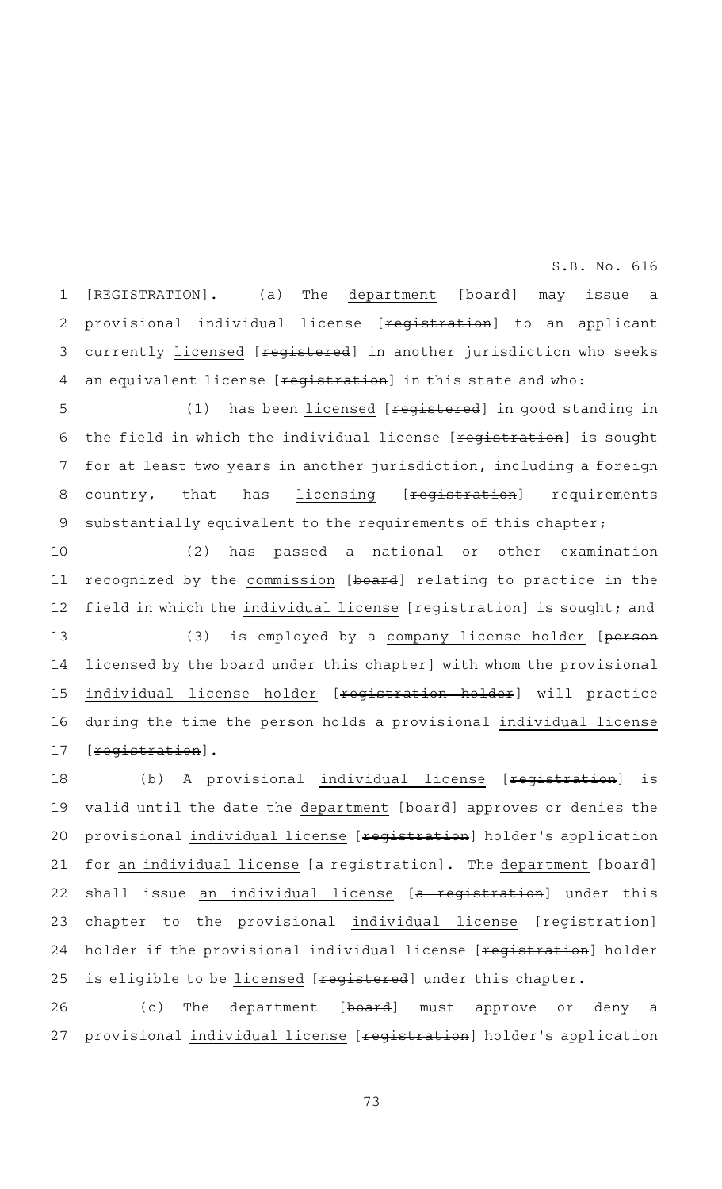[~~REGISTRATION~~]. (a) The <u>department</u> [~~board~~] may issue a provisional <u>individual license</u> [~~registration~~] to an applicant currently <u>licensed</u> [~~registered~~] in another jurisdiction who seeks an equivalent <u>license</u> [~~registration~~] in this state and who:

(1) has been <u>licensed</u> [~~registered~~] in good standing in the field in which the <u>individual license</u> [~~registration~~] is sought for at least two years in another jurisdiction, including a foreign country, that has <u>licensing</u> [~~registration~~] requirements substantially equivalent to the requirements of this chapter;

(2) has passed a national or other examination recognized by the <u>commission</u> [~~board~~] relating to practice in the field in which the <u>individual license</u> [~~registration~~] is sought; and

(3) is employed by a <u>company license holder</u> [~~person licensed by the board under this chapter~~] with whom the provisional <u>individual license holder</u> [~~registration holder~~] will practice during the time the person holds a provisional <u>individual license</u> [~~registration~~].

(b) A provisional <u>individual license</u> [~~registration~~] is valid until the date the <u>department</u> [~~board~~] approves or denies the provisional <u>individual license</u> [~~registration~~] holder's application for <u>an individual license</u> [~~a registration~~]. The <u>department</u> [~~board~~] shall issue <u>an individual license</u> [~~a registration~~] under this chapter to the provisional <u>individual license</u> [~~registration~~] holder if the provisional <u>individual license</u> [~~registration~~] holder is eligible to be <u>licensed</u> [~~registered~~] under this chapter.

(c) The <u>department</u> [~~board~~] must approve or deny a provisional <u>individual license</u> [~~registration~~] holder's application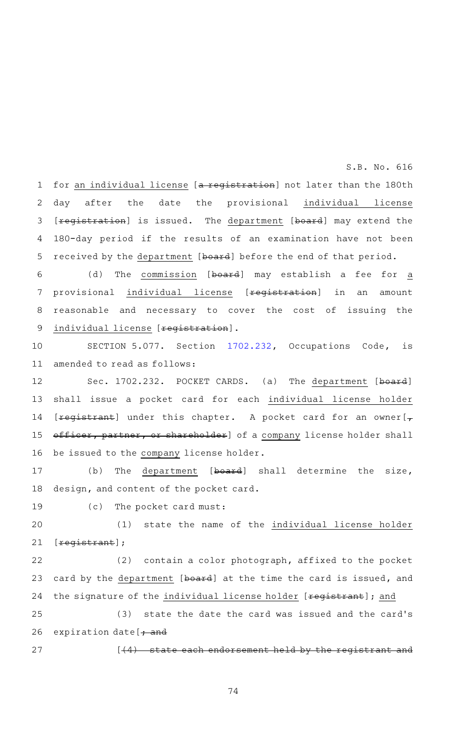for an individual license [a registration] not later than the 180th day after the date the provisional individual license [registration] is issued. The department [board] may extend the 180-day period if the results of an examination have not been received by the department [board] before the end of that period.

(d) The commission [board] may establish a fee for a provisional individual license [registration] in an amount reasonable and necessary to cover the cost of issuing the individual license [registration].

SECTION 5.077. Section 1702.232, Occupations Code, is amended to read as follows:

Sec. 1702.232. POCKET CARDS. (a) The department [board] shall issue a pocket card for each individual license holder [registrant] under this chapter. A pocket card for an owner[, officer, partner, or shareholder] of a company license holder shall be issued to the company license holder.

(b) The department [board] shall determine the size, design, and content of the pocket card.

(c) The pocket card must:

(1) state the name of the individual license holder [registrant];

(2) contain a color photograph, affixed to the pocket card by the department [board] at the time the card is issued, and the signature of the individual license holder [registrant]; and

(3) state the date the card was issued and the card's expiration date[; and

[(4) state each endorsement held by the registrant and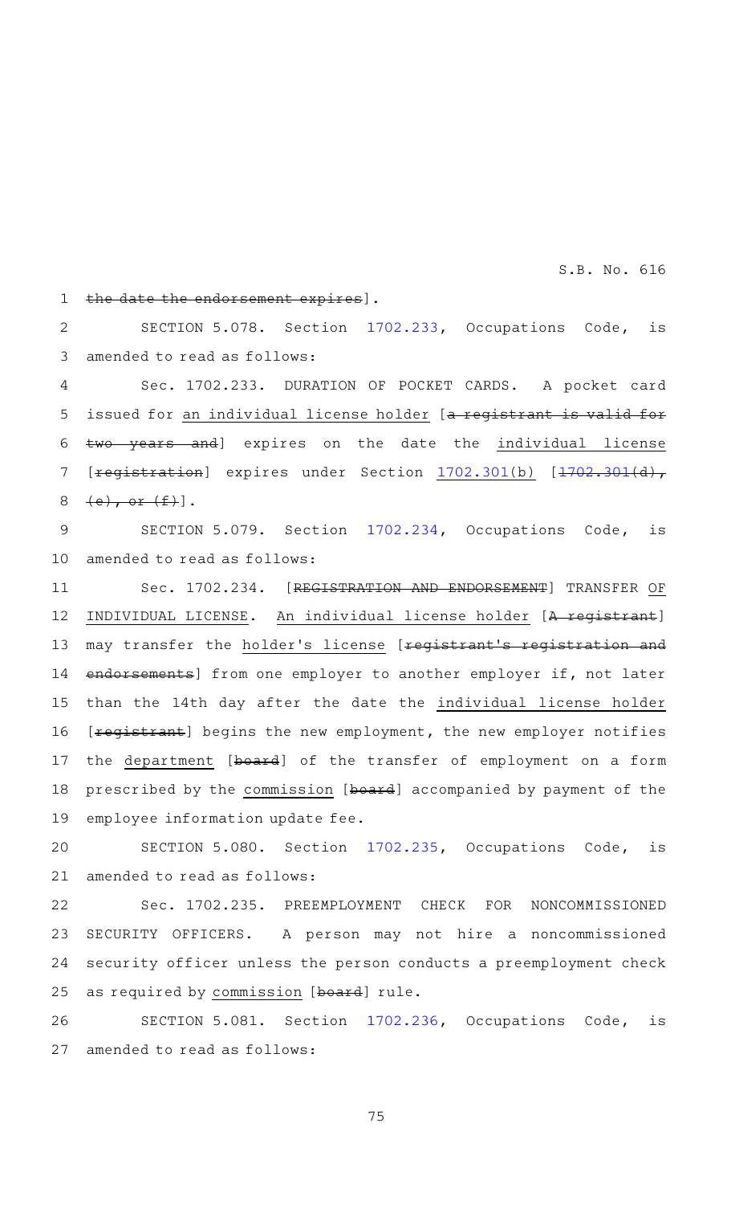the date the endorsement expires].

SECTION 5.078. Section 1702.233, Occupations Code, is amended to read as follows:

Sec. 1702.233. DURATION OF POCKET CARDS. A pocket card issued for an individual license holder [a registrant is valid for two years and] expires on the date the individual license [registration] expires under Section 1702.301(b) [1702.301(d), (e), or (f)].

SECTION 5.079. Section 1702.234, Occupations Code, is amended to read as follows:

Sec. 1702.234. [REGISTRATION AND ENDORSEMENT] TRANSFER OF INDIVIDUAL LICENSE. An individual license holder [A registrant] may transfer the holder's license [registrant's registration and endorsements] from one employer to another employer if, not later than the 14th day after the date the individual license holder [registrant] begins the new employment, the new employer notifies the department [board] of the transfer of employment on a form prescribed by the commission [board] accompanied by payment of the employee information update fee.

SECTION 5.080. Section 1702.235, Occupations Code, is amended to read as follows:

Sec. 1702.235. PREEMPLOYMENT CHECK FOR NONCOMMISSIONED SECURITY OFFICERS. A person may not hire a noncommissioned security officer unless the person conducts a preemployment check as required by commission [board] rule.

SECTION 5.081. Section 1702.236, Occupations Code, is amended to read as follows: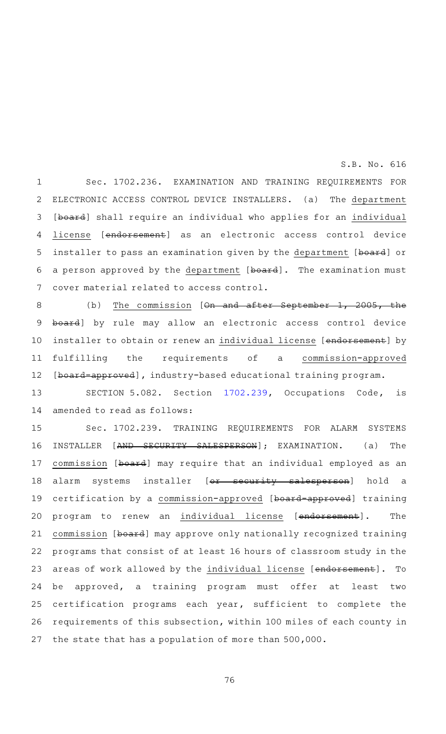Sec. 1702.236. EXAMINATION AND TRAINING REQUIREMENTS FOR ELECTRONIC ACCESS CONTROL DEVICE INSTALLERS. (a) The department [board] shall require an individual who applies for an individual license [endorsement] as an electronic access control device installer to pass an examination given by the department [board] or a person approved by the department [board]. The examination must cover material related to access control.

(b) The commission [On and after September 1, 2005, the board] by rule may allow an electronic access control device installer to obtain or renew an individual license [endorsement] by fulfilling the requirements of a commission-approved [board-approved], industry-based educational training program.

SECTION 5.082. Section 1702.239, Occupations Code, is amended to read as follows:

Sec. 1702.239. TRAINING REQUIREMENTS FOR ALARM SYSTEMS INSTALLER [AND SECURITY SALESPERSON]; EXAMINATION. (a) The commission [board] may require that an individual employed as an alarm systems installer [or security salesperson] hold a certification by a commission-approved [board-approved] training program to renew an individual license [endorsement]. The commission [board] may approve only nationally recognized training programs that consist of at least 16 hours of classroom study in the areas of work allowed by the individual license [endorsement]. To be approved, a training program must offer at least two certification programs each year, sufficient to complete the requirements of this subsection, within 100 miles of each county in the state that has a population of more than 500,000.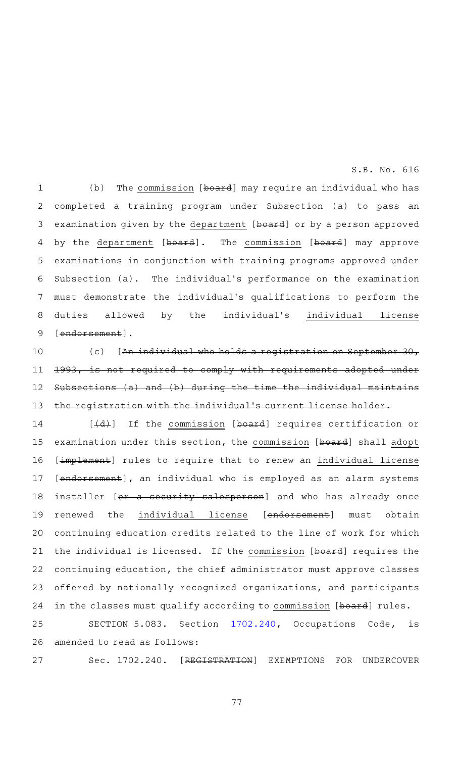(b) The commission [board] may require an individual who has completed a training program under Subsection (a) to pass an examination given by the department [board] or by a person approved by the department [board]. The commission [board] may approve examinations in conjunction with training programs approved under Subsection (a). The individual's performance on the examination must demonstrate the individual's qualifications to perform the duties allowed by the individual's individual license [endorsement].

(c) [An individual who holds a registration on September 30, 1993, is not required to comply with requirements adopted under Subsections (a) and (b) during the time the individual maintains the registration with the individual's current license holder.

[(d)] If the commission [board] requires certification or examination under this section, the commission [board] shall adopt [implement] rules to require that to renew an individual license [endorsement], an individual who is employed as an alarm systems installer [or a security salesperson] and who has already once renewed the individual license [endorsement] must obtain continuing education credits related to the line of work for which the individual is licensed. If the commission [board] requires the continuing education, the chief administrator must approve classes offered by nationally recognized organizations, and participants in the classes must qualify according to commission [board] rules.

SECTION 5.083. Section 1702.240, Occupations Code, is amended to read as follows:

Sec. 1702.240. [REGISTRATION] EXEMPTIONS FOR UNDERCOVER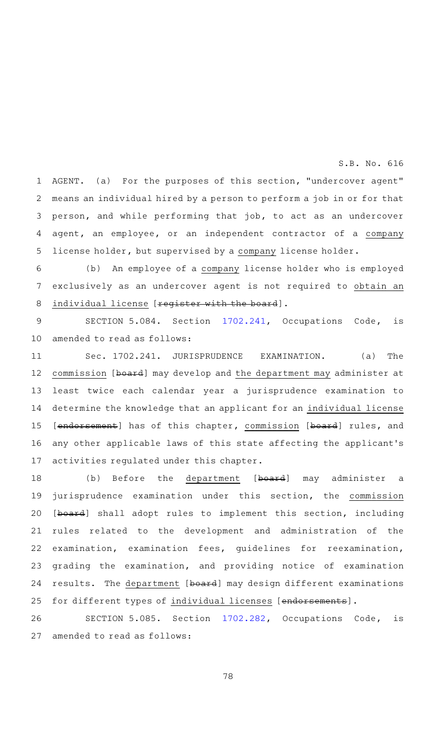AGENT. (a) For the purposes of this section, "undercover agent" means an individual hired by a person to perform a job in or for that person, and while performing that job, to act as an undercover agent, an employee, or an independent contractor of a company license holder, but supervised by a company license holder.

(b) An employee of a company license holder who is employed exclusively as an undercover agent is not required to obtain an individual license [~~register with the board~~].

SECTION 5.084. Section 1702.241, Occupations Code, is amended to read as follows:

Sec. 1702.241. JURISPRUDENCE EXAMINATION. (a) The commission [~~board~~] may develop and the department may administer at least twice each calendar year a jurisprudence examination to determine the knowledge that an applicant for an individual license [~~endorsement~~] has of this chapter, commission [~~board~~] rules, and any other applicable laws of this state affecting the applicant's activities regulated under this chapter.

(b) Before the department [~~board~~] may administer a jurisprudence examination under this section, the commission [~~board~~] shall adopt rules to implement this section, including rules related to the development and administration of the examination, examination fees, guidelines for reexamination, grading the examination, and providing notice of examination results. The department [~~board~~] may design different examinations for different types of individual licenses [~~endorsements~~].

SECTION 5.085. Section 1702.282, Occupations Code, is amended to read as follows: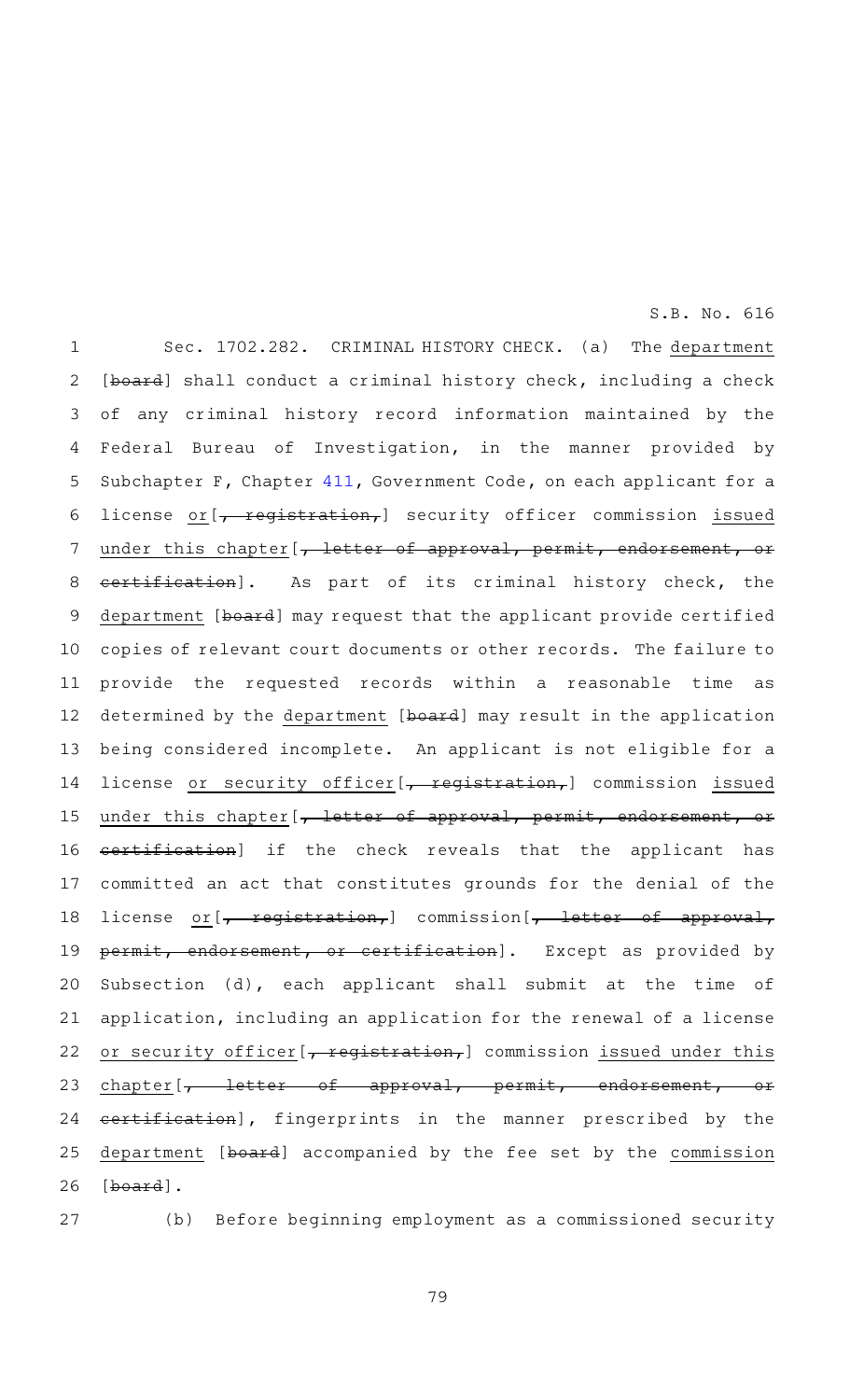Sec. 1702.282. CRIMINAL HISTORY CHECK. (a) The department [board] shall conduct a criminal history check, including a check of any criminal history record information maintained by the Federal Bureau of Investigation, in the manner provided by Subchapter F, Chapter 411, Government Code, on each applicant for a license or[, registration,] security officer commission issued under this chapter[, letter of approval, permit, endorsement, or certification]. As part of its criminal history check, the department [board] may request that the applicant provide certified copies of relevant court documents or other records. The failure to provide the requested records within a reasonable time as determined by the department [board] may result in the application being considered incomplete. An applicant is not eligible for a license or security officer[, registration,] commission issued under this chapter[, letter of approval, permit, endorsement, or certification] if the check reveals that the applicant has committed an act that constitutes grounds for the denial of the license or[, registration,] commission[, letter of approval, permit, endorsement, or certification]. Except as provided by Subsection (d), each applicant shall submit at the time of application, including an application for the renewal of a license or security officer[, registration,] commission issued under this chapter[, letter of approval, permit, endorsement, or certification], fingerprints in the manner prescribed by the department [board] accompanied by the fee set by the commission [board].

(b) Before beginning employment as a commissioned security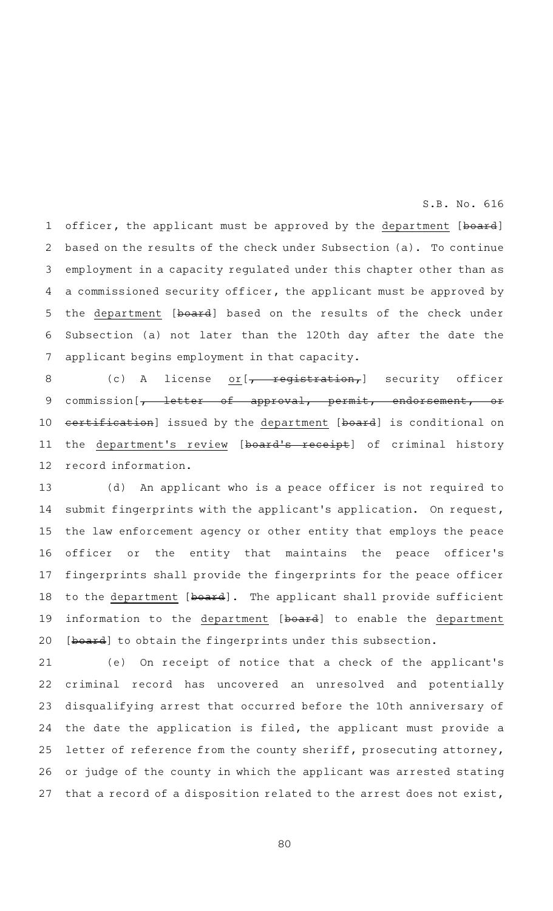officer, the applicant must be approved by the department [board] based on the results of the check under Subsection (a). To continue employment in a capacity regulated under this chapter other than as a commissioned security officer, the applicant must be approved by the department [board] based on the results of the check under Subsection (a) not later than the 120th day after the date the applicant begins employment in that capacity.

(c) A license or [~~, registration,~~] security officer commission [~~, letter of approval, permit, endorsement, or certification~~] issued by the department [~~board~~] is conditional on the department's review [~~board's receipt~~] of criminal history record information.

(d) An applicant who is a peace officer is not required to submit fingerprints with the applicant's application. On request, the law enforcement agency or other entity that employs the peace officer or the entity that maintains the peace officer's fingerprints shall provide the fingerprints for the peace officer to the department [~~board~~]. The applicant shall provide sufficient information to the department [~~board~~] to enable the department [~~board~~] to obtain the fingerprints under this subsection.

(e) On receipt of notice that a check of the applicant's criminal record has uncovered an unresolved and potentially disqualifying arrest that occurred before the 10th anniversary of the date the application is filed, the applicant must provide a letter of reference from the county sheriff, prosecuting attorney, or judge of the county in which the applicant was arrested stating that a record of a disposition related to the arrest does not exist,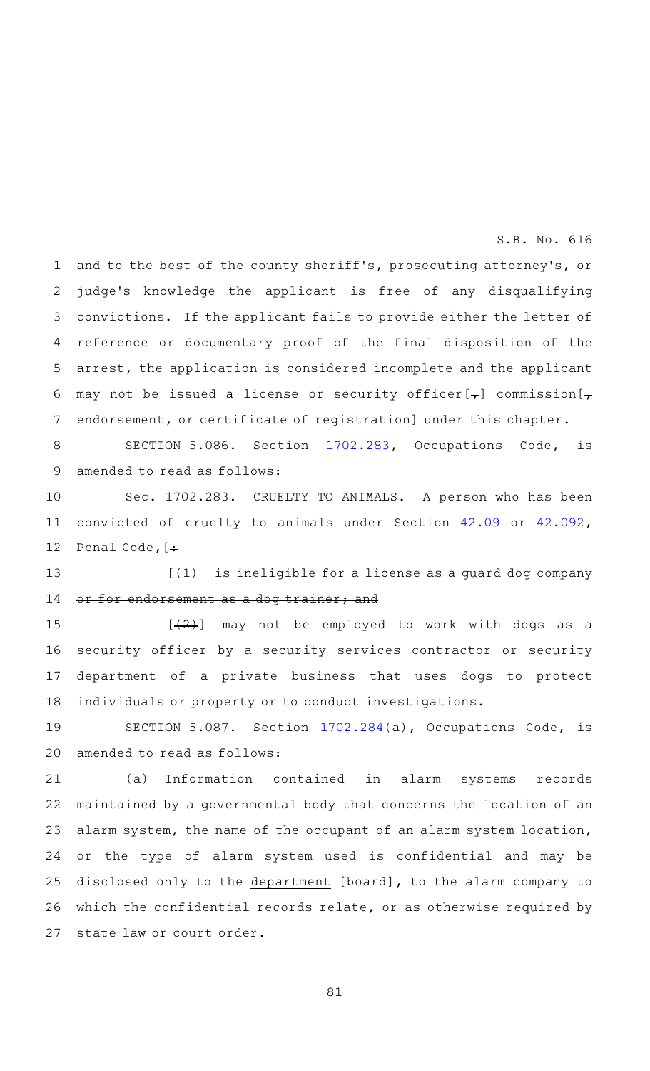and to the best of the county sheriff's, prosecuting attorney's, or judge's knowledge the applicant is free of any disqualifying convictions. If the applicant fails to provide either the letter of reference or documentary proof of the final disposition of the arrest, the application is considered incomplete and the applicant may not be issued a license or security officer[,] commission[, endorsement, or certificate of registration] under this chapter.

SECTION 5.086. Section 1702.283, Occupations Code, is amended to read as follows:

Sec. 1702.283. CRUELTY TO ANIMALS. A person who has been convicted of cruelty to animals under Section 42.09 or 42.092, Penal Code, [:

[(1) is ineligible for a license as a guard dog company or for endorsement as a dog trainer; and

[(2)] may not be employed to work with dogs as a security officer by a security services contractor or security department of a private business that uses dogs to protect individuals or property or to conduct investigations.

SECTION 5.087. Section 1702.284(a), Occupations Code, is amended to read as follows:

(a) Information contained in alarm systems records maintained by a governmental body that concerns the location of an alarm system, the name of the occupant of an alarm system location, or the type of alarm system used is confidential and may be disclosed only to the department [board], to the alarm company to which the confidential records relate, or as otherwise required by state law or court order.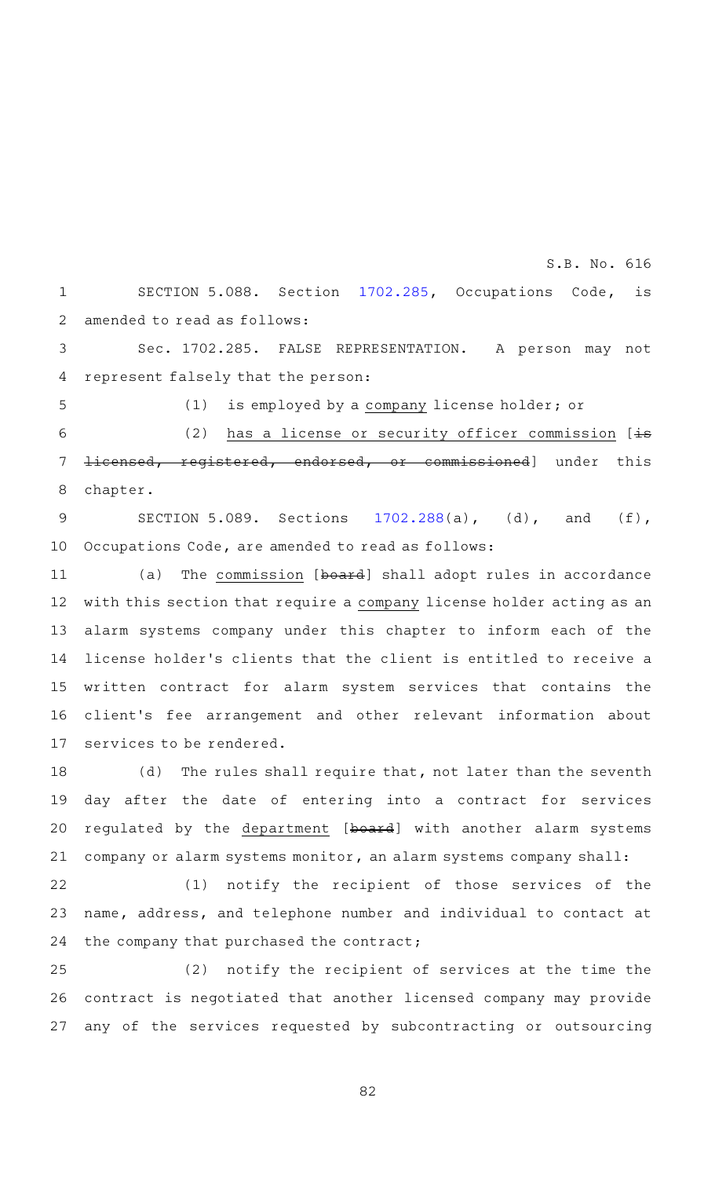SECTION 5.088. Section 1702.285, Occupations Code, is amended to read as follows:

Sec. 1702.285. FALSE REPRESENTATION. A person may not represent falsely that the person:

(1) is employed by a company license holder; or

(2) has a license or security officer commission [is licensed, registered, endorsed, or commissioned] under this chapter.

SECTION 5.089. Sections 1702.288(a), (d), and (f), Occupations Code, are amended to read as follows:

(a) The commission [board] shall adopt rules in accordance with this section that require a company license holder acting as an alarm systems company under this chapter to inform each of the license holder's clients that the client is entitled to receive a written contract for alarm system services that contains the client's fee arrangement and other relevant information about services to be rendered.

(d) The rules shall require that, not later than the seventh day after the date of entering into a contract for services regulated by the department [board] with another alarm systems company or alarm systems monitor, an alarm systems company shall:

(1) notify the recipient of those services of the name, address, and telephone number and individual to contact at the company that purchased the contract;

(2) notify the recipient of services at the time the contract is negotiated that another licensed company may provide any of the services requested by subcontracting or outsourcing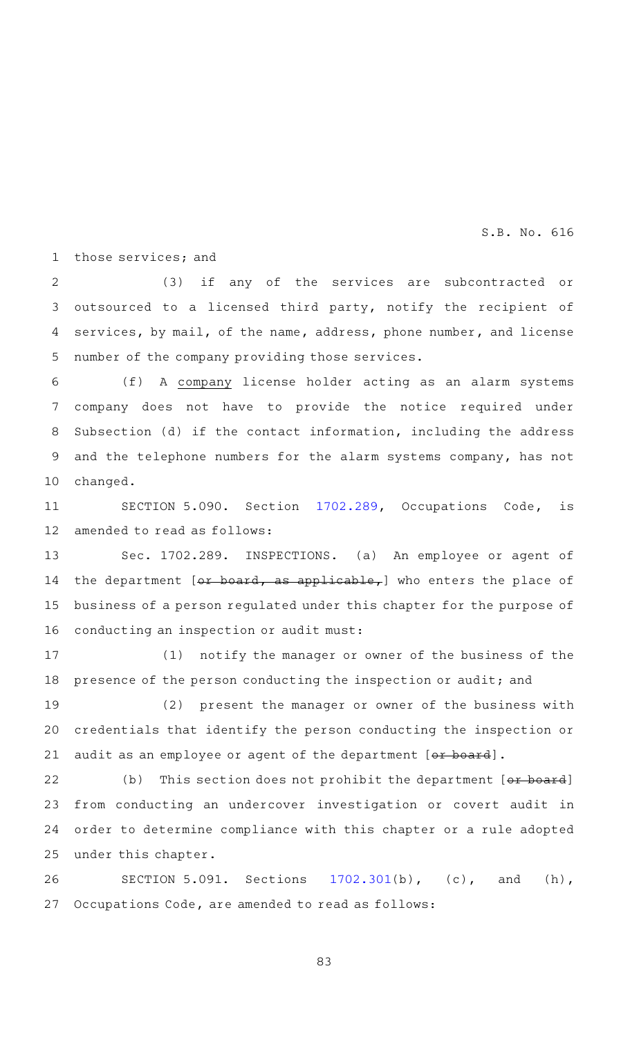those services; and

(3) if any of the services are subcontracted or outsourced to a licensed third party, notify the recipient of services, by mail, of the name, address, phone number, and license number of the company providing those services.

(f) A company license holder acting as an alarm systems company does not have to provide the notice required under Subsection (d) if the contact information, including the address and the telephone numbers for the alarm systems company, has not changed.

SECTION 5.090. Section 1702.289, Occupations Code, is amended to read as follows:

Sec. 1702.289. INSPECTIONS. (a) An employee or agent of the department [~~or board, as applicable,~~] who enters the place of business of a person regulated under this chapter for the purpose of conducting an inspection or audit must:

(1) notify the manager or owner of the business of the presence of the person conducting the inspection or audit; and

(2) present the manager or owner of the business with credentials that identify the person conducting the inspection or audit as an employee or agent of the department [~~or board~~].

(b) This section does not prohibit the department [~~or board~~] from conducting an undercover investigation or covert audit in order to determine compliance with this chapter or a rule adopted under this chapter.

SECTION 5.091. Sections 1702.301(b), (c), and (h), Occupations Code, are amended to read as follows: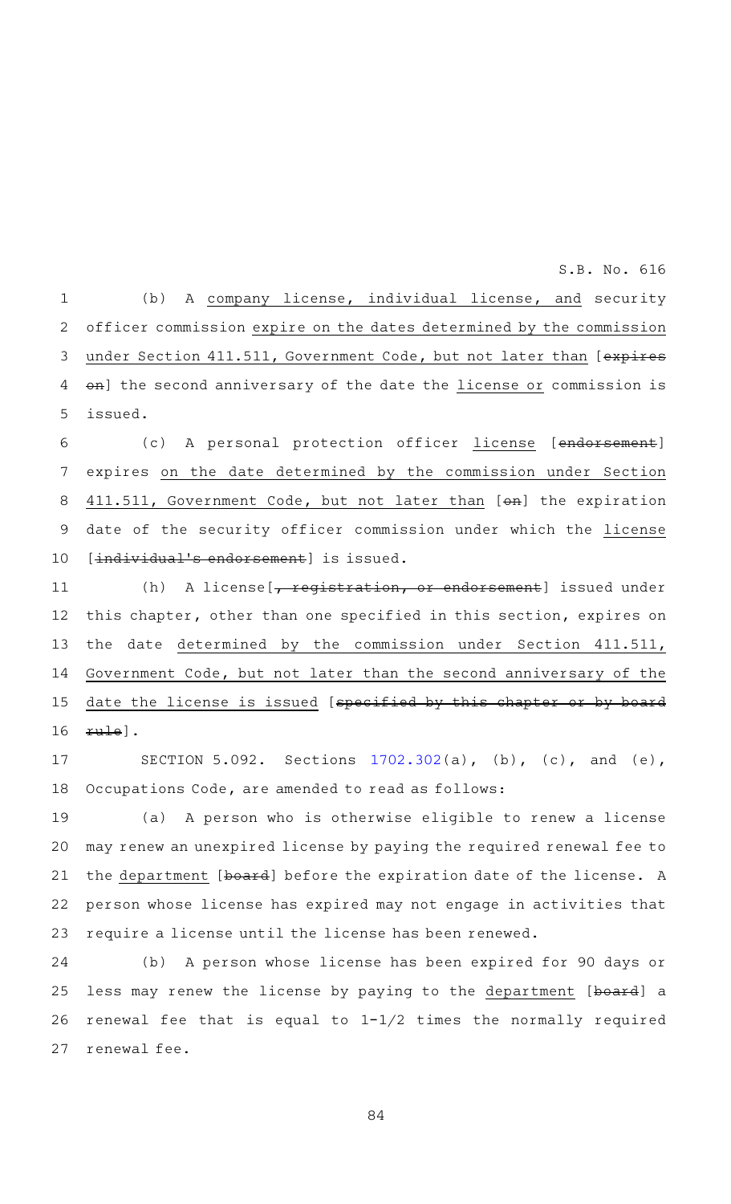(b) A company license, individual license, and security officer commission expire on the dates determined by the commission under Section 411.511, Government Code, but not later than [~~expires on~~] the second anniversary of the date the license or commission is issued.

(c) A personal protection officer license [~~endorsement~~] expires on the date determined by the commission under Section 411.511, Government Code, but not later than [~~on~~] the expiration date of the security officer commission under which the license [~~individual's endorsement~~] is issued.

(h) A license[~~, registration, or endorsement~~] issued under this chapter, other than one specified in this section, expires on the date determined by the commission under Section 411.511, Government Code, but not later than the second anniversary of the date the license is issued [~~specified by this chapter or by board rule~~].

SECTION 5.092. Sections 1702.302(a), (b), (c), and (e), Occupations Code, are amended to read as follows:

(a) A person who is otherwise eligible to renew a license may renew an unexpired license by paying the required renewal fee to the department [~~board~~] before the expiration date of the license. A person whose license has expired may not engage in activities that require a license until the license has been renewed.

(b) A person whose license has been expired for 90 days or less may renew the license by paying to the department [~~board~~] a renewal fee that is equal to 1-1/2 times the normally required renewal fee.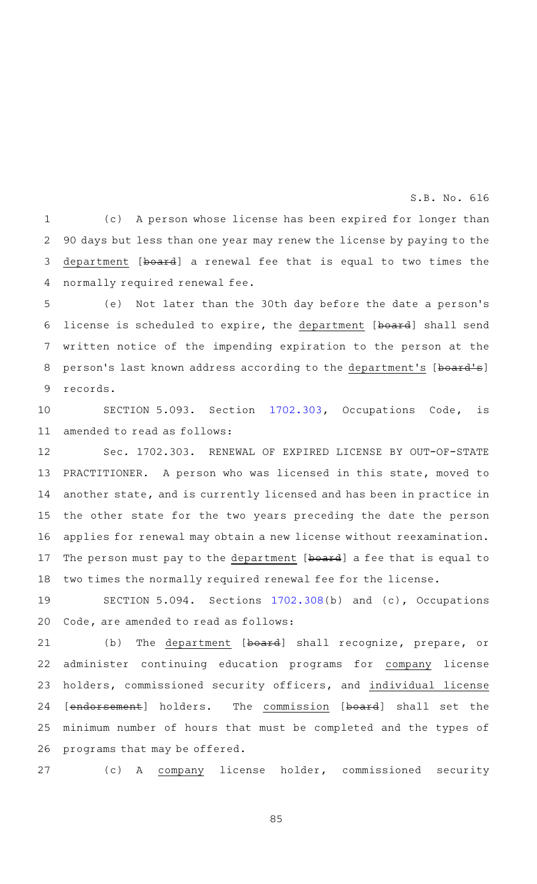(c) A person whose license has been expired for longer than 90 days but less than one year may renew the license by paying to the department [~~board~~] a renewal fee that is equal to two times the normally required renewal fee.

(e) Not later than the 30th day before the date a person's license is scheduled to expire, the department [~~board~~] shall send written notice of the impending expiration to the person at the person's last known address according to the department's [~~board's~~] records.

SECTION 5.093. Section 1702.303, Occupations Code, is amended to read as follows:

Sec. 1702.303. RENEWAL OF EXPIRED LICENSE BY OUT-OF-STATE PRACTITIONER. A person who was licensed in this state, moved to another state, and is currently licensed and has been in practice in the other state for the two years preceding the date the person applies for renewal may obtain a new license without reexamination. The person must pay to the department [~~board~~] a fee that is equal to two times the normally required renewal fee for the license.

SECTION 5.094. Sections 1702.308(b) and (c), Occupations Code, are amended to read as follows:

(b) The department [~~board~~] shall recognize, prepare, or administer continuing education programs for company license holders, commissioned security officers, and individual license [~~endorsement~~] holders. The commission [~~board~~] shall set the minimum number of hours that must be completed and the types of programs that may be offered.

(c) A company license holder, commissioned security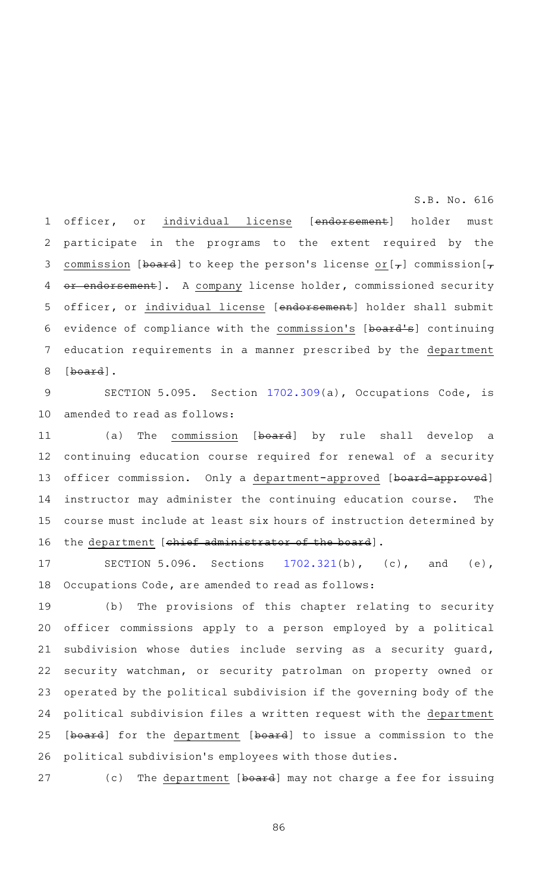officer, or individual license [endorsement] holder must participate in the programs to the extent required by the commission [board] to keep the person's license or[,] commission[, or endorsement]. A company license holder, commissioned security officer, or individual license [endorsement] holder shall submit evidence of compliance with the commission's [board's] continuing education requirements in a manner prescribed by the department [board].

SECTION 5.095. Section 1702.309(a), Occupations Code, is amended to read as follows:

(a) The commission [board] by rule shall develop a continuing education course required for renewal of a security officer commission. Only a department-approved [board-approved] instructor may administer the continuing education course. The course must include at least six hours of instruction determined by the department [chief administrator of the board].

SECTION 5.096. Sections 1702.321(b), (c), and (e), Occupations Code, are amended to read as follows:

(b) The provisions of this chapter relating to security officer commissions apply to a person employed by a political subdivision whose duties include serving as a security guard, security watchman, or security patrolman on property owned or operated by the political subdivision if the governing body of the political subdivision files a written request with the department [board] for the department [board] to issue a commission to the political subdivision's employees with those duties.

(c) The department [board] may not charge a fee for issuing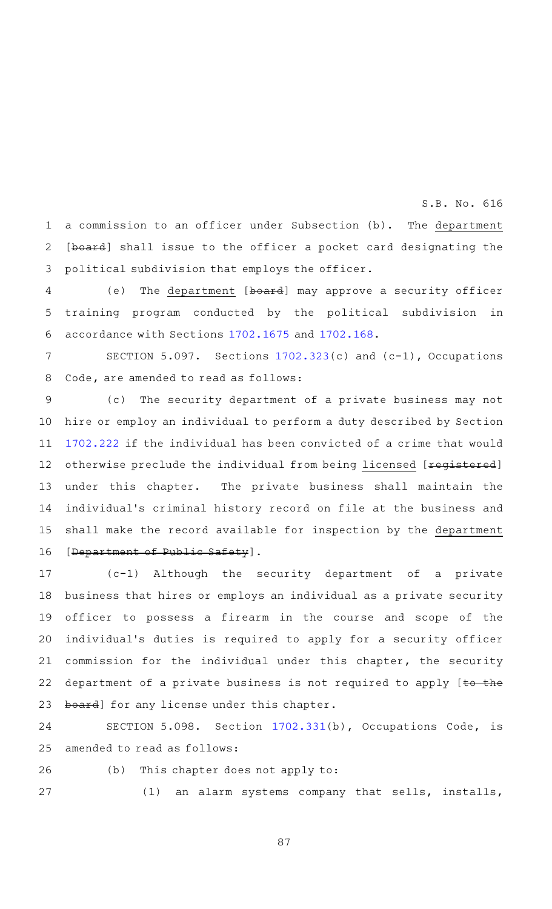a commission to an officer under Subsection (b). The department [board] shall issue to the officer a pocket card designating the political subdivision that employs the officer.

(e) The department [board] may approve a security officer training program conducted by the political subdivision in accordance with Sections 1702.1675 and 1702.168.

SECTION 5.097. Sections 1702.323(c) and (c-1), Occupations Code, are amended to read as follows:

(c) The security department of a private business may not hire or employ an individual to perform a duty described by Section 1702.222 if the individual has been convicted of a crime that would otherwise preclude the individual from being licensed [registered] under this chapter. The private business shall maintain the individual's criminal history record on file at the business and shall make the record available for inspection by the department [Department of Public Safety].

(c-1) Although the security department of a private business that hires or employs an individual as a private security officer to possess a firearm in the course and scope of the individual's duties is required to apply for a security officer commission for the individual under this chapter, the security department of a private business is not required to apply [to the board] for any license under this chapter.

SECTION 5.098. Section 1702.331(b), Occupations Code, is amended to read as follows:

(b) This chapter does not apply to:

(1) an alarm systems company that sells, installs,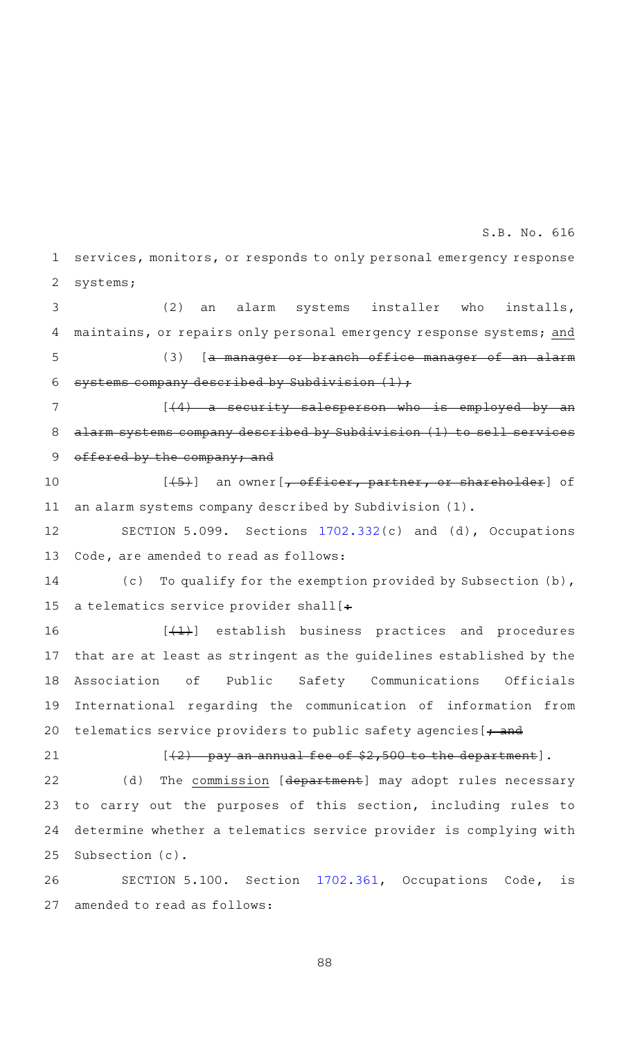services, monitors, or responds to only personal emergency response systems;

(2) an alarm systems installer who installs, maintains, or repairs only personal emergency response systems; and

(3) [~~a manager or branch office manager of an alarm systems company described by Subdivision (1);~~

[~~(4) a security salesperson who is employed by an alarm systems company described by Subdivision (1) to sell services offered by the company; and~~

[~~(5)~~] an owner[~~, officer, partner, or shareholder~~] of an alarm systems company described by Subdivision (1).

SECTION 5.099. Sections 1702.332(c) and (d), Occupations Code, are amended to read as follows:

(c) To qualify for the exemption provided by Subsection (b), a telematics service provider shall[~~:~~

[~~(1)~~] establish business practices and procedures that are at least as stringent as the guidelines established by the Association of Public Safety Communications Officials International regarding the communication of information from telematics service providers to public safety agencies[~~; and~~

[~~(2) pay an annual fee of $2,500 to the department~~].

(d) The commission [~~department~~] may adopt rules necessary to carry out the purposes of this section, including rules to determine whether a telematics service provider is complying with Subsection (c).

SECTION 5.100. Section 1702.361, Occupations Code, is amended to read as follows: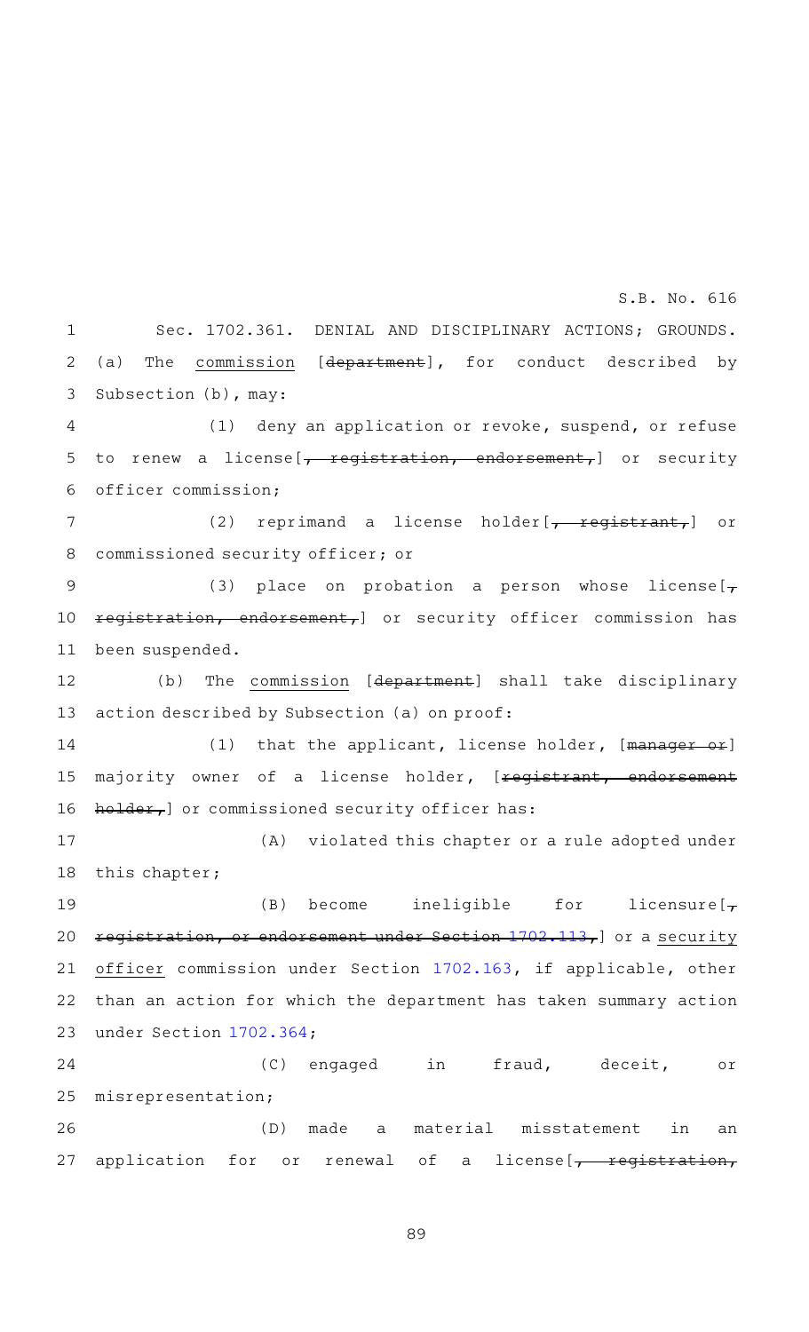Sec. 1702.361. DENIAL AND DISCIPLINARY ACTIONS; GROUNDS.
(a) The commission [~~department~~], for conduct described by Subsection (b), may:

(1) deny an application or revoke, suspend, or refuse to renew a license[~~, registration, endorsement,~~] or security officer commission;

(2) reprimand a license holder[~~, registrant,~~] or commissioned security officer; or

(3) place on probation a person whose license[~~, registration, endorsement,~~] or security officer commission has been suspended.

(b) The commission [~~department~~] shall take disciplinary action described by Subsection (a) on proof:

(1) that the applicant, license holder, [~~manager or~~] majority owner of a license holder, [~~registrant, endorsement holder,~~] or commissioned security officer has:

(A) violated this chapter or a rule adopted under this chapter;

(B) become ineligible for licensure[~~, registration, or endorsement under Section 1702.113,~~] or a security officer commission under Section 1702.163, if applicable, other than an action for which the department has taken summary action under Section 1702.364;

(C) engaged in fraud, deceit, or misrepresentation;

(D) made a material misstatement in an application for or renewal of a license[~~, registration,~~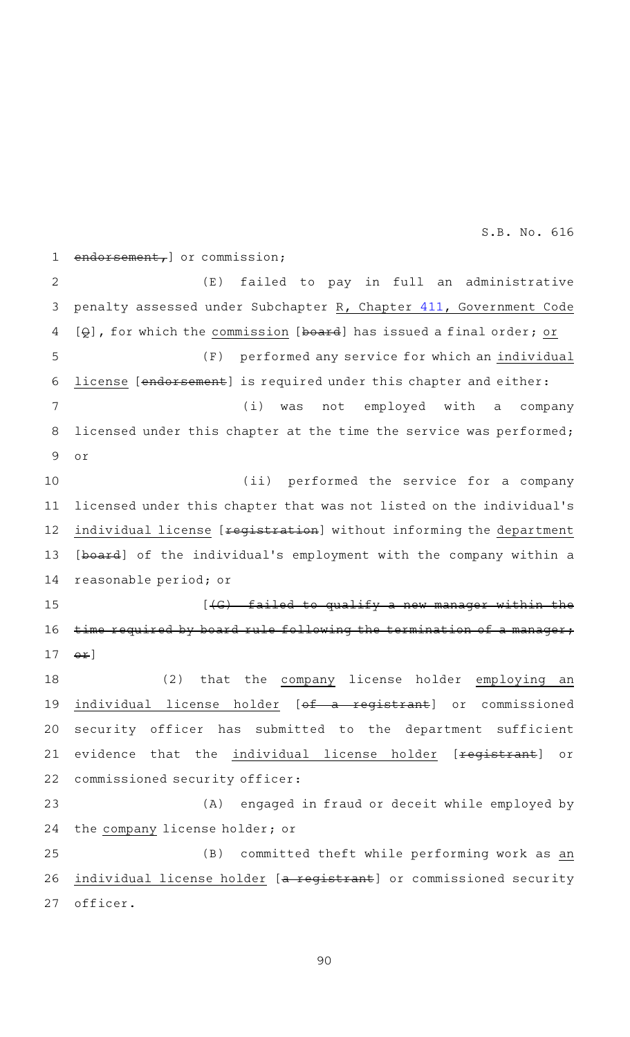endorsement,] or commission;

(E) failed to pay in full an administrative penalty assessed under Subchapter R, Chapter 411, Government Code [Q], for which the commission [board] has issued a final order; or

(F) performed any service for which an individual license [endorsement] is required under this chapter and either:

(i) was not employed with a company licensed under this chapter at the time the service was performed; or

(ii) performed the service for a company licensed under this chapter that was not listed on the individual's individual license [registration] without informing the department [board] of the individual's employment with the company within a reasonable period; or

[(G) failed to qualify a new manager within the time required by board rule following the termination of a manager; or]

(2) that the company license holder employing an individual license holder [of a registrant] or commissioned security officer has submitted to the department sufficient evidence that the individual license holder [registrant] or commissioned security officer:

(A) engaged in fraud or deceit while employed by the company license holder; or

(B) committed theft while performing work as an individual license holder [a registrant] or commissioned security officer.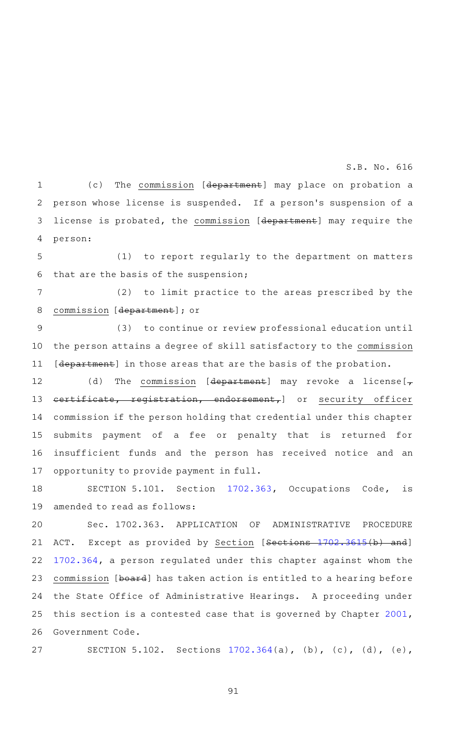(c) The commission [department] may place on probation a person whose license is suspended. If a person's suspension of a license is probated, the commission [department] may require the person:

(1) to report regularly to the department on matters that are the basis of the suspension;

(2) to limit practice to the areas prescribed by the commission [department]; or

(3) to continue or review professional education until the person attains a degree of skill satisfactory to the commission [department] in those areas that are the basis of the probation.

(d) The commission [department] may revoke a license[, certificate, registration, endorsement,] or security officer commission if the person holding that credential under this chapter submits payment of a fee or penalty that is returned for insufficient funds and the person has received notice and an opportunity to provide payment in full.

SECTION 5.101. Section 1702.363, Occupations Code, is amended to read as follows:

Sec. 1702.363. APPLICATION OF ADMINISTRATIVE PROCEDURE ACT. Except as provided by Section [Sections 1702.3615(b) and] 1702.364, a person regulated under this chapter against whom the commission [board] has taken action is entitled to a hearing before the State Office of Administrative Hearings. A proceeding under this section is a contested case that is governed by Chapter 2001, Government Code.

SECTION 5.102. Sections 1702.364(a), (b), (c), (d), (e),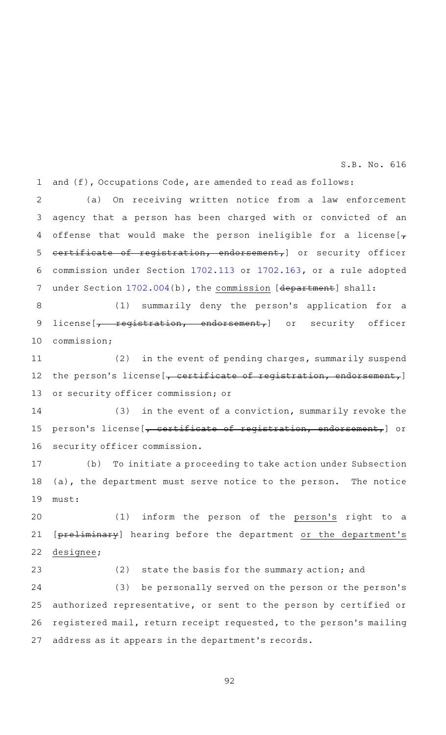and (f), Occupations Code, are amended to read as follows:

(a) On receiving written notice from a law enforcement agency that a person has been charged with or convicted of an offense that would make the person ineligible for a license[~~, certificate of registration, endorsement,~~] or security officer commission under Section 1702.113 or 1702.163, or a rule adopted under Section 1702.004(b), the <u>commission</u> [~~department~~] shall:

(1) summarily deny the person's application for a license[~~, registration, endorsement,~~] or security officer commission;

(2) in the event of pending charges, summarily suspend the person's license[~~, certificate of registration, endorsement,~~] or security officer commission; or

(3) in the event of a conviction, summarily revoke the person's license[~~, certificate of registration, endorsement,~~] or security officer commission.

(b) To initiate a proceeding to take action under Subsection (a), the department must serve notice to the person. The notice must:

(1) inform the person of the <u>person's</u> right to a [~~preliminary~~] hearing before the department <u>or the department's designee</u>;

(2) state the basis for the summary action; and

(3) be personally served on the person or the person's authorized representative, or sent to the person by certified or registered mail, return receipt requested, to the person's mailing address as it appears in the department's records.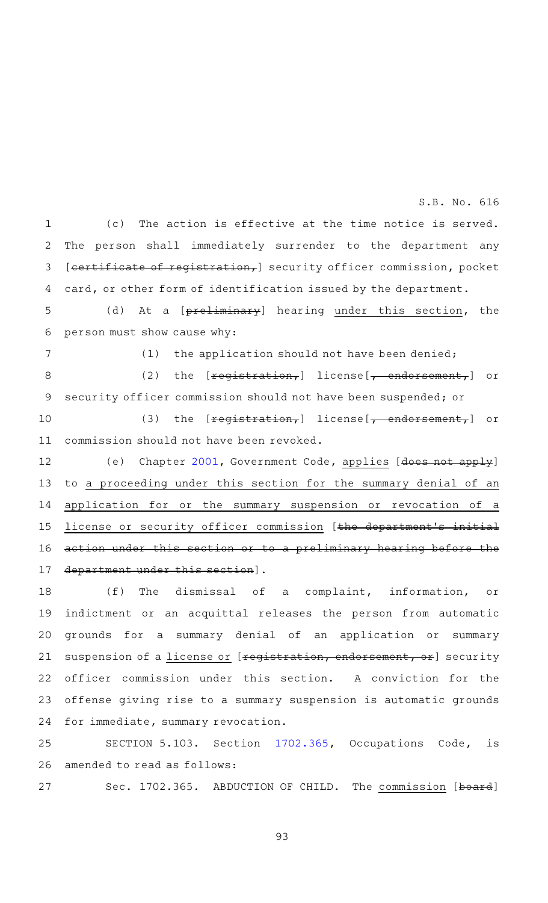(c) The action is effective at the time notice is served. The person shall immediately surrender to the department any [~~certificate of registration,~~] security officer commission, pocket card, or other form of identification issued by the department.

(d) At a [~~preliminary~~] hearing under this section, the person must show cause why:

(1) the application should not have been denied;

(2) the [~~registration,~~] license[~~, endorsement,~~] or security officer commission should not have been suspended; or

(3) the [~~registration,~~] license[~~, endorsement,~~] or commission should not have been revoked.

(e) Chapter 2001, Government Code, applies [~~does not apply~~] to a proceeding under this section for the summary denial of an application for or the summary suspension or revocation of a license or security officer commission [~~the department's initial action under this section or to a preliminary hearing before the department under this section~~].

(f) The dismissal of a complaint, information, or indictment or an acquittal releases the person from automatic grounds for a summary denial of an application or summary suspension of a license or [~~registration, endorsement, or~~] security officer commission under this section. A conviction for the offense giving rise to a summary suspension is automatic grounds for immediate, summary revocation.

SECTION 5.103. Section 1702.365, Occupations Code, is amended to read as follows:

Sec. 1702.365. ABDUCTION OF CHILD. The commission [~~board~~]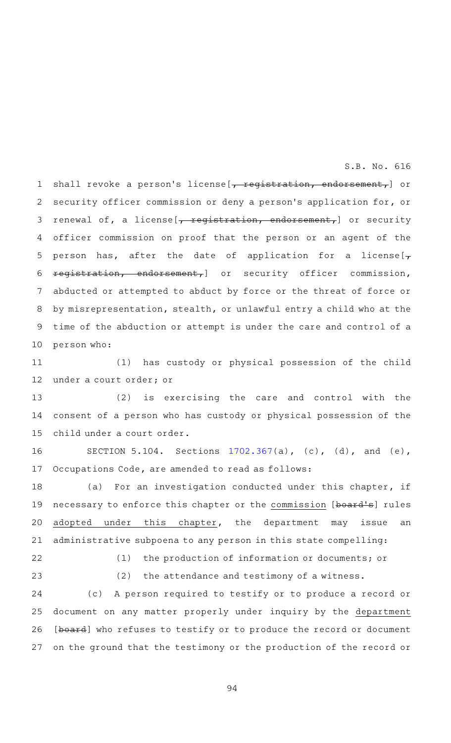shall revoke a person's license[~~, registration, endorsement,~~] or security officer commission or deny a person's application for, or renewal of, a license[~~, registration, endorsement,~~] or security officer commission on proof that the person or an agent of the person has, after the date of application for a license[~~, registration, endorsement,~~] or security officer commission, abducted or attempted to abduct by force or the threat of force or by misrepresentation, stealth, or unlawful entry a child who at the time of the abduction or attempt is under the care and control of a person who:

(1) has custody or physical possession of the child under a court order; or

(2) is exercising the care and control with the consent of a person who has custody or physical possession of the child under a court order.

SECTION 5.104. Sections 1702.367(a), (c), (d), and (e), Occupations Code, are amended to read as follows:

(a) For an investigation conducted under this chapter, if necessary to enforce this chapter or the <u>commission</u> [~~board's~~] rules <u>adopted under this chapter</u>, the department may issue an administrative subpoena to any person in this state compelling:

(1) the production of information or documents; or

(2) the attendance and testimony of a witness.

(c) A person required to testify or to produce a record or document on any matter properly under inquiry by the <u>department</u> [~~board~~] who refuses to testify or to produce the record or document on the ground that the testimony or the production of the record or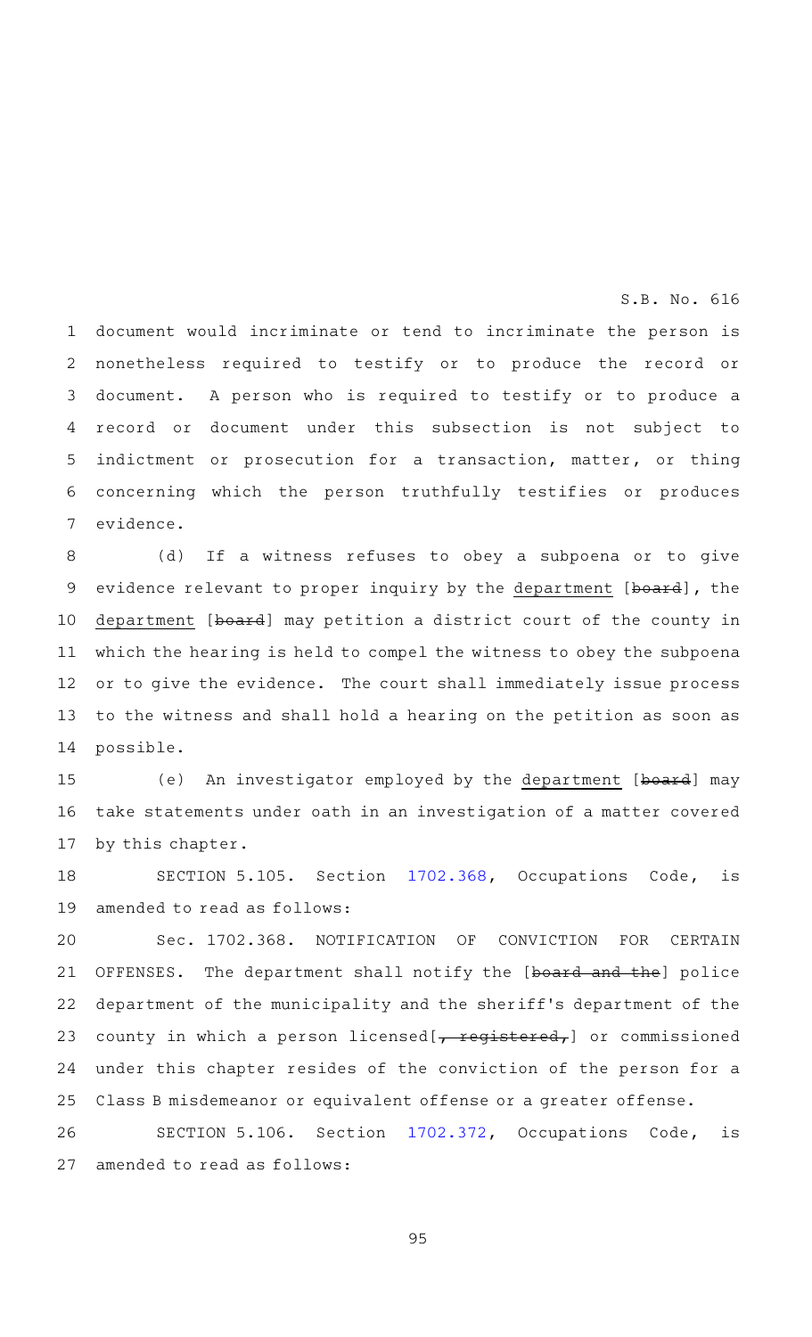document would incriminate or tend to incriminate the person is nonetheless required to testify or to produce the record or document. A person who is required to testify or to produce a record or document under this subsection is not subject to indictment or prosecution for a transaction, matter, or thing concerning which the person truthfully testifies or produces evidence.

(d) If a witness refuses to obey a subpoena or to give evidence relevant to proper inquiry by the department [board], the department [board] may petition a district court of the county in which the hearing is held to compel the witness to obey the subpoena or to give the evidence. The court shall immediately issue process to the witness and shall hold a hearing on the petition as soon as possible.

(e) An investigator employed by the department [board] may take statements under oath in an investigation of a matter covered by this chapter.

SECTION 5.105. Section 1702.368, Occupations Code, is amended to read as follows:

Sec. 1702.368. NOTIFICATION OF CONVICTION FOR CERTAIN OFFENSES. The department shall notify the [board and the] police department of the municipality and the sheriff's department of the county in which a person licensed[, registered,] or commissioned under this chapter resides of the conviction of the person for a Class B misdemeanor or equivalent offense or a greater offense.

SECTION 5.106. Section 1702.372, Occupations Code, is amended to read as follows: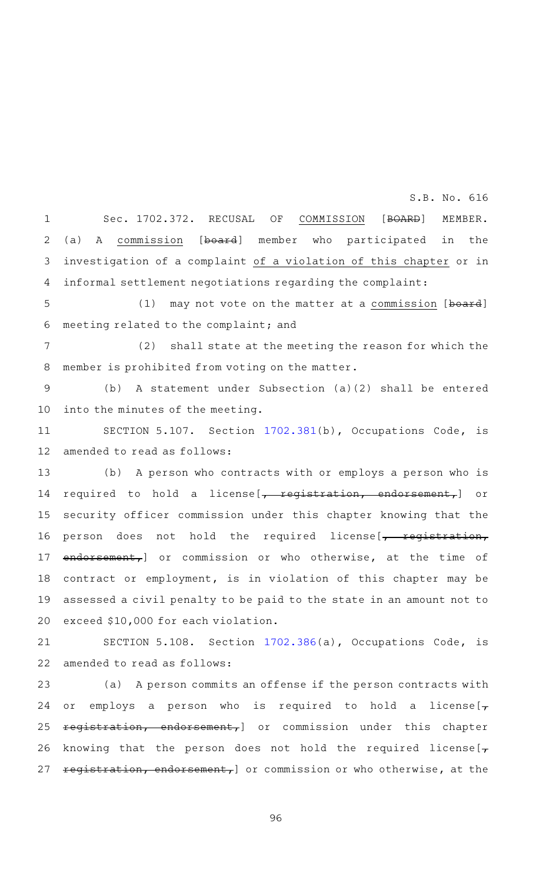Sec. 1702.372. RECUSAL OF COMMISSION [~~BOARD~~] MEMBER. (a) A commission [~~board~~] member who participated in the investigation of a complaint of a violation of this chapter or in informal settlement negotiations regarding the complaint:

(1) may not vote on the matter at a commission [~~board~~] meeting related to the complaint; and

(2) shall state at the meeting the reason for which the member is prohibited from voting on the matter.

(b) A statement under Subsection (a)(2) shall be entered into the minutes of the meeting.

SECTION 5.107. Section 1702.381(b), Occupations Code, is amended to read as follows:

(b) A person who contracts with or employs a person who is required to hold a license[~~, registration, endorsement,~~] or security officer commission under this chapter knowing that the person does not hold the required license[~~, registration, endorsement,~~] or commission or who otherwise, at the time of contract or employment, is in violation of this chapter may be assessed a civil penalty to be paid to the state in an amount not to exceed $10,000 for each violation.

SECTION 5.108. Section 1702.386(a), Occupations Code, is amended to read as follows:

(a) A person commits an offense if the person contracts with or employs a person who is required to hold a license[~~, registration, endorsement,~~] or commission under this chapter knowing that the person does not hold the required license[~~, registration, endorsement,~~] or commission or who otherwise, at the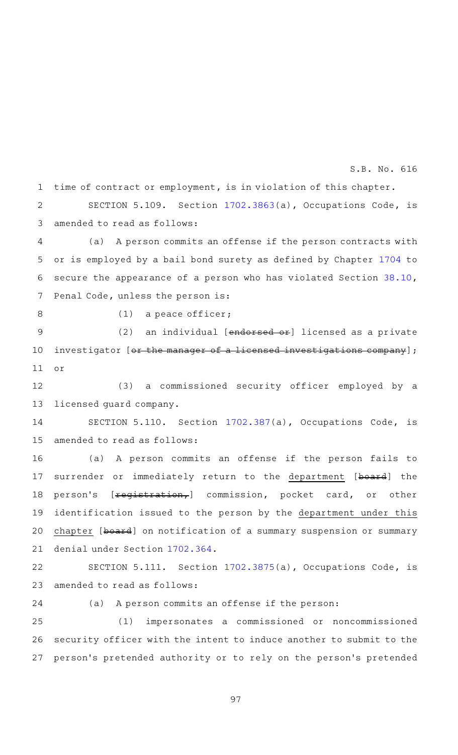time of contract or employment, is in violation of this chapter.

SECTION 5.109. Section 1702.3863(a), Occupations Code, is amended to read as follows:

(a) A person commits an offense if the person contracts with or is employed by a bail bond surety as defined by Chapter 1704 to secure the appearance of a person who has violated Section 38.10, Penal Code, unless the person is:

(1) a peace officer;

(2) an individual [~~endorsed or~~] licensed as a private investigator [~~or the manager of a licensed investigations company~~]; or

(3) a commissioned security officer employed by a licensed guard company.

SECTION 5.110. Section 1702.387(a), Occupations Code, is amended to read as follows:

(a) A person commits an offense if the person fails to surrender or immediately return to the <u>department</u> [~~board~~] the person's [~~registration,~~] commission, pocket card, or other identification issued to the person by the <u>department under this chapter</u> [~~board~~] on notification of a summary suspension or summary denial under Section 1702.364.

SECTION 5.111. Section 1702.3875(a), Occupations Code, is amended to read as follows:

(a) A person commits an offense if the person:

(1) impersonates a commissioned or noncommissioned security officer with the intent to induce another to submit to the person's pretended authority or to rely on the person's pretended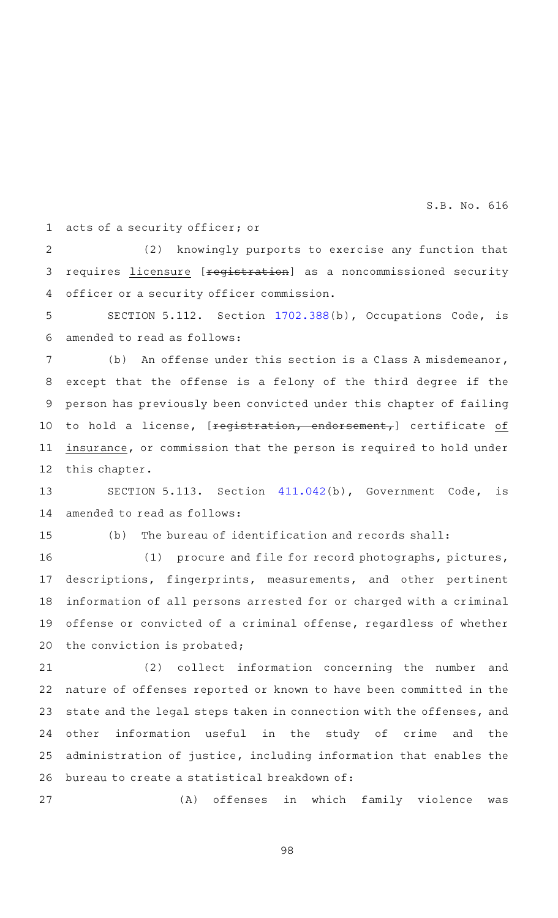acts of a security officer; or

(2) knowingly purports to exercise any function that requires licensure [~~registration~~] as a noncommissioned security officer or a security officer commission.

SECTION 5.112. Section 1702.388(b), Occupations Code, is amended to read as follows:

(b) An offense under this section is a Class A misdemeanor, except that the offense is a felony of the third degree if the person has previously been convicted under this chapter of failing to hold a license, [~~registration, endorsement,~~] certificate <u>of insurance</u>, or commission that the person is required to hold under this chapter.

SECTION 5.113. Section 411.042(b), Government Code, is amended to read as follows:

(b) The bureau of identification and records shall:

(1) procure and file for record photographs, pictures, descriptions, fingerprints, measurements, and other pertinent information of all persons arrested for or charged with a criminal offense or convicted of a criminal offense, regardless of whether the conviction is probated;

(2) collect information concerning the number and nature of offenses reported or known to have been committed in the state and the legal steps taken in connection with the offenses, and other information useful in the study of crime and the administration of justice, including information that enables the bureau to create a statistical breakdown of:

(A) offenses in which family violence was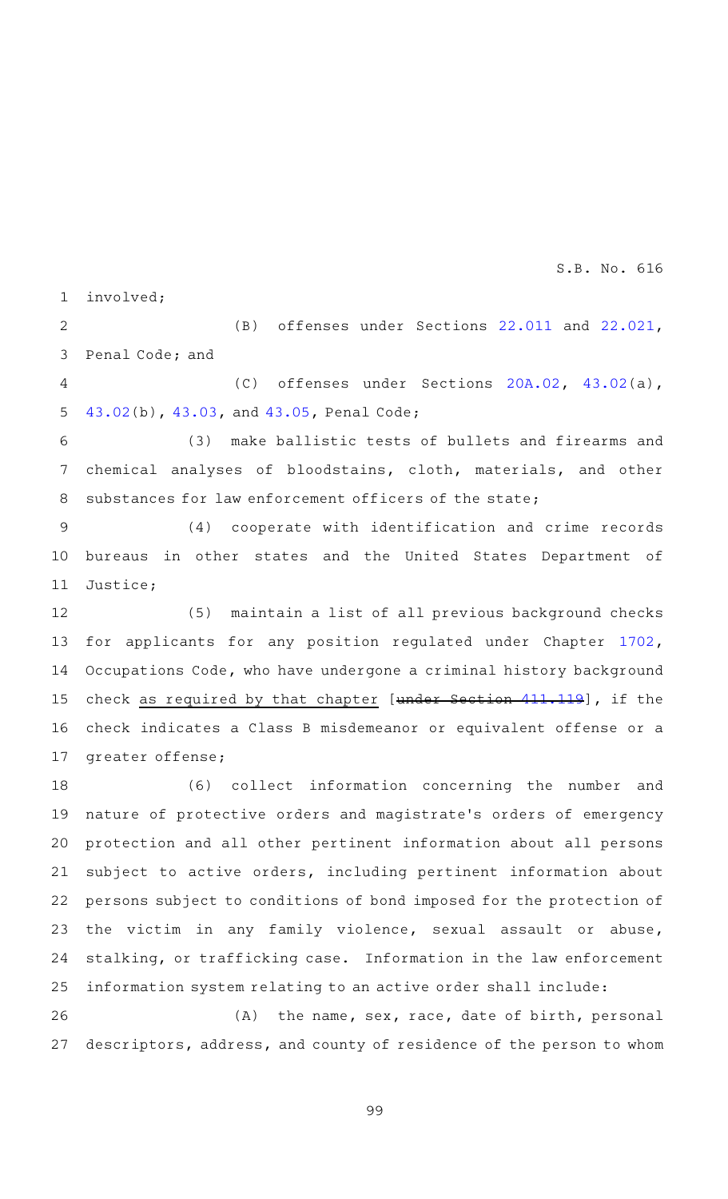involved;

(B) offenses under Sections 22.011 and 22.021, Penal Code; and

(C) offenses under Sections 20A.02, 43.02(a), 43.02(b), 43.03, and 43.05, Penal Code;

(3) make ballistic tests of bullets and firearms and chemical analyses of bloodstains, cloth, materials, and other substances for law enforcement officers of the state;

(4) cooperate with identification and crime records bureaus in other states and the United States Department of Justice;

(5) maintain a list of all previous background checks for applicants for any position regulated under Chapter 1702, Occupations Code, who have undergone a criminal history background check <u>as required by that chapter</u> [~~under Section 411.119~~], if the check indicates a Class B misdemeanor or equivalent offense or a greater offense;

(6) collect information concerning the number and nature of protective orders and magistrate's orders of emergency protection and all other pertinent information about all persons subject to active orders, including pertinent information about persons subject to conditions of bond imposed for the protection of the victim in any family violence, sexual assault or abuse, stalking, or trafficking case. Information in the law enforcement information system relating to an active order shall include:

(A) the name, sex, race, date of birth, personal descriptors, address, and county of residence of the person to whom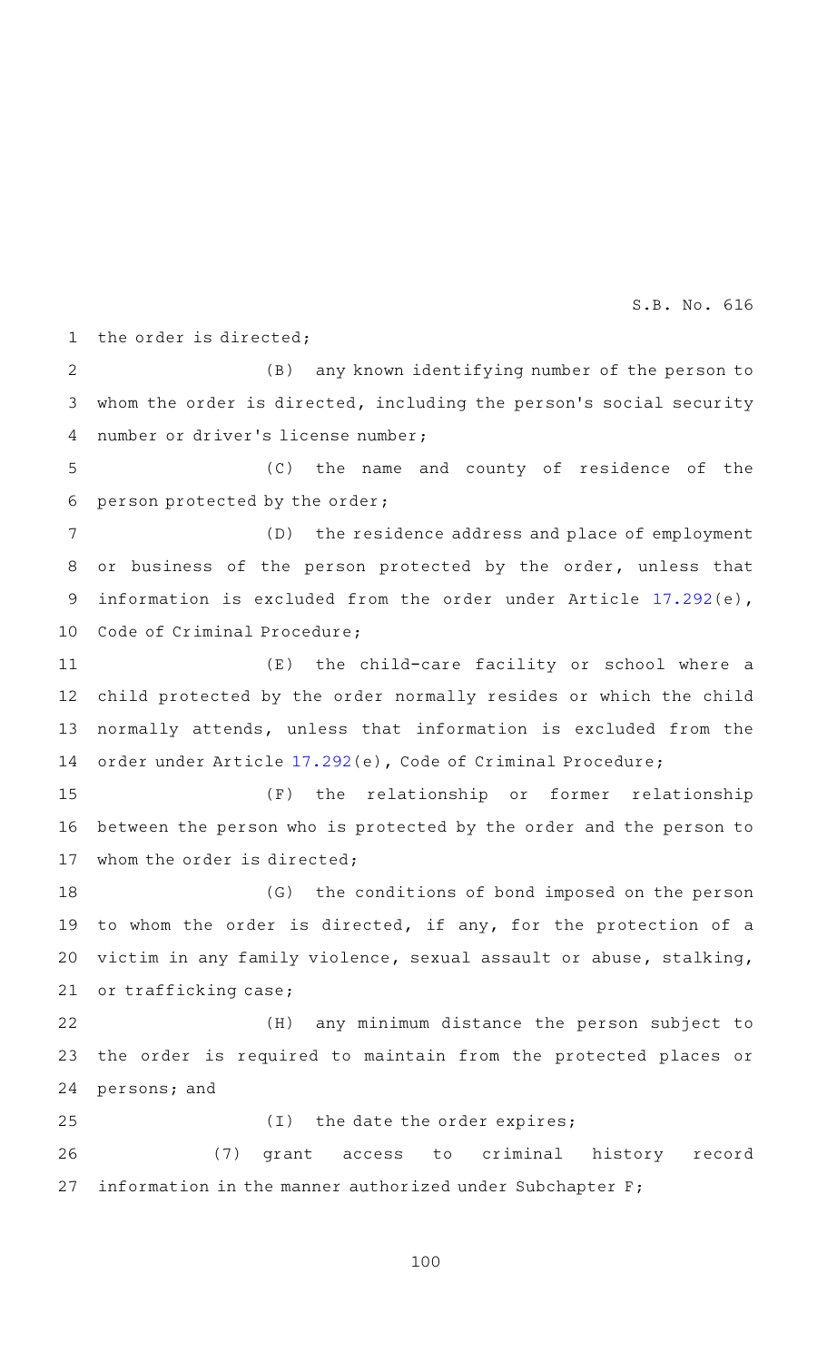the order is directed;

(B) any known identifying number of the person to whom the order is directed, including the person's social security number or driver's license number;

(C) the name and county of residence of the person protected by the order;

(D) the residence address and place of employment or business of the person protected by the order, unless that information is excluded from the order under Article 17.292(e), Code of Criminal Procedure;

(E) the child-care facility or school where a child protected by the order normally resides or which the child normally attends, unless that information is excluded from the order under Article 17.292(e), Code of Criminal Procedure;

(F) the relationship or former relationship between the person who is protected by the order and the person to whom the order is directed;

(G) the conditions of bond imposed on the person to whom the order is directed, if any, for the protection of a victim in any family violence, sexual assault or abuse, stalking, or trafficking case;

(H) any minimum distance the person subject to the order is required to maintain from the protected places or persons; and

(I) the date the order expires;

(7) grant access to criminal history record information in the manner authorized under Subchapter F;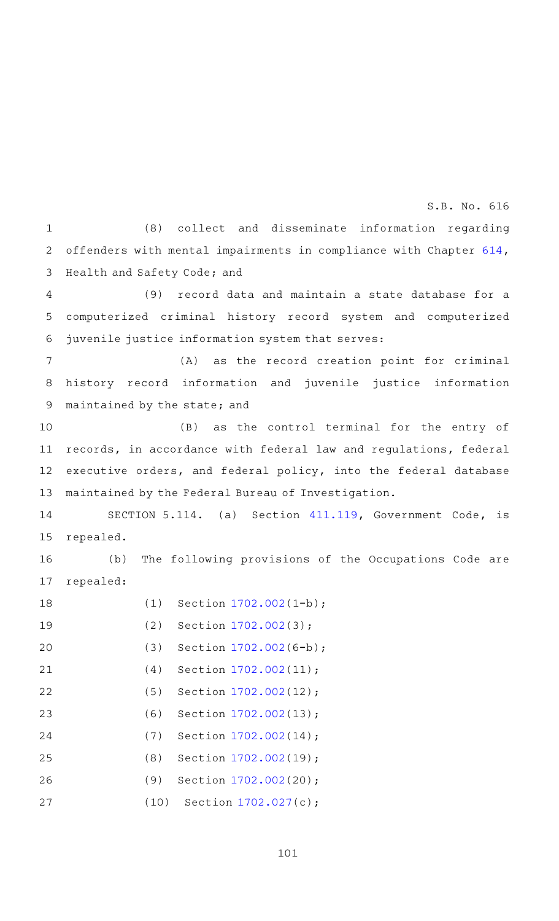(8) collect and disseminate information regarding offenders with mental impairments in compliance with Chapter 614, Health and Safety Code; and

(9) record data and maintain a state database for a computerized criminal history record system and computerized juvenile justice information system that serves:

(A) as the record creation point for criminal history record information and juvenile justice information maintained by the state; and

(B) as the control terminal for the entry of records, in accordance with federal law and regulations, federal executive orders, and federal policy, into the federal database maintained by the Federal Bureau of Investigation.

SECTION 5.114. (a) Section 411.119, Government Code, is repealed.

(b) The following provisions of the Occupations Code are repealed:

(1) Section 1702.002(1-b);

(2) Section 1702.002(3);

(3) Section 1702.002(6-b);

(4) Section 1702.002(11);

(5) Section 1702.002(12);

(6) Section 1702.002(13);

(7) Section 1702.002(14);

(8) Section 1702.002(19);

(9) Section 1702.002(20);

(10) Section 1702.027(c);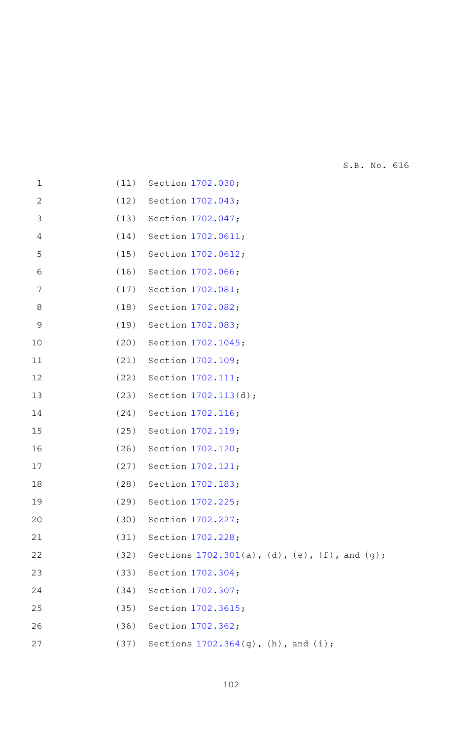(11) Section 1702.030;

(12) Section 1702.043;

(13) Section 1702.047;

(14) Section 1702.0611;

(15) Section 1702.0612;

(16) Section 1702.066;

(17) Section 1702.081;

(18) Section 1702.082;

(19) Section 1702.083;

(20) Section 1702.1045;

(21) Section 1702.109;

(22) Section 1702.111;

(23) Section 1702.113(d);

(24) Section 1702.116;

(25) Section 1702.119;

(26) Section 1702.120;

(27) Section 1702.121;

(28) Section 1702.183;

(29) Section 1702.225;

(30) Section 1702.227;

(31) Section 1702.228;

(32) Sections 1702.301(a), (d), (e), (f), and (g);

(33) Section 1702.304;

(34) Section 1702.307;

(35) Section 1702.3615;

(36) Section 1702.362;

(37) Sections 1702.364(g), (h), and (i);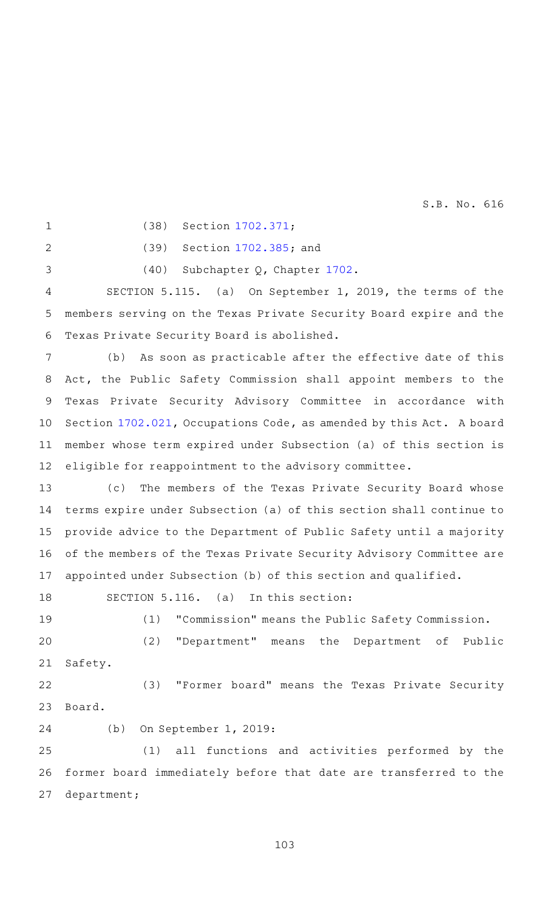(38) Section 1702.371;

(39) Section 1702.385; and

(40) Subchapter Q, Chapter 1702.

SECTION 5.115. (a) On September 1, 2019, the terms of the members serving on the Texas Private Security Board expire and the Texas Private Security Board is abolished.

(b) As soon as practicable after the effective date of this Act, the Public Safety Commission shall appoint members to the Texas Private Security Advisory Committee in accordance with Section 1702.021, Occupations Code, as amended by this Act. A board member whose term expired under Subsection (a) of this section is eligible for reappointment to the advisory committee.

(c) The members of the Texas Private Security Board whose terms expire under Subsection (a) of this section shall continue to provide advice to the Department of Public Safety until a majority of the members of the Texas Private Security Advisory Committee are appointed under Subsection (b) of this section and qualified.

SECTION 5.116. (a) In this section:

(1) "Commission" means the Public Safety Commission.

(2) "Department" means the Department of Public Safety.

(3) "Former board" means the Texas Private Security Board.

(b) On September 1, 2019:

(1) all functions and activities performed by the former board immediately before that date are transferred to the department;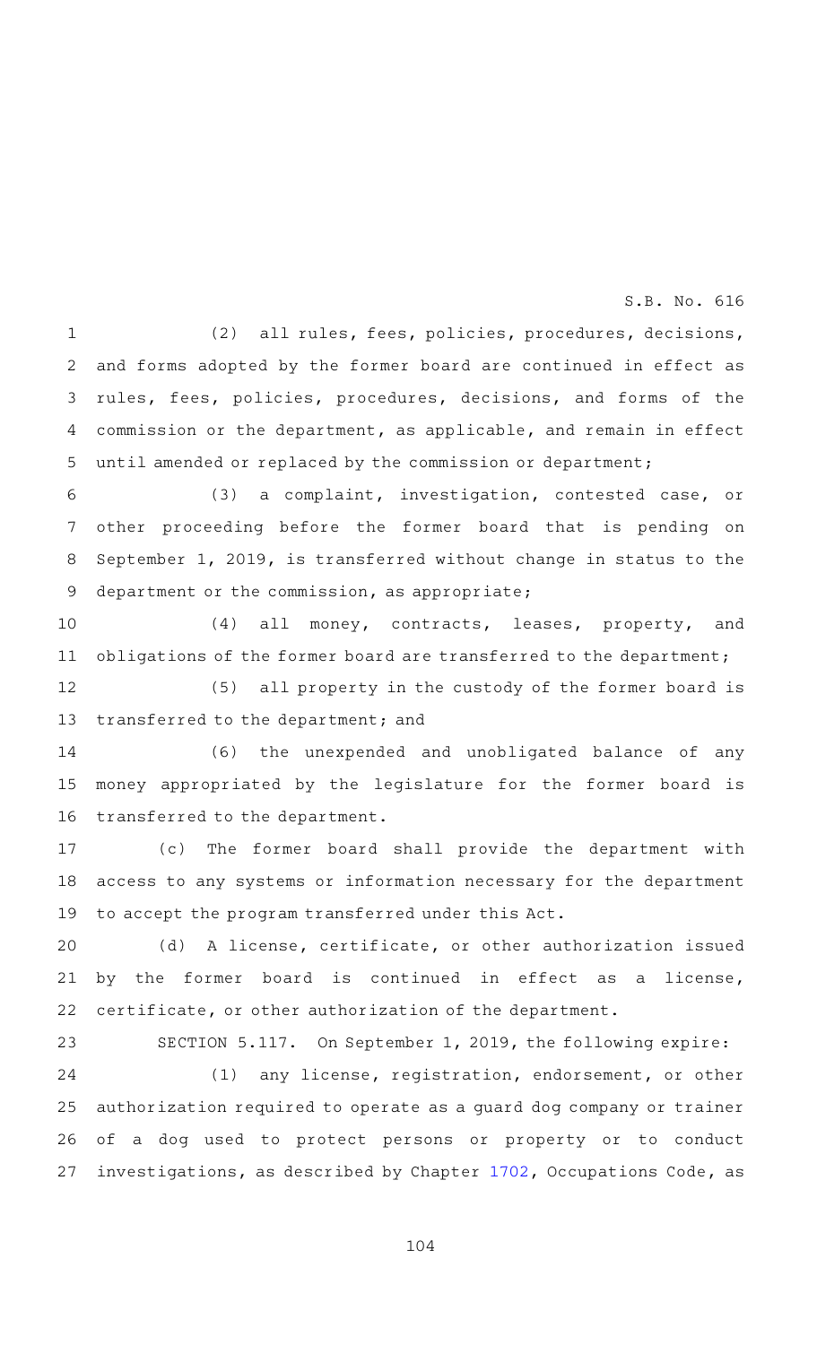(2) all rules, fees, policies, procedures, decisions, and forms adopted by the former board are continued in effect as rules, fees, policies, procedures, decisions, and forms of the commission or the department, as applicable, and remain in effect until amended or replaced by the commission or department;

(3) a complaint, investigation, contested case, or other proceeding before the former board that is pending on September 1, 2019, is transferred without change in status to the department or the commission, as appropriate;

(4) all money, contracts, leases, property, and obligations of the former board are transferred to the department;

(5) all property in the custody of the former board is transferred to the department; and

(6) the unexpended and unobligated balance of any money appropriated by the legislature for the former board is transferred to the department.

(c) The former board shall provide the department with access to any systems or information necessary for the department to accept the program transferred under this Act.

(d) A license, certificate, or other authorization issued by the former board is continued in effect as a license, certificate, or other authorization of the department.

SECTION 5.117. On September 1, 2019, the following expire:

(1) any license, registration, endorsement, or other authorization required to operate as a guard dog company or trainer of a dog used to protect persons or property or to conduct investigations, as described by Chapter 1702, Occupations Code, as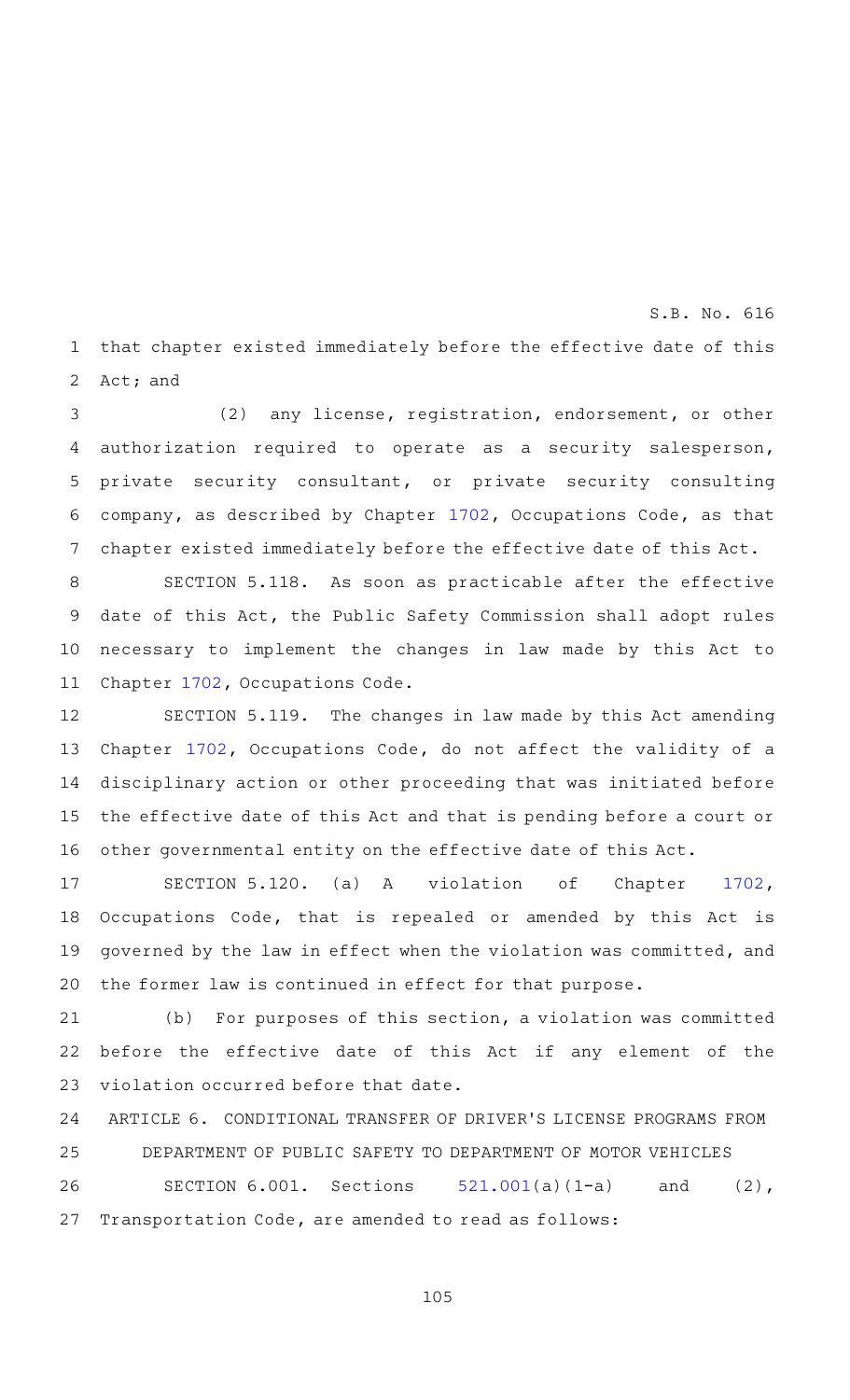that chapter existed immediately before the effective date of this Act; and

(2) any license, registration, endorsement, or other authorization required to operate as a security salesperson, private security consultant, or private security consulting company, as described by Chapter 1702, Occupations Code, as that chapter existed immediately before the effective date of this Act.

SECTION 5.118. As soon as practicable after the effective date of this Act, the Public Safety Commission shall adopt rules necessary to implement the changes in law made by this Act to Chapter 1702, Occupations Code.

SECTION 5.119. The changes in law made by this Act amending Chapter 1702, Occupations Code, do not affect the validity of a disciplinary action or other proceeding that was initiated before the effective date of this Act and that is pending before a court or other governmental entity on the effective date of this Act.

SECTION 5.120. (a) A violation of Chapter 1702, Occupations Code, that is repealed or amended by this Act is governed by the law in effect when the violation was committed, and the former law is continued in effect for that purpose.

(b) For purposes of this section, a violation was committed before the effective date of this Act if any element of the violation occurred before that date.

ARTICLE 6. CONDITIONAL TRANSFER OF DRIVER'S LICENSE PROGRAMS FROM DEPARTMENT OF PUBLIC SAFETY TO DEPARTMENT OF MOTOR VEHICLES

SECTION 6.001. Sections 521.001(a)(1-a) and (2), Transportation Code, are amended to read as follows: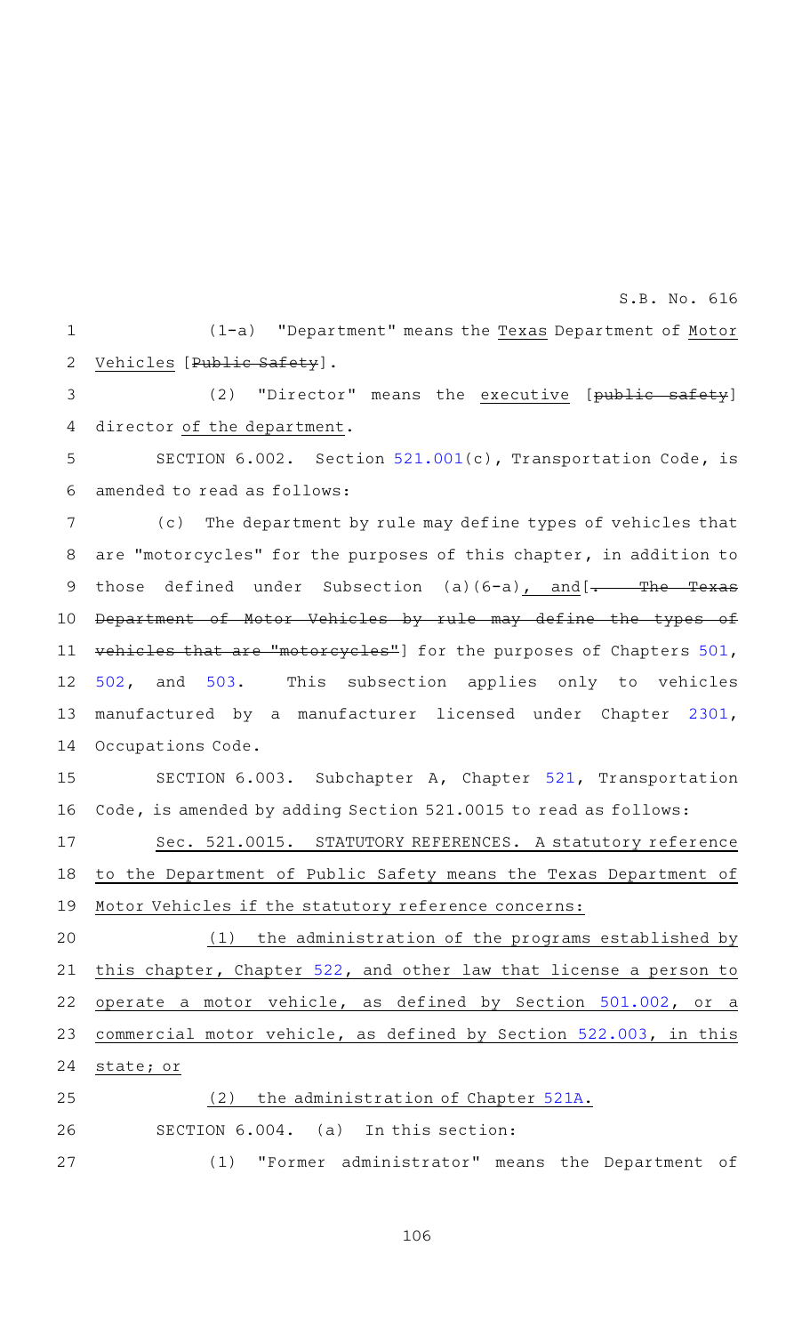(1-a) "Department" means the Texas Department of Motor Vehicles [Public Safety].

(2) "Director" means the executive [public safety] director of the department.

SECTION 6.002. Section 521.001(c), Transportation Code, is amended to read as follows:

(c) The department by rule may define types of vehicles that are "motorcycles" for the purposes of this chapter, in addition to those defined under Subsection (a)(6-a), and[. The Texas Department of Motor Vehicles by rule may define the types of vehicles that are "motorcycles"] for the purposes of Chapters 501, 502, and 503. This subsection applies only to vehicles manufactured by a manufacturer licensed under Chapter 2301, Occupations Code.

SECTION 6.003. Subchapter A, Chapter 521, Transportation Code, is amended by adding Section 521.0015 to read as follows:

Sec. 521.0015. STATUTORY REFERENCES. A statutory reference to the Department of Public Safety means the Texas Department of Motor Vehicles if the statutory reference concerns:

(1) the administration of the programs established by this chapter, Chapter 522, and other law that license a person to operate a motor vehicle, as defined by Section 501.002, or a commercial motor vehicle, as defined by Section 522.003, in this state; or

(2) the administration of Chapter 521A.

SECTION 6.004. (a) In this section:

(1) "Former administrator" means the Department of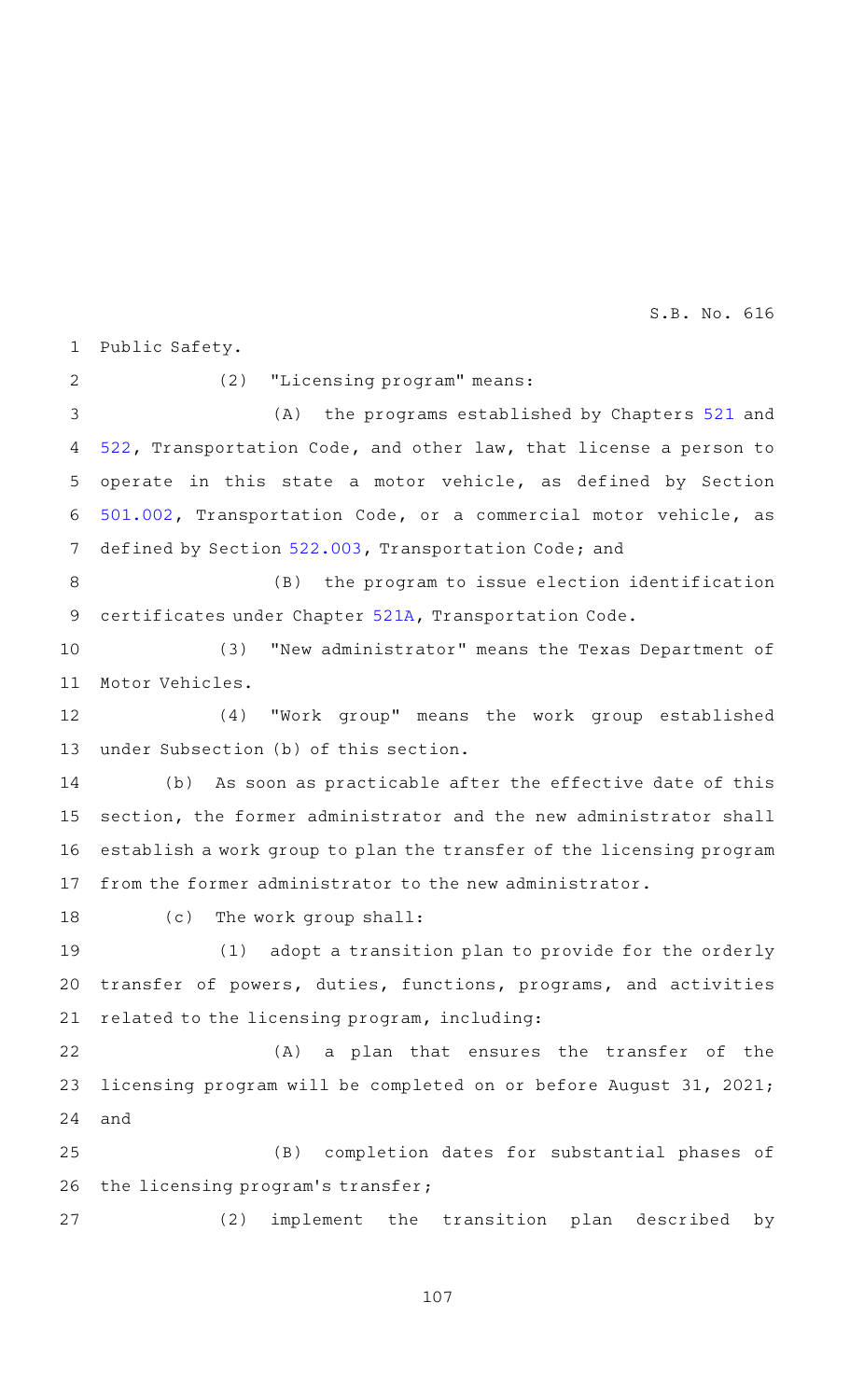Public Safety.

(2) "Licensing program" means:

(A) the programs established by Chapters 521 and 522, Transportation Code, and other law, that license a person to operate in this state a motor vehicle, as defined by Section 501.002, Transportation Code, or a commercial motor vehicle, as defined by Section 522.003, Transportation Code; and

(B) the program to issue election identification certificates under Chapter 521A, Transportation Code.

(3) "New administrator" means the Texas Department of Motor Vehicles.

(4) "Work group" means the work group established under Subsection (b) of this section.

(b) As soon as practicable after the effective date of this section, the former administrator and the new administrator shall establish a work group to plan the transfer of the licensing program from the former administrator to the new administrator.

(c) The work group shall:

(1) adopt a transition plan to provide for the orderly transfer of powers, duties, functions, programs, and activities related to the licensing program, including:

(A) a plan that ensures the transfer of the licensing program will be completed on or before August 31, 2021; and

(B) completion dates for substantial phases of the licensing program's transfer;

(2) implement the transition plan described by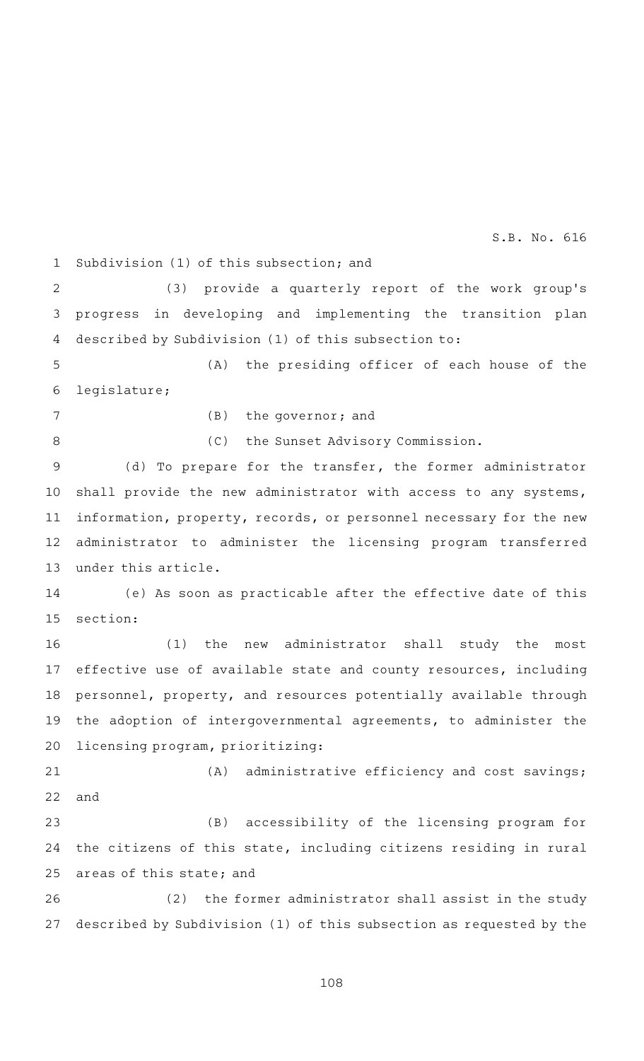Subdivision (1) of this subsection; and

(3) provide a quarterly report of the work group's progress in developing and implementing the transition plan described by Subdivision (1) of this subsection to:

(A) the presiding officer of each house of the legislature;

(B) the governor; and

(C) the Sunset Advisory Commission.

(d) To prepare for the transfer, the former administrator shall provide the new administrator with access to any systems, information, property, records, or personnel necessary for the new administrator to administer the licensing program transferred under this article.

(e) As soon as practicable after the effective date of this section:

(1) the new administrator shall study the most effective use of available state and county resources, including personnel, property, and resources potentially available through the adoption of intergovernmental agreements, to administer the licensing program, prioritizing:

(A) administrative efficiency and cost savings; and

(B) accessibility of the licensing program for the citizens of this state, including citizens residing in rural areas of this state; and

(2) the former administrator shall assist in the study described by Subdivision (1) of this subsection as requested by the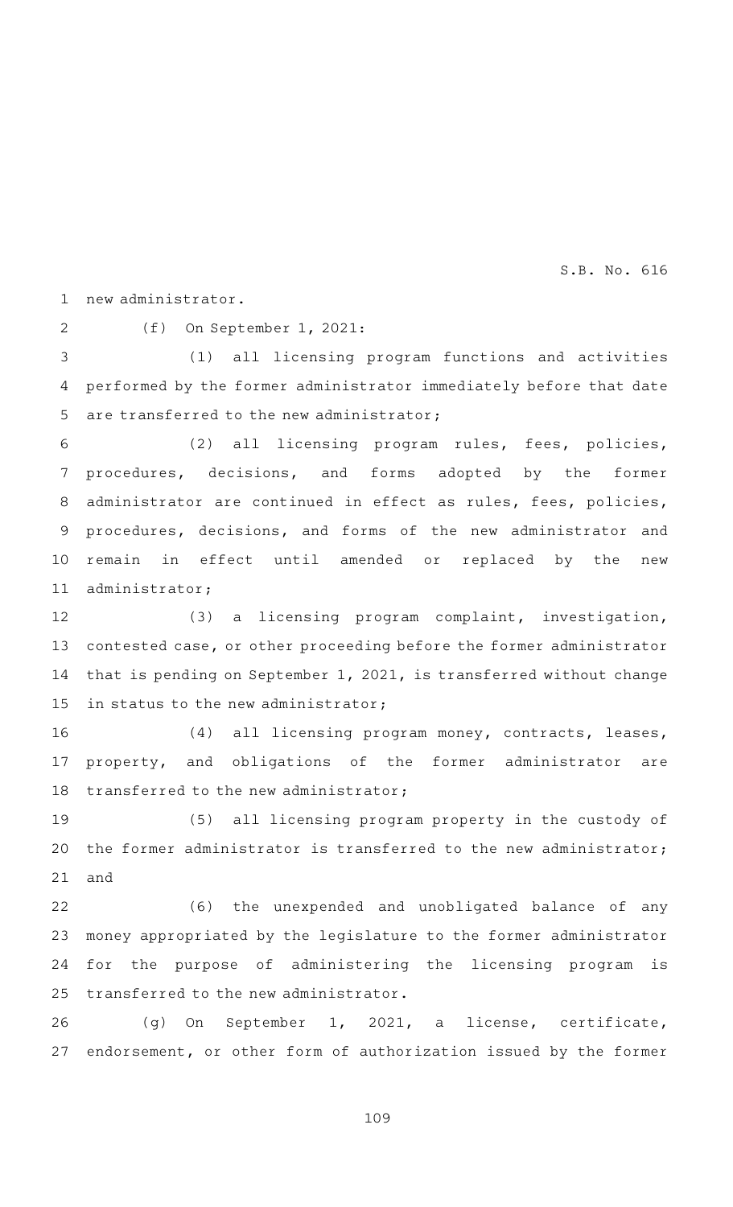new administrator.

(f) On September 1, 2021:

(1) all licensing program functions and activities performed by the former administrator immediately before that date are transferred to the new administrator;

(2) all licensing program rules, fees, policies, procedures, decisions, and forms adopted by the former administrator are continued in effect as rules, fees, policies, procedures, decisions, and forms of the new administrator and remain in effect until amended or replaced by the new administrator;

(3) a licensing program complaint, investigation, contested case, or other proceeding before the former administrator that is pending on September 1, 2021, is transferred without change in status to the new administrator;

(4) all licensing program money, contracts, leases, property, and obligations of the former administrator are transferred to the new administrator;

(5) all licensing program property in the custody of the former administrator is transferred to the new administrator; and

(6) the unexpended and unobligated balance of any money appropriated by the legislature to the former administrator for the purpose of administering the licensing program is transferred to the new administrator.

(g) On September 1, 2021, a license, certificate, endorsement, or other form of authorization issued by the former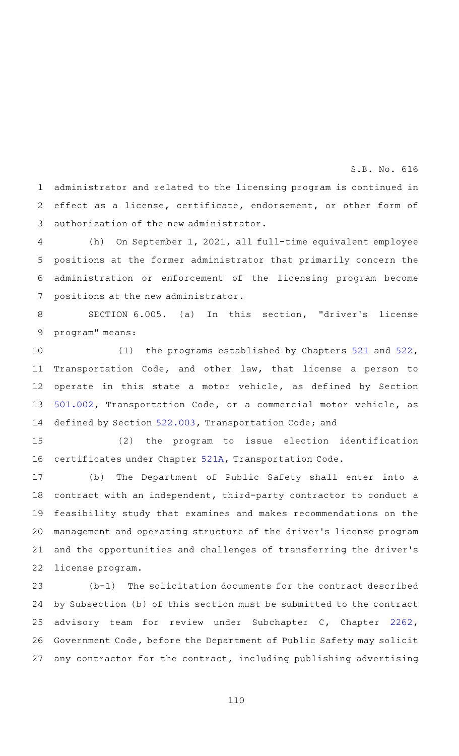administrator and related to the licensing program is continued in effect as a license, certificate, endorsement, or other form of authorization of the new administrator.

(h) On September 1, 2021, all full-time equivalent employee positions at the former administrator that primarily concern the administration or enforcement of the licensing program become positions at the new administrator.

SECTION 6.005. (a) In this section, "driver's license program" means:

(1) the programs established by Chapters 521 and 522, Transportation Code, and other law, that license a person to operate in this state a motor vehicle, as defined by Section 501.002, Transportation Code, or a commercial motor vehicle, as defined by Section 522.003, Transportation Code; and

(2) the program to issue election identification certificates under Chapter 521A, Transportation Code.

(b) The Department of Public Safety shall enter into a contract with an independent, third-party contractor to conduct a feasibility study that examines and makes recommendations on the management and operating structure of the driver's license program and the opportunities and challenges of transferring the driver's license program.

(b-1) The solicitation documents for the contract described by Subsection (b) of this section must be submitted to the contract advisory team for review under Subchapter C, Chapter 2262, Government Code, before the Department of Public Safety may solicit any contractor for the contract, including publishing advertising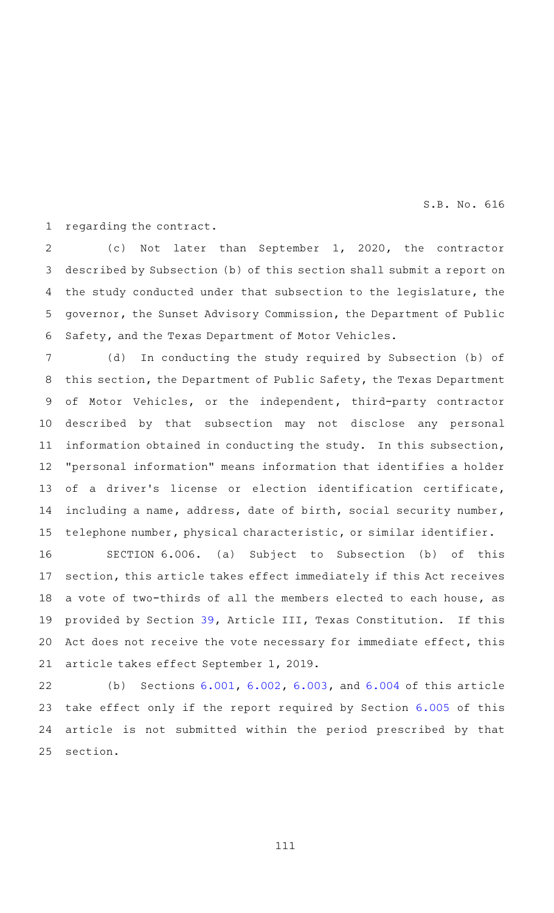regarding the contract.

(c) Not later than September 1, 2020, the contractor described by Subsection (b) of this section shall submit a report on the study conducted under that subsection to the legislature, the governor, the Sunset Advisory Commission, the Department of Public Safety, and the Texas Department of Motor Vehicles.

(d) In conducting the study required by Subsection (b) of this section, the Department of Public Safety, the Texas Department of Motor Vehicles, or the independent, third-party contractor described by that subsection may not disclose any personal information obtained in conducting the study. In this subsection, "personal information" means information that identifies a holder of a driver's license or election identification certificate, including a name, address, date of birth, social security number, telephone number, physical characteristic, or similar identifier.

SECTION 6.006. (a) Subject to Subsection (b) of this section, this article takes effect immediately if this Act receives a vote of two-thirds of all the members elected to each house, as provided by Section 39, Article III, Texas Constitution. If this Act does not receive the vote necessary for immediate effect, this article takes effect September 1, 2019.

(b) Sections 6.001, 6.002, 6.003, and 6.004 of this article take effect only if the report required by Section 6.005 of this article is not submitted within the period prescribed by that section.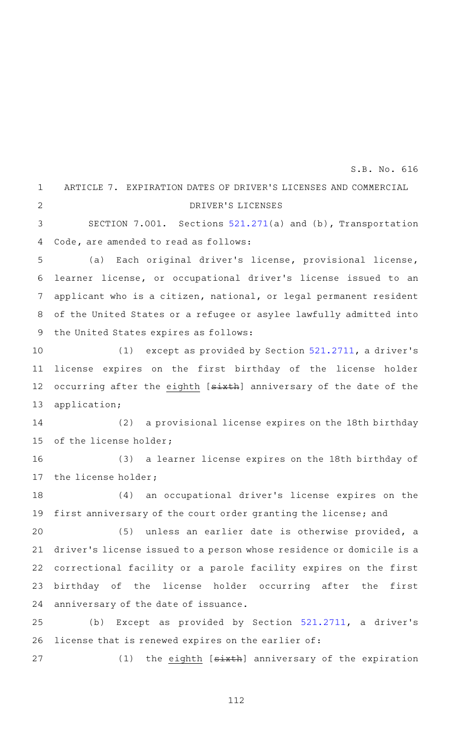S.B. No. 616

ARTICLE 7. EXPIRATION DATES OF DRIVER'S LICENSES AND COMMERCIAL DRIVER'S LICENSES

SECTION 7.001. Sections 521.271(a) and (b), Transportation Code, are amended to read as follows:

(a) Each original driver's license, provisional license, learner license, or occupational driver's license issued to an applicant who is a citizen, national, or legal permanent resident of the United States or a refugee or asylee lawfully admitted into the United States expires as follows:

(1) except as provided by Section 521.2711, a driver's license expires on the first birthday of the license holder occurring after the eighth [~~sixth~~] anniversary of the date of the application;

(2) a provisional license expires on the 18th birthday of the license holder;

(3) a learner license expires on the 18th birthday of the license holder;

(4) an occupational driver's license expires on the first anniversary of the court order granting the license; and

(5) unless an earlier date is otherwise provided, a driver's license issued to a person whose residence or domicile is a correctional facility or a parole facility expires on the first birthday of the license holder occurring after the first anniversary of the date of issuance.

(b) Except as provided by Section 521.2711, a driver's license that is renewed expires on the earlier of:

(1) the eighth [~~sixth~~] anniversary of the expiration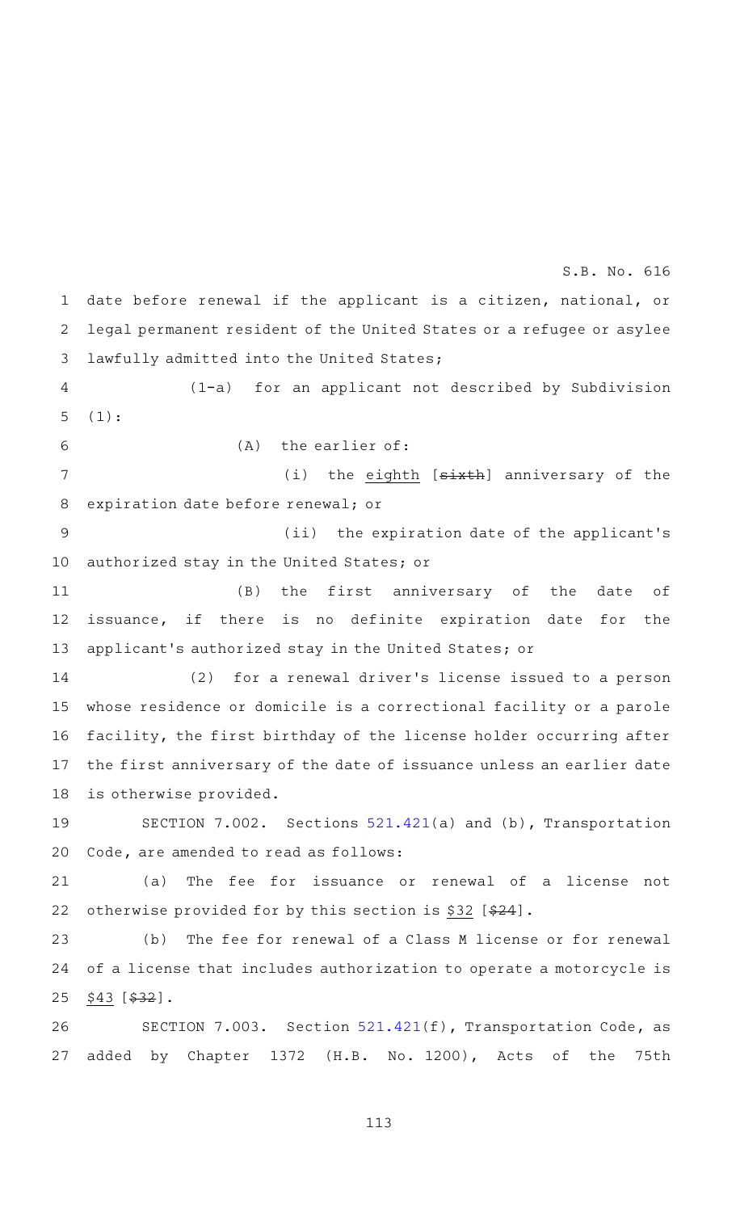date before renewal if the applicant is a citizen, national, or legal permanent resident of the United States or a refugee or asylee lawfully admitted into the United States;

(1-a) for an applicant not described by Subdivision (1):

(A) the earlier of:

(i) the eighth [~~sixth~~] anniversary of the expiration date before renewal; or

(ii) the expiration date of the applicant's authorized stay in the United States; or

(B) the first anniversary of the date of issuance, if there is no definite expiration date for the applicant's authorized stay in the United States; or

(2) for a renewal driver's license issued to a person whose residence or domicile is a correctional facility or a parole facility, the first birthday of the license holder occurring after the first anniversary of the date of issuance unless an earlier date is otherwise provided.

SECTION 7.002. Sections 521.421(a) and (b), Transportation Code, are amended to read as follows:

(a) The fee for issuance or renewal of a license not otherwise provided for by this section is $32 [~~$24~~].

(b) The fee for renewal of a Class M license or for renewal of a license that includes authorization to operate a motorcycle is $43 [~~$32~~].

SECTION 7.003. Section 521.421(f), Transportation Code, as added by Chapter 1372 (H.B. No. 1200), Acts of the 75th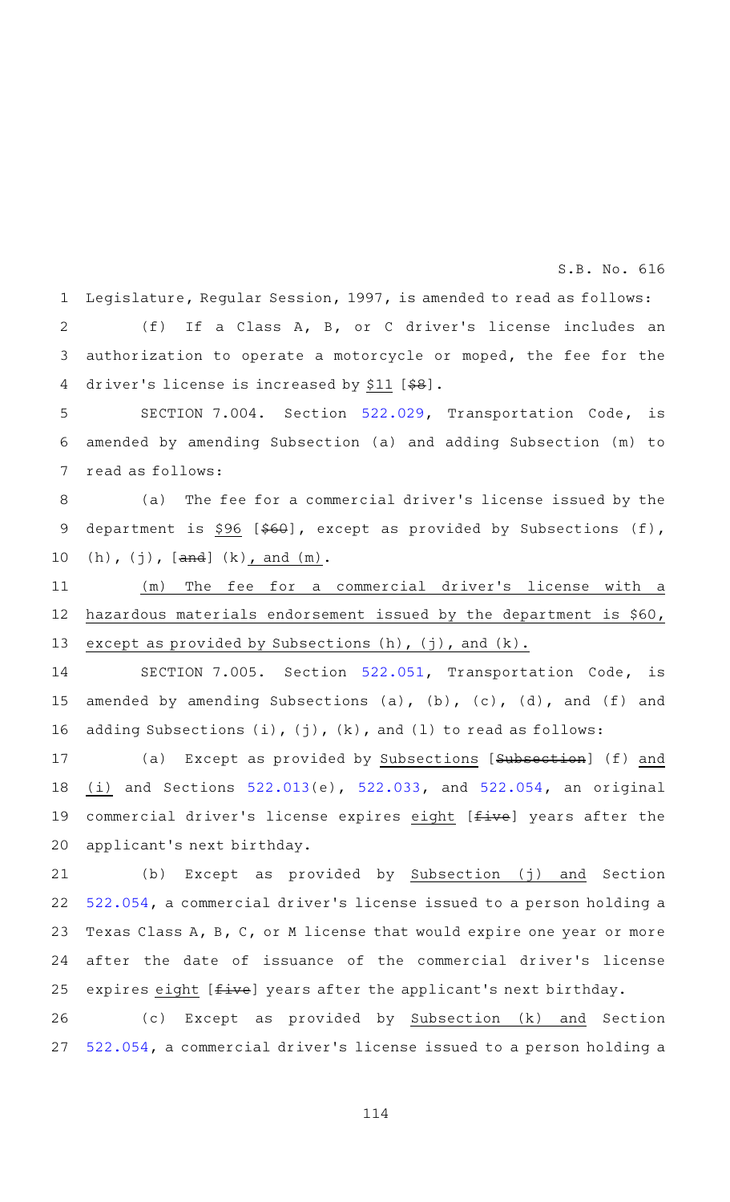Legislature, Regular Session, 1997, is amended to read as follows:

(f) If a Class A, B, or C driver's license includes an authorization to operate a motorcycle or moped, the fee for the driver's license is increased by $11 [$8].

SECTION 7.004. Section 522.029, Transportation Code, is amended by amending Subsection (a) and adding Subsection (m) to read as follows:

(a) The fee for a commercial driver's license issued by the department is $96 [$60], except as provided by Subsections (f), (h), (j), [and] (k), and (m).

(m) The fee for a commercial driver's license with a hazardous materials endorsement issued by the department is $60, except as provided by Subsections (h), (j), and (k).

SECTION 7.005. Section 522.051, Transportation Code, is amended by amending Subsections (a), (b), (c), (d), and (f) and adding Subsections (i), (j), (k), and (l) to read as follows:

(a) Except as provided by Subsections [Subsection] (f) and (i) and Sections 522.013(e), 522.033, and 522.054, an original commercial driver's license expires eight [five] years after the applicant's next birthday.

(b) Except as provided by Subsection (j) and Section 522.054, a commercial driver's license issued to a person holding a Texas Class A, B, C, or M license that would expire one year or more after the date of issuance of the commercial driver's license expires eight [five] years after the applicant's next birthday.

(c) Except as provided by Subsection (k) and Section 522.054, a commercial driver's license issued to a person holding a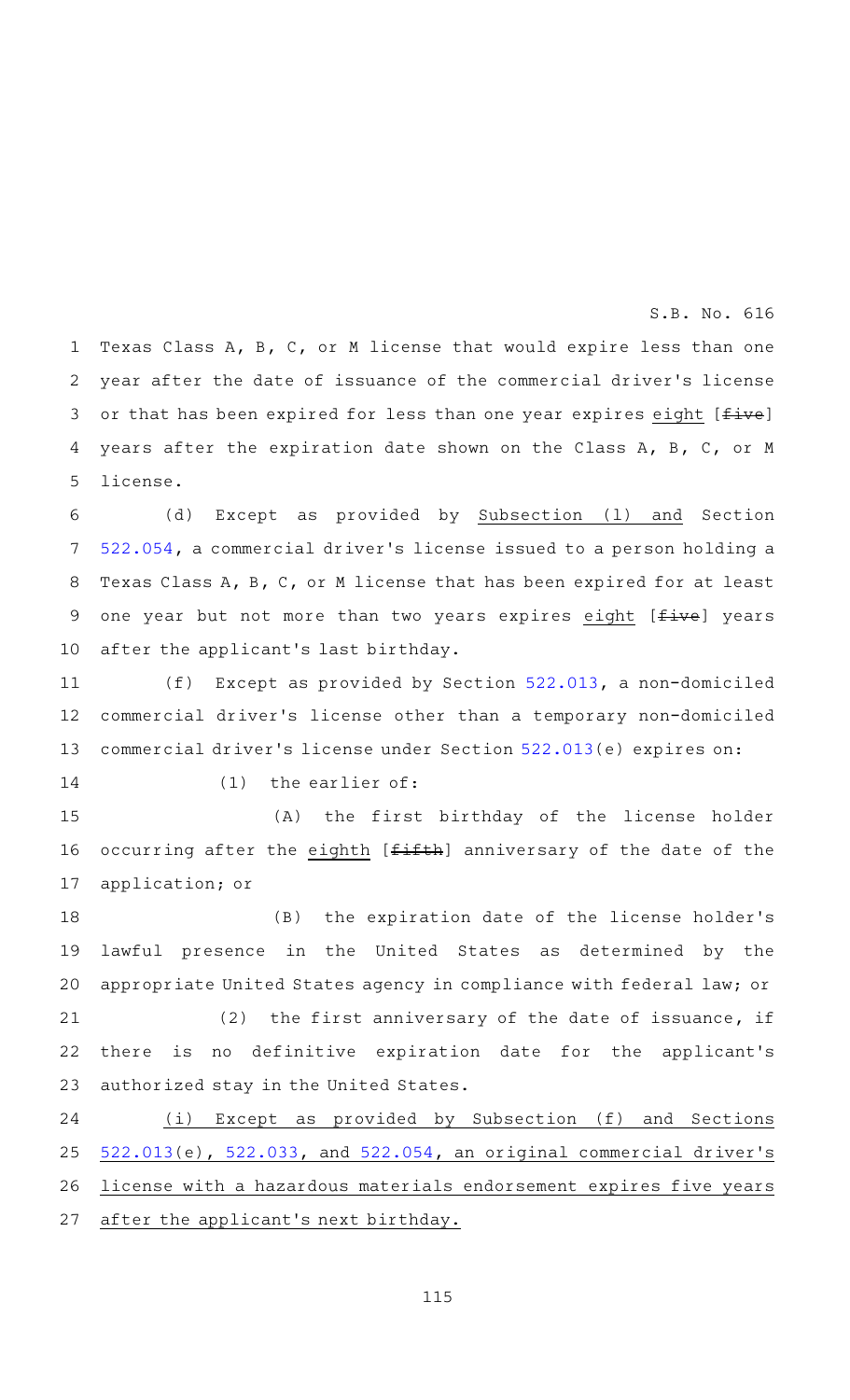Texas Class A, B, C, or M license that would expire less than one year after the date of issuance of the commercial driver's license or that has been expired for less than one year expires eight [five] years after the expiration date shown on the Class A, B, C, or M license.

(d) Except as provided by Subsection (l) and Section 522.054, a commercial driver's license issued to a person holding a Texas Class A, B, C, or M license that has been expired for at least one year but not more than two years expires eight [five] years after the applicant's last birthday.

(f) Except as provided by Section 522.013, a non-domiciled commercial driver's license other than a temporary non-domiciled commercial driver's license under Section 522.013(e) expires on:

(1) the earlier of:

(A) the first birthday of the license holder occurring after the eighth [fifth] anniversary of the date of the application; or

(B) the expiration date of the license holder's lawful presence in the United States as determined by the appropriate United States agency in compliance with federal law; or

(2) the first anniversary of the date of issuance, if there is no definitive expiration date for the applicant's authorized stay in the United States.

(i) Except as provided by Subsection (f) and Sections 522.013(e), 522.033, and 522.054, an original commercial driver's license with a hazardous materials endorsement expires five years after the applicant's next birthday.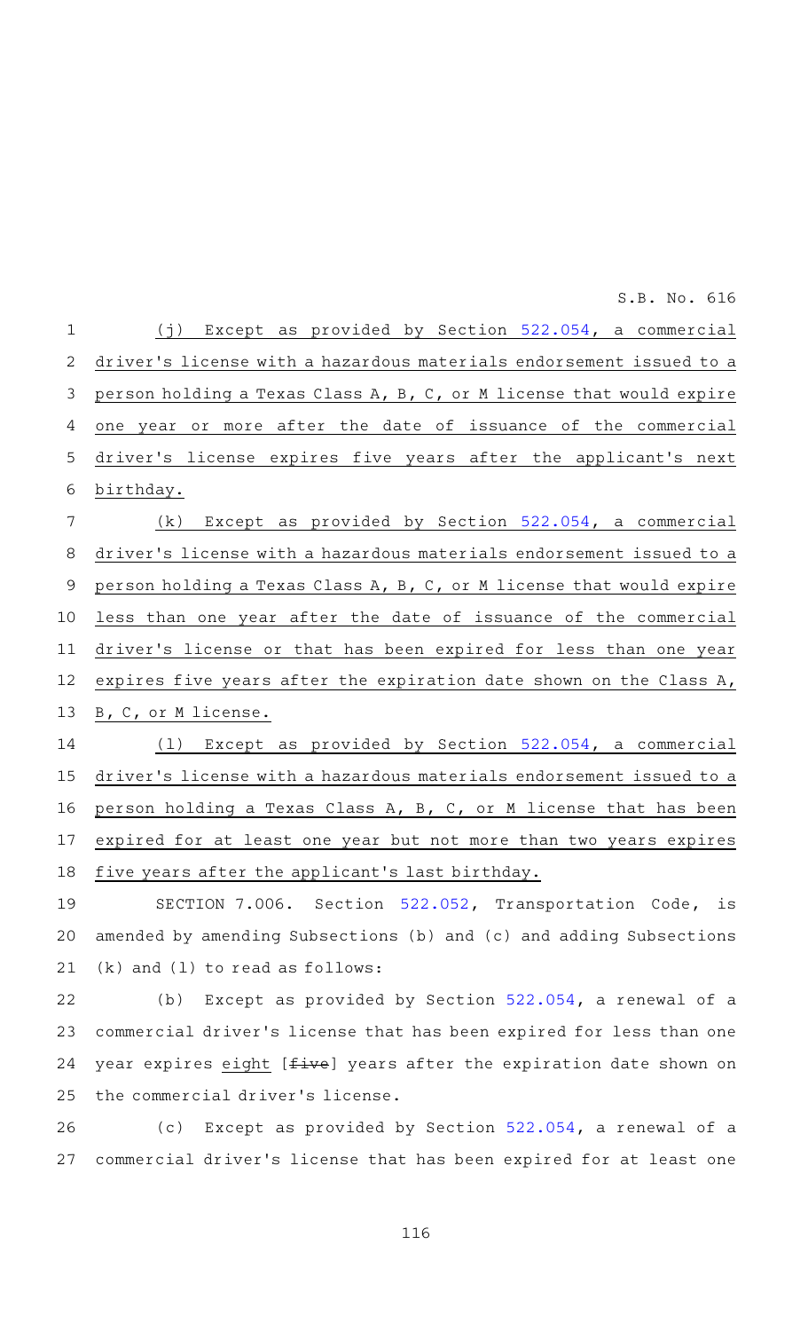(j) Except as provided by Section 522.054, a commercial driver's license with a hazardous materials endorsement issued to a person holding a Texas Class A, B, C, or M license that would expire one year or more after the date of issuance of the commercial driver's license expires five years after the applicant's next birthday.

(k) Except as provided by Section 522.054, a commercial driver's license with a hazardous materials endorsement issued to a person holding a Texas Class A, B, C, or M license that would expire less than one year after the date of issuance of the commercial driver's license or that has been expired for less than one year expires five years after the expiration date shown on the Class A, B, C, or M license.

(l) Except as provided by Section 522.054, a commercial driver's license with a hazardous materials endorsement issued to a person holding a Texas Class A, B, C, or M license that has been expired for at least one year but not more than two years expires five years after the applicant's last birthday.

SECTION 7.006. Section 522.052, Transportation Code, is amended by amending Subsections (b) and (c) and adding Subsections (k) and (l) to read as follows:

(b) Except as provided by Section 522.054, a renewal of a commercial driver's license that has been expired for less than one year expires eight [~~five~~] years after the expiration date shown on the commercial driver's license.

(c) Except as provided by Section 522.054, a renewal of a commercial driver's license that has been expired for at least one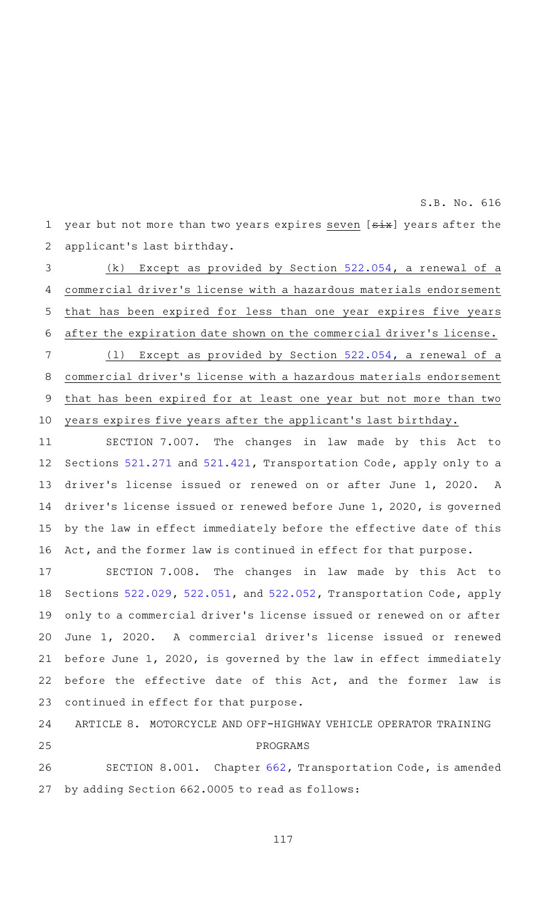year but not more than two years expires seven [~~six~~] years after the applicant's last birthday.

(k) Except as provided by Section 522.054, a renewal of a commercial driver's license with a hazardous materials endorsement that has been expired for less than one year expires five years after the expiration date shown on the commercial driver's license.

(l) Except as provided by Section 522.054, a renewal of a commercial driver's license with a hazardous materials endorsement that has been expired for at least one year but not more than two years expires five years after the applicant's last birthday.

SECTION 7.007. The changes in law made by this Act to Sections 521.271 and 521.421, Transportation Code, apply only to a driver's license issued or renewed on or after June 1, 2020. A driver's license issued or renewed before June 1, 2020, is governed by the law in effect immediately before the effective date of this Act, and the former law is continued in effect for that purpose.

SECTION 7.008. The changes in law made by this Act to Sections 522.029, 522.051, and 522.052, Transportation Code, apply only to a commercial driver's license issued or renewed on or after June 1, 2020. A commercial driver's license issued or renewed before June 1, 2020, is governed by the law in effect immediately before the effective date of this Act, and the former law is continued in effect for that purpose.

## ARTICLE 8. MOTORCYCLE AND OFF-HIGHWAY VEHICLE OPERATOR TRAINING PROGRAMS

SECTION 8.001. Chapter 662, Transportation Code, is amended by adding Section 662.0005 to read as follows: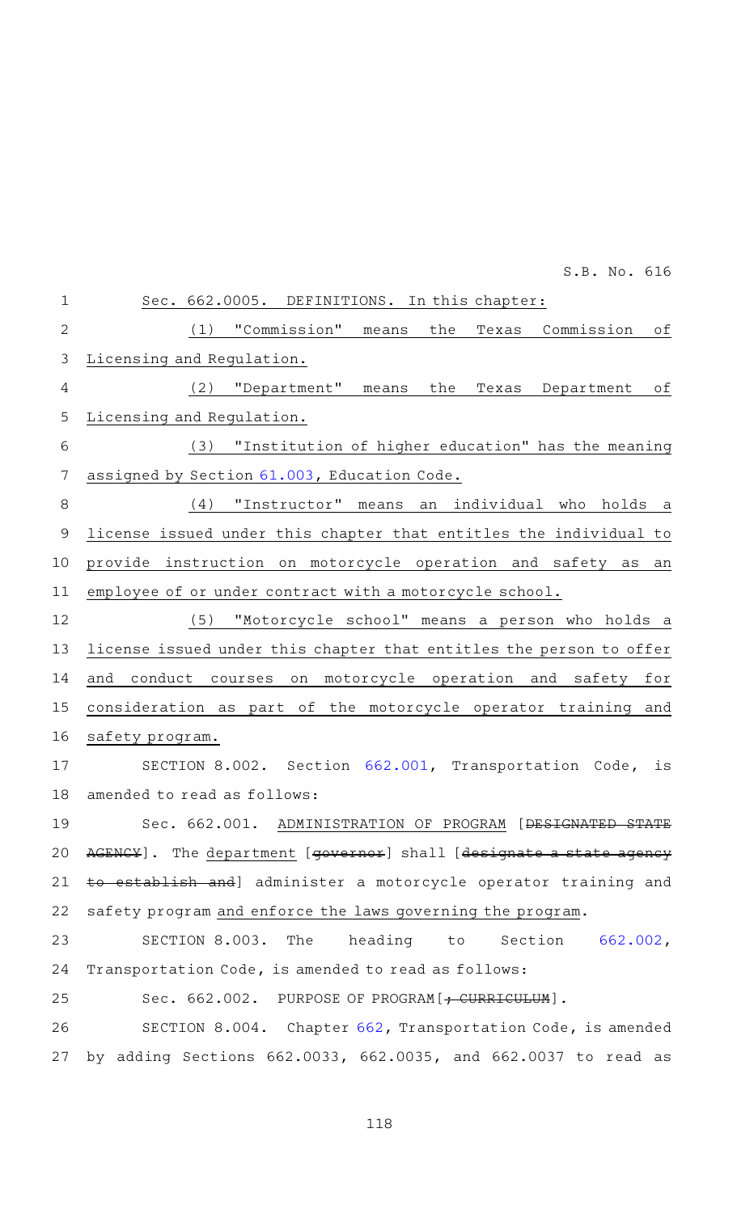Sec. 662.0005. DEFINITIONS. In this chapter:

(1) "Commission" means the Texas Commission of Licensing and Regulation.

(2) "Department" means the Texas Department of Licensing and Regulation.

(3) "Institution of higher education" has the meaning assigned by Section 61.003, Education Code.

(4) "Instructor" means an individual who holds a license issued under this chapter that entitles the individual to provide instruction on motorcycle operation and safety as an employee of or under contract with a motorcycle school.

(5) "Motorcycle school" means a person who holds a license issued under this chapter that entitles the person to offer and conduct courses on motorcycle operation and safety for consideration as part of the motorcycle operator training and safety program.

SECTION 8.002. Section 662.001, Transportation Code, is amended to read as follows:

Sec. 662.001. ADMINISTRATION OF PROGRAM [~~DESIGNATED STATE AGENCY~~]. The department [~~governor~~] shall [~~designate a state agency to establish and~~] administer a motorcycle operator training and safety program and enforce the laws governing the program.

SECTION 8.003. The heading to Section 662.002, Transportation Code, is amended to read as follows:

Sec. 662.002. PURPOSE OF PROGRAM[~~; CURRICULUM~~].

SECTION 8.004. Chapter 662, Transportation Code, is amended by adding Sections 662.0033, 662.0035, and 662.0037 to read as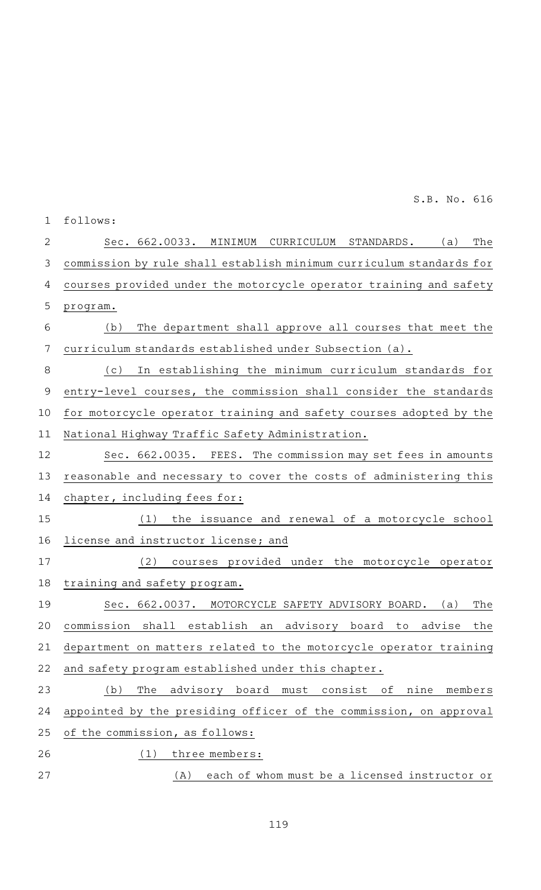follows:

Sec. 662.0033. MINIMUM CURRICULUM STANDARDS. (a) The commission by rule shall establish minimum curriculum standards for courses provided under the motorcycle operator training and safety program.

(b) The department shall approve all courses that meet the curriculum standards established under Subsection (a).

(c) In establishing the minimum curriculum standards for entry-level courses, the commission shall consider the standards for motorcycle operator training and safety courses adopted by the National Highway Traffic Safety Administration.

Sec. 662.0035. FEES. The commission may set fees in amounts reasonable and necessary to cover the costs of administering this chapter, including fees for:

(1) the issuance and renewal of a motorcycle school license and instructor license; and

(2) courses provided under the motorcycle operator training and safety program.

Sec. 662.0037. MOTORCYCLE SAFETY ADVISORY BOARD. (a) The commission shall establish an advisory board to advise the department on matters related to the motorcycle operator training and safety program established under this chapter.

(b) The advisory board must consist of nine members appointed by the presiding officer of the commission, on approval of the commission, as follows:

(1) three members:

(A) each of whom must be a licensed instructor or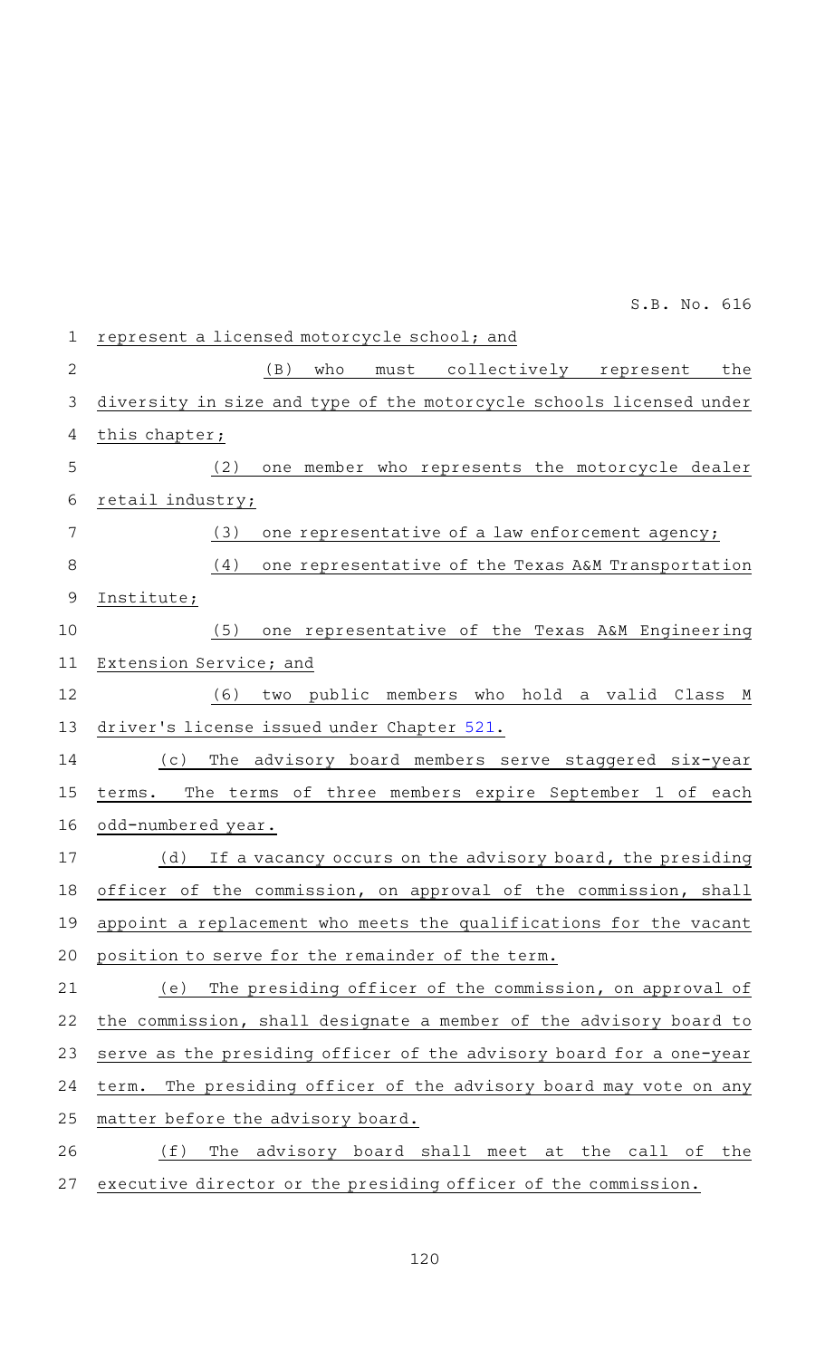represent a licensed motorcycle school; and

(B) who must collectively represent the diversity in size and type of the motorcycle schools licensed under this chapter;

(2) one member who represents the motorcycle dealer retail industry;

(3) one representative of a law enforcement agency;

(4) one representative of the Texas A&M Transportation Institute;

(5) one representative of the Texas A&M Engineering Extension Service; and

(6) two public members who hold a valid Class M driver's license issued under Chapter 521.

(c) The advisory board members serve staggered six-year terms. The terms of three members expire September 1 of each odd-numbered year.

(d) If a vacancy occurs on the advisory board, the presiding officer of the commission, on approval of the commission, shall appoint a replacement who meets the qualifications for the vacant position to serve for the remainder of the term.

(e) The presiding officer of the commission, on approval of the commission, shall designate a member of the advisory board to serve as the presiding officer of the advisory board for a one-year term. The presiding officer of the advisory board may vote on any matter before the advisory board.

(f) The advisory board shall meet at the call of the executive director or the presiding officer of the commission.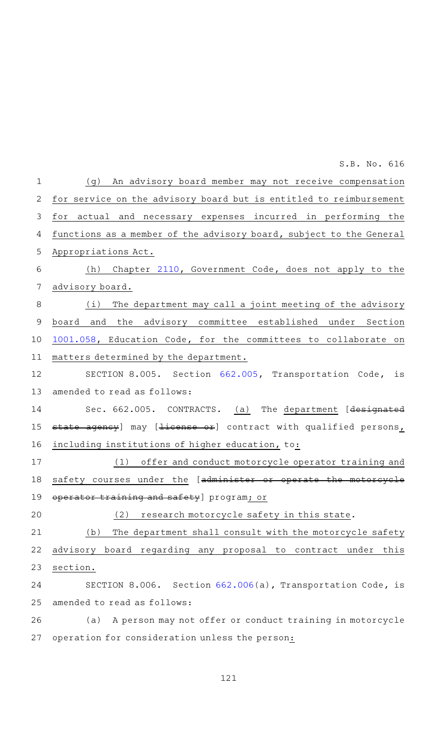(g) An advisory board member may not receive compensation for service on the advisory board but is entitled to reimbursement for actual and necessary expenses incurred in performing the functions as a member of the advisory board, subject to the General Appropriations Act.

(h) Chapter 2110, Government Code, does not apply to the advisory board.

(i) The department may call a joint meeting of the advisory board and the advisory committee established under Section 1001.058, Education Code, for the committees to collaborate on matters determined by the department.

SECTION 8.005. Section 662.005, Transportation Code, is amended to read as follows:

Sec. 662.005. CONTRACTS. (a) The department [~~designated state agency~~] may [~~license or~~] contract with qualified persons, including institutions of higher education, to:

(1) offer and conduct motorcycle operator training and safety courses under the [~~administer or operate the motorcycle operator training and safety~~] program; or

(2) research motorcycle safety in this state.

(b) The department shall consult with the motorcycle safety advisory board regarding any proposal to contract under this section.

SECTION 8.006. Section 662.006(a), Transportation Code, is amended to read as follows:

(a) A person may not offer or conduct training in motorcycle operation for consideration unless the person: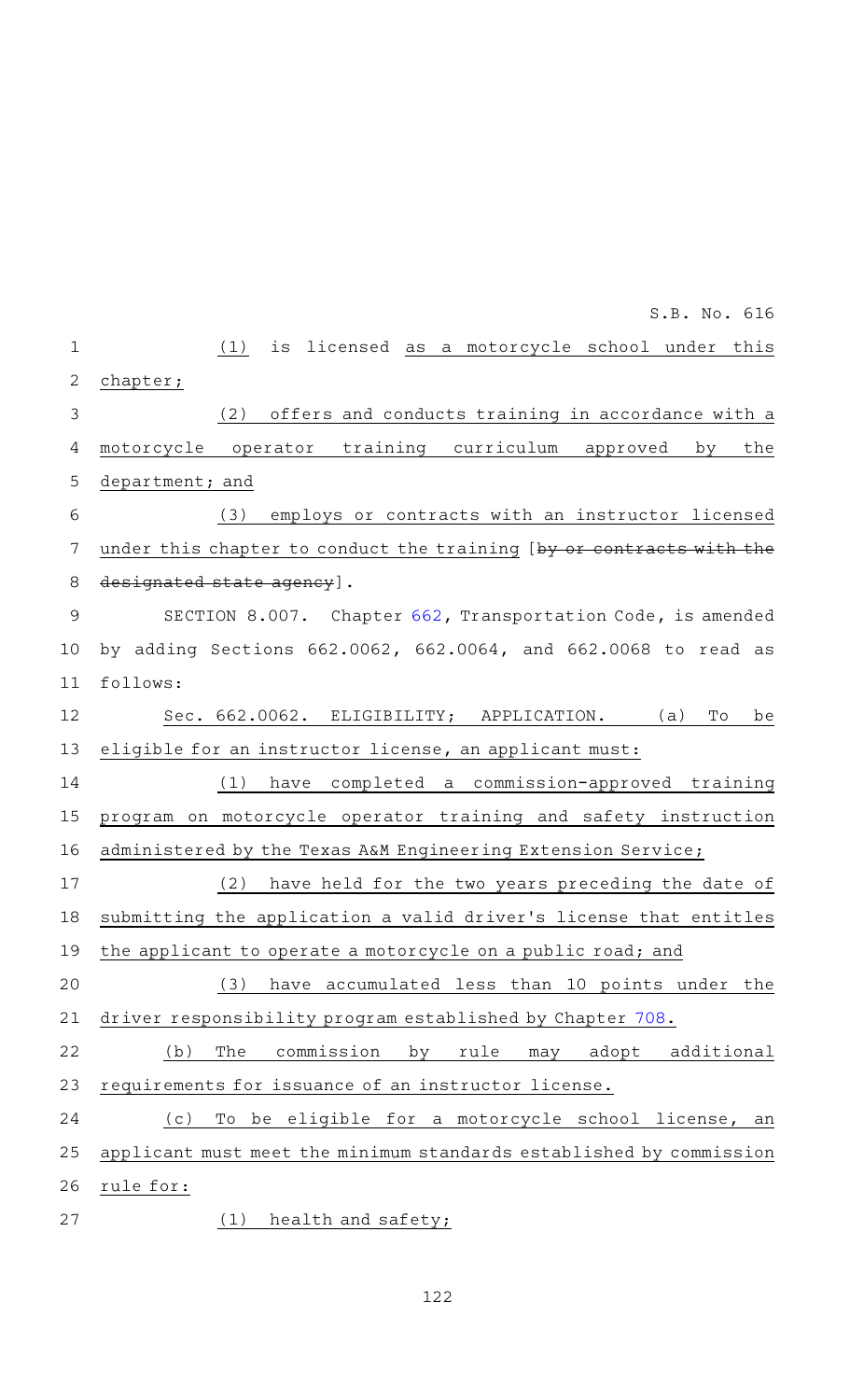(1) is licensed as a motorcycle school under this chapter;

(2) offers and conducts training in accordance with a motorcycle operator training curriculum approved by the department; and

(3) employs or contracts with an instructor licensed under this chapter to conduct the training [by or contracts with the designated state agency].

SECTION 8.007. Chapter 662, Transportation Code, is amended by adding Sections 662.0062, 662.0064, and 662.0068 to read as follows:

Sec. 662.0062. ELIGIBILITY; APPLICATION. (a) To be eligible for an instructor license, an applicant must:

(1) have completed a commission-approved training program on motorcycle operator training and safety instruction administered by the Texas A&M Engineering Extension Service;

(2) have held for the two years preceding the date of submitting the application a valid driver's license that entitles the applicant to operate a motorcycle on a public road; and

(3) have accumulated less than 10 points under the driver responsibility program established by Chapter 708.

(b) The commission by rule may adopt additional requirements for issuance of an instructor license.

(c) To be eligible for a motorcycle school license, an applicant must meet the minimum standards established by commission rule for:

(1) health and safety;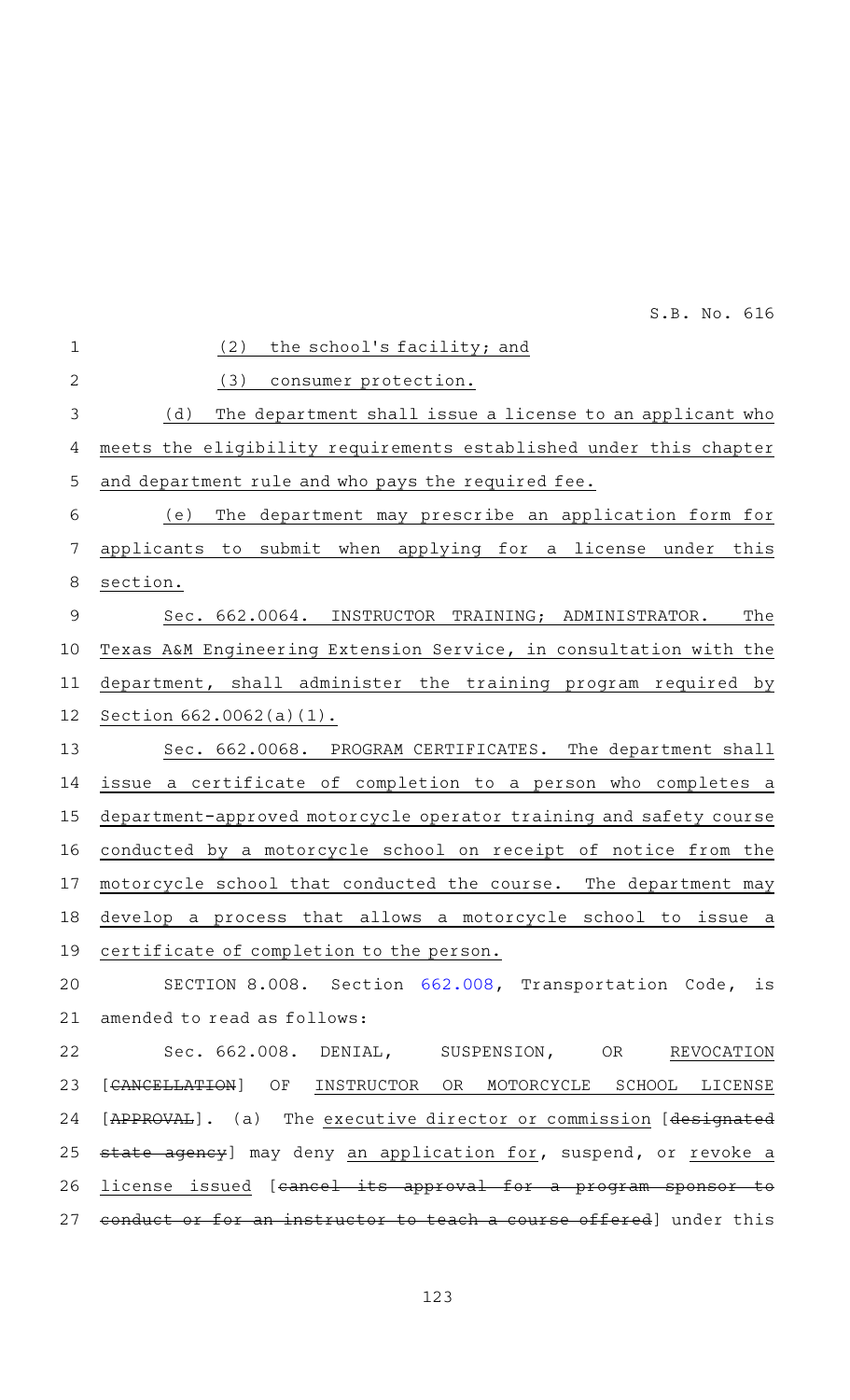(2) the school's facility; and

(3) consumer protection.

(d) The department shall issue a license to an applicant who meets the eligibility requirements established under this chapter and department rule and who pays the required fee.

(e) The department may prescribe an application form for applicants to submit when applying for a license under this section.

Sec. 662.0064. INSTRUCTOR TRAINING; ADMINISTRATOR. The Texas A&M Engineering Extension Service, in consultation with the department, shall administer the training program required by Section 662.0062(a)(1).

Sec. 662.0068. PROGRAM CERTIFICATES. The department shall issue a certificate of completion to a person who completes a department-approved motorcycle operator training and safety course conducted by a motorcycle school on receipt of notice from the motorcycle school that conducted the course. The department may develop a process that allows a motorcycle school to issue a certificate of completion to the person.

SECTION 8.008. Section 662.008, Transportation Code, is amended to read as follows:

Sec. 662.008. DENIAL, SUSPENSION, OR REVOCATION [~~CANCELLATION~~] OF INSTRUCTOR OR MOTORCYCLE SCHOOL LICENSE [~~APPROVAL~~]. (a) The executive director or commission [~~designated state agency~~] may deny an application for, suspend, or revoke a license issued [~~cancel its approval for a program sponsor to conduct or for an instructor to teach a course offered~~] under this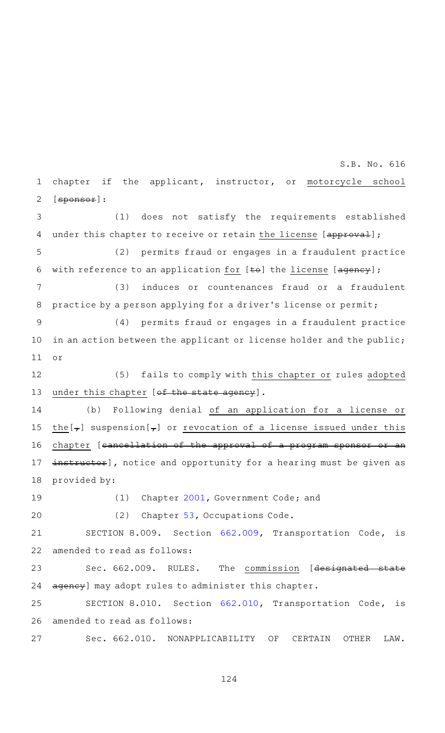chapter if the applicant, instructor, or motorcycle school [sponsor]:

(1) does not satisfy the requirements established under this chapter to receive or retain the license [approval];

(2) permits fraud or engages in a fraudulent practice with reference to an application for [to] the license [agency];

(3) induces or countenances fraud or a fraudulent practice by a person applying for a driver's license or permit;

(4) permits fraud or engages in a fraudulent practice in an action between the applicant or license holder and the public; or

(5) fails to comply with this chapter or rules adopted under this chapter [of the state agency].

(b) Following denial of an application for a license or the[,] suspension[,] or revocation of a license issued under this chapter [cancellation of the approval of a program sponsor or an instructor], notice and opportunity for a hearing must be given as provided by:

(1) Chapter 2001, Government Code; and

(2) Chapter 53, Occupations Code.

SECTION 8.009. Section 662.009, Transportation Code, is amended to read as follows:

Sec. 662.009. RULES. The commission [designated state agency] may adopt rules to administer this chapter.

SECTION 8.010. Section 662.010, Transportation Code, is amended to read as follows:

Sec. 662.010. NONAPPLICABILITY OF CERTAIN OTHER LAW.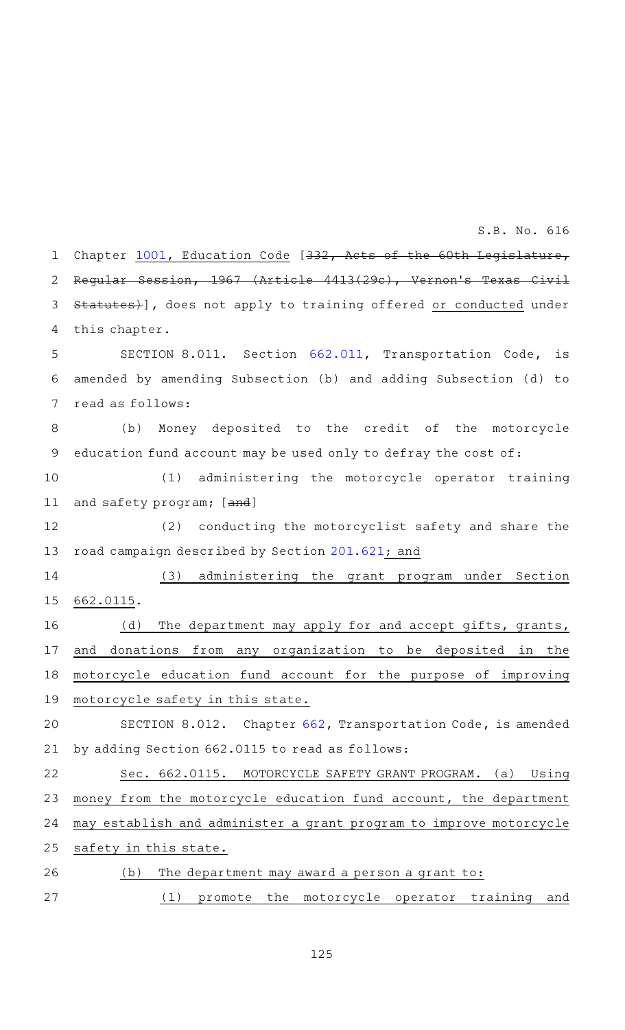Chapter 1001, Education Code [~~332, Acts of the 60th Legislature, Regular Session, 1967 (Article 4413(29c), Vernon's Texas Civil Statutes)~~], does not apply to training offered <u>or conducted</u> under this chapter.

SECTION 8.011. Section 662.011, Transportation Code, is amended by amending Subsection (b) and adding Subsection (d) to read as follows:

(b) Money deposited to the credit of the motorcycle education fund account may be used only to defray the cost of:

(1) administering the motorcycle operator training and safety program; [~~and~~]

(2) conducting the motorcyclist safety and share the road campaign described by Section 201.621<u>; and</u>

<u>(3) administering the grant program under Section 662.0115</u>.

<u>(d) The department may apply for and accept gifts, grants, and donations from any organization to be deposited in the motorcycle education fund account for the purpose of improving motorcycle safety in this state.</u>

SECTION 8.012. Chapter 662, Transportation Code, is amended by adding Section 662.0115 to read as follows:

<u>Sec. 662.0115. MOTORCYCLE SAFETY GRANT PROGRAM. (a) Using money from the motorcycle education fund account, the department may establish and administer a grant program to improve motorcycle safety in this state.</u>

<u>(b) The department may award a person a grant to:</u>

<u>(1) promote the motorcycle operator training and</u>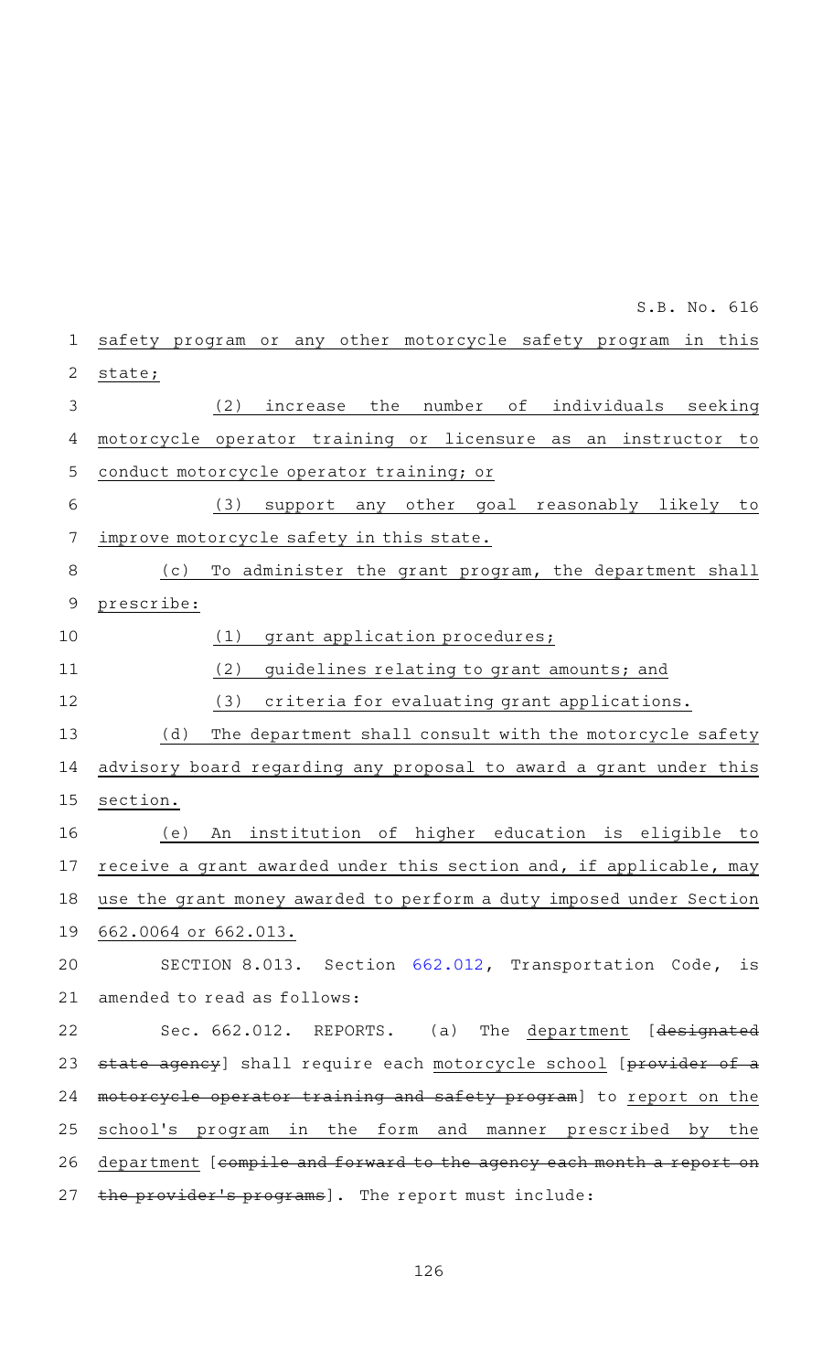safety program or any other motorcycle safety program in this state;

(2) increase the number of individuals seeking motorcycle operator training or licensure as an instructor to conduct motorcycle operator training; or

(3) support any other goal reasonably likely to improve motorcycle safety in this state.

(c) To administer the grant program, the department shall prescribe:

(1) grant application procedures;

(2) guidelines relating to grant amounts; and

(3) criteria for evaluating grant applications.

(d) The department shall consult with the motorcycle safety advisory board regarding any proposal to award a grant under this section.

(e) An institution of higher education is eligible to receive a grant awarded under this section and, if applicable, may use the grant money awarded to perform a duty imposed under Section 662.0064 or 662.013.

SECTION 8.013. Section 662.012, Transportation Code, is amended to read as follows:

Sec. 662.012. REPORTS. (a) The department [~~designated state agency~~] shall require each motorcycle school [~~provider of a motorcycle operator training and safety program~~] to report on the school's program in the form and manner prescribed by the department [~~compile and forward to the agency each month a report on the provider's programs~~]. The report must include: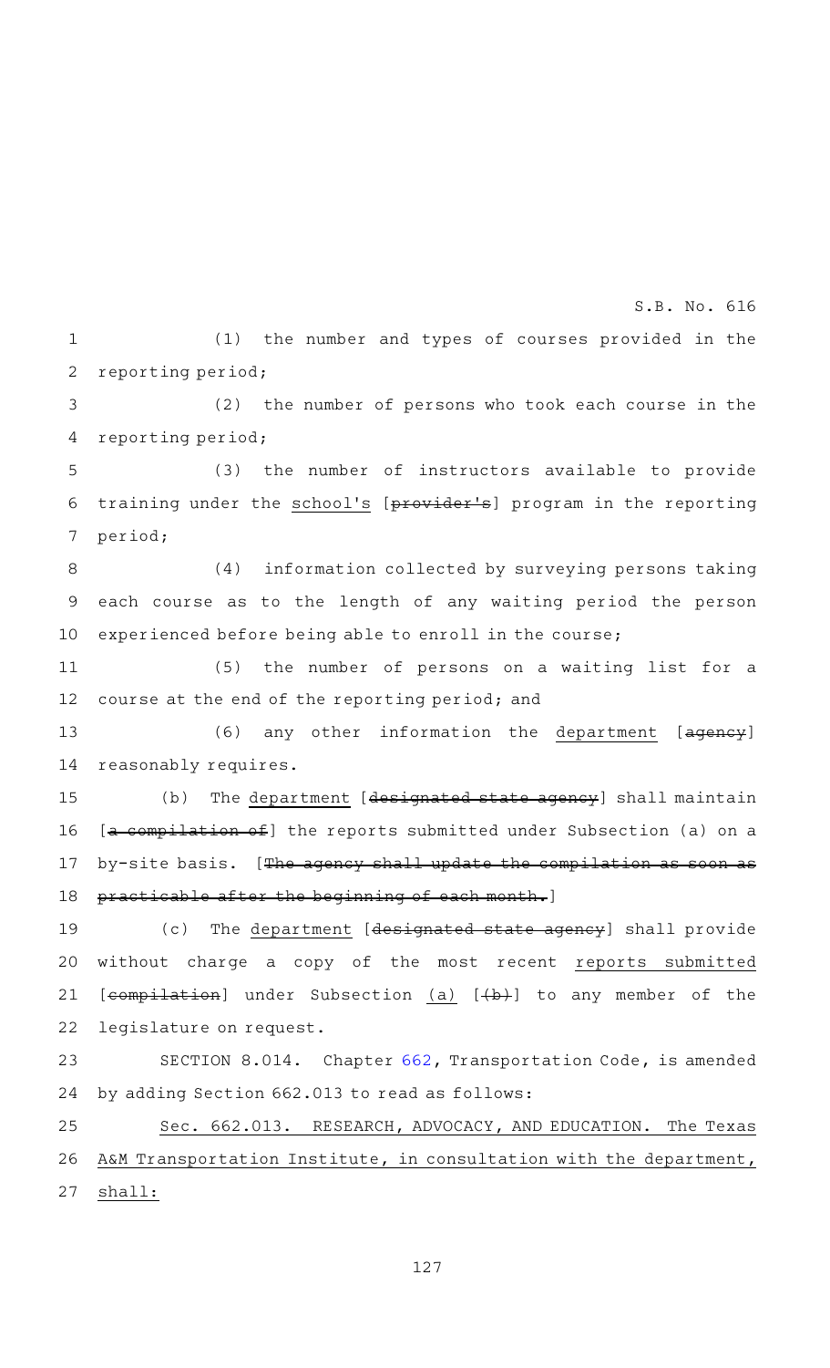(1) the number and types of courses provided in the reporting period;

(2) the number of persons who took each course in the reporting period;

(3) the number of instructors available to provide training under the school's [~~provider's~~] program in the reporting period;

(4) information collected by surveying persons taking each course as to the length of any waiting period the person experienced before being able to enroll in the course;

(5) the number of persons on a waiting list for a course at the end of the reporting period; and

(6) any other information the department [~~agency~~] reasonably requires.

(b) The department [~~designated state agency~~] shall maintain [~~a compilation of~~] the reports submitted under Subsection (a) on a by-site basis. [~~The agency shall update the compilation as soon as practicable after the beginning of each month.~~]

(c) The department [~~designated state agency~~] shall provide without charge a copy of the most recent reports submitted [~~compilation~~] under Subsection (a) [~~(b)~~] to any member of the legislature on request.

SECTION 8.014. Chapter 662, Transportation Code, is amended by adding Section 662.013 to read as follows:

Sec. 662.013. RESEARCH, ADVOCACY, AND EDUCATION. The Texas A&M Transportation Institute, in consultation with the department, shall: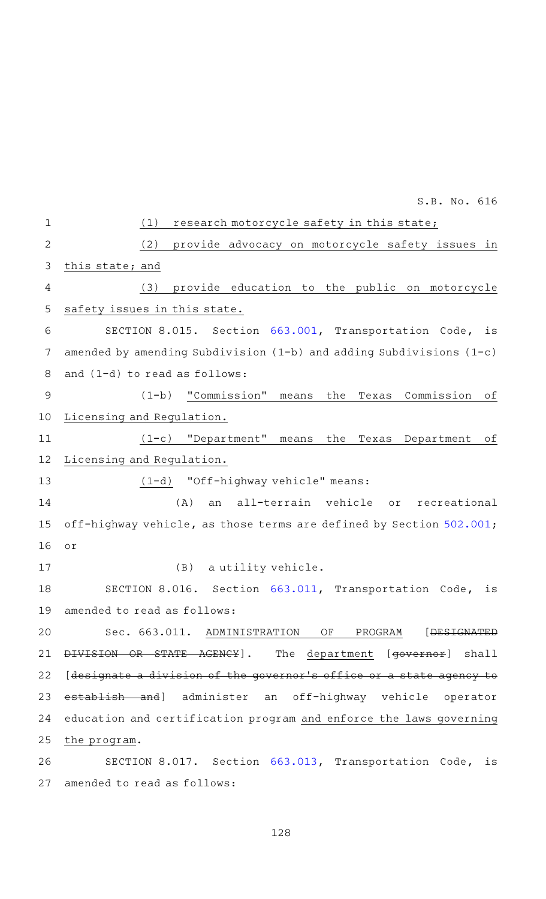(1) research motorcycle safety in this state;

(2) provide advocacy on motorcycle safety issues in this state; and

(3) provide education to the public on motorcycle safety issues in this state.

SECTION 8.015. Section 663.001, Transportation Code, is amended by amending Subdivision (1-b) and adding Subdivisions (1-c) and (1-d) to read as follows:

(1-b) "Commission" means the Texas Commission of Licensing and Regulation.

(1-c) "Department" means the Texas Department of Licensing and Regulation.

(1-d) "Off-highway vehicle" means:

(A) an all-terrain vehicle or recreational off-highway vehicle, as those terms are defined by Section 502.001; or

(B) a utility vehicle.

SECTION 8.016. Section 663.011, Transportation Code, is amended to read as follows:

Sec. 663.011. ADMINISTRATION OF PROGRAM [~~DESIGNATED DIVISION OR STATE AGENCY~~]. The department [~~governor~~] shall [~~designate a division of the governor's office or a state agency to establish and~~] administer an off-highway vehicle operator education and certification program and enforce the laws governing the program.

SECTION 8.017. Section 663.013, Transportation Code, is amended to read as follows: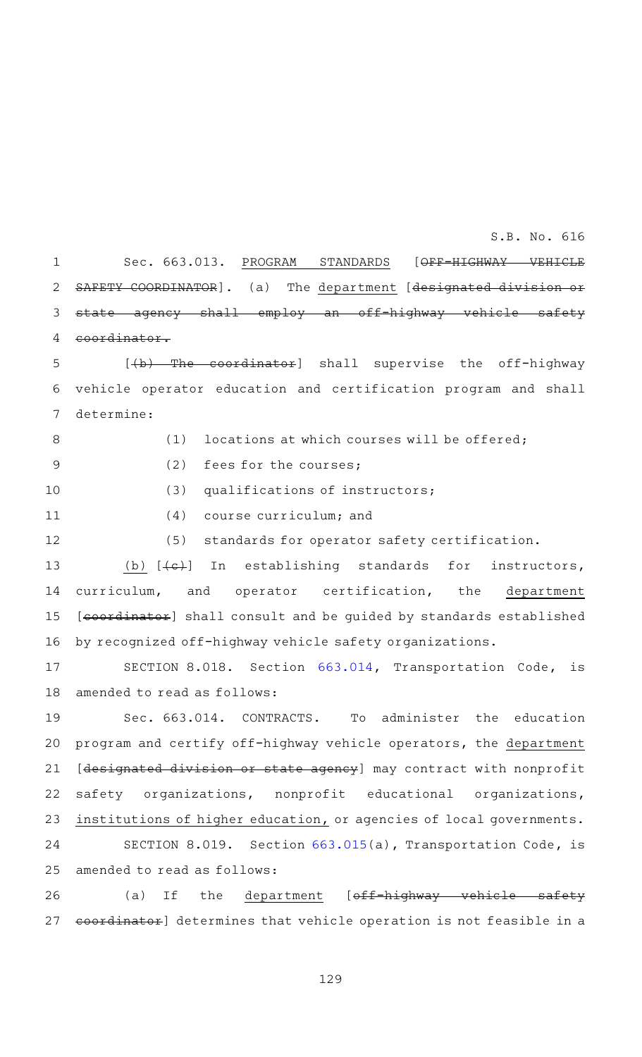Sec. 663.013. PROGRAM STANDARDS [~~OFF-HIGHWAY VEHICLE SAFETY COORDINATOR~~]. (a) The department [~~designated division or state agency shall employ an off-highway vehicle safety coordinator.~~

[~~(b) The coordinator~~] shall supervise the off-highway vehicle operator education and certification program and shall determine:

(1) locations at which courses will be offered;

(2) fees for the courses;

(3) qualifications of instructors;

(4) course curriculum; and

(5) standards for operator safety certification.

(b) [~~(c)~~] In establishing standards for instructors, curriculum, and operator certification, the department [~~coordinator~~] shall consult and be guided by standards established by recognized off-highway vehicle safety organizations.

SECTION 8.018. Section 663.014, Transportation Code, is amended to read as follows:

Sec. 663.014. CONTRACTS. To administer the education program and certify off-highway vehicle operators, the department [~~designated division or state agency~~] may contract with nonprofit safety organizations, nonprofit educational organizations, institutions of higher education, or agencies of local governments.

SECTION 8.019. Section 663.015(a), Transportation Code, is amended to read as follows:

(a) If the department [~~off-highway vehicle safety coordinator~~] determines that vehicle operation is not feasible in a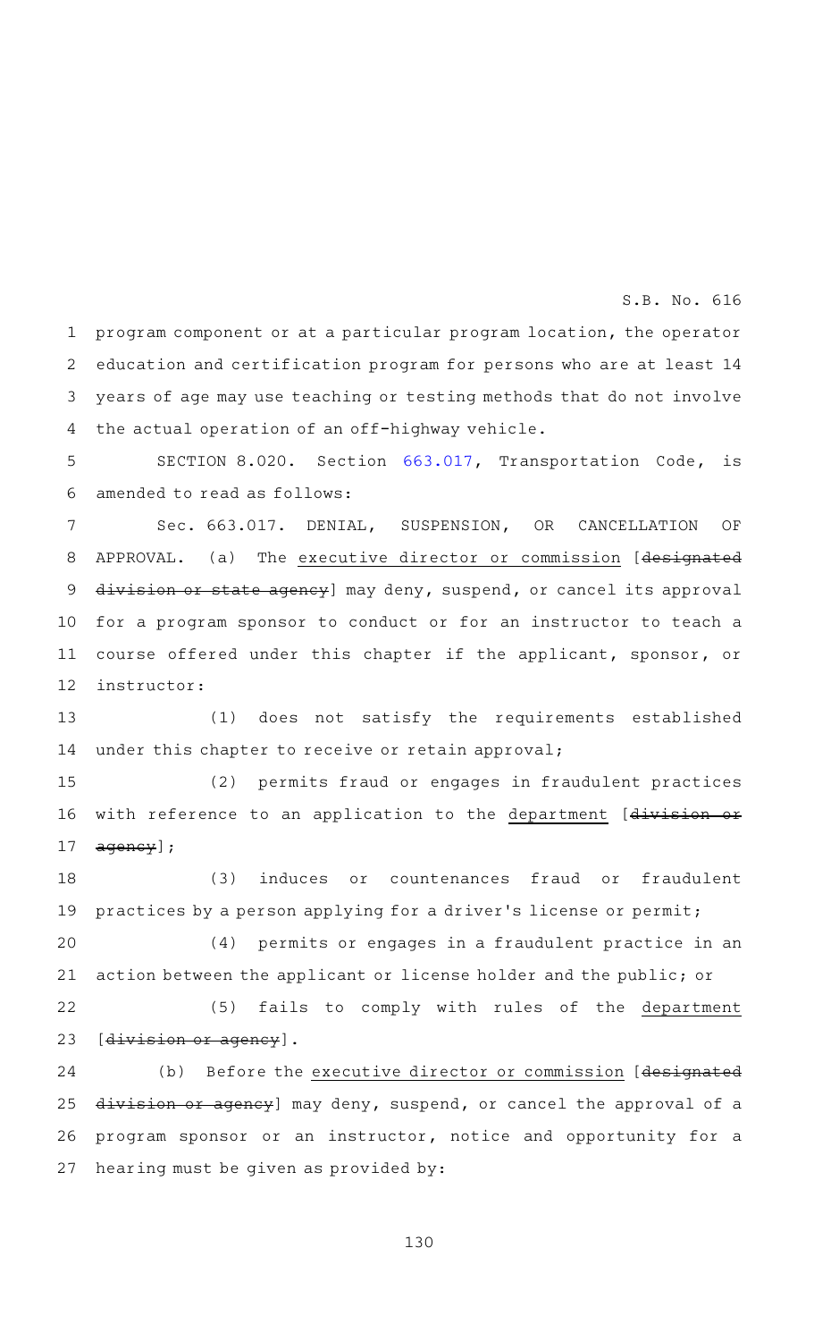program component or at a particular program location, the operator education and certification program for persons who are at least 14 years of age may use teaching or testing methods that do not involve the actual operation of an off-highway vehicle.

SECTION 8.020. Section 663.017, Transportation Code, is amended to read as follows:

Sec. 663.017. DENIAL, SUSPENSION, OR CANCELLATION OF APPROVAL. (a) The executive director or commission [~~designated division or state agency~~] may deny, suspend, or cancel its approval for a program sponsor to conduct or for an instructor to teach a course offered under this chapter if the applicant, sponsor, or instructor:

(1) does not satisfy the requirements established under this chapter to receive or retain approval;

(2) permits fraud or engages in fraudulent practices with reference to an application to the department [~~division or agency~~];

(3) induces or countenances fraud or fraudulent practices by a person applying for a driver's license or permit;

(4) permits or engages in a fraudulent practice in an action between the applicant or license holder and the public; or

(5) fails to comply with rules of the department [~~division or agency~~].

(b) Before the executive director or commission [~~designated division or agency~~] may deny, suspend, or cancel the approval of a program sponsor or an instructor, notice and opportunity for a hearing must be given as provided by: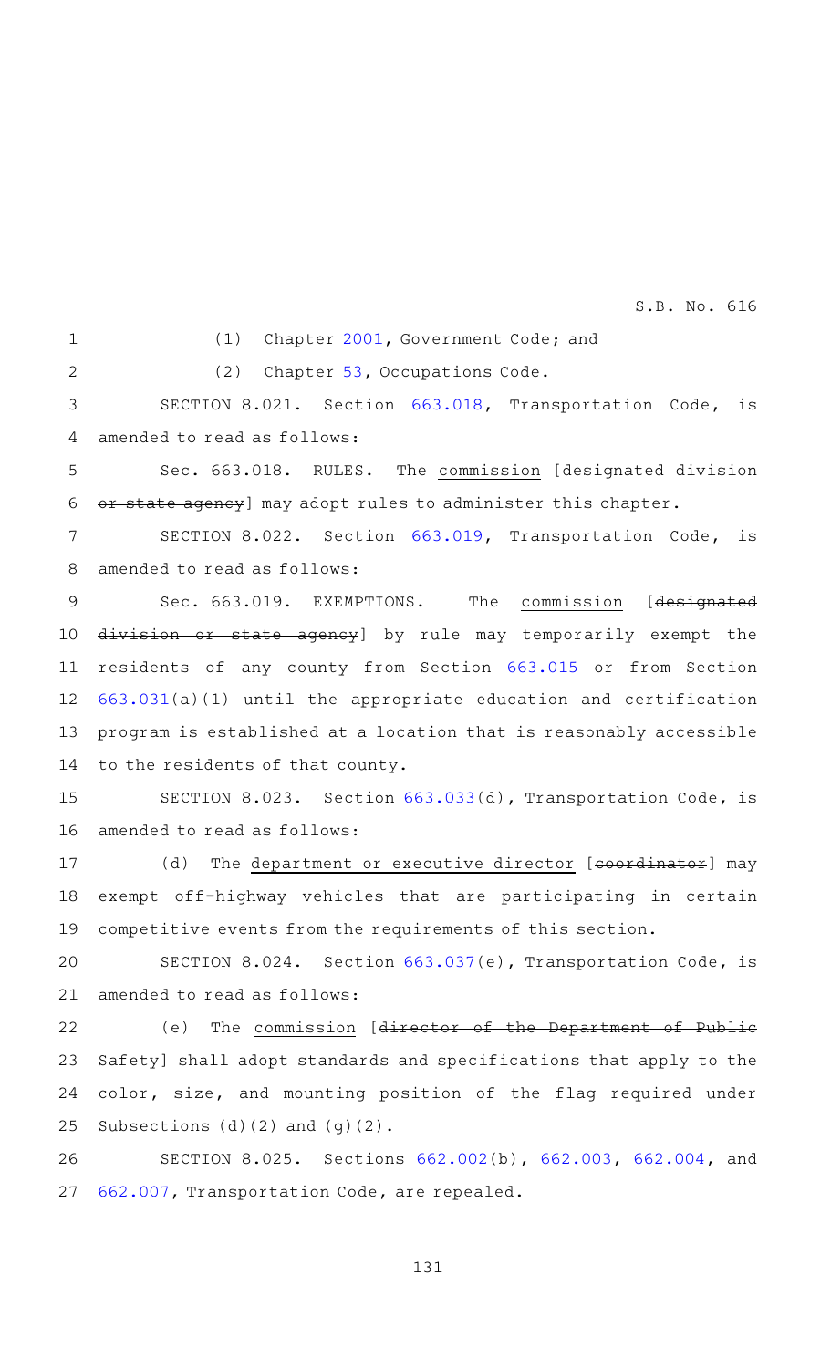(1) Chapter 2001, Government Code; and

(2) Chapter 53, Occupations Code.

SECTION 8.021. Section 663.018, Transportation Code, is amended to read as follows:

Sec. 663.018. RULES. The commission [~~designated division or state agency~~] may adopt rules to administer this chapter.

SECTION 8.022. Section 663.019, Transportation Code, is amended to read as follows:

Sec. 663.019. EXEMPTIONS. The commission [~~designated division or state agency~~] by rule may temporarily exempt the residents of any county from Section 663.015 or from Section 663.031(a)(1) until the appropriate education and certification program is established at a location that is reasonably accessible to the residents of that county.

SECTION 8.023. Section 663.033(d), Transportation Code, is amended to read as follows:

(d) The department or executive director [~~coordinator~~] may exempt off-highway vehicles that are participating in certain competitive events from the requirements of this section.

SECTION 8.024. Section 663.037(e), Transportation Code, is amended to read as follows:

(e) The commission [~~director of the Department of Public Safety~~] shall adopt standards and specifications that apply to the color, size, and mounting position of the flag required under Subsections (d)(2) and (g)(2).

SECTION 8.025. Sections 662.002(b), 662.003, 662.004, and 662.007, Transportation Code, are repealed.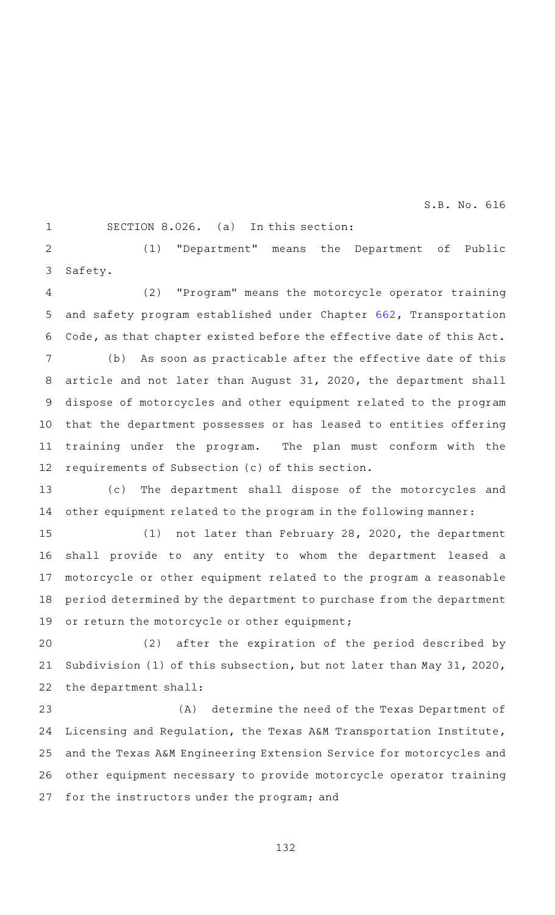SECTION 8.026. (a) In this section:

(1) "Department" means the Department of Public Safety.

(2) "Program" means the motorcycle operator training and safety program established under Chapter 662, Transportation Code, as that chapter existed before the effective date of this Act.

(b) As soon as practicable after the effective date of this article and not later than August 31, 2020, the department shall dispose of motorcycles and other equipment related to the program that the department possesses or has leased to entities offering training under the program. The plan must conform with the requirements of Subsection (c) of this section.

(c) The department shall dispose of the motorcycles and other equipment related to the program in the following manner:

(1) not later than February 28, 2020, the department shall provide to any entity to whom the department leased a motorcycle or other equipment related to the program a reasonable period determined by the department to purchase from the department or return the motorcycle or other equipment;

(2) after the expiration of the period described by Subdivision (1) of this subsection, but not later than May 31, 2020, the department shall:

(A) determine the need of the Texas Department of Licensing and Regulation, the Texas A&M Transportation Institute, and the Texas A&M Engineering Extension Service for motorcycles and other equipment necessary to provide motorcycle operator training for the instructors under the program; and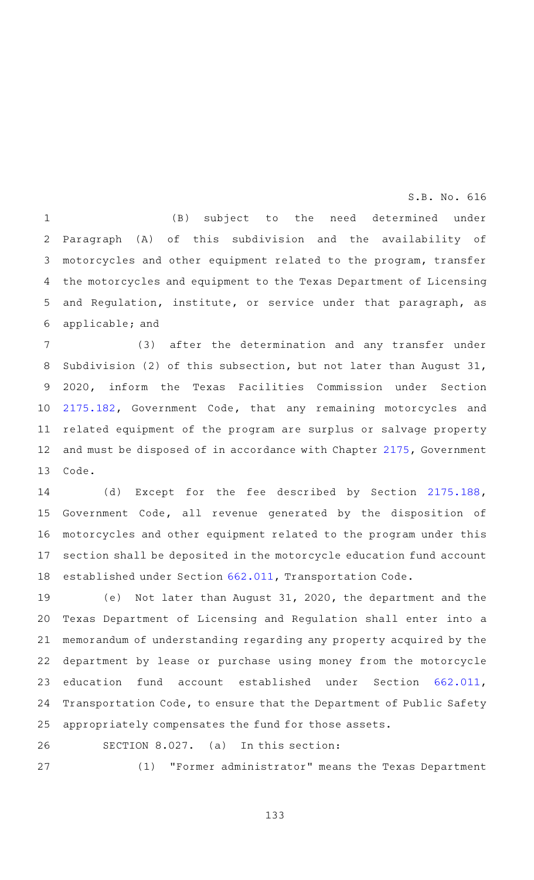(B) subject to the need determined under Paragraph (A) of this subdivision and the availability of motorcycles and other equipment related to the program, transfer the motorcycles and equipment to the Texas Department of Licensing and Regulation, institute, or service under that paragraph, as applicable; and

(3) after the determination and any transfer under Subdivision (2) of this subsection, but not later than August 31, 2020, inform the Texas Facilities Commission under Section 2175.182, Government Code, that any remaining motorcycles and related equipment of the program are surplus or salvage property and must be disposed of in accordance with Chapter 2175, Government Code.

(d) Except for the fee described by Section 2175.188, Government Code, all revenue generated by the disposition of motorcycles and other equipment related to the program under this section shall be deposited in the motorcycle education fund account established under Section 662.011, Transportation Code.

(e) Not later than August 31, 2020, the department and the Texas Department of Licensing and Regulation shall enter into a memorandum of understanding regarding any property acquired by the department by lease or purchase using money from the motorcycle education fund account established under Section 662.011, Transportation Code, to ensure that the Department of Public Safety appropriately compensates the fund for those assets.

SECTION 8.027. (a) In this section:

(1) "Former administrator" means the Texas Department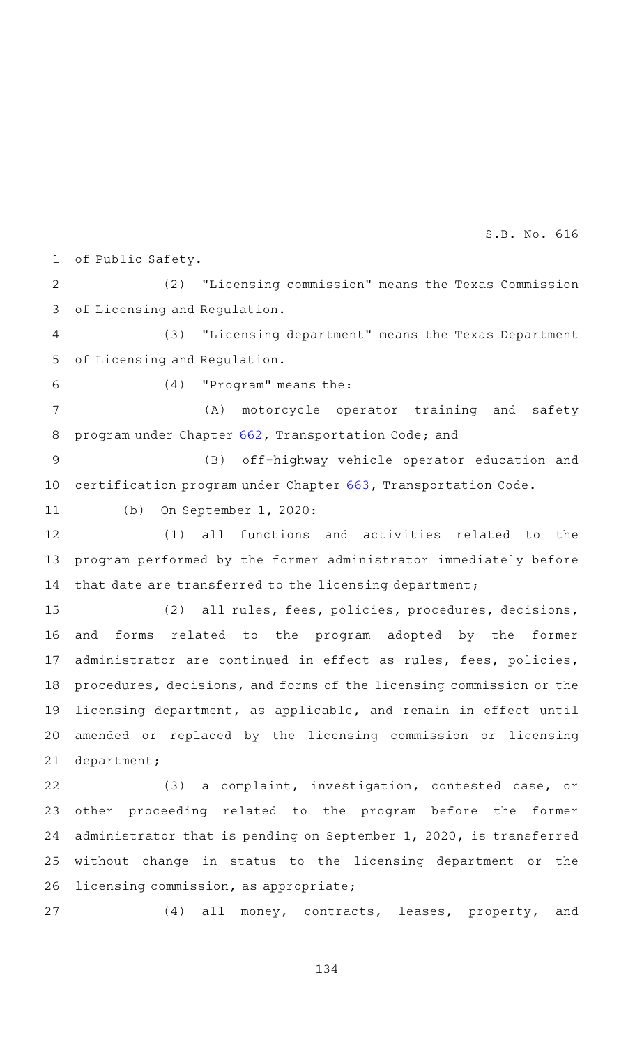of Public Safety.

(2) "Licensing commission" means the Texas Commission of Licensing and Regulation.

(3) "Licensing department" means the Texas Department of Licensing and Regulation.

(4) "Program" means the:

(A) motorcycle operator training and safety program under Chapter 662, Transportation Code; and

(B) off-highway vehicle operator education and certification program under Chapter 663, Transportation Code.

(b) On September 1, 2020:

(1) all functions and activities related to the program performed by the former administrator immediately before that date are transferred to the licensing department;

(2) all rules, fees, policies, procedures, decisions, and forms related to the program adopted by the former administrator are continued in effect as rules, fees, policies, procedures, decisions, and forms of the licensing commission or the licensing department, as applicable, and remain in effect until amended or replaced by the licensing commission or licensing department;

(3) a complaint, investigation, contested case, or other proceeding related to the program before the former administrator that is pending on September 1, 2020, is transferred without change in status to the licensing department or the licensing commission, as appropriate;

(4) all money, contracts, leases, property, and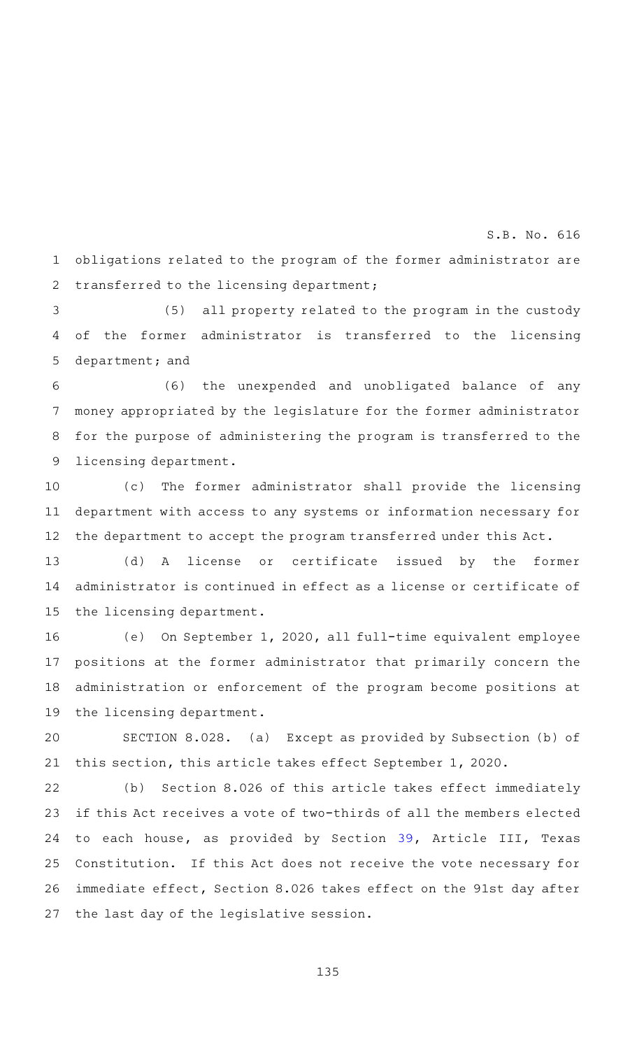obligations related to the program of the former administrator are transferred to the licensing department;

(5) all property related to the program in the custody of the former administrator is transferred to the licensing department; and

(6) the unexpended and unobligated balance of any money appropriated by the legislature for the former administrator for the purpose of administering the program is transferred to the licensing department.

(c) The former administrator shall provide the licensing department with access to any systems or information necessary for the department to accept the program transferred under this Act.

(d) A license or certificate issued by the former administrator is continued in effect as a license or certificate of the licensing department.

(e) On September 1, 2020, all full-time equivalent employee positions at the former administrator that primarily concern the administration or enforcement of the program become positions at the licensing department.

SECTION 8.028. (a) Except as provided by Subsection (b) of this section, this article takes effect September 1, 2020.

(b) Section 8.026 of this article takes effect immediately if this Act receives a vote of two-thirds of all the members elected to each house, as provided by Section 39, Article III, Texas Constitution. If this Act does not receive the vote necessary for immediate effect, Section 8.026 takes effect on the 91st day after the last day of the legislative session.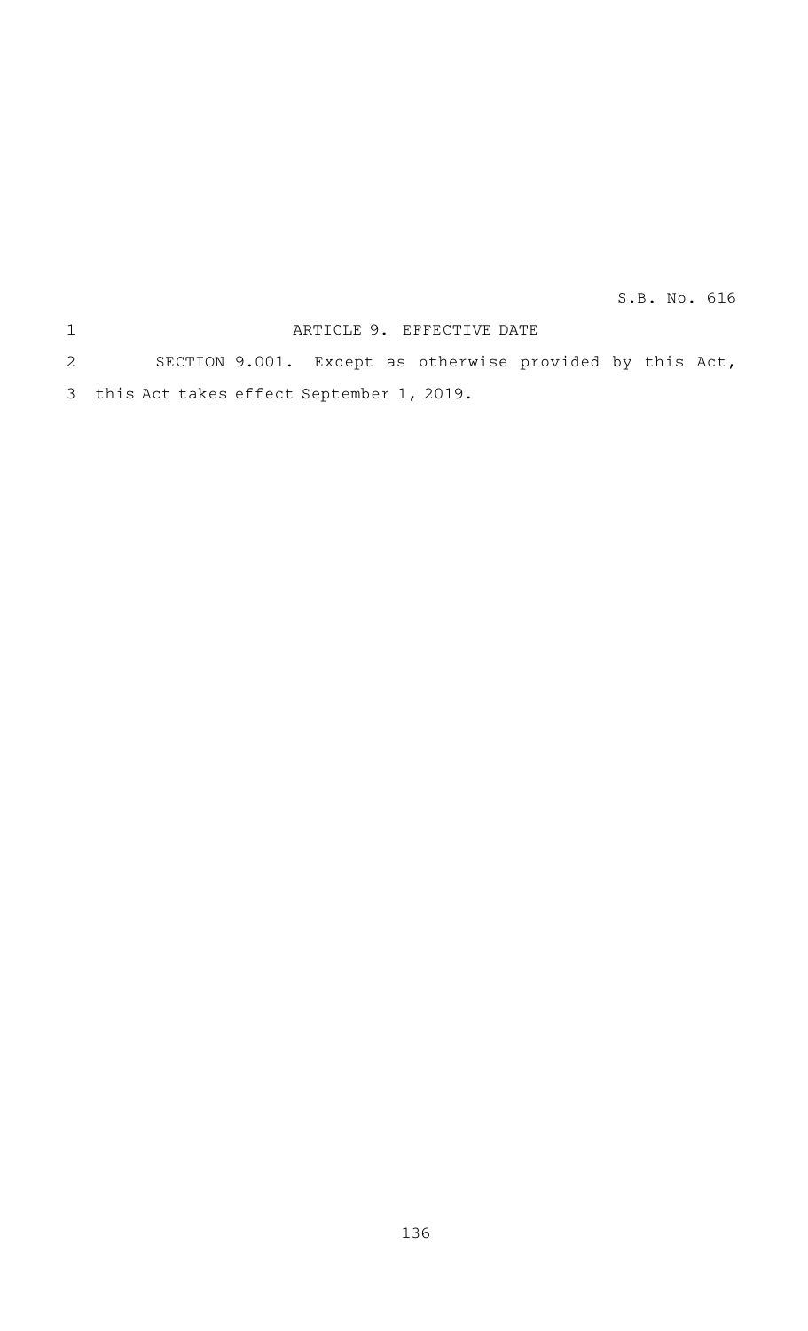## ARTICLE 9. EFFECTIVE DATE

SECTION 9.001. Except as otherwise provided by this Act, this Act takes effect September 1, 2019.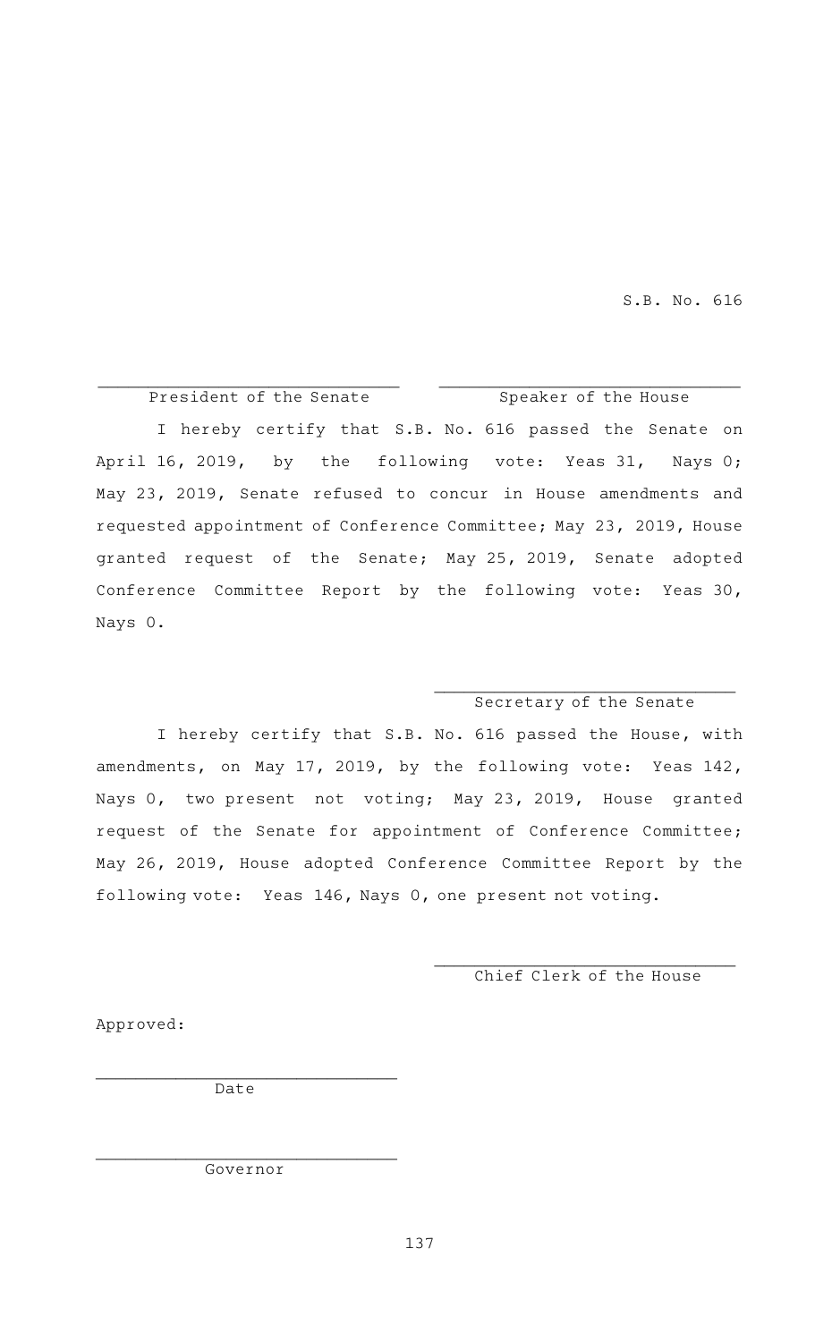S.B. No. 616

\_\_\_\_\_\_\_\_\_\_\_\_\_\_\_\_\_\_\_\_\_\_\_\_\_\_\_\_\_\_\_\_ \_\_\_\_\_\_\_\_\_\_\_\_\_\_\_\_\_\_\_\_\_\_\_\_\_\_\_\_\_\_\_\_

President of the Senate Speaker of the House

I hereby certify that S.B. No. 616 passed the Senate on April 16, 2019, by the following vote: Yeas 31, Nays 0; May 23, 2019, Senate refused to concur in House amendments and requested appointment of Conference Committee; May 23, 2019, House granted request of the Senate; May 25, 2019, Senate adopted Conference Committee Report by the following vote: Yeas 30, Nays 0.

\_\_\_\_\_\_\_\_\_\_\_\_\_\_\_\_\_\_\_\_\_\_\_\_\_\_\_\_\_\_\_\_

Secretary of the Senate

I hereby certify that S.B. No. 616 passed the House, with amendments, on May 17, 2019, by the following vote: Yeas 142, Nays 0, two present not voting; May 23, 2019, House granted request of the Senate for appointment of Conference Committee; May 26, 2019, House adopted Conference Committee Report by the following vote: Yeas 146, Nays 0, one present not voting.

\_\_\_\_\_\_\_\_\_\_\_\_\_\_\_\_\_\_\_\_\_\_\_\_\_\_\_\_\_\_\_\_

Chief Clerk of the House

Approved:

\_\_\_\_\_\_\_\_\_\_\_\_\_\_\_\_\_\_\_\_\_\_\_\_\_\_\_\_\_\_\_\_

Date

\_\_\_\_\_\_\_\_\_\_\_\_\_\_\_\_\_\_\_\_\_\_\_\_\_\_\_\_\_\_\_\_

Governor